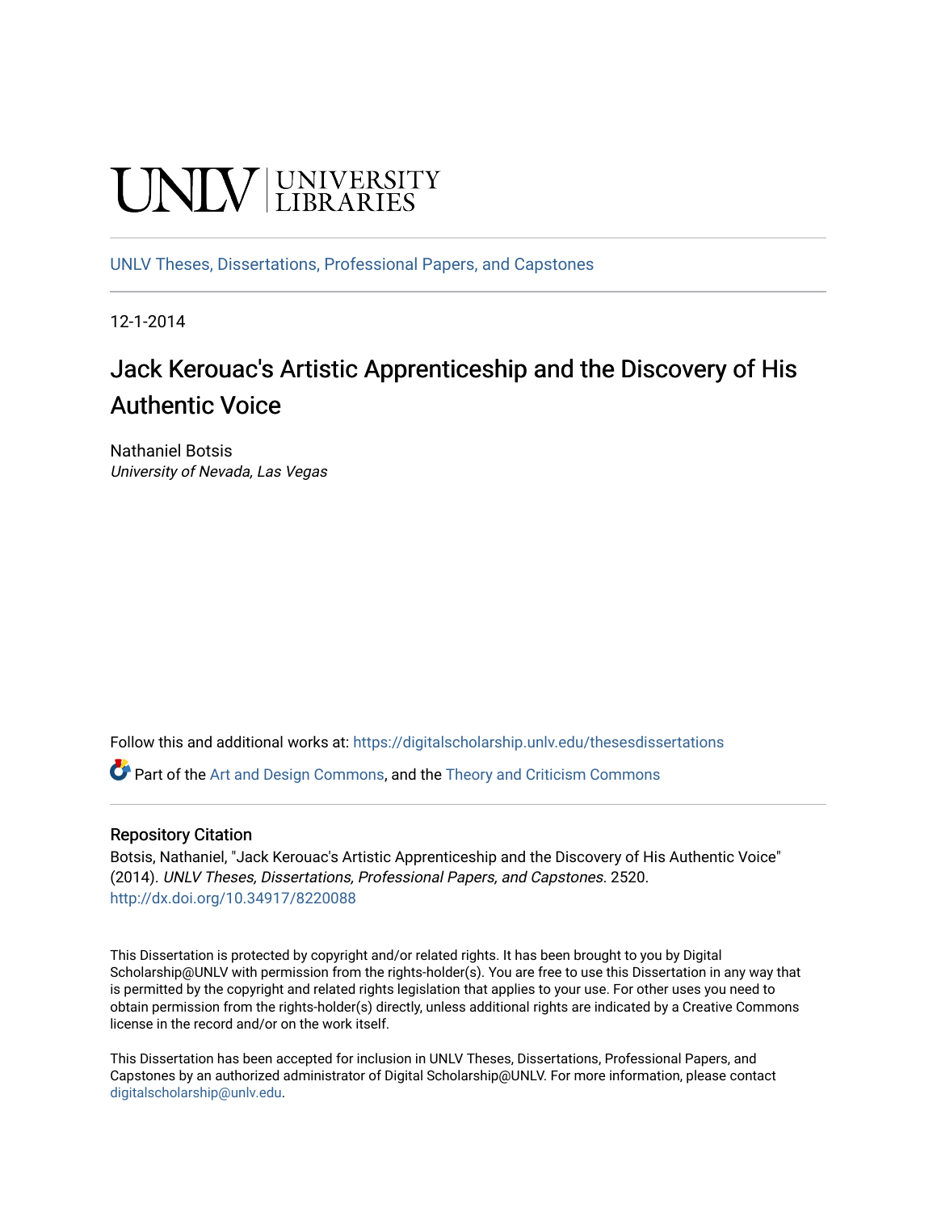UNLV | UNIVERSITY LIBRARIES

UNLV Theses, Dissertations, Professional Papers, and Capstones

12-1-2014

# Jack Kerouac's Artistic Apprenticeship and the Discovery of His Authentic Voice

Nathaniel Botsis
*University of Nevada, Las Vegas*

Follow this and additional works at: https://digitalscholarship.unlv.edu/thesesdissertations

Part of the Art and Design Commons, and the Theory and Criticism Commons

## Repository Citation

Botsis, Nathaniel, "Jack Kerouac's Artistic Apprenticeship and the Discovery of His Authentic Voice" (2014). *UNLV Theses, Dissertations, Professional Papers, and Capstones*. 2520.
http://dx.doi.org/10.34917/8220088

This Dissertation is protected by copyright and/or related rights. It has been brought to you by Digital Scholarship@UNLV with permission from the rights-holder(s). You are free to use this Dissertation in any way that is permitted by the copyright and related rights legislation that applies to your use. For other uses you need to obtain permission from the rights-holder(s) directly, unless additional rights are indicated by a Creative Commons license in the record and/or on the work itself.

This Dissertation has been accepted for inclusion in UNLV Theses, Dissertations, Professional Papers, and Capstones by an authorized administrator of Digital Scholarship@UNLV. For more information, please contact digitalscholarship@unlv.edu.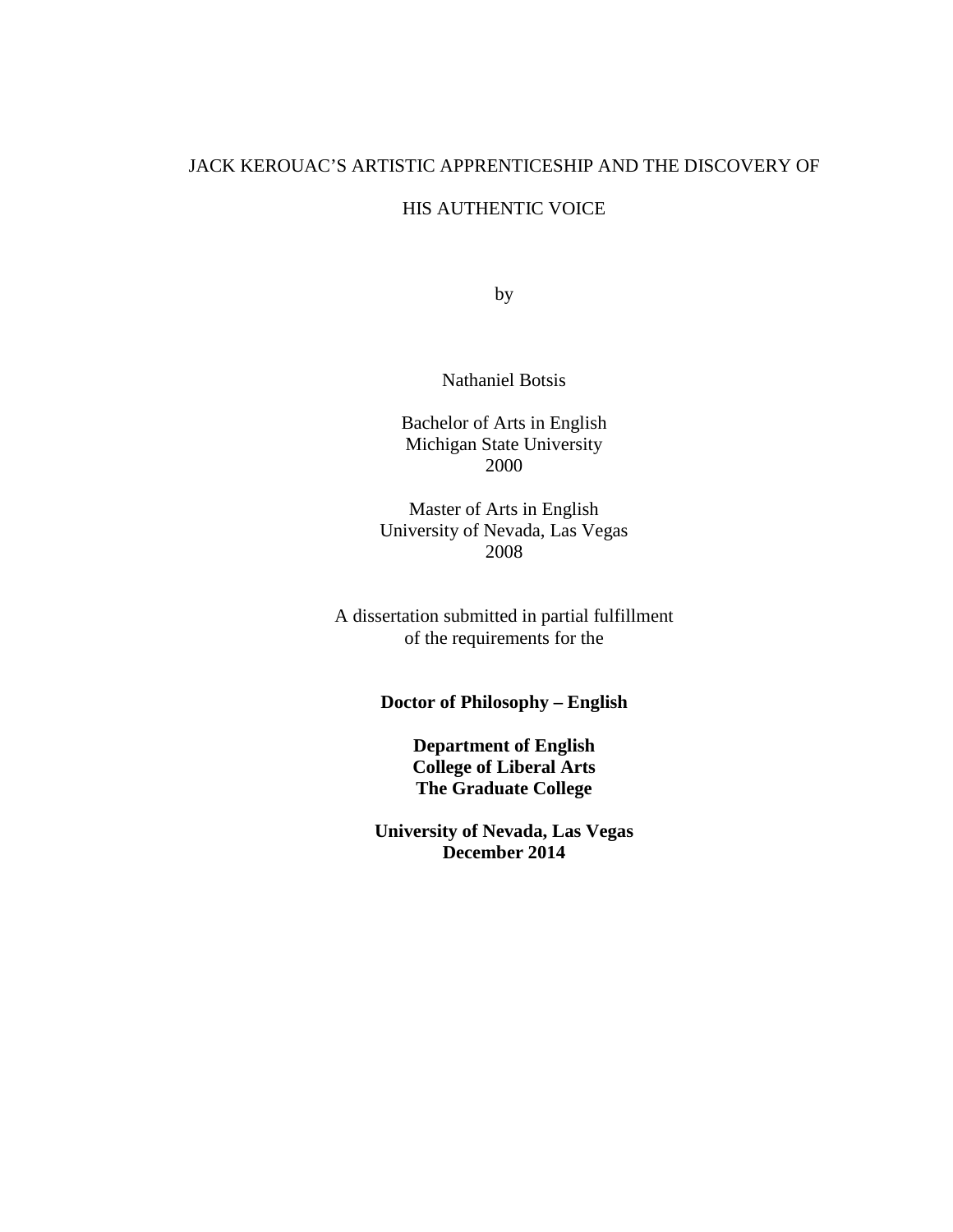JACK KEROUAC'S ARTISTIC APPRENTICESHIP AND THE DISCOVERY OF HIS AUTHENTIC VOICE

by

Nathaniel Botsis

Bachelor of Arts in English
Michigan State University
2000

Master of Arts in English
University of Nevada, Las Vegas
2008

A dissertation submitted in partial fulfillment
of the requirements for the

**Doctor of Philosophy – English**

**Department of English**
**College of Liberal Arts**
**The Graduate College**

**University of Nevada, Las Vegas**
**December 2014**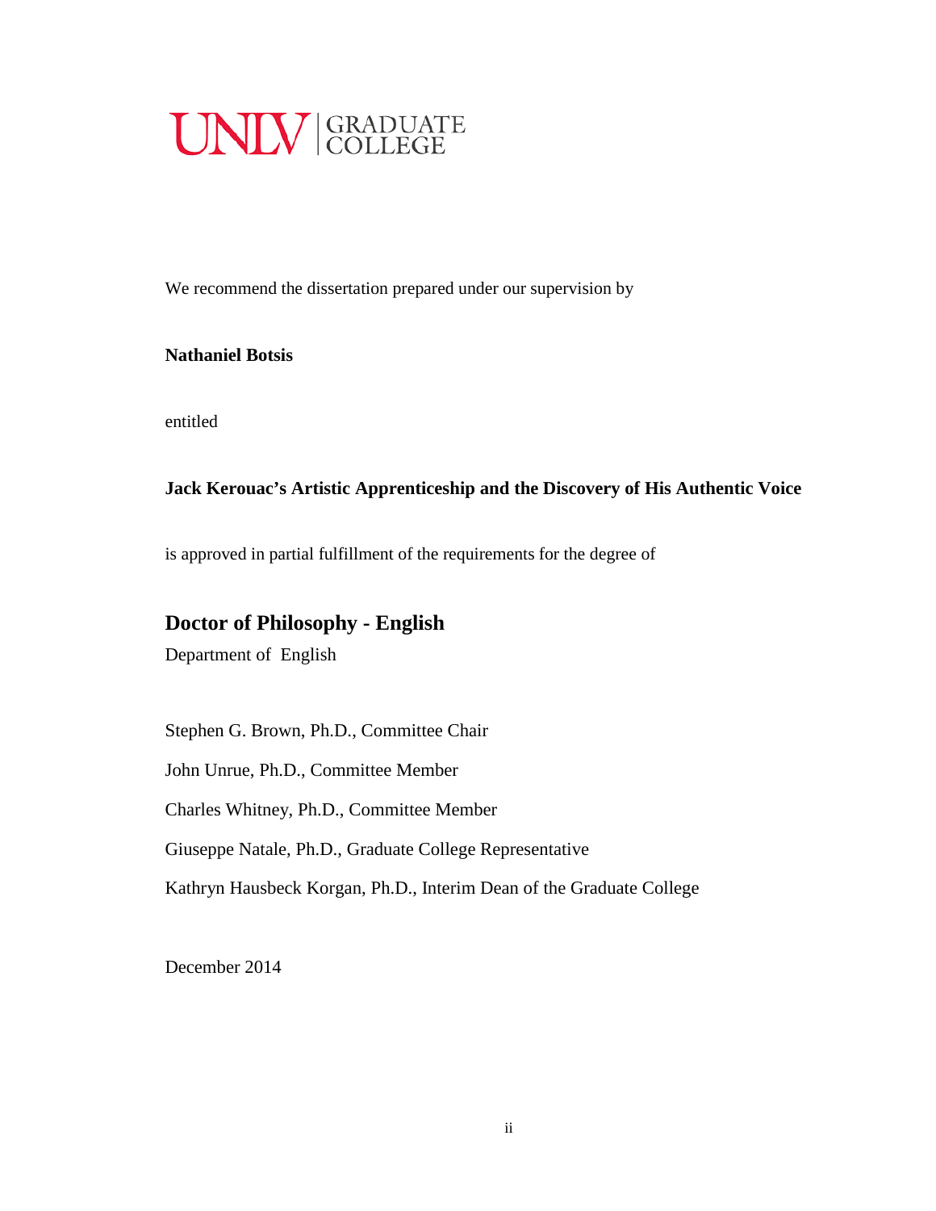UNLV | GRADUATE COLLEGE

We recommend the dissertation prepared under our supervision by

**Nathaniel Botsis**

entitled

**Jack Kerouac's Artistic Apprenticeship and the Discovery of His Authentic Voice**

is approved in partial fulfillment of the requirements for the degree of

## Doctor of Philosophy - English

Department of English

Stephen G. Brown, Ph.D., Committee Chair

John Unrue, Ph.D., Committee Member

Charles Whitney, Ph.D., Committee Member

Giuseppe Natale, Ph.D., Graduate College Representative

Kathryn Hausbeck Korgan, Ph.D., Interim Dean of the Graduate College

December 2014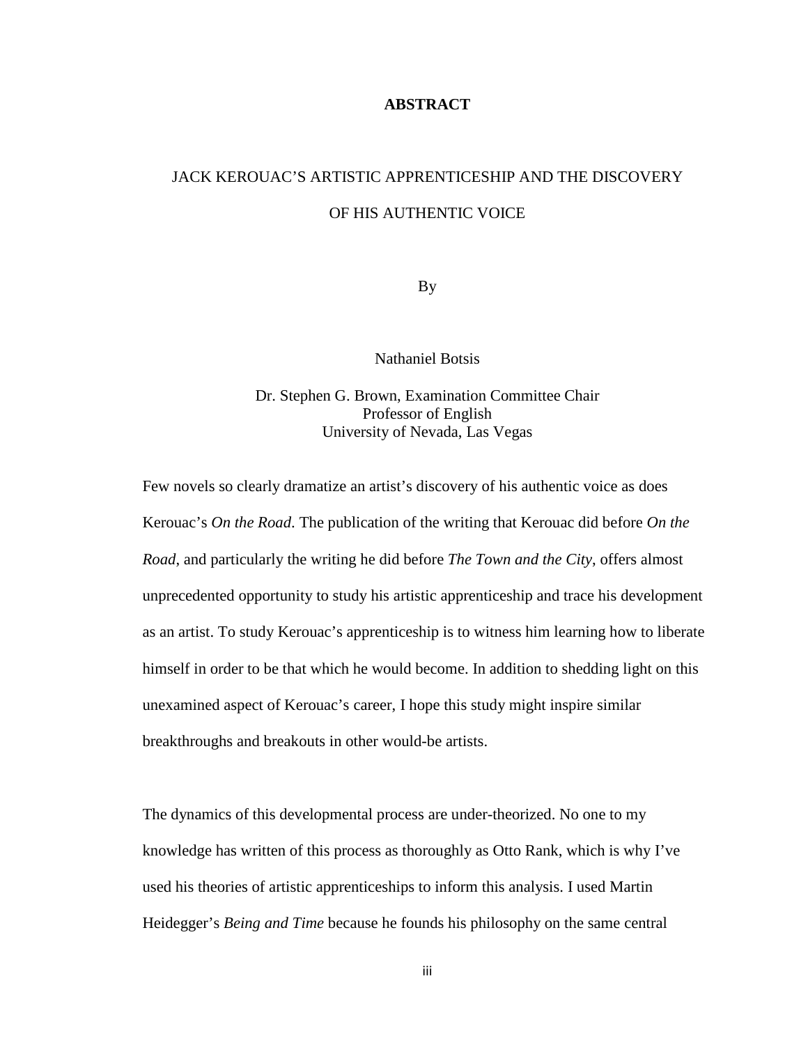# ABSTRACT

## JACK KEROUAC'S ARTISTIC APPRENTICESHIP AND THE DISCOVERY OF HIS AUTHENTIC VOICE

By

Nathaniel Botsis

Dr. Stephen G. Brown, Examination Committee Chair
Professor of English
University of Nevada, Las Vegas

Few novels so clearly dramatize an artist's discovery of his authentic voice as does Kerouac's *On the Road*. The publication of the writing that Kerouac did before *On the Road*, and particularly the writing he did before *The Town and the City*, offers almost unprecedented opportunity to study his artistic apprenticeship and trace his development as an artist. To study Kerouac's apprenticeship is to witness him learning how to liberate himself in order to be that which he would become. In addition to shedding light on this unexamined aspect of Kerouac's career, I hope this study might inspire similar breakthroughs and breakouts in other would-be artists.

The dynamics of this developmental process are under-theorized. No one to my knowledge has written of this process as thoroughly as Otto Rank, which is why I've used his theories of artistic apprenticeships to inform this analysis. I used Martin Heidegger's *Being and Time* because he founds his philosophy on the same central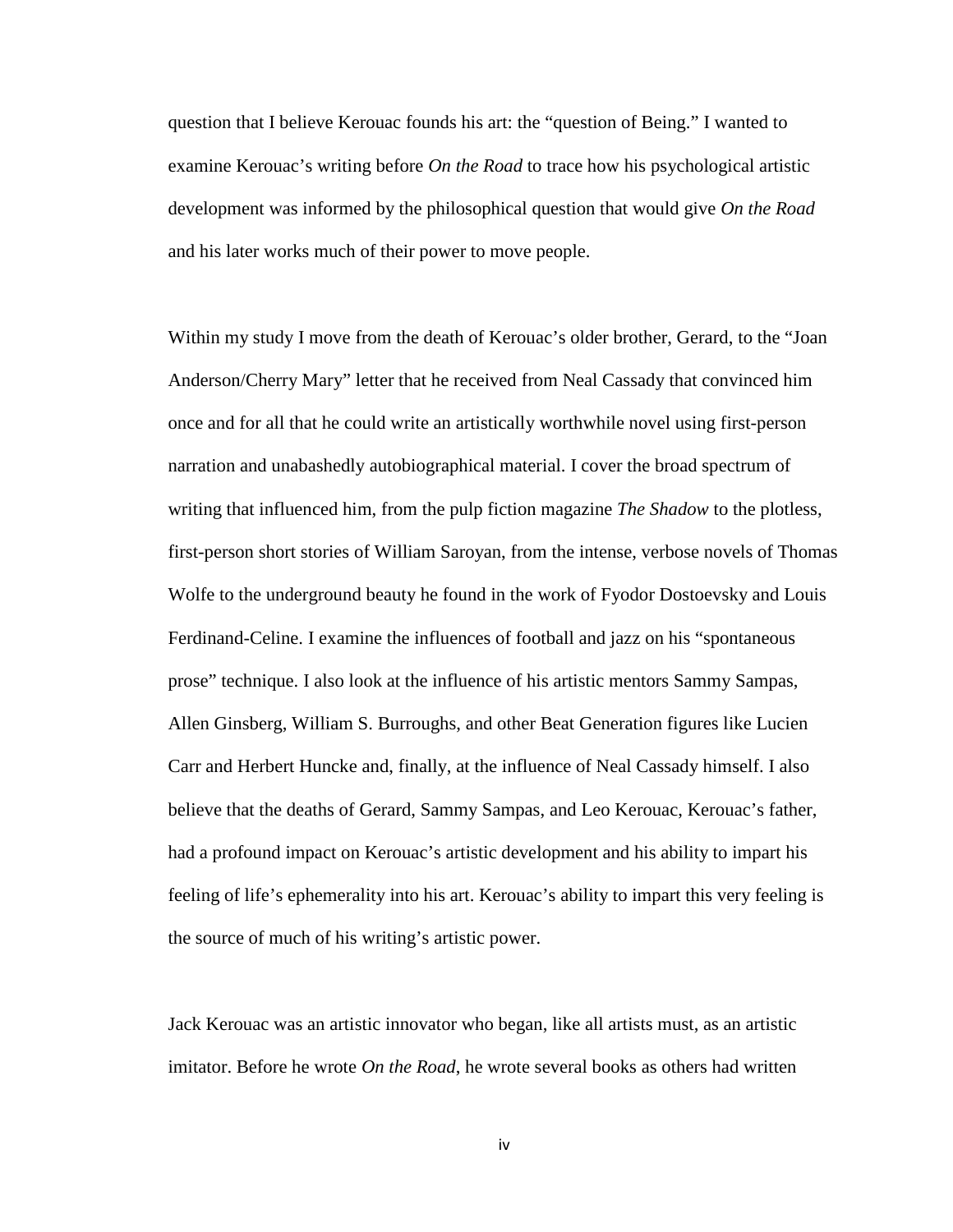question that I believe Kerouac founds his art: the "question of Being." I wanted to examine Kerouac's writing before *On the Road* to trace how his psychological artistic development was informed by the philosophical question that would give *On the Road* and his later works much of their power to move people.

Within my study I move from the death of Kerouac's older brother, Gerard, to the "Joan Anderson/Cherry Mary" letter that he received from Neal Cassady that convinced him once and for all that he could write an artistically worthwhile novel using first-person narration and unabashedly autobiographical material. I cover the broad spectrum of writing that influenced him, from the pulp fiction magazine *The Shadow* to the plotless, first-person short stories of William Saroyan, from the intense, verbose novels of Thomas Wolfe to the underground beauty he found in the work of Fyodor Dostoevsky and Louis Ferdinand-Celine. I examine the influences of football and jazz on his "spontaneous prose" technique. I also look at the influence of his artistic mentors Sammy Sampas, Allen Ginsberg, William S. Burroughs, and other Beat Generation figures like Lucien Carr and Herbert Huncke and, finally, at the influence of Neal Cassady himself. I also believe that the deaths of Gerard, Sammy Sampas, and Leo Kerouac, Kerouac's father, had a profound impact on Kerouac's artistic development and his ability to impart his feeling of life's ephemerality into his art. Kerouac's ability to impart this very feeling is the source of much of his writing's artistic power.

Jack Kerouac was an artistic innovator who began, like all artists must, as an artistic imitator. Before he wrote *On the Road*, he wrote several books as others had written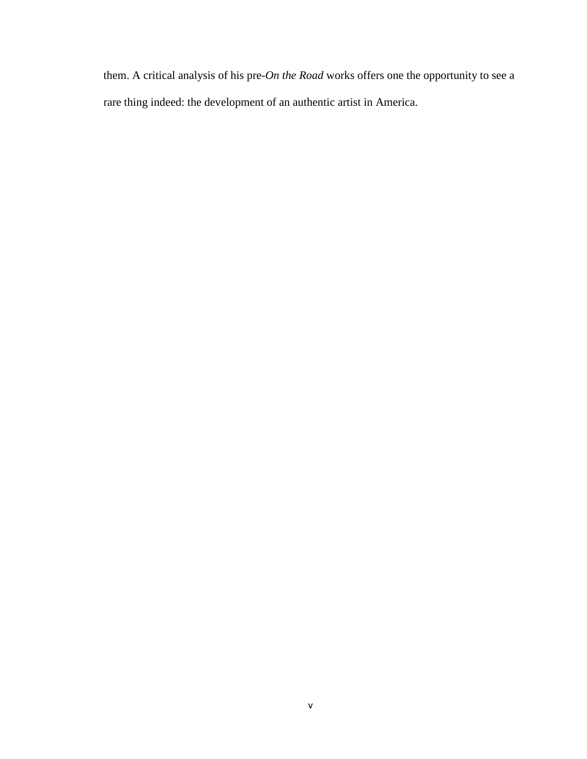them. A critical analysis of his pre-*On the Road* works offers one the opportunity to see a rare thing indeed: the development of an authentic artist in America.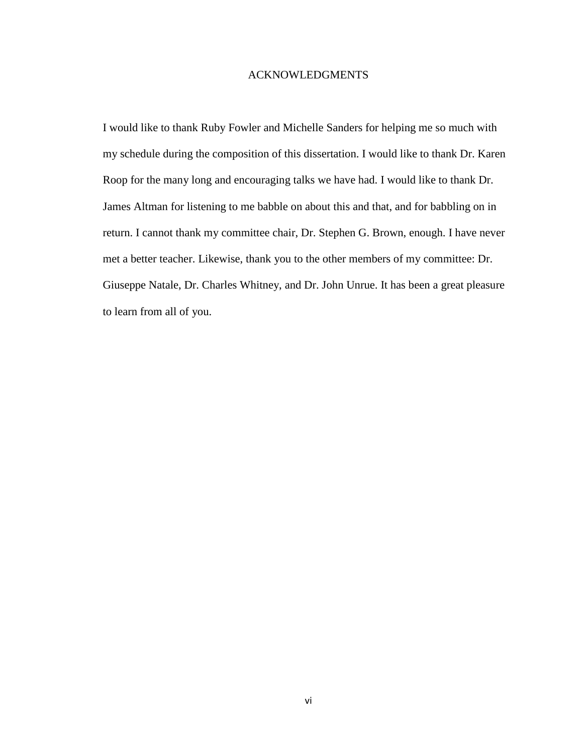# ACKNOWLEDGMENTS

I would like to thank Ruby Fowler and Michelle Sanders for helping me so much with my schedule during the composition of this dissertation. I would like to thank Dr. Karen Roop for the many long and encouraging talks we have had. I would like to thank Dr. James Altman for listening to me babble on about this and that, and for babbling on in return. I cannot thank my committee chair, Dr. Stephen G. Brown, enough. I have never met a better teacher. Likewise, thank you to the other members of my committee: Dr. Giuseppe Natale, Dr. Charles Whitney, and Dr. John Unrue. It has been a great pleasure to learn from all of you.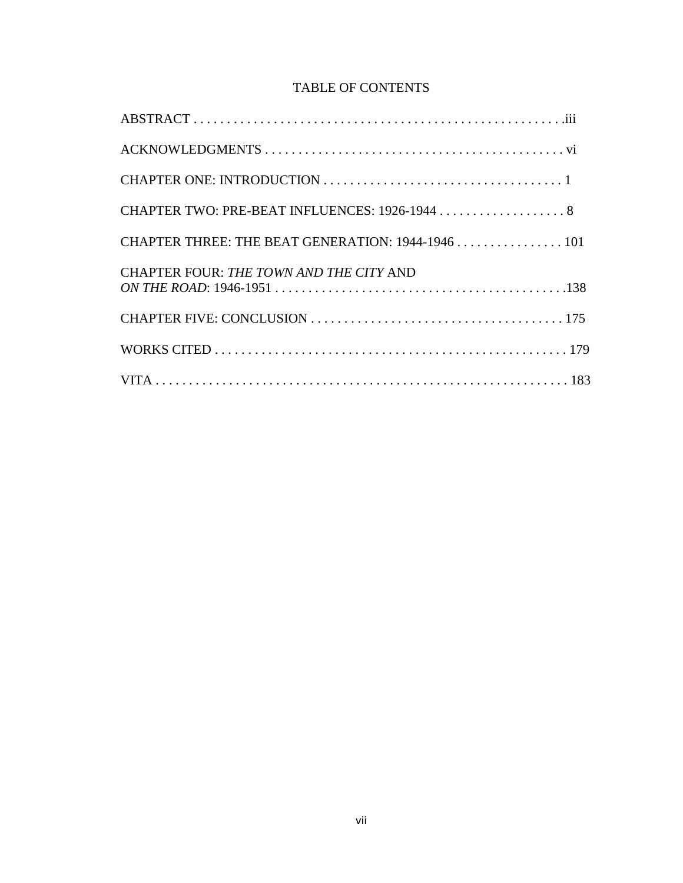# TABLE OF CONTENTS

ABSTRACT . . . . . . . . . . . . . . . . . . . . . . . . . . . . . . . . . . . . . . . . . . . . . . . . . . . . . .iii

ACKNOWLEDGMENTS . . . . . . . . . . . . . . . . . . . . . . . . . . . . . . . . . . . . . . . . . . . . vi

CHAPTER ONE: INTRODUCTION . . . . . . . . . . . . . . . . . . . . . . . . . . . . . . . . . . . . 1

CHAPTER TWO: PRE-BEAT INFLUENCES: 1926-1944 . . . . . . . . . . . . . . . . . . . 8

CHAPTER THREE: THE BEAT GENERATION: 1944-1946 . . . . . . . . . . . . . . . . 101

CHAPTER FOUR: *THE TOWN AND THE CITY* AND
*ON THE ROAD*: 1946-1951 . . . . . . . . . . . . . . . . . . . . . . . . . . . . . . . . . . . . . . . . . . . .138

CHAPTER FIVE: CONCLUSION . . . . . . . . . . . . . . . . . . . . . . . . . . . . . . . . . . . . . . 175

WORKS CITED . . . . . . . . . . . . . . . . . . . . . . . . . . . . . . . . . . . . . . . . . . . . . . . . . . . . 179

VITA . . . . . . . . . . . . . . . . . . . . . . . . . . . . . . . . . . . . . . . . . . . . . . . . . . . . . . . . . . . . 183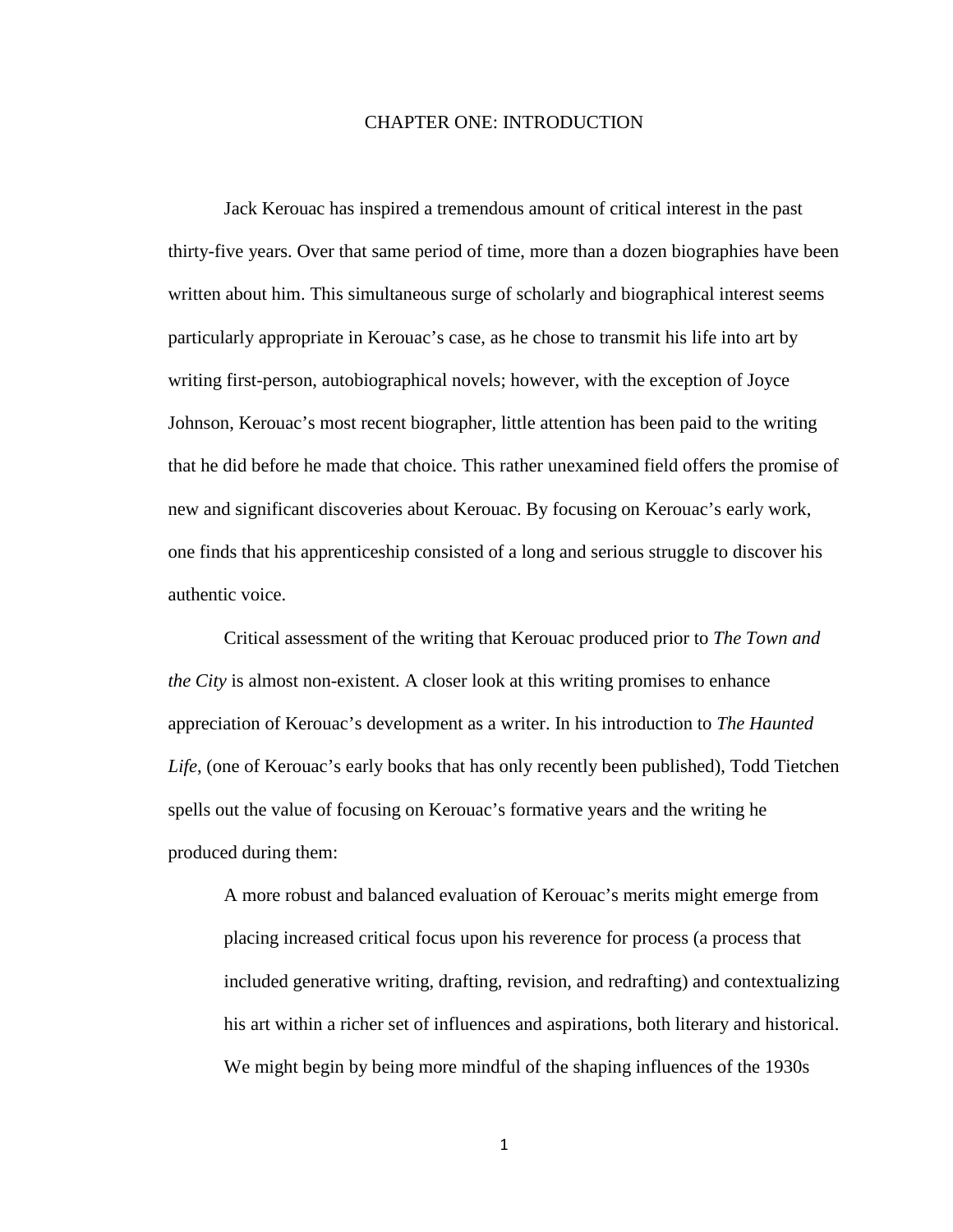# CHAPTER ONE: INTRODUCTION

Jack Kerouac has inspired a tremendous amount of critical interest in the past thirty-five years. Over that same period of time, more than a dozen biographies have been written about him. This simultaneous surge of scholarly and biographical interest seems particularly appropriate in Kerouac's case, as he chose to transmit his life into art by writing first-person, autobiographical novels; however, with the exception of Joyce Johnson, Kerouac's most recent biographer, little attention has been paid to the writing that he did before he made that choice. This rather unexamined field offers the promise of new and significant discoveries about Kerouac. By focusing on Kerouac's early work, one finds that his apprenticeship consisted of a long and serious struggle to discover his authentic voice.

Critical assessment of the writing that Kerouac produced prior to *The Town and the City* is almost non-existent. A closer look at this writing promises to enhance appreciation of Kerouac's development as a writer. In his introduction to *The Haunted Life*, (one of Kerouac's early books that has only recently been published), Todd Tietchen spells out the value of focusing on Kerouac's formative years and the writing he produced during them:

> A more robust and balanced evaluation of Kerouac's merits might emerge from placing increased critical focus upon his reverence for process (a process that included generative writing, drafting, revision, and redrafting) and contextualizing his art within a richer set of influences and aspirations, both literary and historical. We might begin by being more mindful of the shaping influences of the 1930s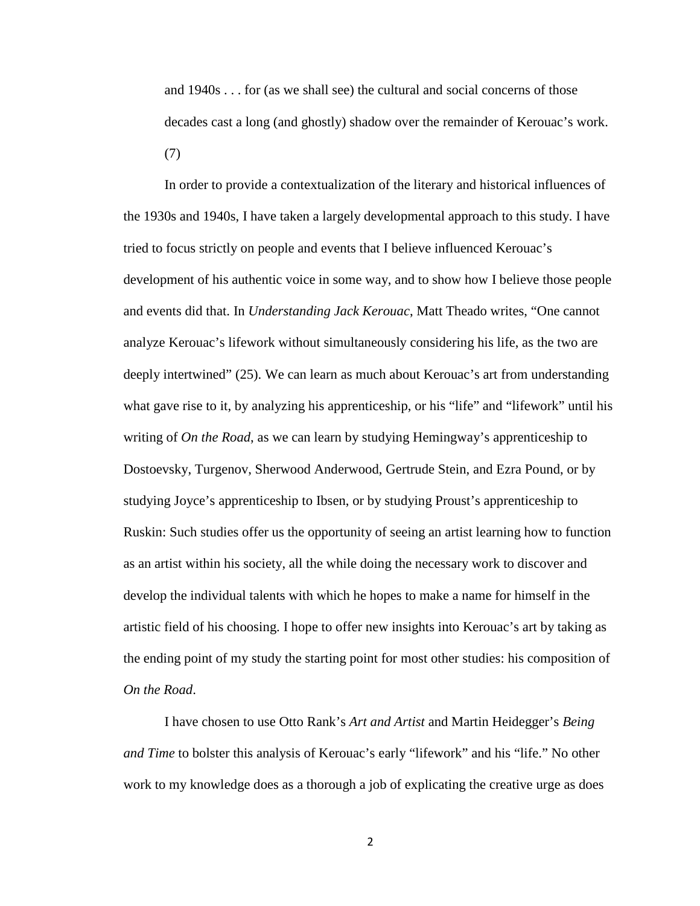> and 1940s . . . for (as we shall see) the cultural and social concerns of those decades cast a long (and ghostly) shadow over the remainder of Kerouac's work. (7)

In order to provide a contextualization of the literary and historical influences of the 1930s and 1940s, I have taken a largely developmental approach to this study. I have tried to focus strictly on people and events that I believe influenced Kerouac's development of his authentic voice in some way, and to show how I believe those people and events did that. In *Understanding Jack Kerouac*, Matt Theado writes, "One cannot analyze Kerouac's lifework without simultaneously considering his life, as the two are deeply intertwined" (25). We can learn as much about Kerouac's art from understanding what gave rise to it, by analyzing his apprenticeship, or his "life" and "lifework" until his writing of *On the Road*, as we can learn by studying Hemingway's apprenticeship to Dostoevsky, Turgenov, Sherwood Anderwood, Gertrude Stein, and Ezra Pound, or by studying Joyce's apprenticeship to Ibsen, or by studying Proust's apprenticeship to Ruskin: Such studies offer us the opportunity of seeing an artist learning how to function as an artist within his society, all the while doing the necessary work to discover and develop the individual talents with which he hopes to make a name for himself in the artistic field of his choosing. I hope to offer new insights into Kerouac's art by taking as the ending point of my study the starting point for most other studies: his composition of *On the Road*.

I have chosen to use Otto Rank's *Art and Artist* and Martin Heidegger's *Being and Time* to bolster this analysis of Kerouac's early "lifework" and his "life." No other work to my knowledge does as a thorough a job of explicating the creative urge as does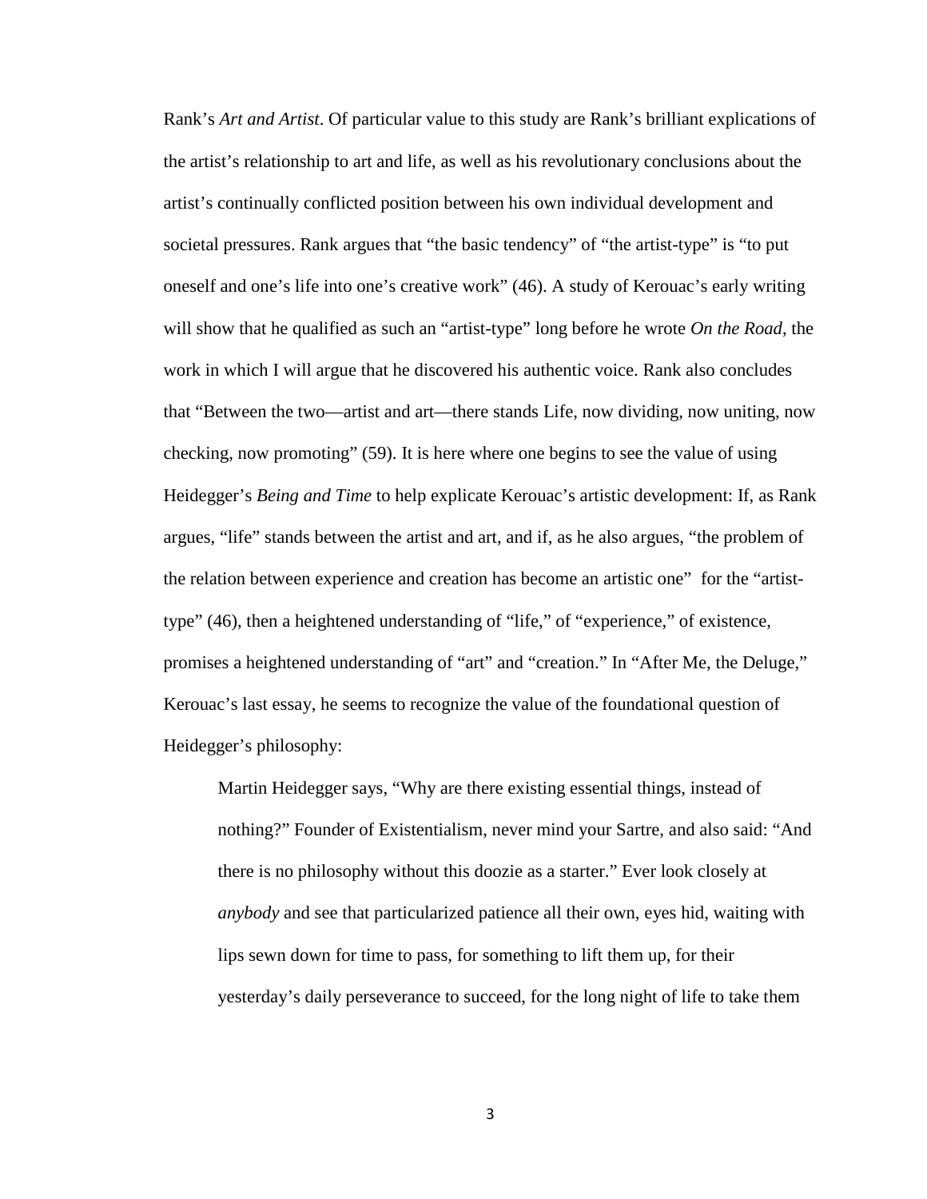Rank's *Art and Artist*. Of particular value to this study are Rank's brilliant explications of the artist's relationship to art and life, as well as his revolutionary conclusions about the artist's continually conflicted position between his own individual development and societal pressures. Rank argues that "the basic tendency" of "the artist-type" is "to put oneself and one's life into one's creative work" (46). A study of Kerouac's early writing will show that he qualified as such an "artist-type" long before he wrote *On the Road*, the work in which I will argue that he discovered his authentic voice. Rank also concludes that "Between the two—artist and art—there stands Life, now dividing, now uniting, now checking, now promoting" (59). It is here where one begins to see the value of using Heidegger's *Being and Time* to help explicate Kerouac's artistic development: If, as Rank argues, "life" stands between the artist and art, and if, as he also argues, "the problem of the relation between experience and creation has become an artistic one" for the "artist-type" (46), then a heightened understanding of "life," of "experience," of existence, promises a heightened understanding of "art" and "creation." In "After Me, the Deluge," Kerouac's last essay, he seems to recognize the value of the foundational question of Heidegger's philosophy:

> Martin Heidegger says, "Why are there existing essential things, instead of nothing?" Founder of Existentialism, never mind your Sartre, and also said: "And there is no philosophy without this doozie as a starter." Ever look closely at *anybody* and see that particularized patience all their own, eyes hid, waiting with lips sewn down for time to pass, for something to lift them up, for their yesterday's daily perseverance to succeed, for the long night of life to take them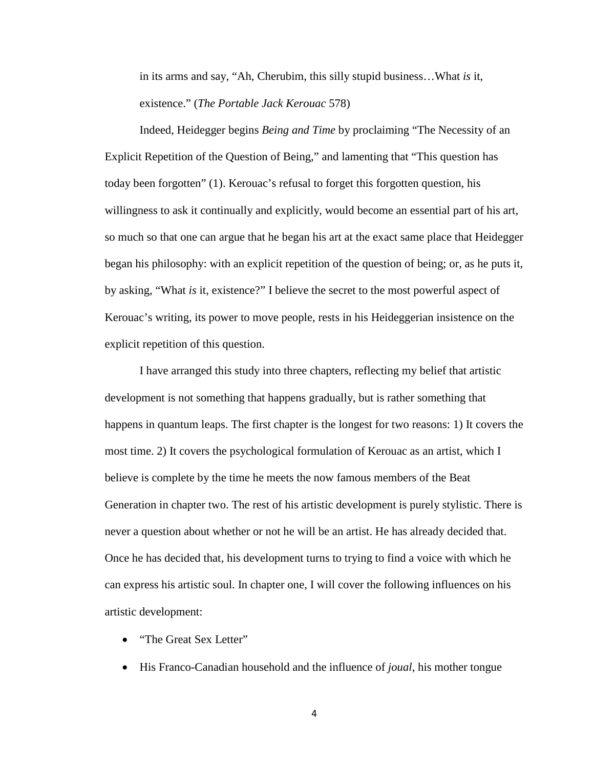in its arms and say, "Ah, Cherubim, this silly stupid business…What *is* it, existence." (*The Portable Jack Kerouac* 578)

Indeed, Heidegger begins *Being and Time* by proclaiming "The Necessity of an Explicit Repetition of the Question of Being," and lamenting that "This question has today been forgotten" (1). Kerouac's refusal to forget this forgotten question, his willingness to ask it continually and explicitly, would become an essential part of his art, so much so that one can argue that he began his art at the exact same place that Heidegger began his philosophy: with an explicit repetition of the question of being; or, as he puts it, by asking, "What *is* it, existence?" I believe the secret to the most powerful aspect of Kerouac's writing, its power to move people, rests in his Heideggerian insistence on the explicit repetition of this question.

I have arranged this study into three chapters, reflecting my belief that artistic development is not something that happens gradually, but is rather something that happens in quantum leaps. The first chapter is the longest for two reasons: 1) It covers the most time. 2) It covers the psychological formulation of Kerouac as an artist, which I believe is complete by the time he meets the now famous members of the Beat Generation in chapter two. The rest of his artistic development is purely stylistic. There is never a question about whether or not he will be an artist. He has already decided that. Once he has decided that, his development turns to trying to find a voice with which he can express his artistic soul. In chapter one, I will cover the following influences on his artistic development:

- "The Great Sex Letter"
- His Franco-Canadian household and the influence of *joual*, his mother tongue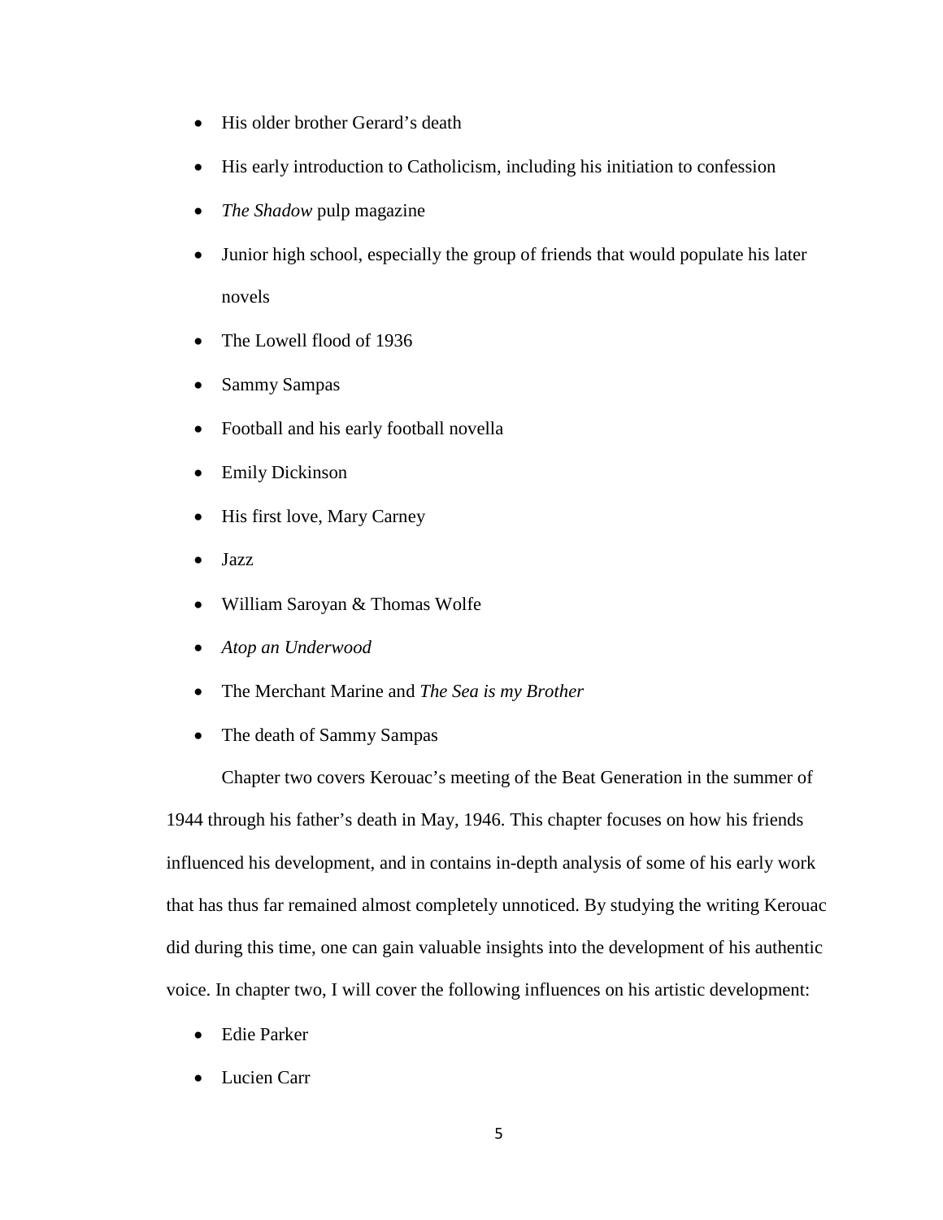- His older brother Gerard's death
- His early introduction to Catholicism, including his initiation to confession
- *The Shadow* pulp magazine
- Junior high school, especially the group of friends that would populate his later novels
- The Lowell flood of 1936
- Sammy Sampas
- Football and his early football novella
- Emily Dickinson
- His first love, Mary Carney
- Jazz
- William Saroyan & Thomas Wolfe
- *Atop an Underwood*
- The Merchant Marine and *The Sea is my Brother*
- The death of Sammy Sampas

Chapter two covers Kerouac's meeting of the Beat Generation in the summer of 1944 through his father's death in May, 1946. This chapter focuses on how his friends influenced his development, and in contains in-depth analysis of some of his early work that has thus far remained almost completely unnoticed. By studying the writing Kerouac did during this time, one can gain valuable insights into the development of his authentic voice. In chapter two, I will cover the following influences on his artistic development:

- Edie Parker
- Lucien Carr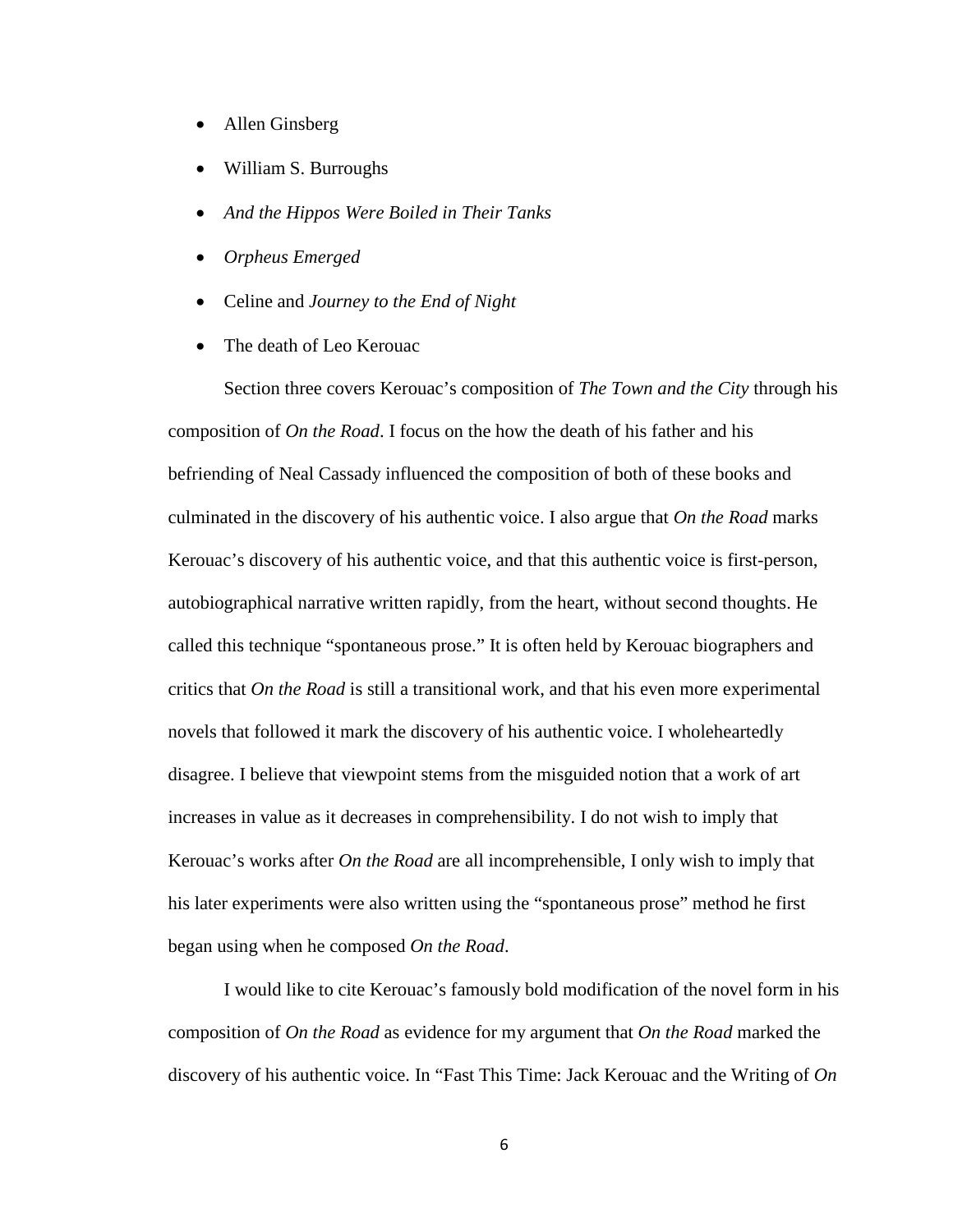- Allen Ginsberg
- William S. Burroughs
- *And the Hippos Were Boiled in Their Tanks*
- *Orpheus Emerged*
- Celine and *Journey to the End of Night*
- The death of Leo Kerouac

Section three covers Kerouac's composition of *The Town and the City* through his composition of *On the Road*. I focus on the how the death of his father and his befriending of Neal Cassady influenced the composition of both of these books and culminated in the discovery of his authentic voice. I also argue that *On the Road* marks Kerouac's discovery of his authentic voice, and that this authentic voice is first-person, autobiographical narrative written rapidly, from the heart, without second thoughts. He called this technique "spontaneous prose." It is often held by Kerouac biographers and critics that *On the Road* is still a transitional work, and that his even more experimental novels that followed it mark the discovery of his authentic voice. I wholeheartedly disagree. I believe that viewpoint stems from the misguided notion that a work of art increases in value as it decreases in comprehensibility. I do not wish to imply that Kerouac's works after *On the Road* are all incomprehensible, I only wish to imply that his later experiments were also written using the "spontaneous prose" method he first began using when he composed *On the Road*.

I would like to cite Kerouac's famously bold modification of the novel form in his composition of *On the Road* as evidence for my argument that *On the Road* marked the discovery of his authentic voice. In "Fast This Time: Jack Kerouac and the Writing of *On*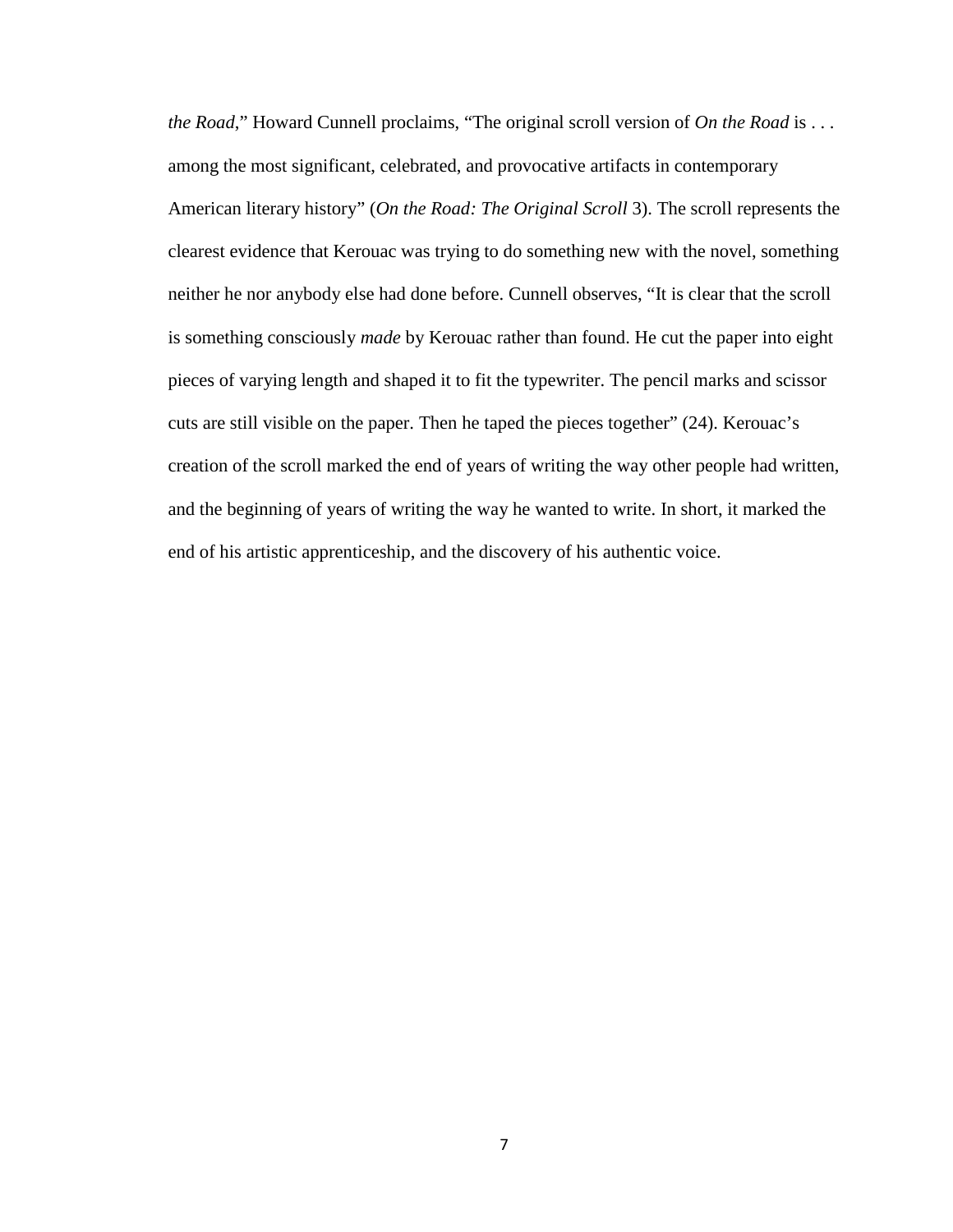*the Road*," Howard Cunnell proclaims, "The original scroll version of *On the Road* is . . . among the most significant, celebrated, and provocative artifacts in contemporary American literary history" (*On the Road: The Original Scroll* 3). The scroll represents the clearest evidence that Kerouac was trying to do something new with the novel, something neither he nor anybody else had done before. Cunnell observes, "It is clear that the scroll is something consciously *made* by Kerouac rather than found. He cut the paper into eight pieces of varying length and shaped it to fit the typewriter. The pencil marks and scissor cuts are still visible on the paper. Then he taped the pieces together" (24). Kerouac's creation of the scroll marked the end of years of writing the way other people had written, and the beginning of years of writing the way he wanted to write. In short, it marked the end of his artistic apprenticeship, and the discovery of his authentic voice.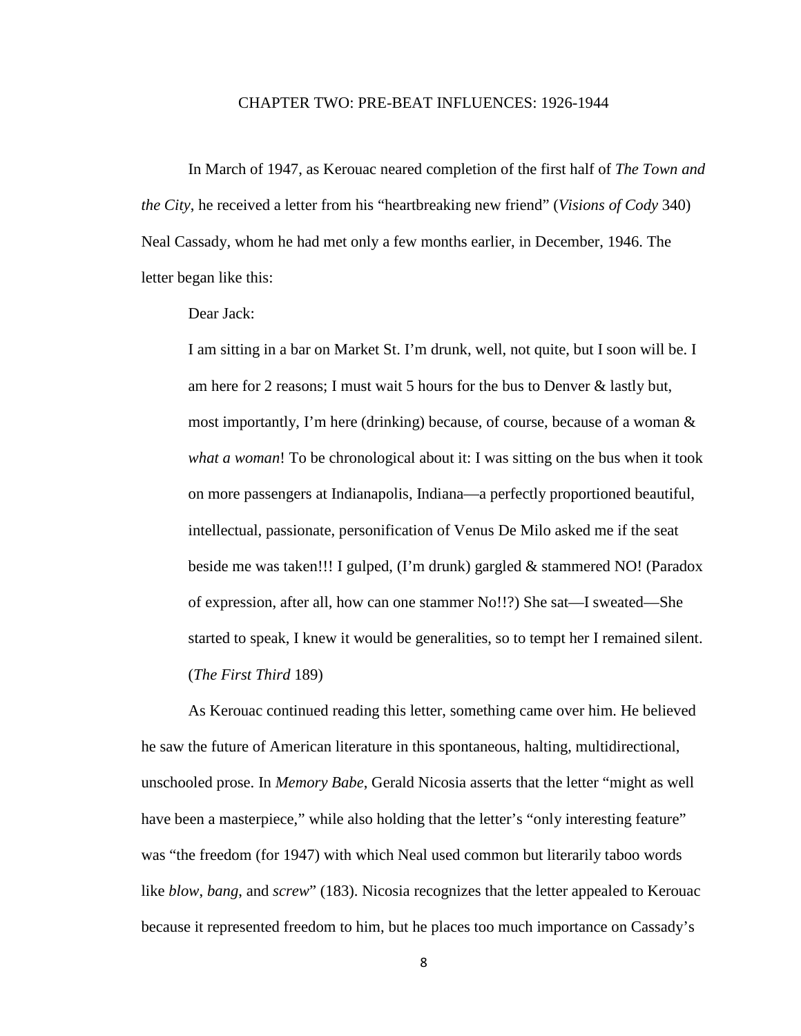# CHAPTER TWO: PRE-BEAT INFLUENCES: 1926-1944

In March of 1947, as Kerouac neared completion of the first half of *The Town and the City*, he received a letter from his "heartbreaking new friend" (*Visions of Cody* 340) Neal Cassady, whom he had met only a few months earlier, in December, 1946. The letter began like this:

> Dear Jack:
>
> I am sitting in a bar on Market St. I'm drunk, well, not quite, but I soon will be. I am here for 2 reasons; I must wait 5 hours for the bus to Denver & lastly but, most importantly, I'm here (drinking) because, of course, because of a woman & *what a woman*! To be chronological about it: I was sitting on the bus when it took on more passengers at Indianapolis, Indiana—a perfectly proportioned beautiful, intellectual, passionate, personification of Venus De Milo asked me if the seat beside me was taken!!! I gulped, (I'm drunk) gargled & stammered NO! (Paradox of expression, after all, how can one stammer No!!?) She sat—I sweated—She started to speak, I knew it would be generalities, so to tempt her I remained silent. (*The First Third* 189)

As Kerouac continued reading this letter, something came over him. He believed he saw the future of American literature in this spontaneous, halting, multidirectional, unschooled prose. In *Memory Babe*, Gerald Nicosia asserts that the letter "might as well have been a masterpiece," while also holding that the letter's "only interesting feature" was "the freedom (for 1947) with which Neal used common but literarily taboo words like *blow*, *bang*, and *screw*" (183). Nicosia recognizes that the letter appealed to Kerouac because it represented freedom to him, but he places too much importance on Cassady's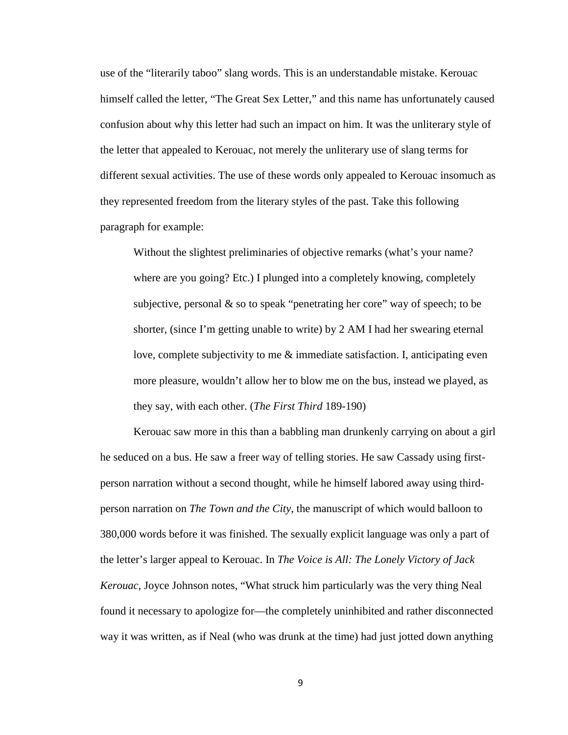use of the "literarily taboo" slang words. This is an understandable mistake. Kerouac himself called the letter, "The Great Sex Letter," and this name has unfortunately caused confusion about why this letter had such an impact on him. It was the unliterary style of the letter that appealed to Kerouac, not merely the unliterary use of slang terms for different sexual activities. The use of these words only appealed to Kerouac insomuch as they represented freedom from the literary styles of the past. Take this following paragraph for example:

> Without the slightest preliminaries of objective remarks (what's your name? where are you going? Etc.) I plunged into a completely knowing, completely subjective, personal & so to speak "penetrating her core" way of speech; to be shorter, (since I'm getting unable to write) by 2 AM I had her swearing eternal love, complete subjectivity to me & immediate satisfaction. I, anticipating even more pleasure, wouldn't allow her to blow me on the bus, instead we played, as they say, with each other. (*The First Third* 189-190)

Kerouac saw more in this than a babbling man drunkenly carrying on about a girl he seduced on a bus. He saw a freer way of telling stories. He saw Cassady using first-person narration without a second thought, while he himself labored away using third-person narration on *The Town and the City*, the manuscript of which would balloon to 380,000 words before it was finished. The sexually explicit language was only a part of the letter's larger appeal to Kerouac. In *The Voice is All: The Lonely Victory of Jack Kerouac*, Joyce Johnson notes, "What struck him particularly was the very thing Neal found it necessary to apologize for—the completely uninhibited and rather disconnected way it was written, as if Neal (who was drunk at the time) had just jotted down anything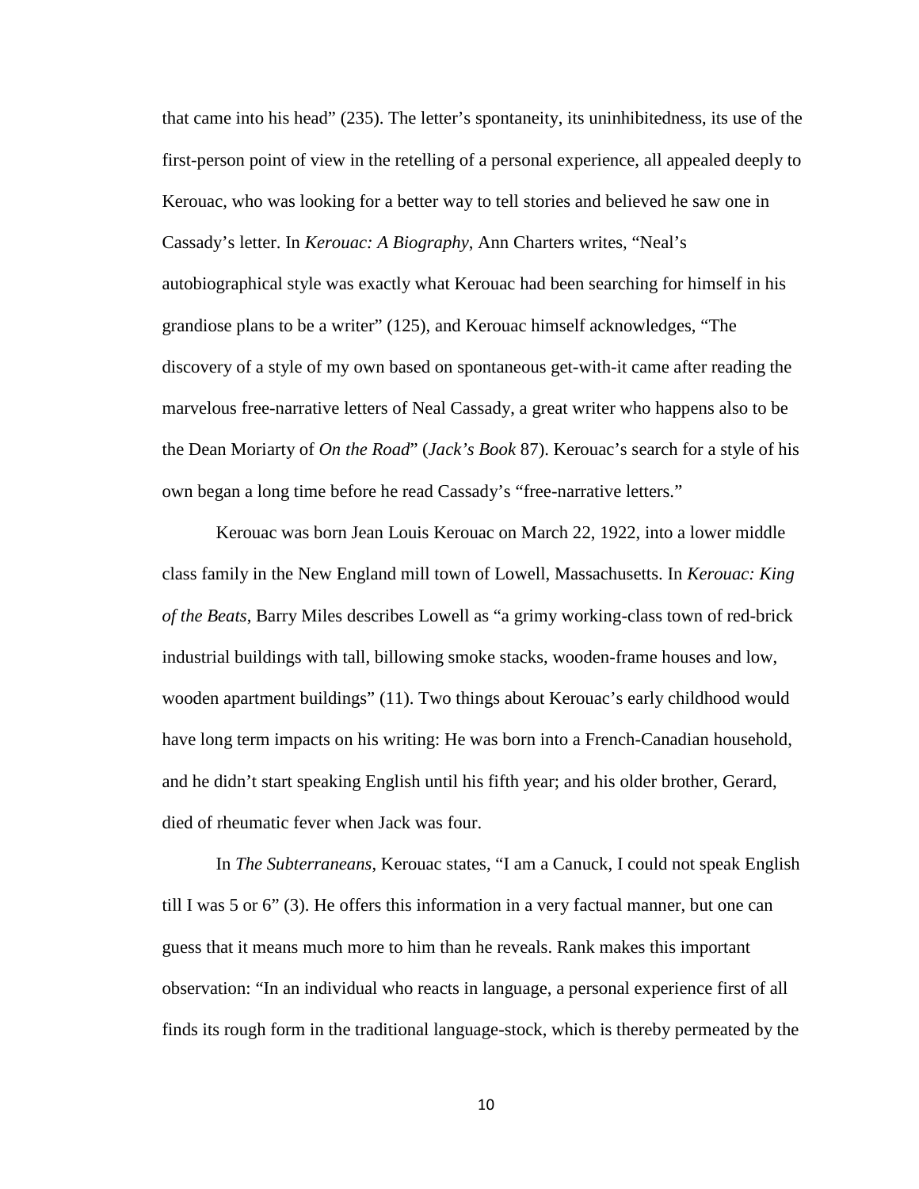that came into his head" (235). The letter's spontaneity, its uninhibitedness, its use of the first-person point of view in the retelling of a personal experience, all appealed deeply to Kerouac, who was looking for a better way to tell stories and believed he saw one in Cassady's letter. In *Kerouac: A Biography*, Ann Charters writes, "Neal's autobiographical style was exactly what Kerouac had been searching for himself in his grandiose plans to be a writer" (125), and Kerouac himself acknowledges, "The discovery of a style of my own based on spontaneous get-with-it came after reading the marvelous free-narrative letters of Neal Cassady, a great writer who happens also to be the Dean Moriarty of *On the Road*" (*Jack's Book* 87). Kerouac's search for a style of his own began a long time before he read Cassady's "free-narrative letters."

Kerouac was born Jean Louis Kerouac on March 22, 1922, into a lower middle class family in the New England mill town of Lowell, Massachusetts. In *Kerouac: King of the Beats*, Barry Miles describes Lowell as "a grimy working-class town of red-brick industrial buildings with tall, billowing smoke stacks, wooden-frame houses and low, wooden apartment buildings" (11). Two things about Kerouac's early childhood would have long term impacts on his writing: He was born into a French-Canadian household, and he didn't start speaking English until his fifth year; and his older brother, Gerard, died of rheumatic fever when Jack was four.

In *The Subterraneans*, Kerouac states, "I am a Canuck, I could not speak English till I was 5 or 6" (3). He offers this information in a very factual manner, but one can guess that it means much more to him than he reveals. Rank makes this important observation: "In an individual who reacts in language, a personal experience first of all finds its rough form in the traditional language-stock, which is thereby permeated by the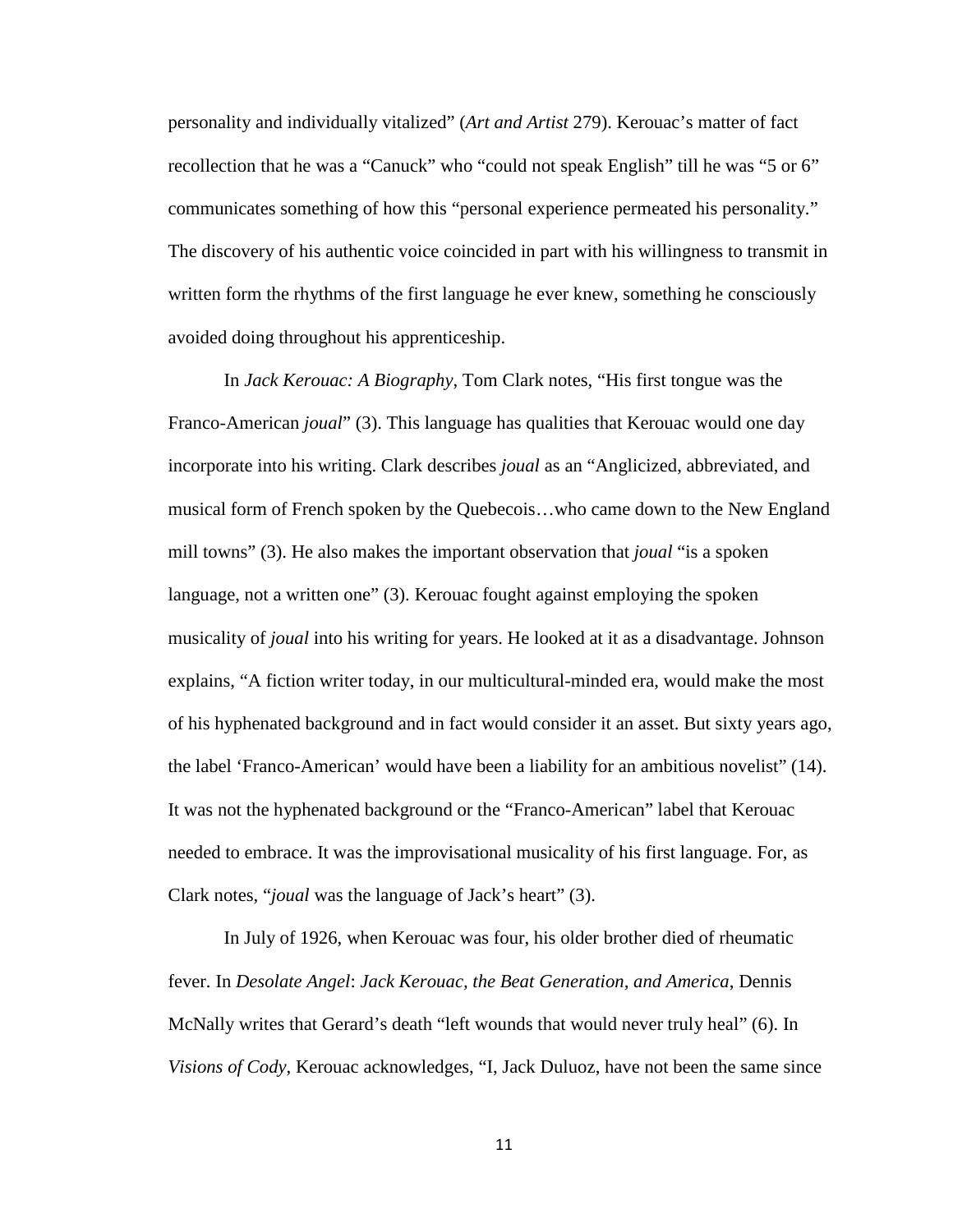personality and individually vitalized" (*Art and Artist* 279). Kerouac's matter of fact recollection that he was a "Canuck" who "could not speak English" till he was "5 or 6" communicates something of how this "personal experience permeated his personality." The discovery of his authentic voice coincided in part with his willingness to transmit in written form the rhythms of the first language he ever knew, something he consciously avoided doing throughout his apprenticeship.

In *Jack Kerouac: A Biography*, Tom Clark notes, "His first tongue was the Franco-American *joual*" (3). This language has qualities that Kerouac would one day incorporate into his writing. Clark describes *joual* as an "Anglicized, abbreviated, and musical form of French spoken by the Quebecois…who came down to the New England mill towns" (3). He also makes the important observation that *joual* "is a spoken language, not a written one" (3). Kerouac fought against employing the spoken musicality of *joual* into his writing for years. He looked at it as a disadvantage. Johnson explains, "A fiction writer today, in our multicultural-minded era, would make the most of his hyphenated background and in fact would consider it an asset. But sixty years ago, the label 'Franco-American' would have been a liability for an ambitious novelist" (14). It was not the hyphenated background or the "Franco-American" label that Kerouac needed to embrace. It was the improvisational musicality of his first language. For, as Clark notes, "*joual* was the language of Jack's heart" (3).

In July of 1926, when Kerouac was four, his older brother died of rheumatic fever. In *Desolate Angel*: *Jack Kerouac, the Beat Generation, and America*, Dennis McNally writes that Gerard's death "left wounds that would never truly heal" (6). In *Visions of Cody*, Kerouac acknowledges, "I, Jack Duluoz, have not been the same since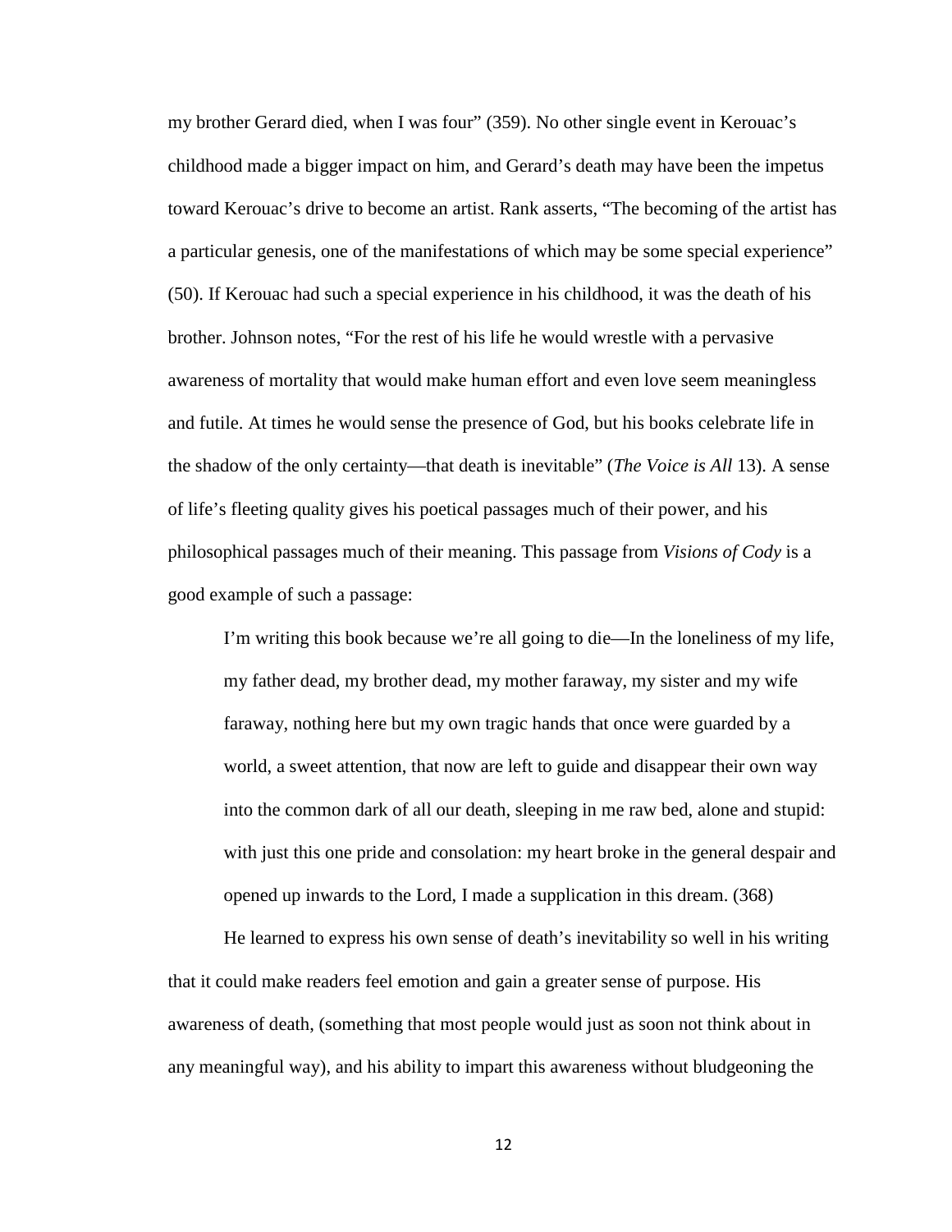my brother Gerard died, when I was four" (359). No other single event in Kerouac's childhood made a bigger impact on him, and Gerard's death may have been the impetus toward Kerouac's drive to become an artist. Rank asserts, "The becoming of the artist has a particular genesis, one of the manifestations of which may be some special experience" (50). If Kerouac had such a special experience in his childhood, it was the death of his brother. Johnson notes, "For the rest of his life he would wrestle with a pervasive awareness of mortality that would make human effort and even love seem meaningless and futile. At times he would sense the presence of God, but his books celebrate life in the shadow of the only certainty—that death is inevitable" (*The Voice is All* 13). A sense of life's fleeting quality gives his poetical passages much of their power, and his philosophical passages much of their meaning. This passage from *Visions of Cody* is a good example of such a passage:

> I'm writing this book because we're all going to die—In the loneliness of my life, my father dead, my brother dead, my mother faraway, my sister and my wife faraway, nothing here but my own tragic hands that once were guarded by a world, a sweet attention, that now are left to guide and disappear their own way into the common dark of all our death, sleeping in me raw bed, alone and stupid: with just this one pride and consolation: my heart broke in the general despair and opened up inwards to the Lord, I made a supplication in this dream. (368)

He learned to express his own sense of death's inevitability so well in his writing that it could make readers feel emotion and gain a greater sense of purpose. His awareness of death, (something that most people would just as soon not think about in any meaningful way), and his ability to impart this awareness without bludgeoning the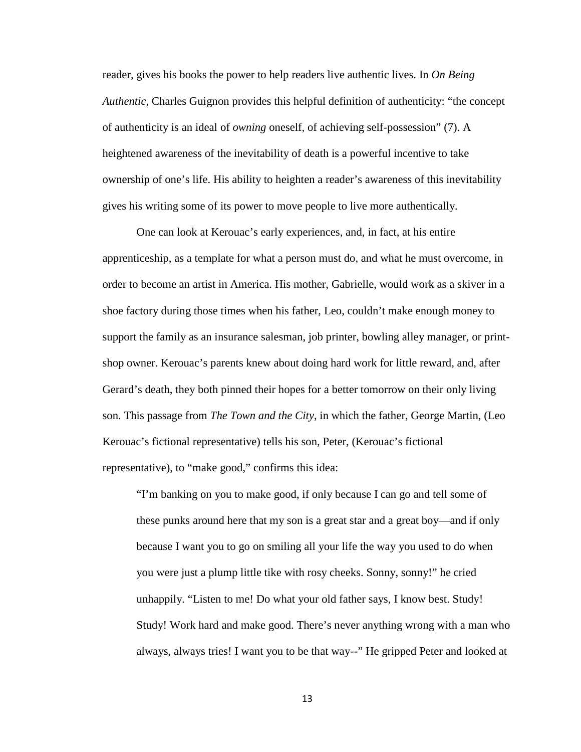reader, gives his books the power to help readers live authentic lives. In *On Being Authentic*, Charles Guignon provides this helpful definition of authenticity: "the concept of authenticity is an ideal of *owning* oneself, of achieving self-possession" (7). A heightened awareness of the inevitability of death is a powerful incentive to take ownership of one's life. His ability to heighten a reader's awareness of this inevitability gives his writing some of its power to move people to live more authentically.

One can look at Kerouac's early experiences, and, in fact, at his entire apprenticeship, as a template for what a person must do, and what he must overcome, in order to become an artist in America. His mother, Gabrielle, would work as a skiver in a shoe factory during those times when his father, Leo, couldn't make enough money to support the family as an insurance salesman, job printer, bowling alley manager, or print-shop owner. Kerouac's parents knew about doing hard work for little reward, and, after Gerard's death, they both pinned their hopes for a better tomorrow on their only living son. This passage from *The Town and the City*, in which the father, George Martin, (Leo Kerouac's fictional representative) tells his son, Peter, (Kerouac's fictional representative), to "make good," confirms this idea:

> "I'm banking on you to make good, if only because I can go and tell some of these punks around here that my son is a great star and a great boy—and if only because I want you to go on smiling all your life the way you used to do when you were just a plump little tike with rosy cheeks. Sonny, sonny!" he cried unhappily. "Listen to me! Do what your old father says, I know best. Study! Study! Work hard and make good. There's never anything wrong with a man who always, always tries! I want you to be that way--" He gripped Peter and looked at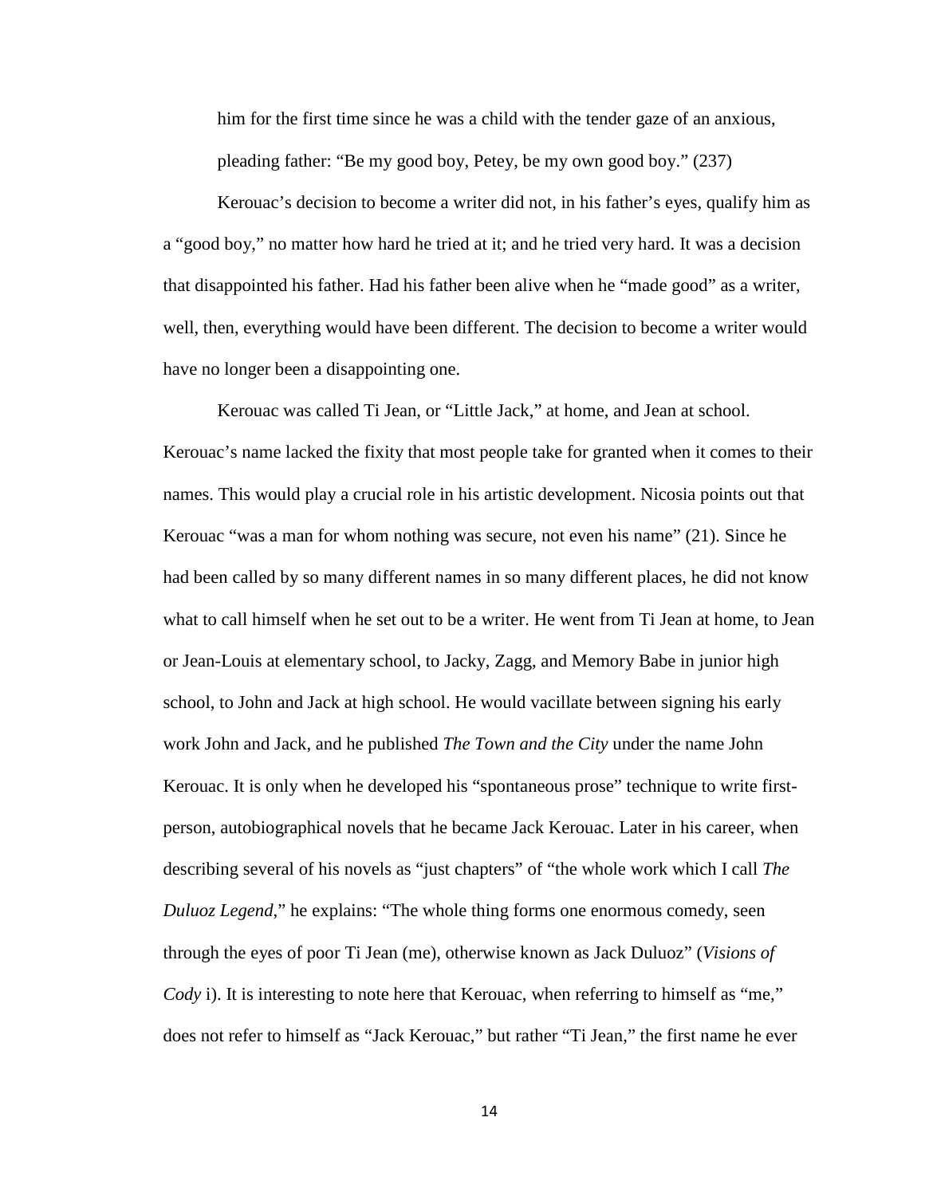him for the first time since he was a child with the tender gaze of an anxious, pleading father: "Be my good boy, Petey, be my own good boy." (237)

Kerouac's decision to become a writer did not, in his father's eyes, qualify him as a "good boy," no matter how hard he tried at it; and he tried very hard. It was a decision that disappointed his father. Had his father been alive when he "made good" as a writer, well, then, everything would have been different. The decision to become a writer would have no longer been a disappointing one.

Kerouac was called Ti Jean, or "Little Jack," at home, and Jean at school. Kerouac's name lacked the fixity that most people take for granted when it comes to their names. This would play a crucial role in his artistic development. Nicosia points out that Kerouac "was a man for whom nothing was secure, not even his name" (21). Since he had been called by so many different names in so many different places, he did not know what to call himself when he set out to be a writer. He went from Ti Jean at home, to Jean or Jean-Louis at elementary school, to Jacky, Zagg, and Memory Babe in junior high school, to John and Jack at high school. He would vacillate between signing his early work John and Jack, and he published *The Town and the City* under the name John Kerouac. It is only when he developed his "spontaneous prose" technique to write first-person, autobiographical novels that he became Jack Kerouac. Later in his career, when describing several of his novels as "just chapters" of "the whole work which I call *The Duluoz Legend*," he explains: "The whole thing forms one enormous comedy, seen through the eyes of poor Ti Jean (me), otherwise known as Jack Duluoz" (*Visions of Cody* i). It is interesting to note here that Kerouac, when referring to himself as "me," does not refer to himself as "Jack Kerouac," but rather "Ti Jean," the first name he ever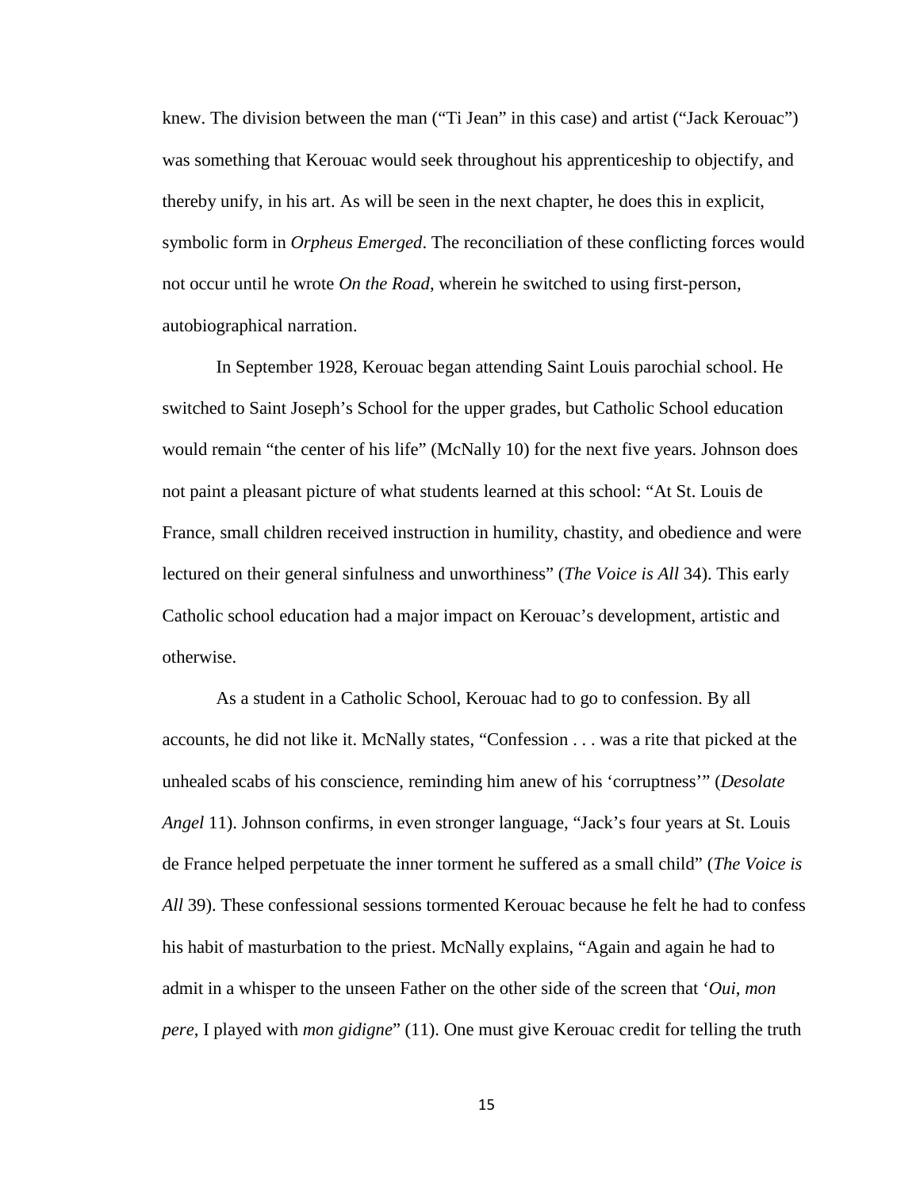knew. The division between the man ("Ti Jean" in this case) and artist ("Jack Kerouac") was something that Kerouac would seek throughout his apprenticeship to objectify, and thereby unify, in his art. As will be seen in the next chapter, he does this in explicit, symbolic form in *Orpheus Emerged*. The reconciliation of these conflicting forces would not occur until he wrote *On the Road*, wherein he switched to using first-person, autobiographical narration.

In September 1928, Kerouac began attending Saint Louis parochial school. He switched to Saint Joseph's School for the upper grades, but Catholic School education would remain "the center of his life" (McNally 10) for the next five years. Johnson does not paint a pleasant picture of what students learned at this school: "At St. Louis de France, small children received instruction in humility, chastity, and obedience and were lectured on their general sinfulness and unworthiness" (*The Voice is All* 34). This early Catholic school education had a major impact on Kerouac's development, artistic and otherwise.

As a student in a Catholic School, Kerouac had to go to confession. By all accounts, he did not like it. McNally states, "Confession . . . was a rite that picked at the unhealed scabs of his conscience, reminding him anew of his 'corruptness'" (*Desolate Angel* 11). Johnson confirms, in even stronger language, "Jack's four years at St. Louis de France helped perpetuate the inner torment he suffered as a small child" (*The Voice is All* 39). These confessional sessions tormented Kerouac because he felt he had to confess his habit of masturbation to the priest. McNally explains, "Again and again he had to admit in a whisper to the unseen Father on the other side of the screen that '*Oui*, *mon pere*, I played with *mon gidigne*" (11). One must give Kerouac credit for telling the truth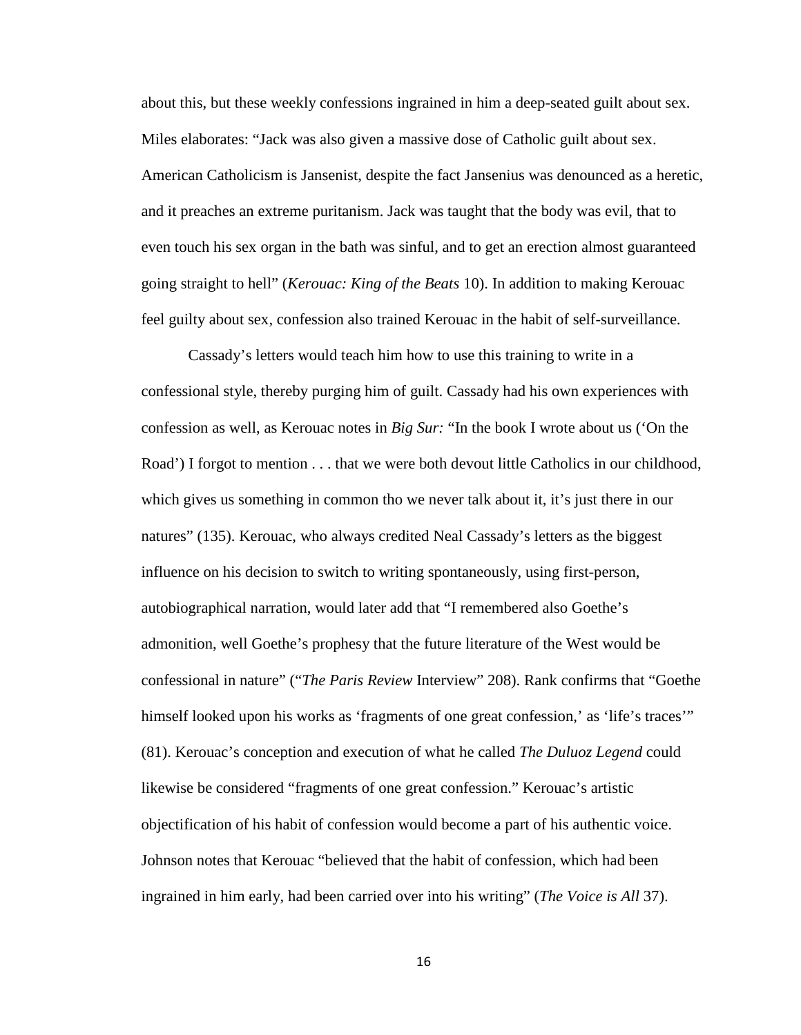about this, but these weekly confessions ingrained in him a deep-seated guilt about sex. Miles elaborates: "Jack was also given a massive dose of Catholic guilt about sex. American Catholicism is Jansenist, despite the fact Jansenius was denounced as a heretic, and it preaches an extreme puritanism. Jack was taught that the body was evil, that to even touch his sex organ in the bath was sinful, and to get an erection almost guaranteed going straight to hell" (*Kerouac: King of the Beats* 10). In addition to making Kerouac feel guilty about sex, confession also trained Kerouac in the habit of self-surveillance.

Cassady's letters would teach him how to use this training to write in a confessional style, thereby purging him of guilt. Cassady had his own experiences with confession as well, as Kerouac notes in *Big Sur:* "In the book I wrote about us ('On the Road') I forgot to mention . . . that we were both devout little Catholics in our childhood, which gives us something in common tho we never talk about it, it's just there in our natures" (135). Kerouac, who always credited Neal Cassady's letters as the biggest influence on his decision to switch to writing spontaneously, using first-person, autobiographical narration, would later add that "I remembered also Goethe's admonition, well Goethe's prophesy that the future literature of the West would be confessional in nature" ("*The Paris Review* Interview" 208). Rank confirms that "Goethe himself looked upon his works as 'fragments of one great confession,' as 'life's traces'" (81). Kerouac's conception and execution of what he called *The Duluoz Legend* could likewise be considered "fragments of one great confession." Kerouac's artistic objectification of his habit of confession would become a part of his authentic voice. Johnson notes that Kerouac "believed that the habit of confession, which had been ingrained in him early, had been carried over into his writing" (*The Voice is All* 37).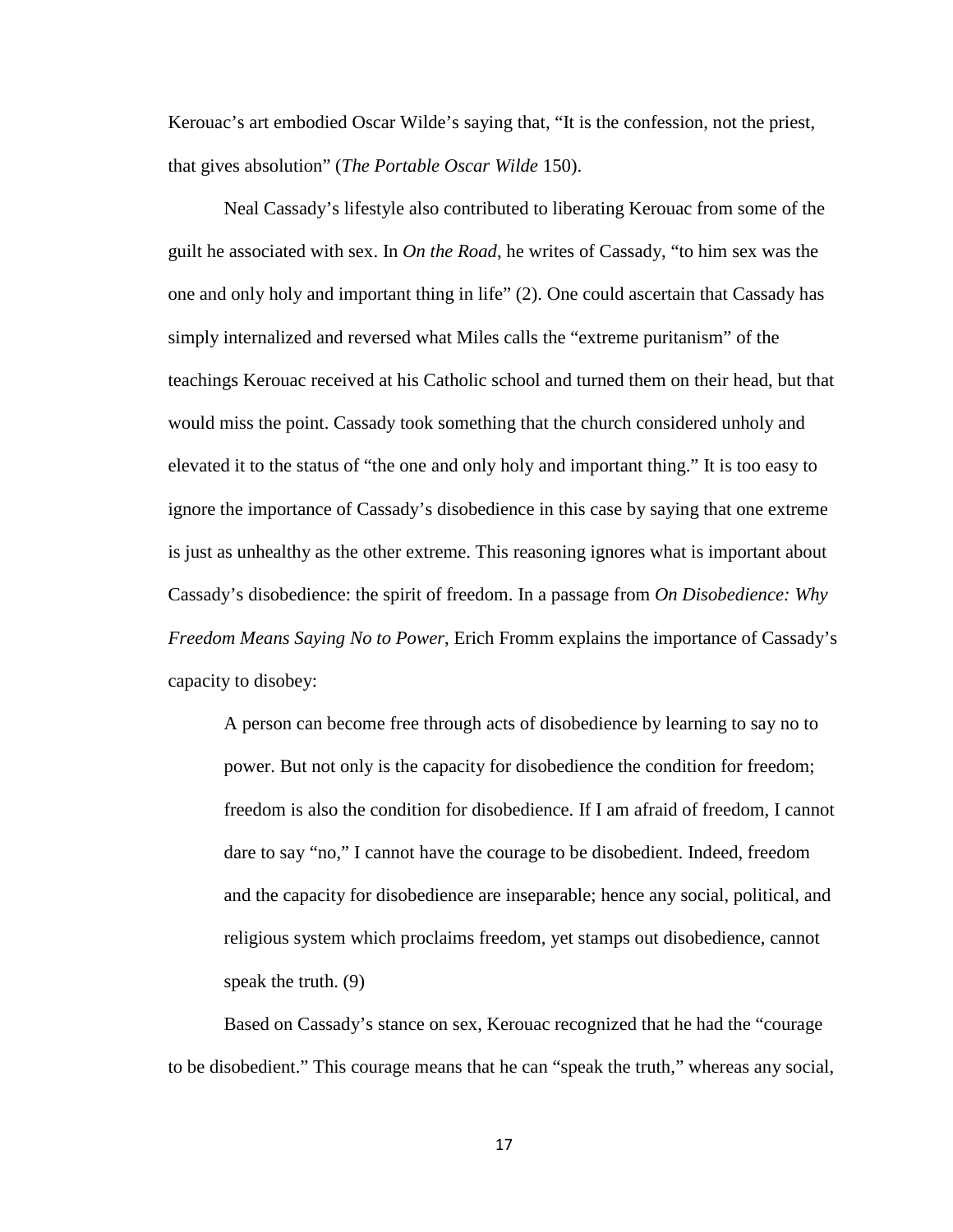Kerouac's art embodied Oscar Wilde's saying that, "It is the confession, not the priest, that gives absolution" (*The Portable Oscar Wilde* 150).

Neal Cassady's lifestyle also contributed to liberating Kerouac from some of the guilt he associated with sex. In *On the Road*, he writes of Cassady, "to him sex was the one and only holy and important thing in life" (2). One could ascertain that Cassady has simply internalized and reversed what Miles calls the "extreme puritanism" of the teachings Kerouac received at his Catholic school and turned them on their head, but that would miss the point. Cassady took something that the church considered unholy and elevated it to the status of "the one and only holy and important thing." It is too easy to ignore the importance of Cassady's disobedience in this case by saying that one extreme is just as unhealthy as the other extreme. This reasoning ignores what is important about Cassady's disobedience: the spirit of freedom. In a passage from *On Disobedience: Why Freedom Means Saying No to Power*, Erich Fromm explains the importance of Cassady's capacity to disobey:

> A person can become free through acts of disobedience by learning to say no to power. But not only is the capacity for disobedience the condition for freedom; freedom is also the condition for disobedience. If I am afraid of freedom, I cannot dare to say "no," I cannot have the courage to be disobedient. Indeed, freedom and the capacity for disobedience are inseparable; hence any social, political, and religious system which proclaims freedom, yet stamps out disobedience, cannot speak the truth. (9)

Based on Cassady's stance on sex, Kerouac recognized that he had the "courage to be disobedient." This courage means that he can "speak the truth," whereas any social,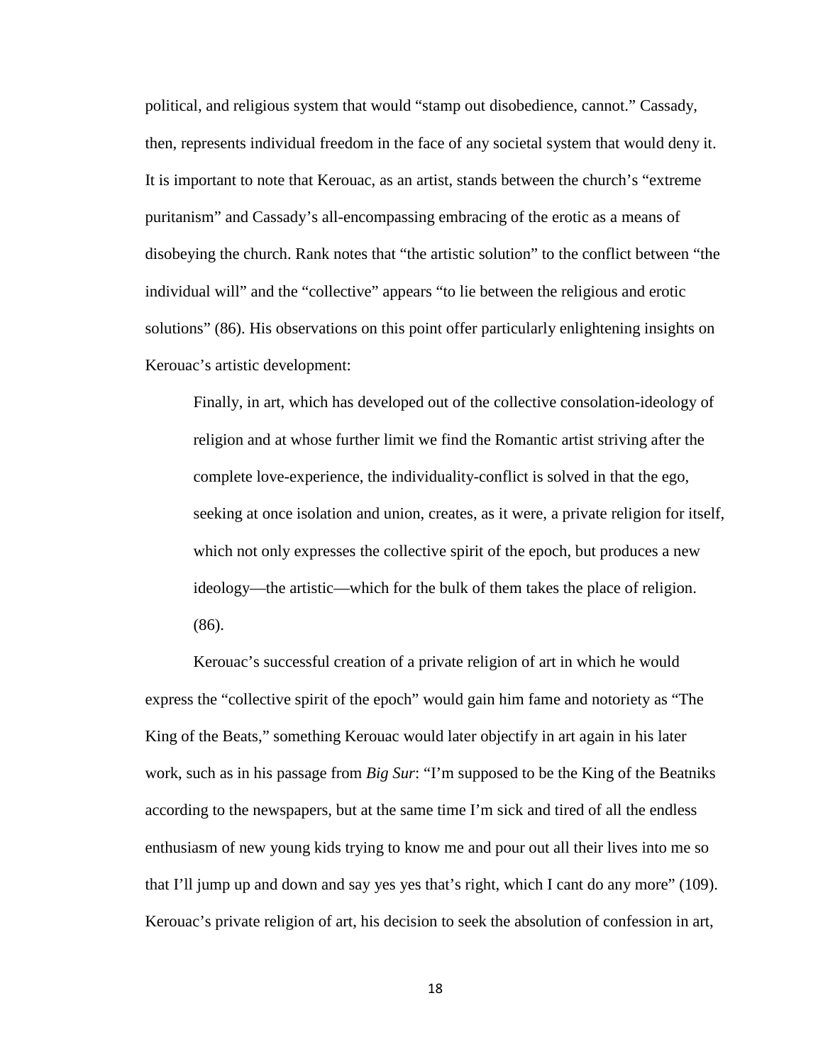political, and religious system that would "stamp out disobedience, cannot." Cassady, then, represents individual freedom in the face of any societal system that would deny it. It is important to note that Kerouac, as an artist, stands between the church's "extreme puritanism" and Cassady's all-encompassing embracing of the erotic as a means of disobeying the church. Rank notes that "the artistic solution" to the conflict between "the individual will" and the "collective" appears "to lie between the religious and erotic solutions" (86). His observations on this point offer particularly enlightening insights on Kerouac's artistic development:

> Finally, in art, which has developed out of the collective consolation-ideology of religion and at whose further limit we find the Romantic artist striving after the complete love-experience, the individuality-conflict is solved in that the ego, seeking at once isolation and union, creates, as it were, a private religion for itself, which not only expresses the collective spirit of the epoch, but produces a new ideology—the artistic—which for the bulk of them takes the place of religion. (86).

Kerouac's successful creation of a private religion of art in which he would express the "collective spirit of the epoch" would gain him fame and notoriety as "The King of the Beats," something Kerouac would later objectify in art again in his later work, such as in his passage from *Big Sur*: "I'm supposed to be the King of the Beatniks according to the newspapers, but at the same time I'm sick and tired of all the endless enthusiasm of new young kids trying to know me and pour out all their lives into me so that I'll jump up and down and say yes yes that's right, which I cant do any more" (109). Kerouac's private religion of art, his decision to seek the absolution of confession in art,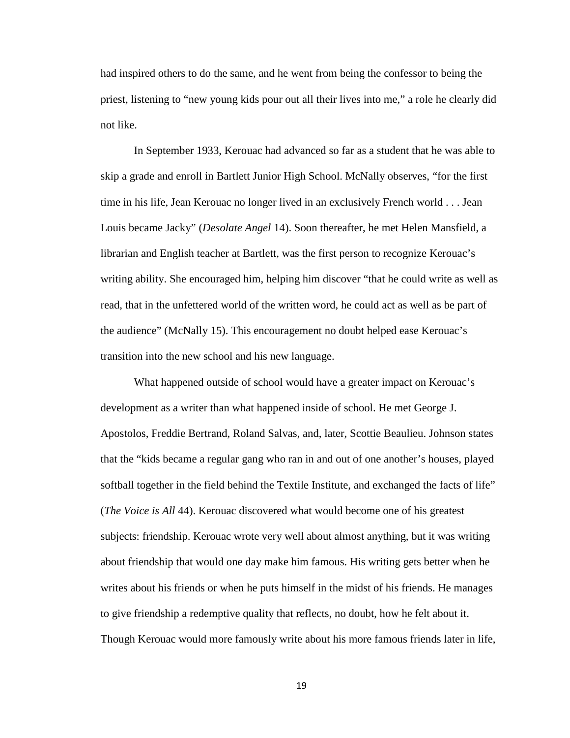had inspired others to do the same, and he went from being the confessor to being the priest, listening to "new young kids pour out all their lives into me," a role he clearly did not like.

In September 1933, Kerouac had advanced so far as a student that he was able to skip a grade and enroll in Bartlett Junior High School. McNally observes, "for the first time in his life, Jean Kerouac no longer lived in an exclusively French world . . . Jean Louis became Jacky" (*Desolate Angel* 14). Soon thereafter, he met Helen Mansfield, a librarian and English teacher at Bartlett, was the first person to recognize Kerouac's writing ability. She encouraged him, helping him discover "that he could write as well as read, that in the unfettered world of the written word, he could act as well as be part of the audience" (McNally 15). This encouragement no doubt helped ease Kerouac's transition into the new school and his new language.

What happened outside of school would have a greater impact on Kerouac's development as a writer than what happened inside of school. He met George J. Apostolos, Freddie Bertrand, Roland Salvas, and, later, Scottie Beaulieu. Johnson states that the "kids became a regular gang who ran in and out of one another's houses, played softball together in the field behind the Textile Institute, and exchanged the facts of life" (*The Voice is All* 44). Kerouac discovered what would become one of his greatest subjects: friendship. Kerouac wrote very well about almost anything, but it was writing about friendship that would one day make him famous. His writing gets better when he writes about his friends or when he puts himself in the midst of his friends. He manages to give friendship a redemptive quality that reflects, no doubt, how he felt about it. Though Kerouac would more famously write about his more famous friends later in life,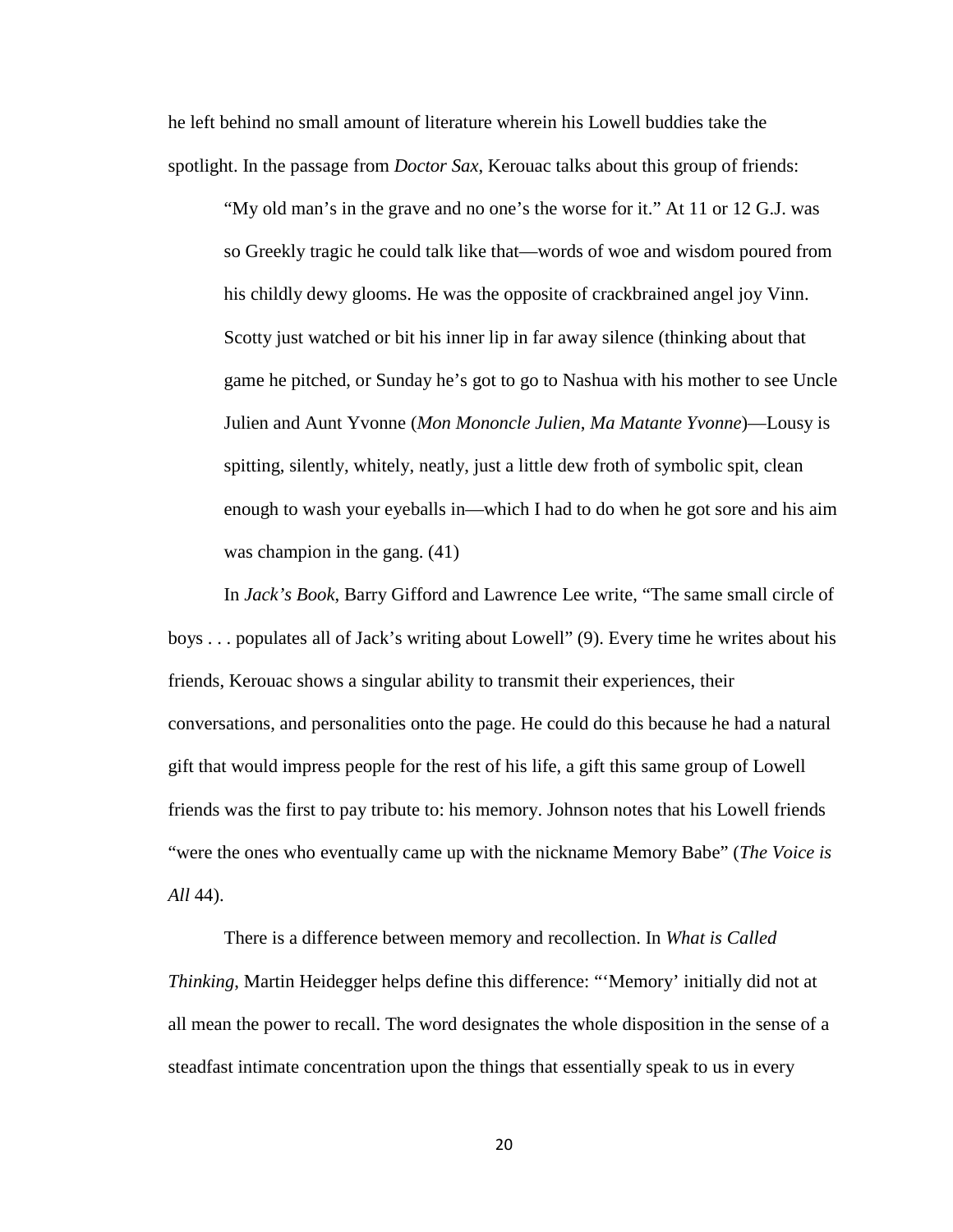he left behind no small amount of literature wherein his Lowell buddies take the spotlight. In the passage from *Doctor Sax*, Kerouac talks about this group of friends:

> "My old man's in the grave and no one's the worse for it." At 11 or 12 G.J. was so Greekly tragic he could talk like that—words of woe and wisdom poured from his childly dewy glooms. He was the opposite of crackbrained angel joy Vinn. Scotty just watched or bit his inner lip in far away silence (thinking about that game he pitched, or Sunday he's got to go to Nashua with his mother to see Uncle Julien and Aunt Yvonne (*Mon Mononcle Julien, Ma Matante Yvonne*)—Lousy is spitting, silently, whitely, neatly, just a little dew froth of symbolic spit, clean enough to wash your eyeballs in—which I had to do when he got sore and his aim was champion in the gang. (41)

In *Jack's Book*, Barry Gifford and Lawrence Lee write, "The same small circle of boys . . . populates all of Jack's writing about Lowell" (9). Every time he writes about his friends, Kerouac shows a singular ability to transmit their experiences, their conversations, and personalities onto the page. He could do this because he had a natural gift that would impress people for the rest of his life, a gift this same group of Lowell friends was the first to pay tribute to: his memory. Johnson notes that his Lowell friends "were the ones who eventually came up with the nickname Memory Babe" (*The Voice is All* 44).

There is a difference between memory and recollection. In *What is Called Thinking*, Martin Heidegger helps define this difference: "'Memory' initially did not at all mean the power to recall. The word designates the whole disposition in the sense of a steadfast intimate concentration upon the things that essentially speak to us in every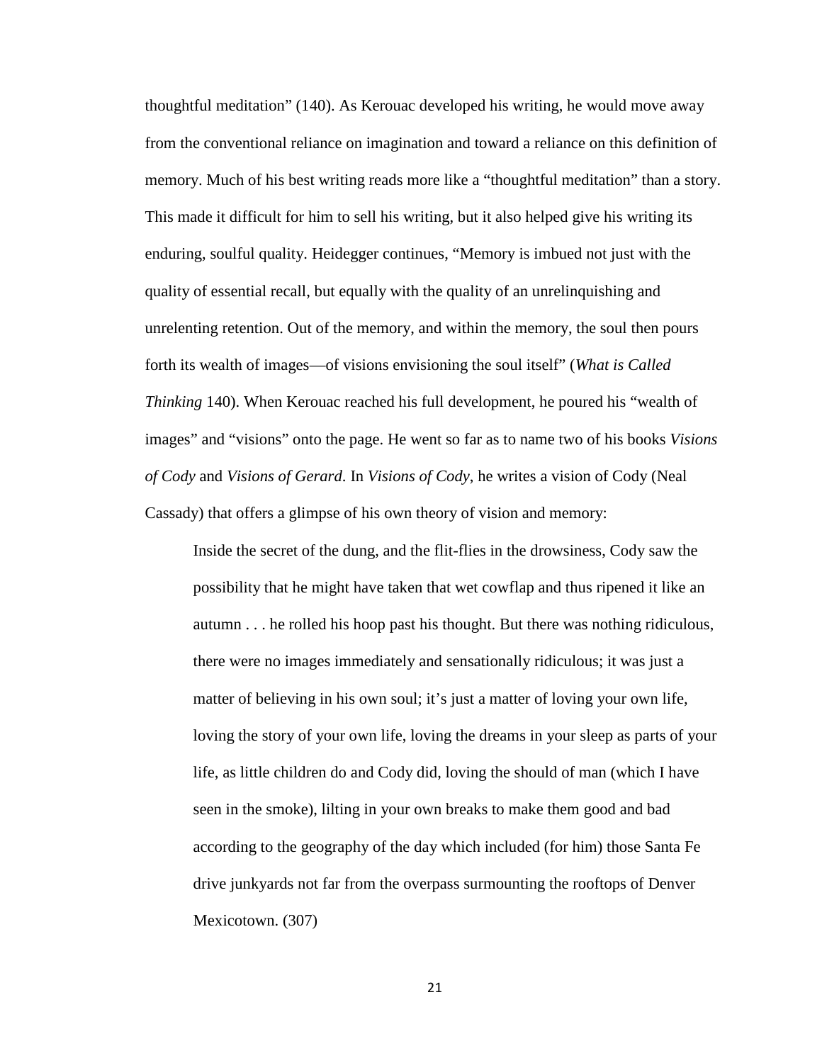thoughtful meditation" (140). As Kerouac developed his writing, he would move away from the conventional reliance on imagination and toward a reliance on this definition of memory. Much of his best writing reads more like a "thoughtful meditation" than a story. This made it difficult for him to sell his writing, but it also helped give his writing its enduring, soulful quality. Heidegger continues, "Memory is imbued not just with the quality of essential recall, but equally with the quality of an unrelinquishing and unrelenting retention. Out of the memory, and within the memory, the soul then pours forth its wealth of images—of visions envisioning the soul itself" (*What is Called Thinking* 140). When Kerouac reached his full development, he poured his "wealth of images" and "visions" onto the page. He went so far as to name two of his books *Visions of Cody* and *Visions of Gerard*. In *Visions of Cody*, he writes a vision of Cody (Neal Cassady) that offers a glimpse of his own theory of vision and memory:

> Inside the secret of the dung, and the flit-flies in the drowsiness, Cody saw the possibility that he might have taken that wet cowflap and thus ripened it like an autumn . . . he rolled his hoop past his thought. But there was nothing ridiculous, there were no images immediately and sensationally ridiculous; it was just a matter of believing in his own soul; it's just a matter of loving your own life, loving the story of your own life, loving the dreams in your sleep as parts of your life, as little children do and Cody did, loving the should of man (which I have seen in the smoke), lilting in your own breaks to make them good and bad according to the geography of the day which included (for him) those Santa Fe drive junkyards not far from the overpass surmounting the rooftops of Denver Mexicotown. (307)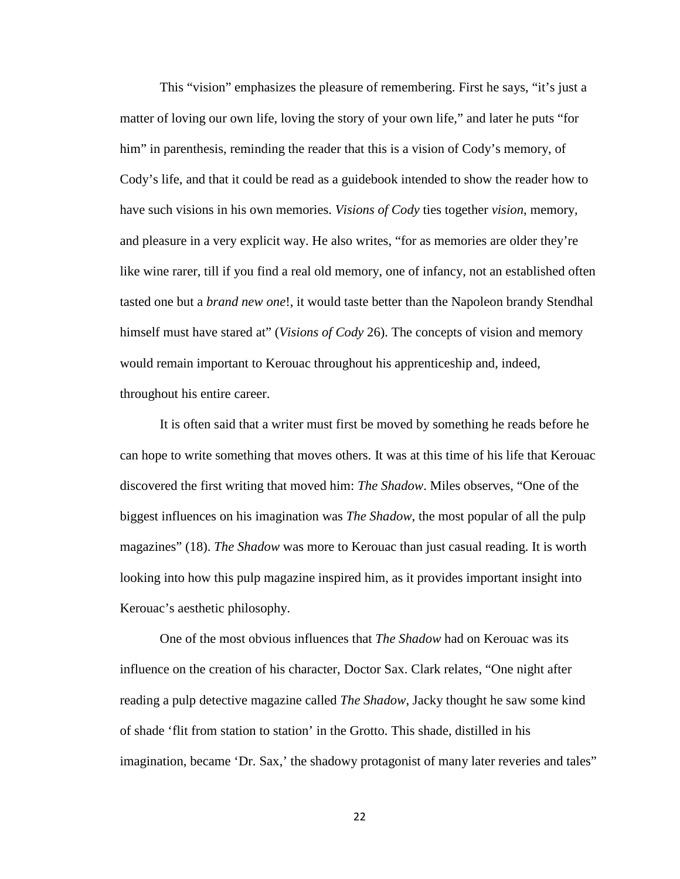This "vision" emphasizes the pleasure of remembering. First he says, "it's just a matter of loving our own life, loving the story of your own life," and later he puts "for him" in parenthesis, reminding the reader that this is a vision of Cody's memory, of Cody's life, and that it could be read as a guidebook intended to show the reader how to have such visions in his own memories. *Visions of Cody* ties together *vision*, memory, and pleasure in a very explicit way. He also writes, "for as memories are older they're like wine rarer, till if you find a real old memory, one of infancy, not an established often tasted one but a *brand new one*!, it would taste better than the Napoleon brandy Stendhal himself must have stared at" (*Visions of Cody* 26). The concepts of vision and memory would remain important to Kerouac throughout his apprenticeship and, indeed, throughout his entire career.

It is often said that a writer must first be moved by something he reads before he can hope to write something that moves others. It was at this time of his life that Kerouac discovered the first writing that moved him: *The Shadow*. Miles observes, "One of the biggest influences on his imagination was *The Shadow*, the most popular of all the pulp magazines" (18). *The Shadow* was more to Kerouac than just casual reading. It is worth looking into how this pulp magazine inspired him, as it provides important insight into Kerouac's aesthetic philosophy.

One of the most obvious influences that *The Shadow* had on Kerouac was its influence on the creation of his character, Doctor Sax. Clark relates, "One night after reading a pulp detective magazine called *The Shadow*, Jacky thought he saw some kind of shade 'flit from station to station' in the Grotto. This shade, distilled in his imagination, became 'Dr. Sax,' the shadowy protagonist of many later reveries and tales"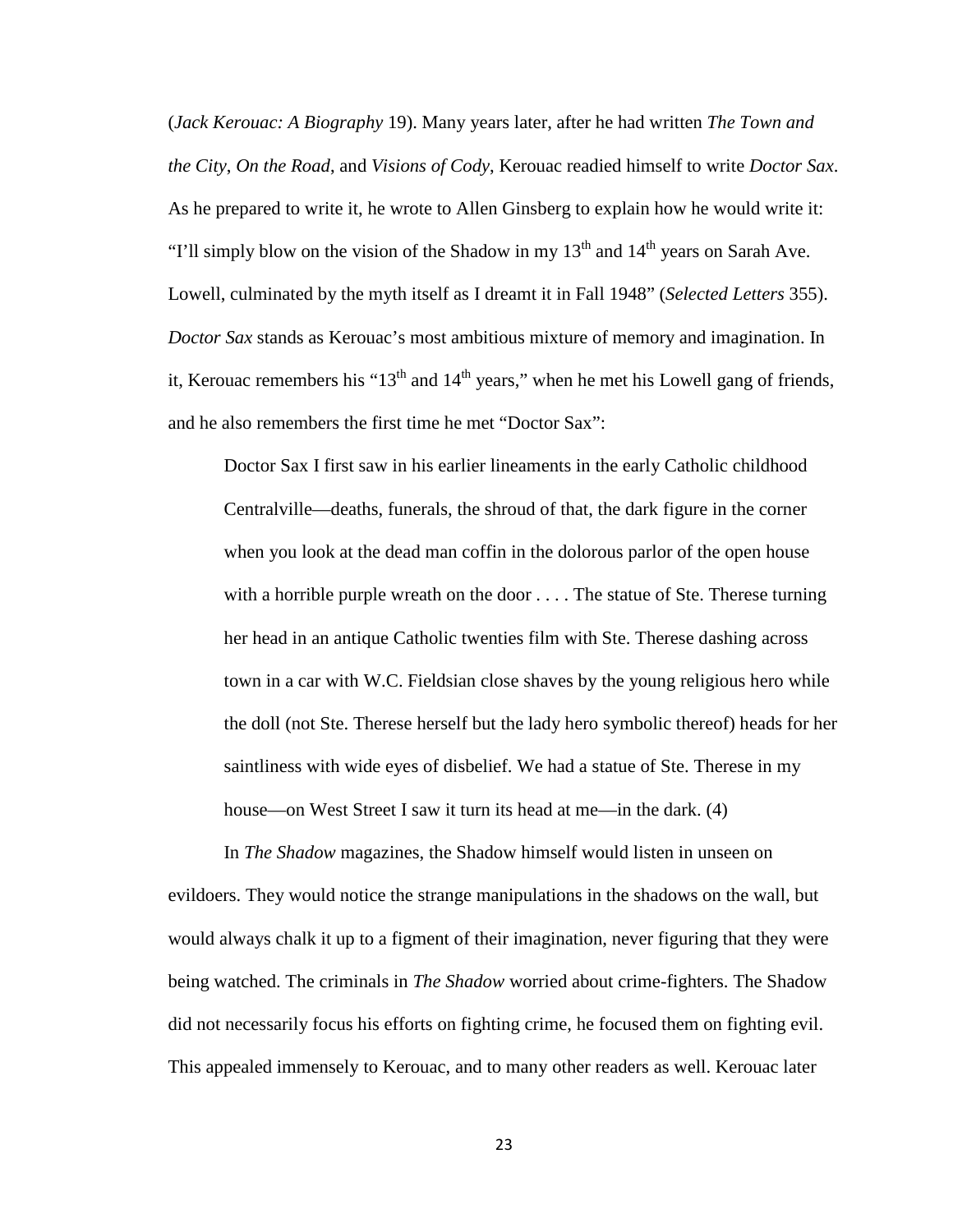(*Jack Kerouac: A Biography* 19). Many years later, after he had written *The Town and the City*, *On the Road*, and *Visions of Cody*, Kerouac readied himself to write *Doctor Sax*. As he prepared to write it, he wrote to Allen Ginsberg to explain how he would write it: "I'll simply blow on the vision of the Shadow in my 13th and 14th years on Sarah Ave. Lowell, culminated by the myth itself as I dreamt it in Fall 1948" (*Selected Letters* 355). *Doctor Sax* stands as Kerouac's most ambitious mixture of memory and imagination. In it, Kerouac remembers his "13th and 14th years," when he met his Lowell gang of friends, and he also remembers the first time he met "Doctor Sax":

> Doctor Sax I first saw in his earlier lineaments in the early Catholic childhood Centralville—deaths, funerals, the shroud of that, the dark figure in the corner when you look at the dead man coffin in the dolorous parlor of the open house with a horrible purple wreath on the door . . . . The statue of Ste. Therese turning her head in an antique Catholic twenties film with Ste. Therese dashing across town in a car with W.C. Fieldsian close shaves by the young religious hero while the doll (not Ste. Therese herself but the lady hero symbolic thereof) heads for her saintliness with wide eyes of disbelief. We had a statue of Ste. Therese in my house—on West Street I saw it turn its head at me—in the dark. (4)

In *The Shadow* magazines, the Shadow himself would listen in unseen on evildoers. They would notice the strange manipulations in the shadows on the wall, but would always chalk it up to a figment of their imagination, never figuring that they were being watched. The criminals in *The Shadow* worried about crime-fighters. The Shadow did not necessarily focus his efforts on fighting crime, he focused them on fighting evil. This appealed immensely to Kerouac, and to many other readers as well. Kerouac later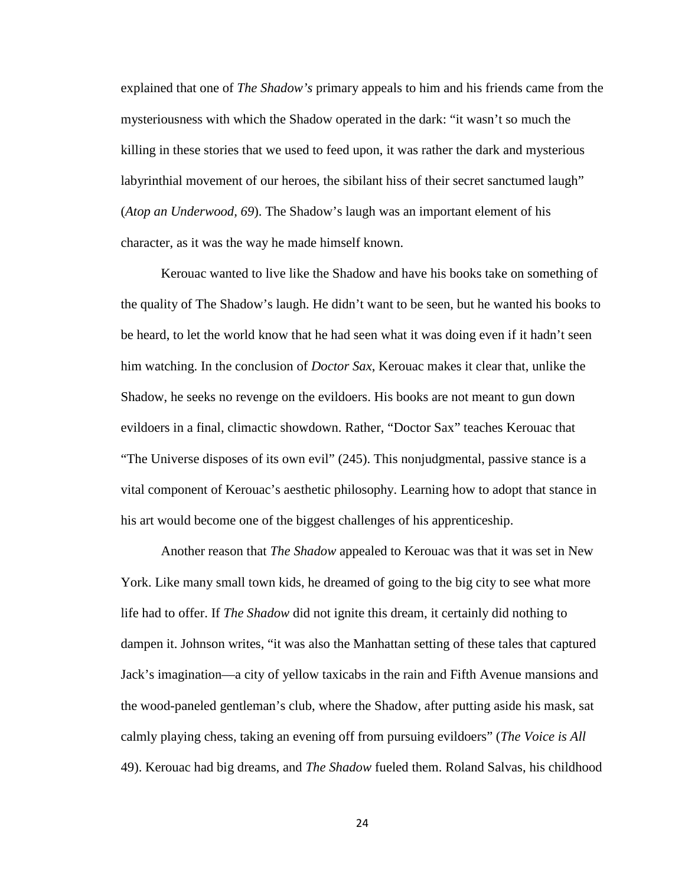explained that one of *The Shadow's* primary appeals to him and his friends came from the mysteriousness with which the Shadow operated in the dark: "it wasn't so much the killing in these stories that we used to feed upon, it was rather the dark and mysterious labyrinthial movement of our heroes, the sibilant hiss of their secret sanctumed laugh" (*Atop an Underwood, 69*). The Shadow's laugh was an important element of his character, as it was the way he made himself known.

Kerouac wanted to live like the Shadow and have his books take on something of the quality of The Shadow's laugh. He didn't want to be seen, but he wanted his books to be heard, to let the world know that he had seen what it was doing even if it hadn't seen him watching. In the conclusion of *Doctor Sax*, Kerouac makes it clear that, unlike the Shadow, he seeks no revenge on the evildoers. His books are not meant to gun down evildoers in a final, climactic showdown. Rather, "Doctor Sax" teaches Kerouac that "The Universe disposes of its own evil" (245). This nonjudgmental, passive stance is a vital component of Kerouac's aesthetic philosophy. Learning how to adopt that stance in his art would become one of the biggest challenges of his apprenticeship.

Another reason that *The Shadow* appealed to Kerouac was that it was set in New York. Like many small town kids, he dreamed of going to the big city to see what more life had to offer. If *The Shadow* did not ignite this dream, it certainly did nothing to dampen it. Johnson writes, "it was also the Manhattan setting of these tales that captured Jack's imagination—a city of yellow taxicabs in the rain and Fifth Avenue mansions and the wood-paneled gentleman's club, where the Shadow, after putting aside his mask, sat calmly playing chess, taking an evening off from pursuing evildoers" (*The Voice is All* 49). Kerouac had big dreams, and *The Shadow* fueled them. Roland Salvas, his childhood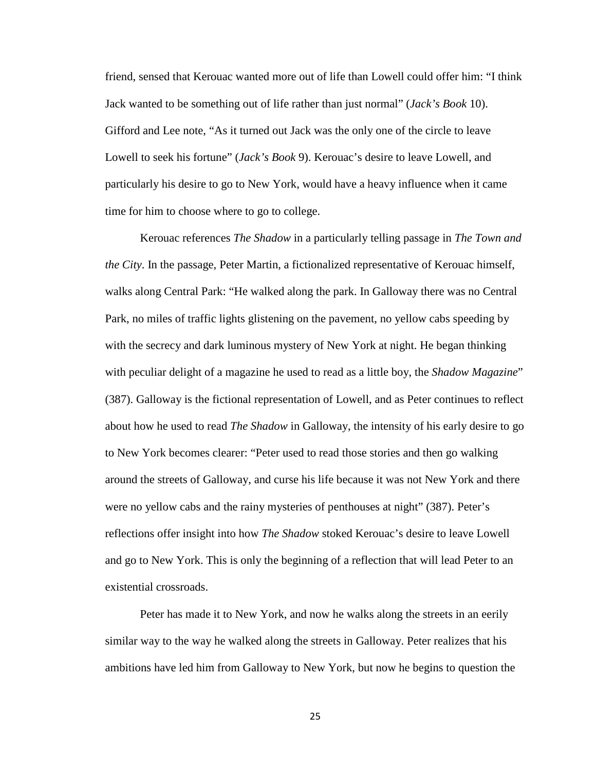friend, sensed that Kerouac wanted more out of life than Lowell could offer him: "I think Jack wanted to be something out of life rather than just normal" (*Jack's Book* 10). Gifford and Lee note, "As it turned out Jack was the only one of the circle to leave Lowell to seek his fortune" (*Jack's Book* 9). Kerouac's desire to leave Lowell, and particularly his desire to go to New York, would have a heavy influence when it came time for him to choose where to go to college.

Kerouac references *The Shadow* in a particularly telling passage in *The Town and the City*. In the passage, Peter Martin, a fictionalized representative of Kerouac himself, walks along Central Park: "He walked along the park. In Galloway there was no Central Park, no miles of traffic lights glistening on the pavement, no yellow cabs speeding by with the secrecy and dark luminous mystery of New York at night. He began thinking with peculiar delight of a magazine he used to read as a little boy, the *Shadow Magazine*" (387). Galloway is the fictional representation of Lowell, and as Peter continues to reflect about how he used to read *The Shadow* in Galloway, the intensity of his early desire to go to New York becomes clearer: "Peter used to read those stories and then go walking around the streets of Galloway, and curse his life because it was not New York and there were no yellow cabs and the rainy mysteries of penthouses at night" (387). Peter's reflections offer insight into how *The Shadow* stoked Kerouac's desire to leave Lowell and go to New York. This is only the beginning of a reflection that will lead Peter to an existential crossroads.

Peter has made it to New York, and now he walks along the streets in an eerily similar way to the way he walked along the streets in Galloway. Peter realizes that his ambitions have led him from Galloway to New York, but now he begins to question the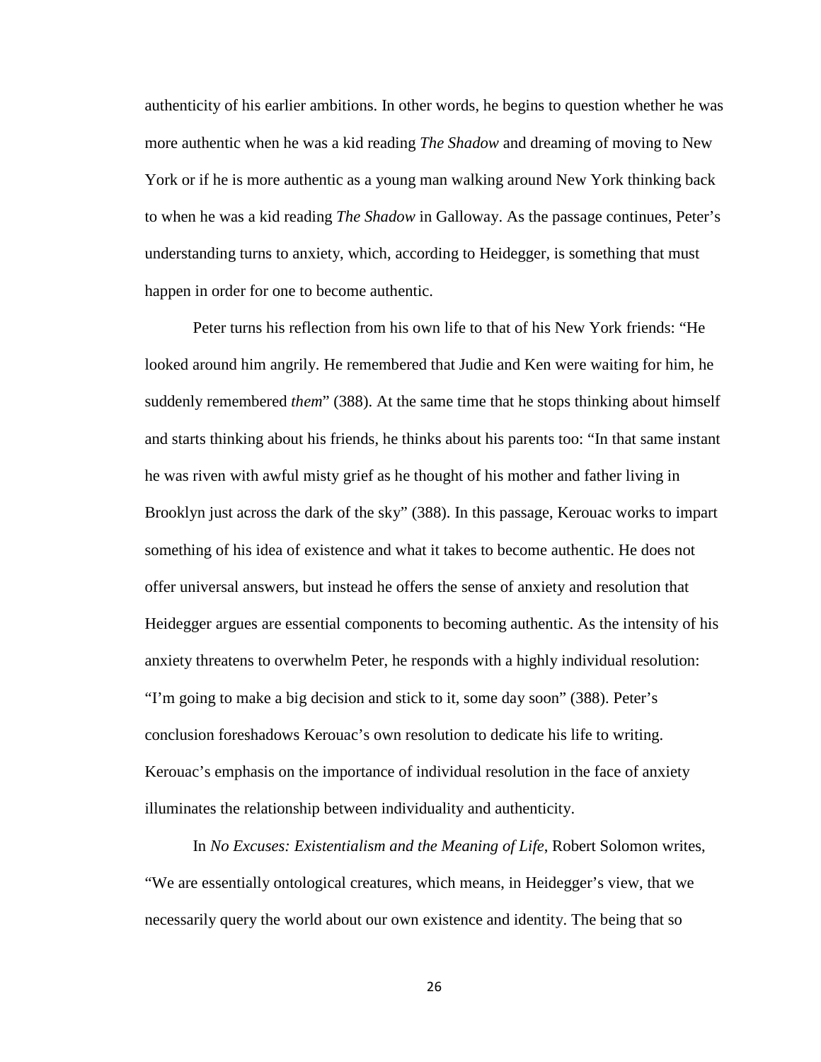authenticity of his earlier ambitions. In other words, he begins to question whether he was more authentic when he was a kid reading *The Shadow* and dreaming of moving to New York or if he is more authentic as a young man walking around New York thinking back to when he was a kid reading *The Shadow* in Galloway. As the passage continues, Peter's understanding turns to anxiety, which, according to Heidegger, is something that must happen in order for one to become authentic.

Peter turns his reflection from his own life to that of his New York friends: "He looked around him angrily. He remembered that Judie and Ken were waiting for him, he suddenly remembered *them*" (388). At the same time that he stops thinking about himself and starts thinking about his friends, he thinks about his parents too: "In that same instant he was riven with awful misty grief as he thought of his mother and father living in Brooklyn just across the dark of the sky" (388). In this passage, Kerouac works to impart something of his idea of existence and what it takes to become authentic. He does not offer universal answers, but instead he offers the sense of anxiety and resolution that Heidegger argues are essential components to becoming authentic. As the intensity of his anxiety threatens to overwhelm Peter, he responds with a highly individual resolution: "I'm going to make a big decision and stick to it, some day soon" (388). Peter's conclusion foreshadows Kerouac's own resolution to dedicate his life to writing. Kerouac's emphasis on the importance of individual resolution in the face of anxiety illuminates the relationship between individuality and authenticity.

In *No Excuses: Existentialism and the Meaning of Life*, Robert Solomon writes, "We are essentially ontological creatures, which means, in Heidegger's view, that we necessarily query the world about our own existence and identity. The being that so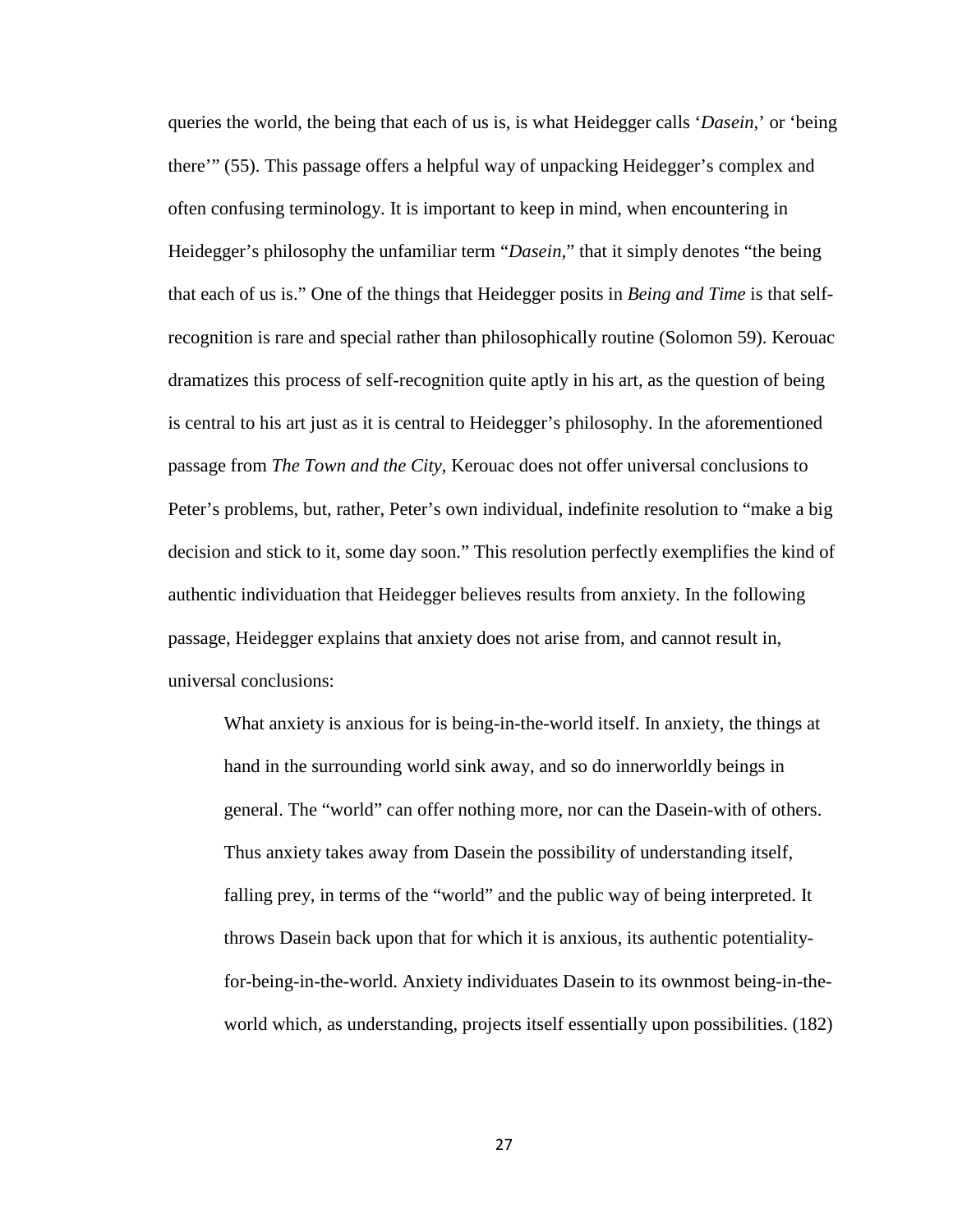queries the world, the being that each of us is, is what Heidegger calls '*Dasein*,' or 'being there'" (55). This passage offers a helpful way of unpacking Heidegger's complex and often confusing terminology. It is important to keep in mind, when encountering in Heidegger's philosophy the unfamiliar term "*Dasein*," that it simply denotes "the being that each of us is." One of the things that Heidegger posits in *Being and Time* is that self-recognition is rare and special rather than philosophically routine (Solomon 59). Kerouac dramatizes this process of self-recognition quite aptly in his art, as the question of being is central to his art just as it is central to Heidegger's philosophy. In the aforementioned passage from *The Town and the City*, Kerouac does not offer universal conclusions to Peter's problems, but, rather, Peter's own individual, indefinite resolution to "make a big decision and stick to it, some day soon." This resolution perfectly exemplifies the kind of authentic individuation that Heidegger believes results from anxiety. In the following passage, Heidegger explains that anxiety does not arise from, and cannot result in, universal conclusions:

> What anxiety is anxious for is being-in-the-world itself. In anxiety, the things at hand in the surrounding world sink away, and so do innerworldly beings in general. The "world" can offer nothing more, nor can the Dasein-with of others. Thus anxiety takes away from Dasein the possibility of understanding itself, falling prey, in terms of the "world" and the public way of being interpreted. It throws Dasein back upon that for which it is anxious, its authentic potentiality-for-being-in-the-world. Anxiety individuates Dasein to its ownmost being-in-the-world which, as understanding, projects itself essentially upon possibilities. (182)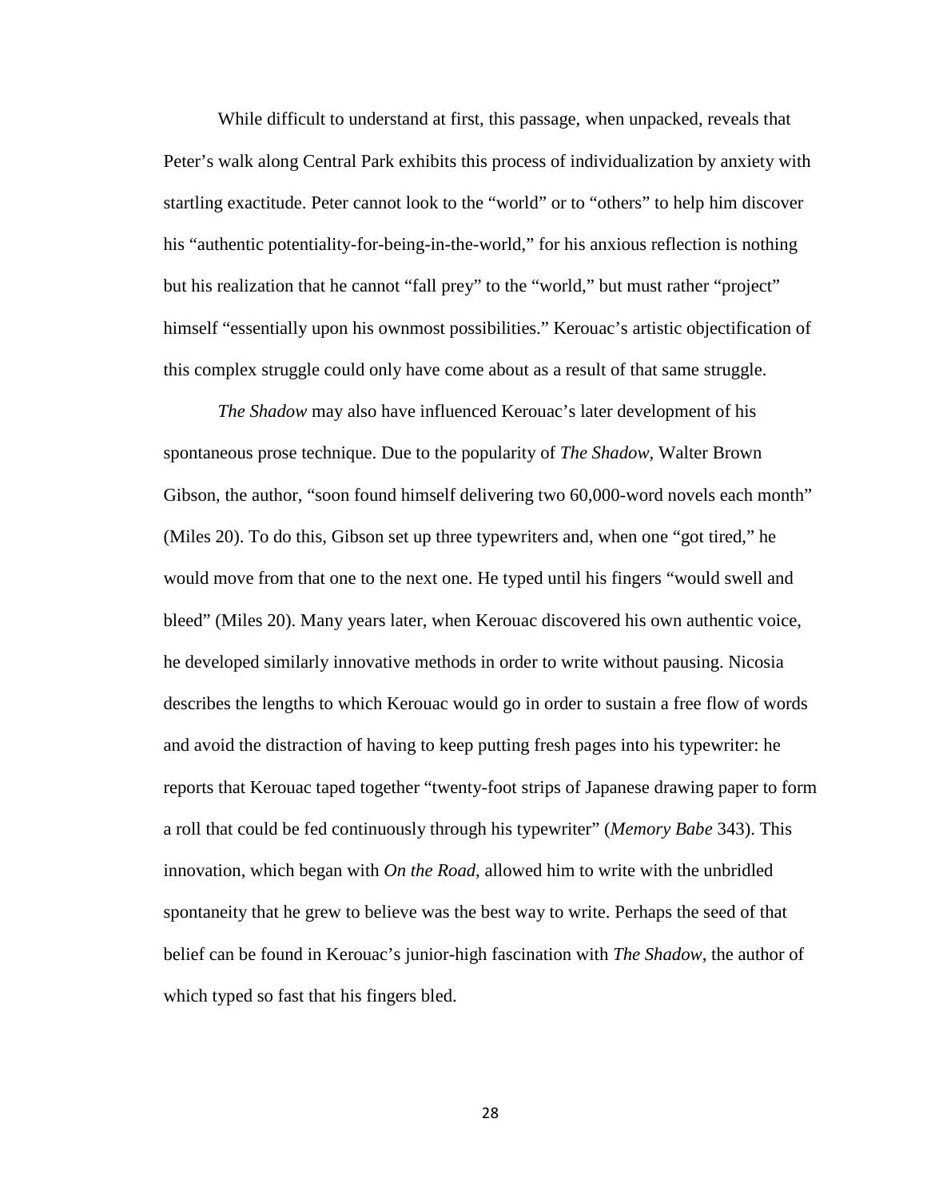While difficult to understand at first, this passage, when unpacked, reveals that Peter's walk along Central Park exhibits this process of individualization by anxiety with startling exactitude. Peter cannot look to the "world" or to "others" to help him discover his "authentic potentiality-for-being-in-the-world," for his anxious reflection is nothing but his realization that he cannot "fall prey" to the "world," but must rather "project" himself "essentially upon his ownmost possibilities." Kerouac's artistic objectification of this complex struggle could only have come about as a result of that same struggle.

*The Shadow* may also have influenced Kerouac's later development of his spontaneous prose technique. Due to the popularity of *The Shadow*, Walter Brown Gibson, the author, "soon found himself delivering two 60,000-word novels each month" (Miles 20). To do this, Gibson set up three typewriters and, when one "got tired," he would move from that one to the next one. He typed until his fingers "would swell and bleed" (Miles 20). Many years later, when Kerouac discovered his own authentic voice, he developed similarly innovative methods in order to write without pausing. Nicosia describes the lengths to which Kerouac would go in order to sustain a free flow of words and avoid the distraction of having to keep putting fresh pages into his typewriter: he reports that Kerouac taped together "twenty-foot strips of Japanese drawing paper to form a roll that could be fed continuously through his typewriter" (*Memory Babe* 343). This innovation, which began with *On the Road*, allowed him to write with the unbridled spontaneity that he grew to believe was the best way to write. Perhaps the seed of that belief can be found in Kerouac's junior-high fascination with *The Shadow*, the author of which typed so fast that his fingers bled.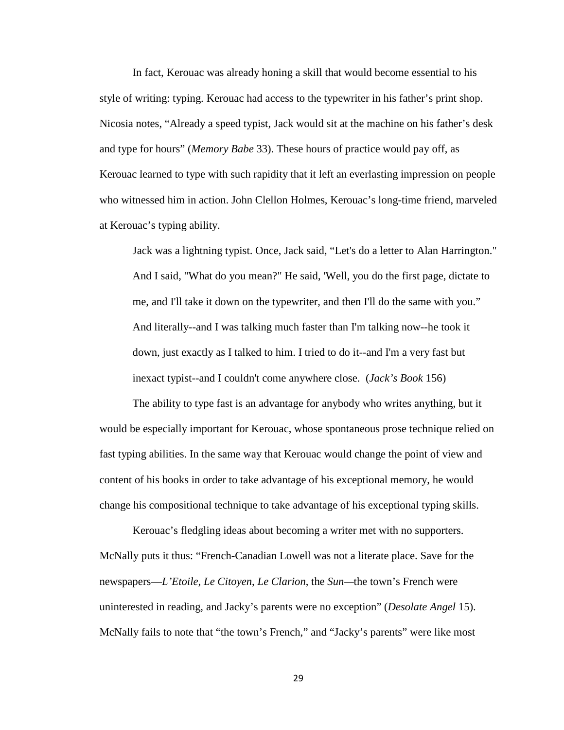In fact, Kerouac was already honing a skill that would become essential to his style of writing: typing. Kerouac had access to the typewriter in his father's print shop. Nicosia notes, "Already a speed typist, Jack would sit at the machine on his father's desk and type for hours" (*Memory Babe* 33). These hours of practice would pay off, as Kerouac learned to type with such rapidity that it left an everlasting impression on people who witnessed him in action. John Clellon Holmes, Kerouac's long-time friend, marveled at Kerouac's typing ability.

> Jack was a lightning typist. Once, Jack said, "Let's do a letter to Alan Harrington." And I said, "What do you mean?" He said, 'Well, you do the first page, dictate to me, and I'll take it down on the typewriter, and then I'll do the same with you." And literally--and I was talking much faster than I'm talking now--he took it down, just exactly as I talked to him. I tried to do it--and I'm a very fast but inexact typist--and I couldn't come anywhere close. (*Jack's Book* 156)

The ability to type fast is an advantage for anybody who writes anything, but it would be especially important for Kerouac, whose spontaneous prose technique relied on fast typing abilities. In the same way that Kerouac would change the point of view and content of his books in order to take advantage of his exceptional memory, he would change his compositional technique to take advantage of his exceptional typing skills.

Kerouac's fledgling ideas about becoming a writer met with no supporters. McNally puts it thus: "French-Canadian Lowell was not a literate place. Save for the newspapers—*L'Etoile*, *Le Citoyen*, *Le Clarion*, the *Sun*—the town's French were uninterested in reading, and Jacky's parents were no exception" (*Desolate Angel* 15). McNally fails to note that "the town's French," and "Jacky's parents" were like most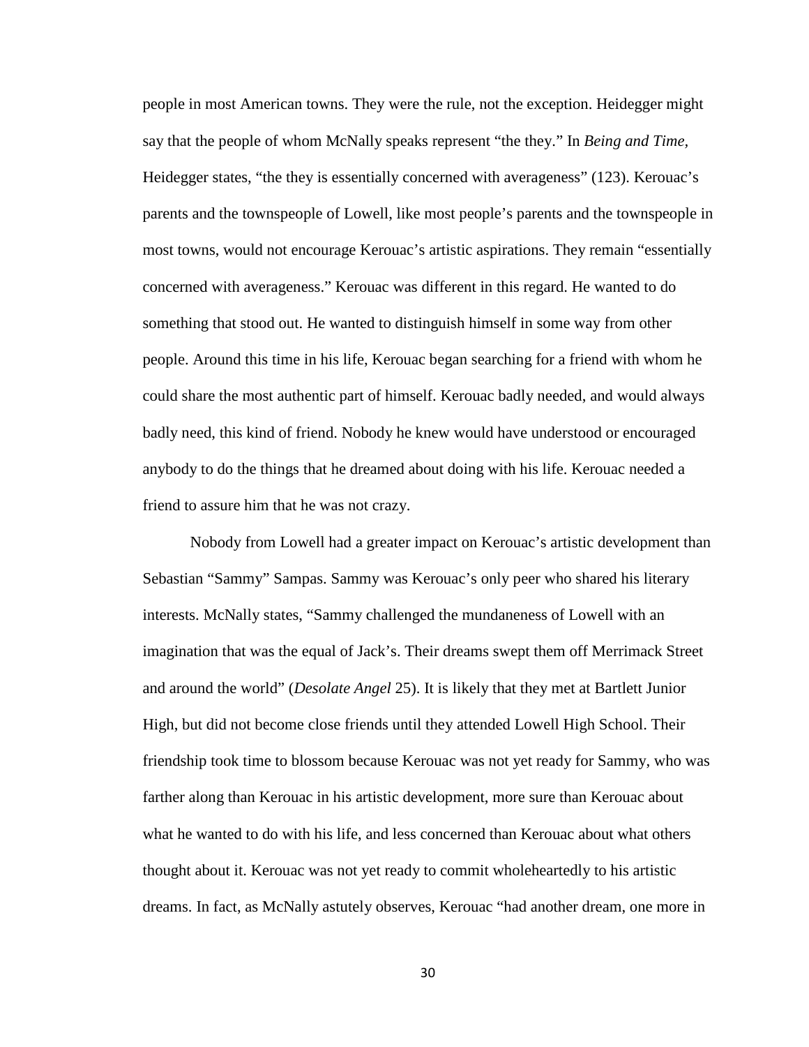people in most American towns. They were the rule, not the exception. Heidegger might say that the people of whom McNally speaks represent "the they." In *Being and Time*, Heidegger states, "the they is essentially concerned with averageness" (123). Kerouac's parents and the townspeople of Lowell, like most people's parents and the townspeople in most towns, would not encourage Kerouac's artistic aspirations. They remain "essentially concerned with averageness." Kerouac was different in this regard. He wanted to do something that stood out. He wanted to distinguish himself in some way from other people. Around this time in his life, Kerouac began searching for a friend with whom he could share the most authentic part of himself. Kerouac badly needed, and would always badly need, this kind of friend. Nobody he knew would have understood or encouraged anybody to do the things that he dreamed about doing with his life. Kerouac needed a friend to assure him that he was not crazy.

Nobody from Lowell had a greater impact on Kerouac's artistic development than Sebastian "Sammy" Sampas. Sammy was Kerouac's only peer who shared his literary interests. McNally states, "Sammy challenged the mundaneness of Lowell with an imagination that was the equal of Jack's. Their dreams swept them off Merrimack Street and around the world" (*Desolate Angel* 25). It is likely that they met at Bartlett Junior High, but did not become close friends until they attended Lowell High School. Their friendship took time to blossom because Kerouac was not yet ready for Sammy, who was farther along than Kerouac in his artistic development, more sure than Kerouac about what he wanted to do with his life, and less concerned than Kerouac about what others thought about it. Kerouac was not yet ready to commit wholeheartedly to his artistic dreams. In fact, as McNally astutely observes, Kerouac "had another dream, one more in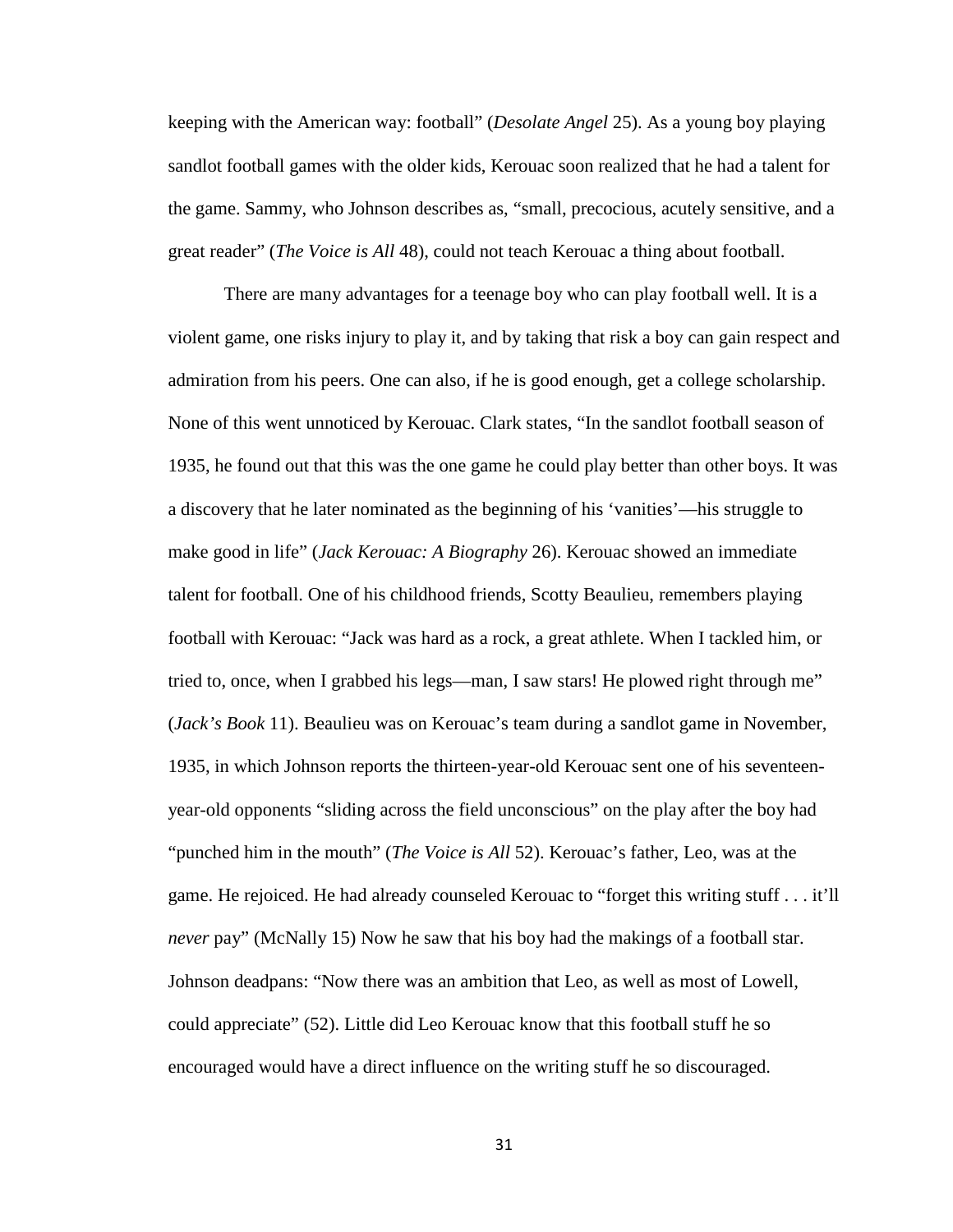keeping with the American way: football" (*Desolate Angel* 25). As a young boy playing sandlot football games with the older kids, Kerouac soon realized that he had a talent for the game. Sammy, who Johnson describes as, "small, precocious, acutely sensitive, and a great reader" (*The Voice is All* 48), could not teach Kerouac a thing about football.

There are many advantages for a teenage boy who can play football well. It is a violent game, one risks injury to play it, and by taking that risk a boy can gain respect and admiration from his peers. One can also, if he is good enough, get a college scholarship. None of this went unnoticed by Kerouac. Clark states, "In the sandlot football season of 1935, he found out that this was the one game he could play better than other boys. It was a discovery that he later nominated as the beginning of his 'vanities'—his struggle to make good in life" (*Jack Kerouac: A Biography* 26). Kerouac showed an immediate talent for football. One of his childhood friends, Scotty Beaulieu, remembers playing football with Kerouac: "Jack was hard as a rock, a great athlete. When I tackled him, or tried to, once, when I grabbed his legs—man, I saw stars! He plowed right through me" (*Jack's Book* 11). Beaulieu was on Kerouac's team during a sandlot game in November, 1935, in which Johnson reports the thirteen-year-old Kerouac sent one of his seventeen-year-old opponents "sliding across the field unconscious" on the play after the boy had "punched him in the mouth" (*The Voice is All* 52). Kerouac's father, Leo, was at the game. He rejoiced. He had already counseled Kerouac to "forget this writing stuff . . . it'll *never* pay" (McNally 15) Now he saw that his boy had the makings of a football star. Johnson deadpans: "Now there was an ambition that Leo, as well as most of Lowell, could appreciate" (52). Little did Leo Kerouac know that this football stuff he so encouraged would have a direct influence on the writing stuff he so discouraged.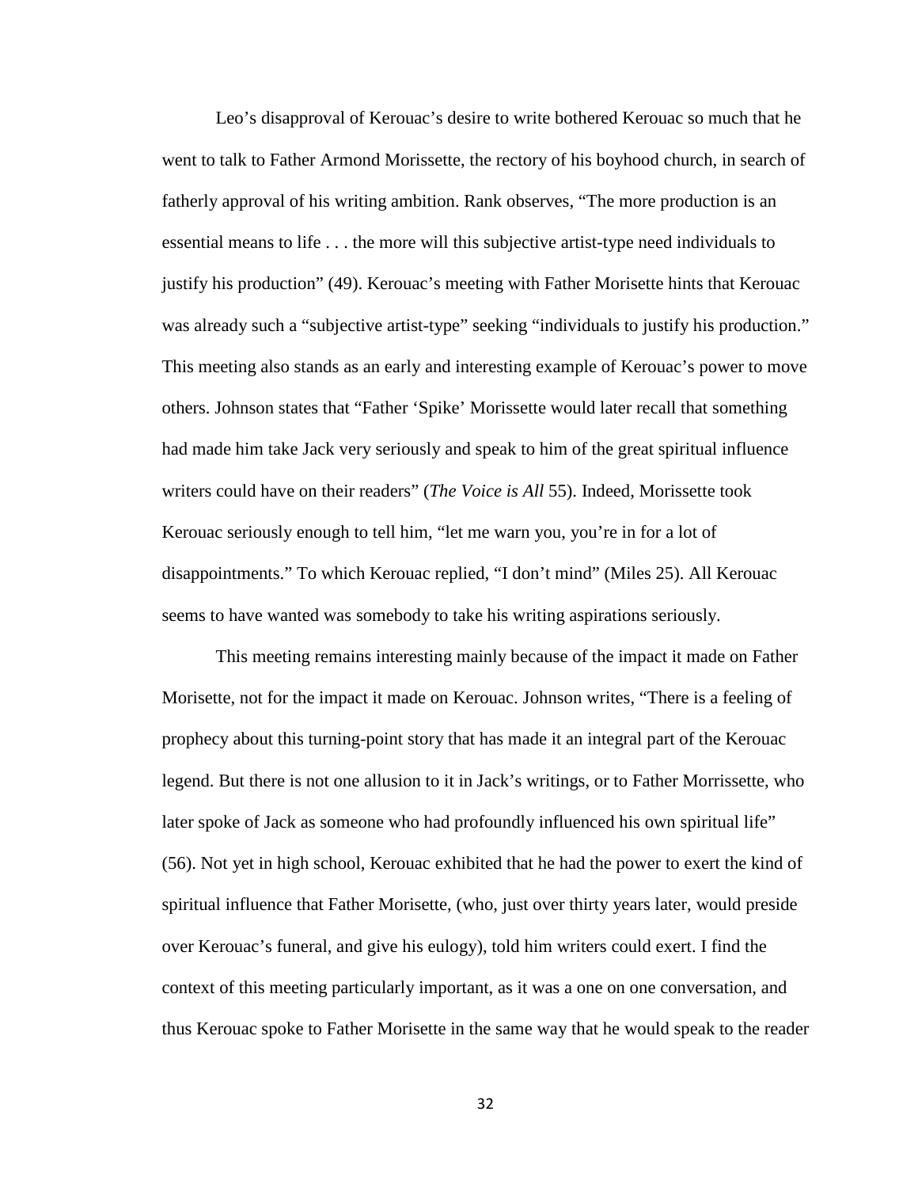Leo's disapproval of Kerouac's desire to write bothered Kerouac so much that he went to talk to Father Armond Morissette, the rectory of his boyhood church, in search of fatherly approval of his writing ambition. Rank observes, "The more production is an essential means to life . . . the more will this subjective artist-type need individuals to justify his production" (49). Kerouac's meeting with Father Morisette hints that Kerouac was already such a "subjective artist-type" seeking "individuals to justify his production." This meeting also stands as an early and interesting example of Kerouac's power to move others. Johnson states that "Father 'Spike' Morissette would later recall that something had made him take Jack very seriously and speak to him of the great spiritual influence writers could have on their readers" (*The Voice is All* 55). Indeed, Morissette took Kerouac seriously enough to tell him, "let me warn you, you're in for a lot of disappointments." To which Kerouac replied, "I don't mind" (Miles 25). All Kerouac seems to have wanted was somebody to take his writing aspirations seriously.

This meeting remains interesting mainly because of the impact it made on Father Morisette, not for the impact it made on Kerouac. Johnson writes, "There is a feeling of prophecy about this turning-point story that has made it an integral part of the Kerouac legend. But there is not one allusion to it in Jack's writings, or to Father Morrissette, who later spoke of Jack as someone who had profoundly influenced his own spiritual life" (56). Not yet in high school, Kerouac exhibited that he had the power to exert the kind of spiritual influence that Father Morisette, (who, just over thirty years later, would preside over Kerouac's funeral, and give his eulogy), told him writers could exert. I find the context of this meeting particularly important, as it was a one on one conversation, and thus Kerouac spoke to Father Morisette in the same way that he would speak to the reader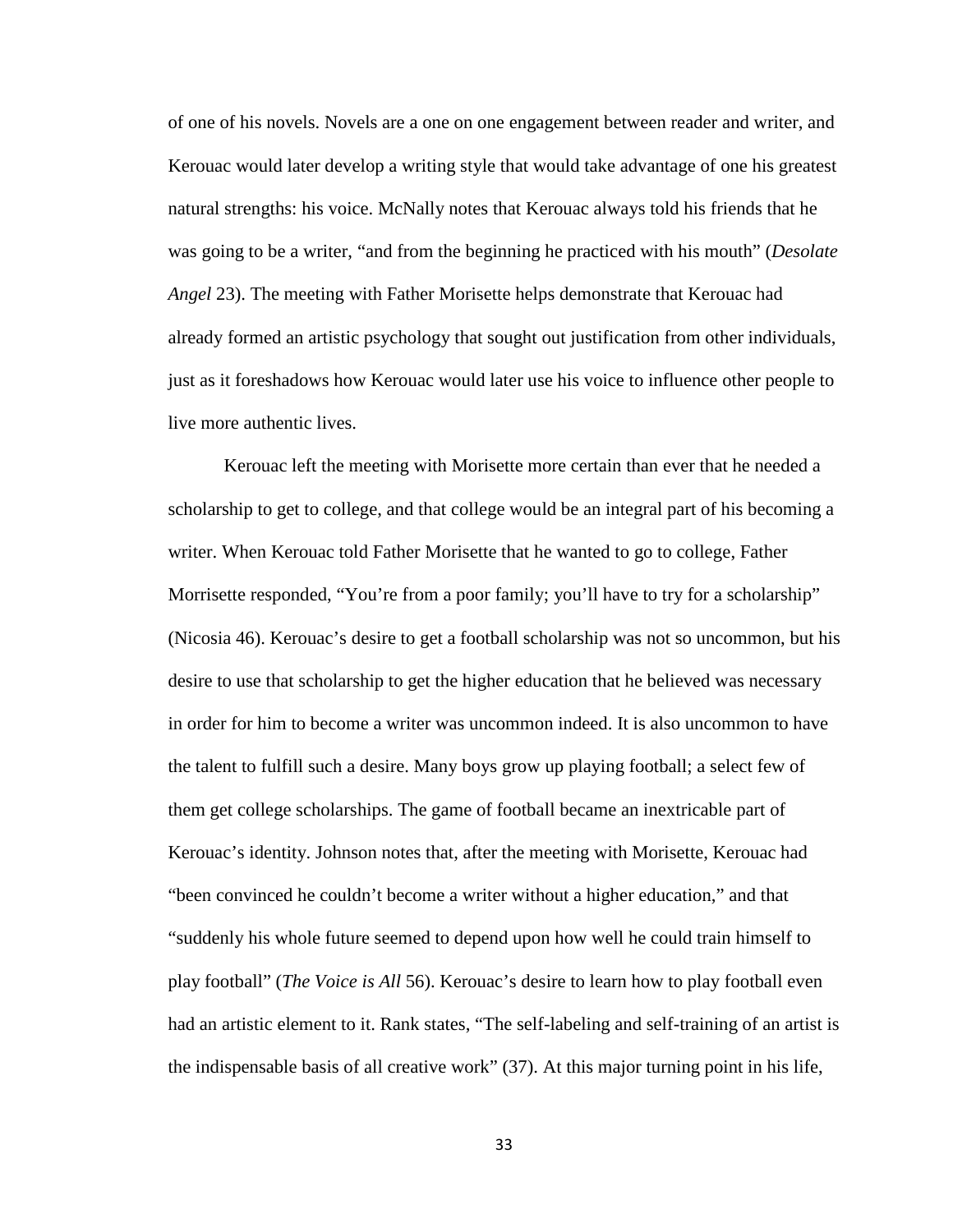of one of his novels. Novels are a one on one engagement between reader and writer, and Kerouac would later develop a writing style that would take advantage of one his greatest natural strengths: his voice. McNally notes that Kerouac always told his friends that he was going to be a writer, "and from the beginning he practiced with his mouth" (*Desolate Angel* 23). The meeting with Father Morisette helps demonstrate that Kerouac had already formed an artistic psychology that sought out justification from other individuals, just as it foreshadows how Kerouac would later use his voice to influence other people to live more authentic lives.

Kerouac left the meeting with Morisette more certain than ever that he needed a scholarship to get to college, and that college would be an integral part of his becoming a writer. When Kerouac told Father Morisette that he wanted to go to college, Father Morrisette responded, "You're from a poor family; you'll have to try for a scholarship" (Nicosia 46). Kerouac's desire to get a football scholarship was not so uncommon, but his desire to use that scholarship to get the higher education that he believed was necessary in order for him to become a writer was uncommon indeed. It is also uncommon to have the talent to fulfill such a desire. Many boys grow up playing football; a select few of them get college scholarships. The game of football became an inextricable part of Kerouac's identity. Johnson notes that, after the meeting with Morisette, Kerouac had "been convinced he couldn't become a writer without a higher education," and that "suddenly his whole future seemed to depend upon how well he could train himself to play football" (*The Voice is All* 56). Kerouac's desire to learn how to play football even had an artistic element to it. Rank states, "The self-labeling and self-training of an artist is the indispensable basis of all creative work" (37). At this major turning point in his life,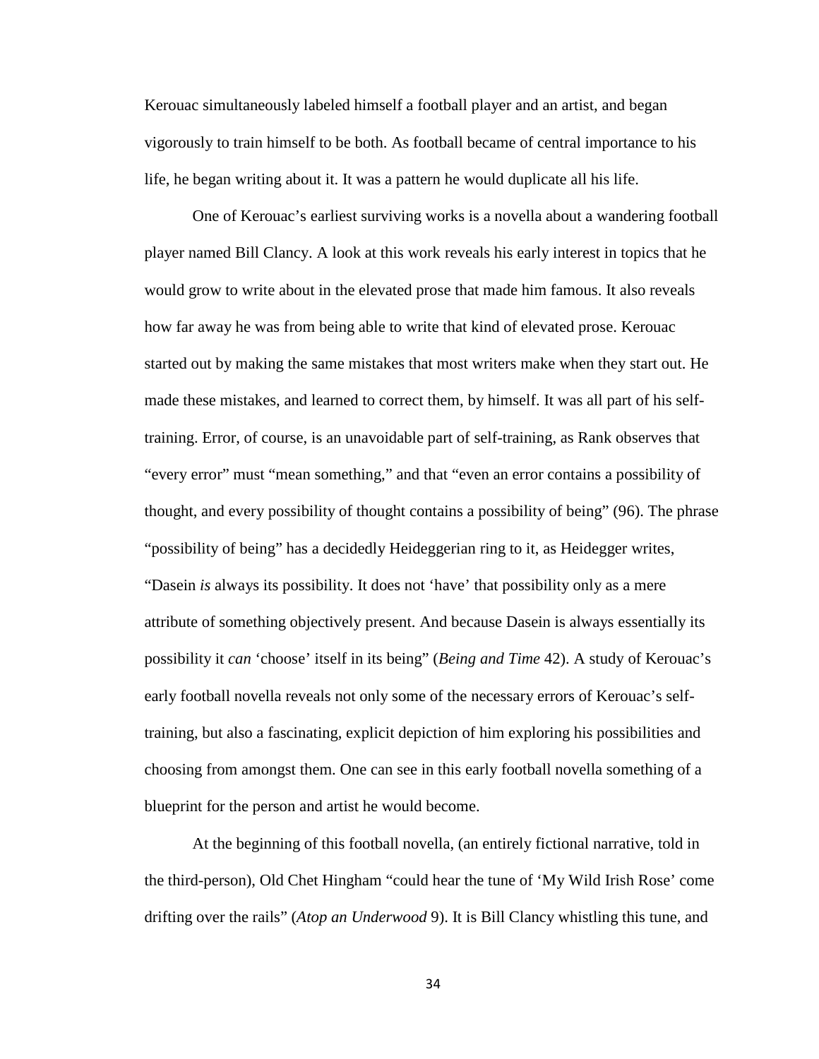Kerouac simultaneously labeled himself a football player and an artist, and began vigorously to train himself to be both. As football became of central importance to his life, he began writing about it. It was a pattern he would duplicate all his life.

One of Kerouac's earliest surviving works is a novella about a wandering football player named Bill Clancy. A look at this work reveals his early interest in topics that he would grow to write about in the elevated prose that made him famous. It also reveals how far away he was from being able to write that kind of elevated prose. Kerouac started out by making the same mistakes that most writers make when they start out. He made these mistakes, and learned to correct them, by himself. It was all part of his self-training. Error, of course, is an unavoidable part of self-training, as Rank observes that "every error" must "mean something," and that "even an error contains a possibility of thought, and every possibility of thought contains a possibility of being" (96). The phrase "possibility of being" has a decidedly Heideggerian ring to it, as Heidegger writes, "Dasein *is* always its possibility. It does not 'have' that possibility only as a mere attribute of something objectively present. And because Dasein is always essentially its possibility it *can* 'choose' itself in its being" (*Being and Time* 42). A study of Kerouac's early football novella reveals not only some of the necessary errors of Kerouac's self-training, but also a fascinating, explicit depiction of him exploring his possibilities and choosing from amongst them. One can see in this early football novella something of a blueprint for the person and artist he would become.

At the beginning of this football novella, (an entirely fictional narrative, told in the third-person), Old Chet Hingham "could hear the tune of 'My Wild Irish Rose' come drifting over the rails" (*Atop an Underwood* 9). It is Bill Clancy whistling this tune, and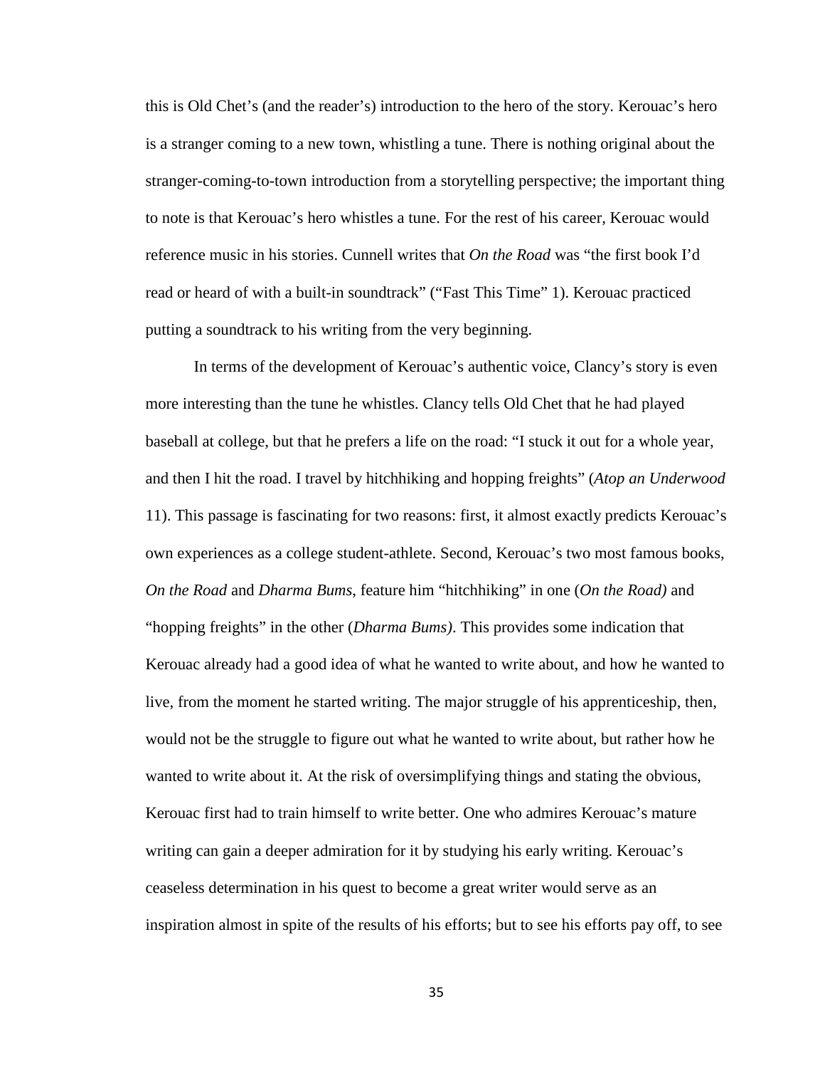this is Old Chet's (and the reader's) introduction to the hero of the story. Kerouac's hero is a stranger coming to a new town, whistling a tune. There is nothing original about the stranger-coming-to-town introduction from a storytelling perspective; the important thing to note is that Kerouac's hero whistles a tune. For the rest of his career, Kerouac would reference music in his stories. Cunnell writes that *On the Road* was "the first book I'd read or heard of with a built-in soundtrack" ("Fast This Time" 1). Kerouac practiced putting a soundtrack to his writing from the very beginning.

In terms of the development of Kerouac's authentic voice, Clancy's story is even more interesting than the tune he whistles. Clancy tells Old Chet that he had played baseball at college, but that he prefers a life on the road: "I stuck it out for a whole year, and then I hit the road. I travel by hitchhiking and hopping freights" (*Atop an Underwood* 11). This passage is fascinating for two reasons: first, it almost exactly predicts Kerouac's own experiences as a college student-athlete. Second, Kerouac's two most famous books, *On the Road* and *Dharma Bums*, feature him "hitchhiking" in one (*On the Road)* and "hopping freights" in the other (*Dharma Bums)*. This provides some indication that Kerouac already had a good idea of what he wanted to write about, and how he wanted to live, from the moment he started writing. The major struggle of his apprenticeship, then, would not be the struggle to figure out what he wanted to write about, but rather how he wanted to write about it. At the risk of oversimplifying things and stating the obvious, Kerouac first had to train himself to write better. One who admires Kerouac's mature writing can gain a deeper admiration for it by studying his early writing. Kerouac's ceaseless determination in his quest to become a great writer would serve as an inspiration almost in spite of the results of his efforts; but to see his efforts pay off, to see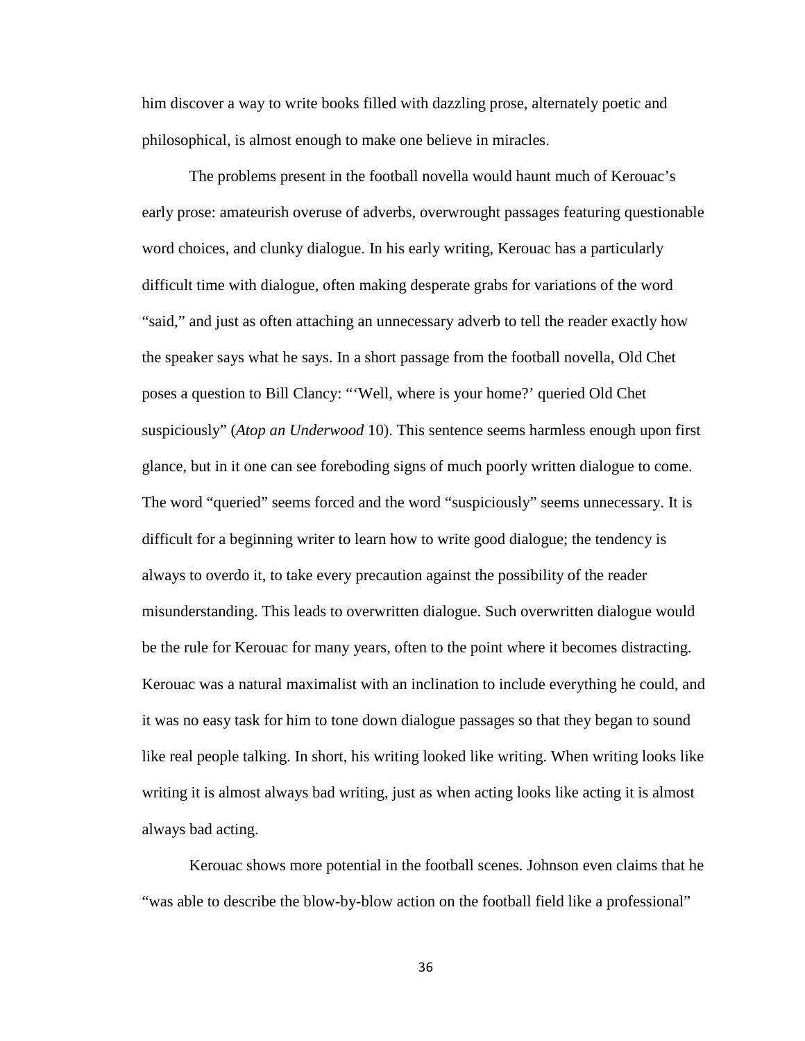him discover a way to write books filled with dazzling prose, alternately poetic and philosophical, is almost enough to make one believe in miracles.

The problems present in the football novella would haunt much of Kerouac's early prose: amateurish overuse of adverbs, overwrought passages featuring questionable word choices, and clunky dialogue. In his early writing, Kerouac has a particularly difficult time with dialogue, often making desperate grabs for variations of the word "said," and just as often attaching an unnecessary adverb to tell the reader exactly how the speaker says what he says. In a short passage from the football novella, Old Chet poses a question to Bill Clancy: "'Well, where is your home?' queried Old Chet suspiciously" (*Atop an Underwood* 10). This sentence seems harmless enough upon first glance, but in it one can see foreboding signs of much poorly written dialogue to come. The word "queried" seems forced and the word "suspiciously" seems unnecessary. It is difficult for a beginning writer to learn how to write good dialogue; the tendency is always to overdo it, to take every precaution against the possibility of the reader misunderstanding. This leads to overwritten dialogue. Such overwritten dialogue would be the rule for Kerouac for many years, often to the point where it becomes distracting. Kerouac was a natural maximalist with an inclination to include everything he could, and it was no easy task for him to tone down dialogue passages so that they began to sound like real people talking. In short, his writing looked like writing. When writing looks like writing it is almost always bad writing, just as when acting looks like acting it is almost always bad acting.

Kerouac shows more potential in the football scenes. Johnson even claims that he "was able to describe the blow-by-blow action on the football field like a professional"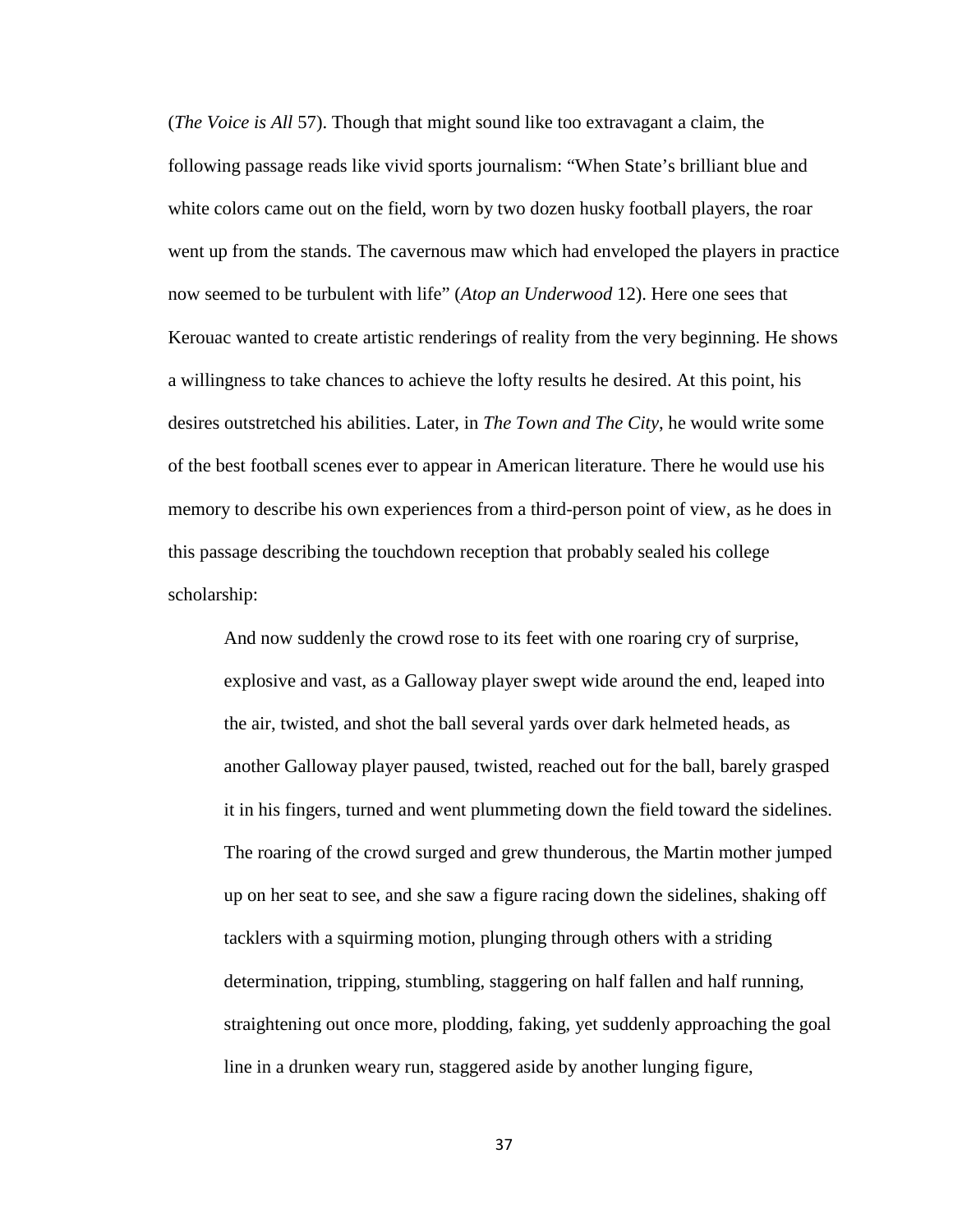(*The Voice is All* 57). Though that might sound like too extravagant a claim, the following passage reads like vivid sports journalism: "When State's brilliant blue and white colors came out on the field, worn by two dozen husky football players, the roar went up from the stands. The cavernous maw which had enveloped the players in practice now seemed to be turbulent with life" (*Atop an Underwood* 12). Here one sees that Kerouac wanted to create artistic renderings of reality from the very beginning. He shows a willingness to take chances to achieve the lofty results he desired. At this point, his desires outstretched his abilities. Later, in *The Town and The City*, he would write some of the best football scenes ever to appear in American literature. There he would use his memory to describe his own experiences from a third-person point of view, as he does in this passage describing the touchdown reception that probably sealed his college scholarship:

> And now suddenly the crowd rose to its feet with one roaring cry of surprise, explosive and vast, as a Galloway player swept wide around the end, leaped into the air, twisted, and shot the ball several yards over dark helmeted heads, as another Galloway player paused, twisted, reached out for the ball, barely grasped it in his fingers, turned and went plummeting down the field toward the sidelines. The roaring of the crowd surged and grew thunderous, the Martin mother jumped up on her seat to see, and she saw a figure racing down the sidelines, shaking off tacklers with a squirming motion, plunging through others with a striding determination, tripping, stumbling, staggering on half fallen and half running, straightening out once more, plodding, faking, yet suddenly approaching the goal line in a drunken weary run, staggered aside by another lunging figure,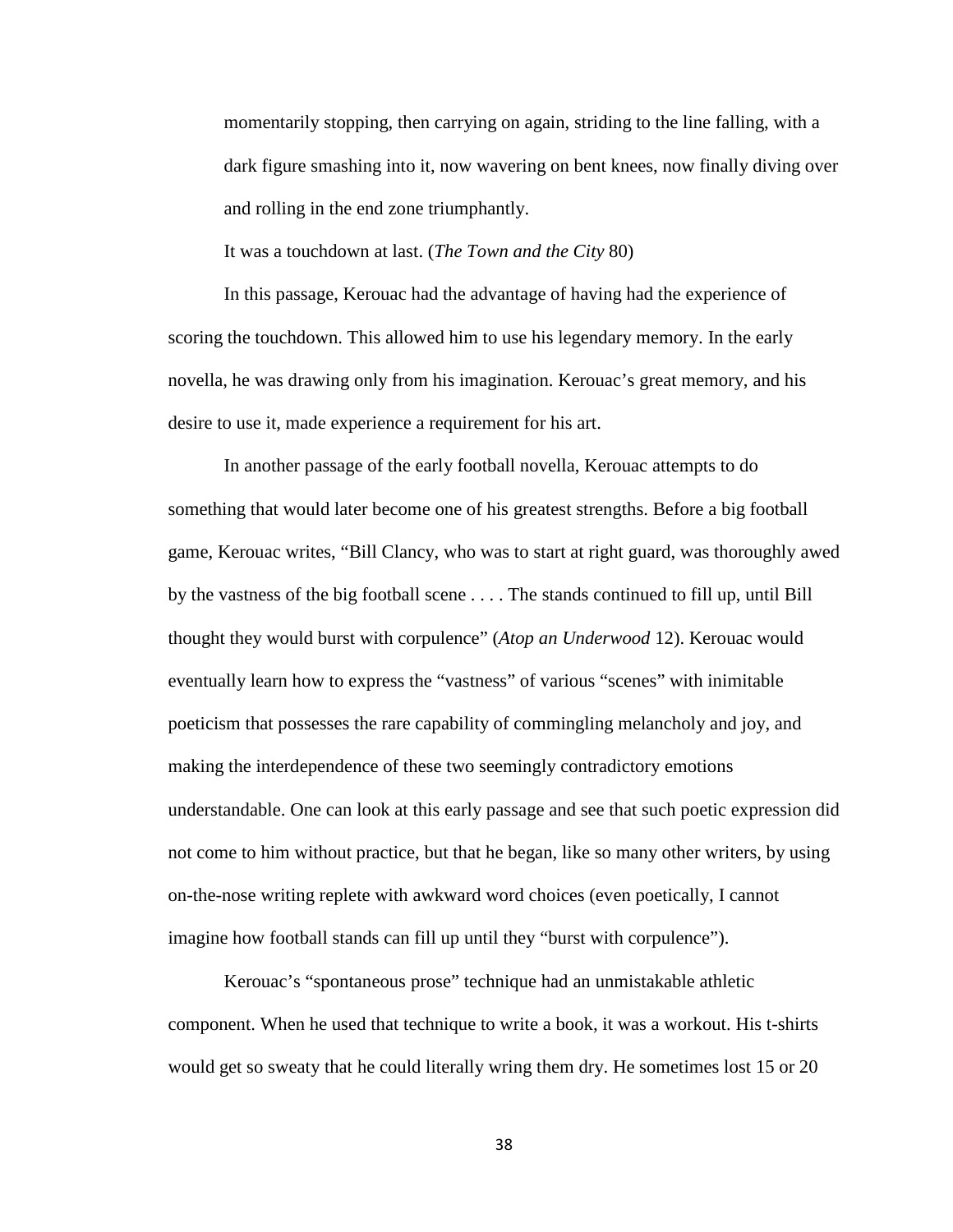momentarily stopping, then carrying on again, striding to the line falling, with a dark figure smashing into it, now wavering on bent knees, now finally diving over and rolling in the end zone triumphantly.

It was a touchdown at last. (*The Town and the City* 80)

In this passage, Kerouac had the advantage of having had the experience of scoring the touchdown. This allowed him to use his legendary memory. In the early novella, he was drawing only from his imagination. Kerouac's great memory, and his desire to use it, made experience a requirement for his art.

In another passage of the early football novella, Kerouac attempts to do something that would later become one of his greatest strengths. Before a big football game, Kerouac writes, "Bill Clancy, who was to start at right guard, was thoroughly awed by the vastness of the big football scene . . . . The stands continued to fill up, until Bill thought they would burst with corpulence" (*Atop an Underwood* 12). Kerouac would eventually learn how to express the "vastness" of various "scenes" with inimitable poeticism that possesses the rare capability of commingling melancholy and joy, and making the interdependence of these two seemingly contradictory emotions understandable. One can look at this early passage and see that such poetic expression did not come to him without practice, but that he began, like so many other writers, by using on-the-nose writing replete with awkward word choices (even poetically, I cannot imagine how football stands can fill up until they "burst with corpulence").

Kerouac's "spontaneous prose" technique had an unmistakable athletic component. When he used that technique to write a book, it was a workout. His t-shirts would get so sweaty that he could literally wring them dry. He sometimes lost 15 or 20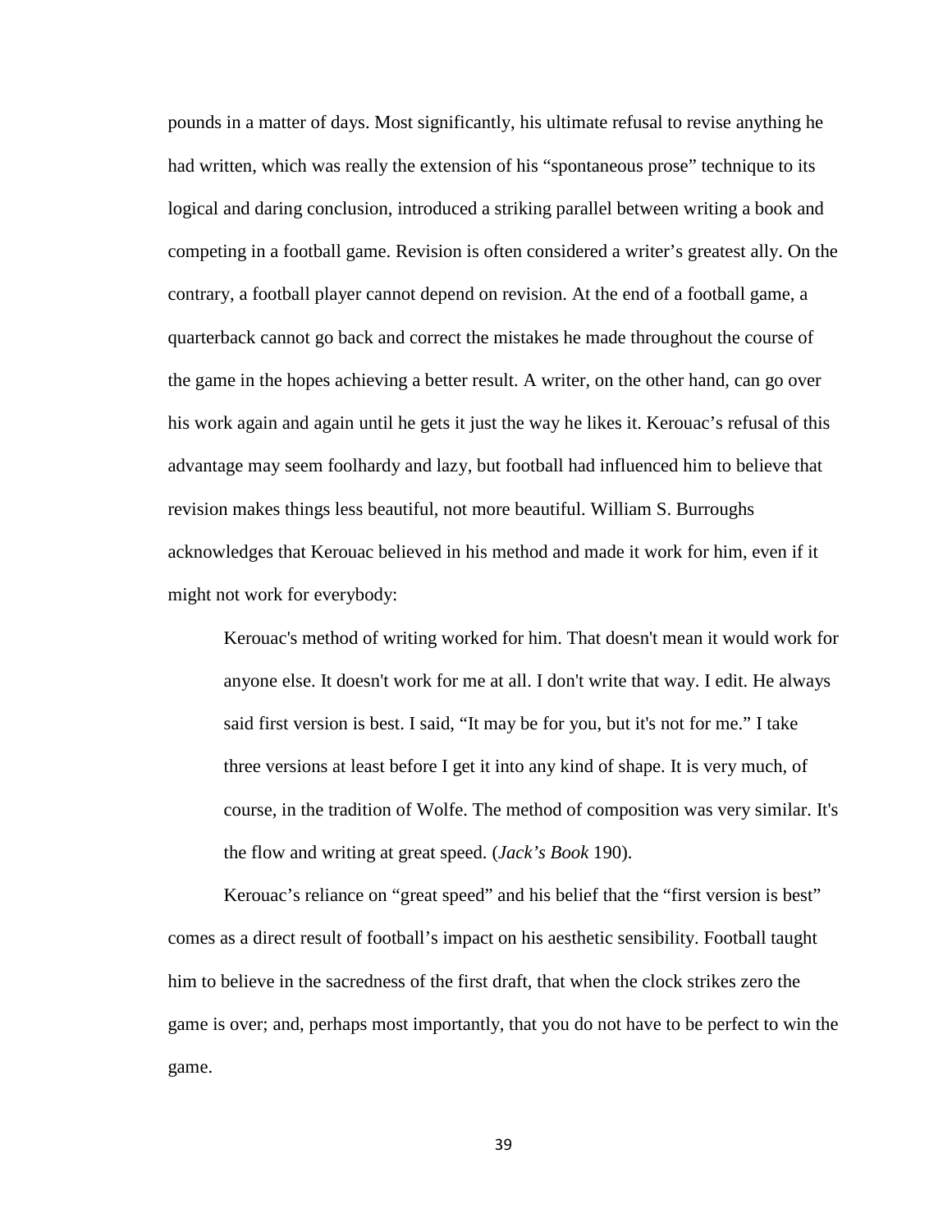pounds in a matter of days. Most significantly, his ultimate refusal to revise anything he had written, which was really the extension of his "spontaneous prose" technique to its logical and daring conclusion, introduced a striking parallel between writing a book and competing in a football game. Revision is often considered a writer's greatest ally. On the contrary, a football player cannot depend on revision. At the end of a football game, a quarterback cannot go back and correct the mistakes he made throughout the course of the game in the hopes achieving a better result. A writer, on the other hand, can go over his work again and again until he gets it just the way he likes it. Kerouac's refusal of this advantage may seem foolhardy and lazy, but football had influenced him to believe that revision makes things less beautiful, not more beautiful. William S. Burroughs acknowledges that Kerouac believed in his method and made it work for him, even if it might not work for everybody:

> Kerouac's method of writing worked for him. That doesn't mean it would work for anyone else. It doesn't work for me at all. I don't write that way. I edit. He always said first version is best. I said, "It may be for you, but it's not for me." I take three versions at least before I get it into any kind of shape. It is very much, of course, in the tradition of Wolfe. The method of composition was very similar. It's the flow and writing at great speed. (*Jack's Book* 190).

Kerouac's reliance on "great speed" and his belief that the "first version is best" comes as a direct result of football's impact on his aesthetic sensibility. Football taught him to believe in the sacredness of the first draft, that when the clock strikes zero the game is over; and, perhaps most importantly, that you do not have to be perfect to win the game.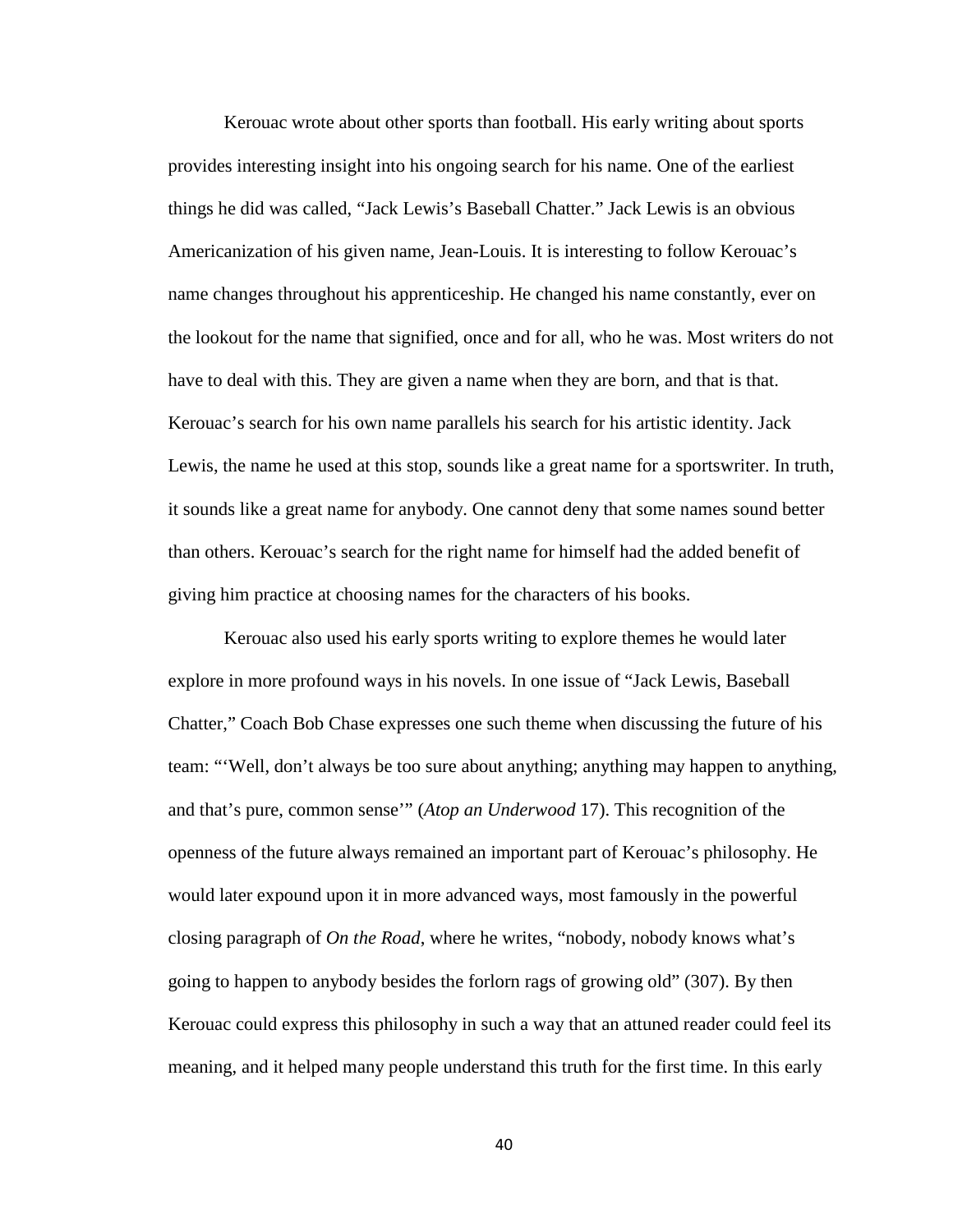Kerouac wrote about other sports than football. His early writing about sports provides interesting insight into his ongoing search for his name. One of the earliest things he did was called, "Jack Lewis's Baseball Chatter." Jack Lewis is an obvious Americanization of his given name, Jean-Louis. It is interesting to follow Kerouac's name changes throughout his apprenticeship. He changed his name constantly, ever on the lookout for the name that signified, once and for all, who he was. Most writers do not have to deal with this. They are given a name when they are born, and that is that. Kerouac's search for his own name parallels his search for his artistic identity. Jack Lewis, the name he used at this stop, sounds like a great name for a sportswriter. In truth, it sounds like a great name for anybody. One cannot deny that some names sound better than others. Kerouac's search for the right name for himself had the added benefit of giving him practice at choosing names for the characters of his books.

Kerouac also used his early sports writing to explore themes he would later explore in more profound ways in his novels. In one issue of "Jack Lewis, Baseball Chatter," Coach Bob Chase expresses one such theme when discussing the future of his team: "'Well, don't always be too sure about anything; anything may happen to anything, and that's pure, common sense'" (*Atop an Underwood* 17). This recognition of the openness of the future always remained an important part of Kerouac's philosophy. He would later expound upon it in more advanced ways, most famously in the powerful closing paragraph of *On the Road*, where he writes, "nobody, nobody knows what's going to happen to anybody besides the forlorn rags of growing old" (307). By then Kerouac could express this philosophy in such a way that an attuned reader could feel its meaning, and it helped many people understand this truth for the first time. In this early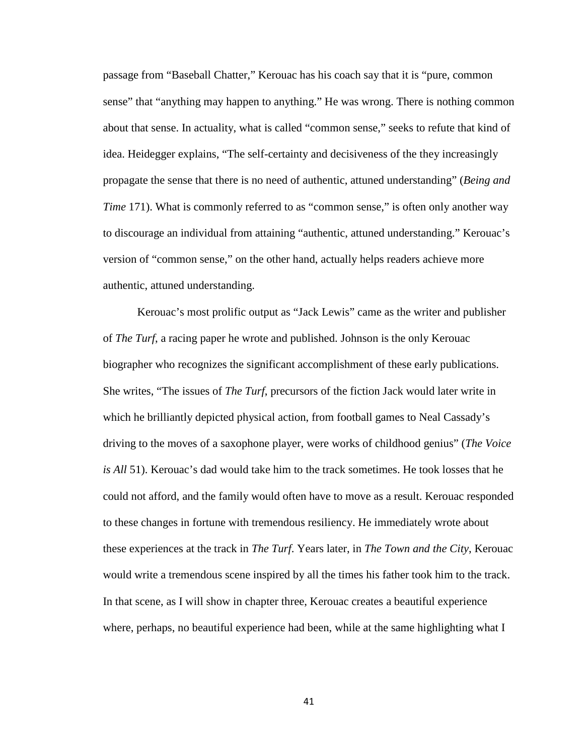passage from "Baseball Chatter," Kerouac has his coach say that it is "pure, common sense" that "anything may happen to anything." He was wrong. There is nothing common about that sense. In actuality, what is called "common sense," seeks to refute that kind of idea. Heidegger explains, "The self-certainty and decisiveness of the they increasingly propagate the sense that there is no need of authentic, attuned understanding" (*Being and Time* 171). What is commonly referred to as "common sense," is often only another way to discourage an individual from attaining "authentic, attuned understanding." Kerouac's version of "common sense," on the other hand, actually helps readers achieve more authentic, attuned understanding.

Kerouac's most prolific output as "Jack Lewis" came as the writer and publisher of *The Turf*, a racing paper he wrote and published. Johnson is the only Kerouac biographer who recognizes the significant accomplishment of these early publications. She writes, "The issues of *The Turf*, precursors of the fiction Jack would later write in which he brilliantly depicted physical action, from football games to Neal Cassady's driving to the moves of a saxophone player, were works of childhood genius" (*The Voice is All* 51). Kerouac's dad would take him to the track sometimes. He took losses that he could not afford, and the family would often have to move as a result. Kerouac responded to these changes in fortune with tremendous resiliency. He immediately wrote about these experiences at the track in *The Turf*. Years later, in *The Town and the City*, Kerouac would write a tremendous scene inspired by all the times his father took him to the track. In that scene, as I will show in chapter three, Kerouac creates a beautiful experience where, perhaps, no beautiful experience had been, while at the same highlighting what I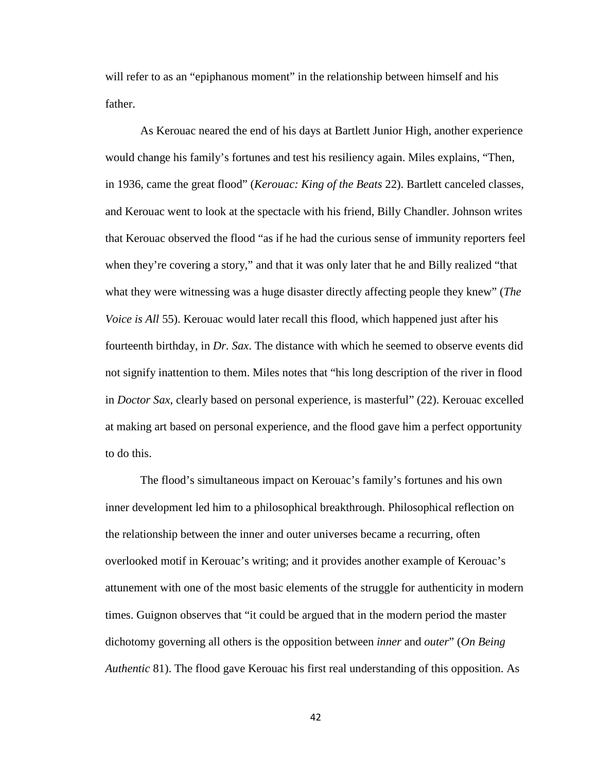will refer to as an "epiphanous moment" in the relationship between himself and his father.

As Kerouac neared the end of his days at Bartlett Junior High, another experience would change his family's fortunes and test his resiliency again. Miles explains, "Then, in 1936, came the great flood" (*Kerouac: King of the Beats* 22). Bartlett canceled classes, and Kerouac went to look at the spectacle with his friend, Billy Chandler. Johnson writes that Kerouac observed the flood "as if he had the curious sense of immunity reporters feel when they're covering a story," and that it was only later that he and Billy realized "that what they were witnessing was a huge disaster directly affecting people they knew" (*The Voice is All* 55). Kerouac would later recall this flood, which happened just after his fourteenth birthday, in *Dr. Sax*. The distance with which he seemed to observe events did not signify inattention to them. Miles notes that "his long description of the river in flood in *Doctor Sax*, clearly based on personal experience, is masterful" (22). Kerouac excelled at making art based on personal experience, and the flood gave him a perfect opportunity to do this.

The flood's simultaneous impact on Kerouac's family's fortunes and his own inner development led him to a philosophical breakthrough. Philosophical reflection on the relationship between the inner and outer universes became a recurring, often overlooked motif in Kerouac's writing; and it provides another example of Kerouac's attunement with one of the most basic elements of the struggle for authenticity in modern times. Guignon observes that "it could be argued that in the modern period the master dichotomy governing all others is the opposition between *inner* and *outer*" (*On Being Authentic* 81). The flood gave Kerouac his first real understanding of this opposition. As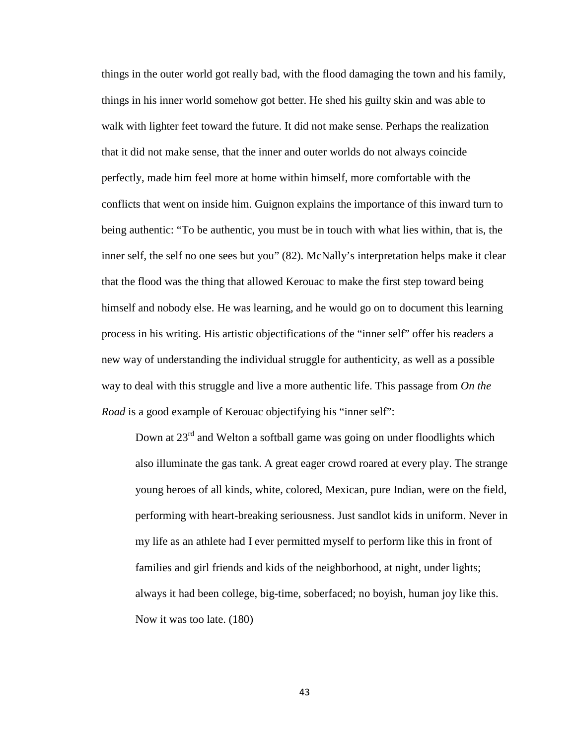things in the outer world got really bad, with the flood damaging the town and his family, things in his inner world somehow got better. He shed his guilty skin and was able to walk with lighter feet toward the future. It did not make sense. Perhaps the realization that it did not make sense, that the inner and outer worlds do not always coincide perfectly, made him feel more at home within himself, more comfortable with the conflicts that went on inside him. Guignon explains the importance of this inward turn to being authentic: "To be authentic, you must be in touch with what lies within, that is, the inner self, the self no one sees but you" (82). McNally's interpretation helps make it clear that the flood was the thing that allowed Kerouac to make the first step toward being himself and nobody else. He was learning, and he would go on to document this learning process in his writing. His artistic objectifications of the "inner self" offer his readers a new way of understanding the individual struggle for authenticity, as well as a possible way to deal with this struggle and live a more authentic life. This passage from *On the Road* is a good example of Kerouac objectifying his "inner self":

> Down at 23rd and Welton a softball game was going on under floodlights which also illuminate the gas tank. A great eager crowd roared at every play. The strange young heroes of all kinds, white, colored, Mexican, pure Indian, were on the field, performing with heart-breaking seriousness. Just sandlot kids in uniform. Never in my life as an athlete had I ever permitted myself to perform like this in front of families and girl friends and kids of the neighborhood, at night, under lights; always it had been college, big-time, soberfaced; no boyish, human joy like this. Now it was too late. (180)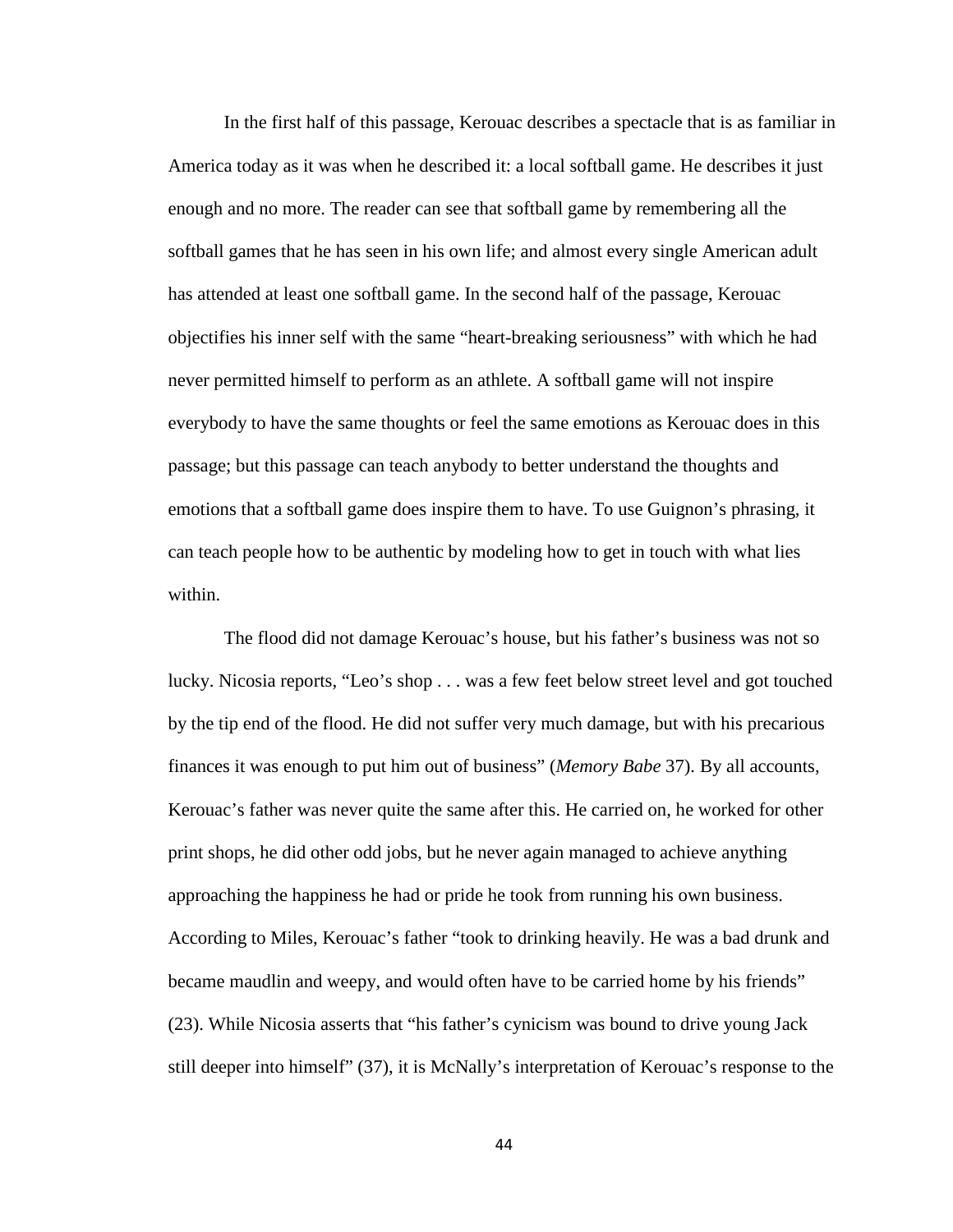In the first half of this passage, Kerouac describes a spectacle that is as familiar in America today as it was when he described it: a local softball game. He describes it just enough and no more. The reader can see that softball game by remembering all the softball games that he has seen in his own life; and almost every single American adult has attended at least one softball game. In the second half of the passage, Kerouac objectifies his inner self with the same "heart-breaking seriousness" with which he had never permitted himself to perform as an athlete. A softball game will not inspire everybody to have the same thoughts or feel the same emotions as Kerouac does in this passage; but this passage can teach anybody to better understand the thoughts and emotions that a softball game does inspire them to have. To use Guignon's phrasing, it can teach people how to be authentic by modeling how to get in touch with what lies within.

The flood did not damage Kerouac's house, but his father's business was not so lucky. Nicosia reports, "Leo's shop . . . was a few feet below street level and got touched by the tip end of the flood. He did not suffer very much damage, but with his precarious finances it was enough to put him out of business" (*Memory Babe* 37). By all accounts, Kerouac's father was never quite the same after this. He carried on, he worked for other print shops, he did other odd jobs, but he never again managed to achieve anything approaching the happiness he had or pride he took from running his own business. According to Miles, Kerouac's father "took to drinking heavily. He was a bad drunk and became maudlin and weepy, and would often have to be carried home by his friends" (23). While Nicosia asserts that "his father's cynicism was bound to drive young Jack still deeper into himself" (37), it is McNally's interpretation of Kerouac's response to the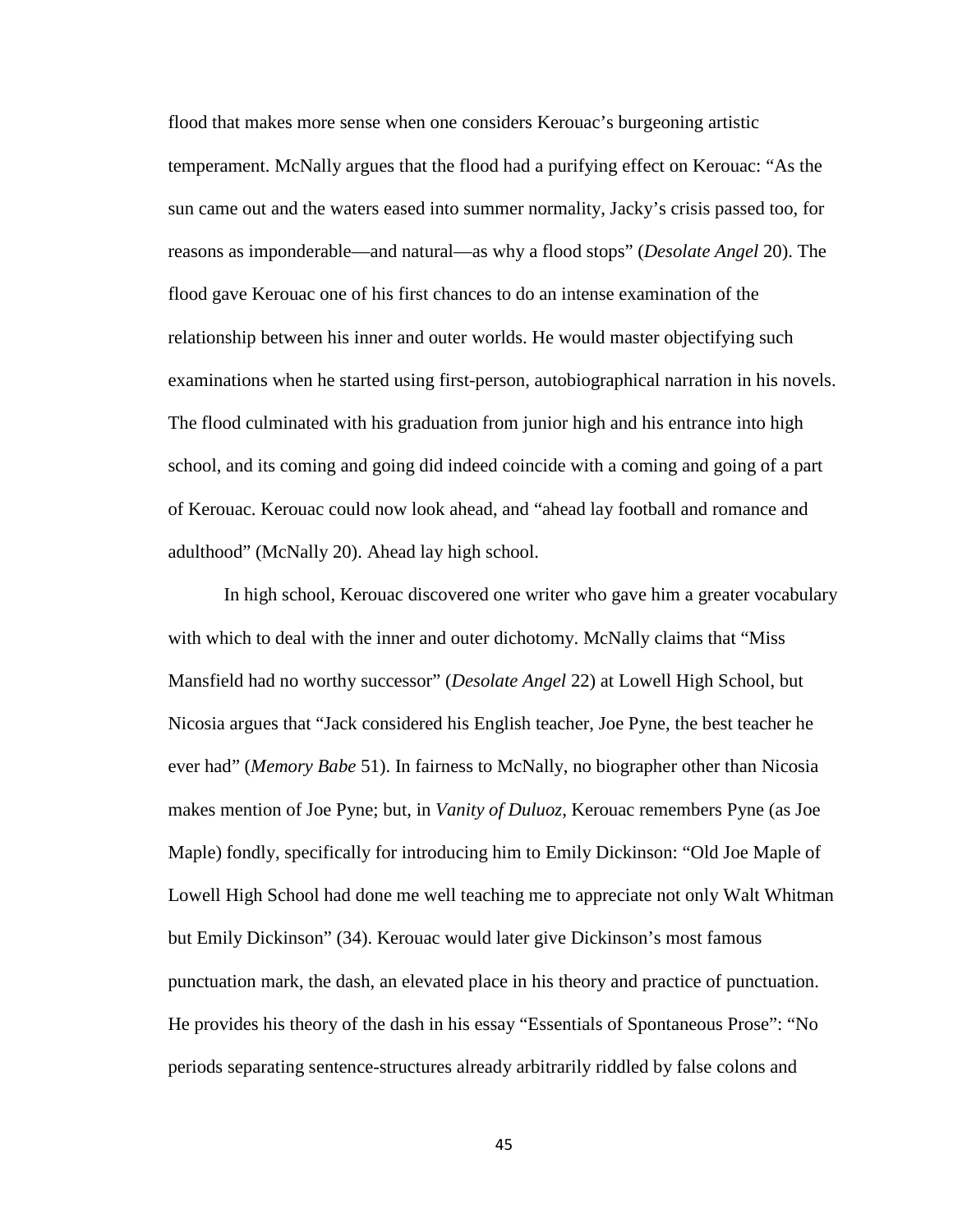flood that makes more sense when one considers Kerouac's burgeoning artistic temperament. McNally argues that the flood had a purifying effect on Kerouac: "As the sun came out and the waters eased into summer normality, Jacky's crisis passed too, for reasons as imponderable—and natural—as why a flood stops" (*Desolate Angel* 20). The flood gave Kerouac one of his first chances to do an intense examination of the relationship between his inner and outer worlds. He would master objectifying such examinations when he started using first-person, autobiographical narration in his novels. The flood culminated with his graduation from junior high and his entrance into high school, and its coming and going did indeed coincide with a coming and going of a part of Kerouac. Kerouac could now look ahead, and "ahead lay football and romance and adulthood" (McNally 20). Ahead lay high school.

In high school, Kerouac discovered one writer who gave him a greater vocabulary with which to deal with the inner and outer dichotomy. McNally claims that "Miss Mansfield had no worthy successor" (*Desolate Angel* 22) at Lowell High School, but Nicosia argues that "Jack considered his English teacher, Joe Pyne, the best teacher he ever had" (*Memory Babe* 51). In fairness to McNally, no biographer other than Nicosia makes mention of Joe Pyne; but, in *Vanity of Duluoz*, Kerouac remembers Pyne (as Joe Maple) fondly, specifically for introducing him to Emily Dickinson: "Old Joe Maple of Lowell High School had done me well teaching me to appreciate not only Walt Whitman but Emily Dickinson" (34). Kerouac would later give Dickinson's most famous punctuation mark, the dash, an elevated place in his theory and practice of punctuation. He provides his theory of the dash in his essay "Essentials of Spontaneous Prose": "No periods separating sentence-structures already arbitrarily riddled by false colons and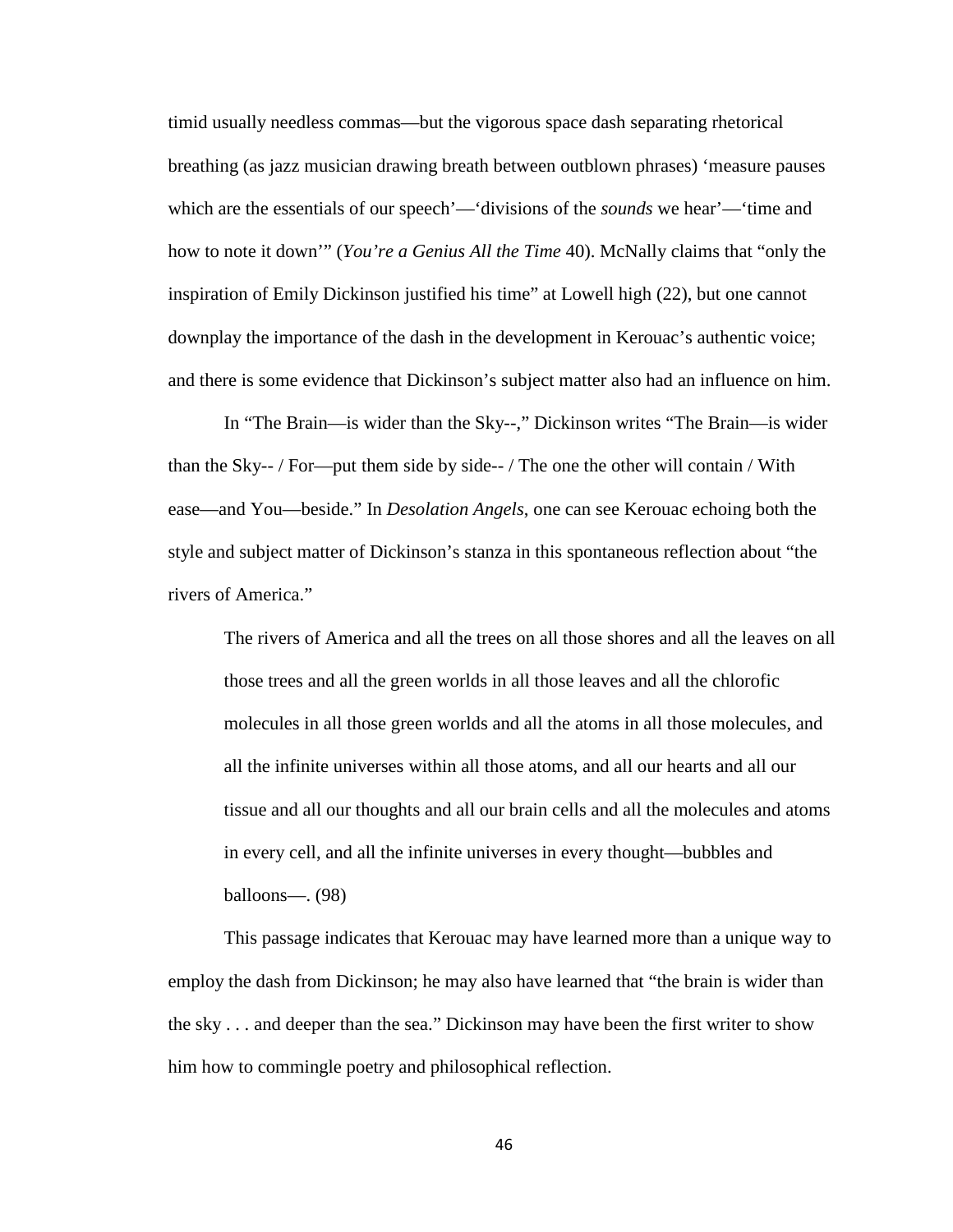timid usually needless commas—but the vigorous space dash separating rhetorical breathing (as jazz musician drawing breath between outblown phrases) 'measure pauses which are the essentials of our speech'—'divisions of the *sounds* we hear'—'time and how to note it down'" (*You're a Genius All the Time* 40). McNally claims that "only the inspiration of Emily Dickinson justified his time" at Lowell high (22), but one cannot downplay the importance of the dash in the development in Kerouac's authentic voice; and there is some evidence that Dickinson's subject matter also had an influence on him.

In "The Brain—is wider than the Sky--," Dickinson writes "The Brain—is wider than the Sky-- / For—put them side by side-- / The one the other will contain / With ease—and You—beside." In *Desolation Angels*, one can see Kerouac echoing both the style and subject matter of Dickinson's stanza in this spontaneous reflection about "the rivers of America."

> The rivers of America and all the trees on all those shores and all the leaves on all those trees and all the green worlds in all those leaves and all the chlorofic molecules in all those green worlds and all the atoms in all those molecules, and all the infinite universes within all those atoms, and all our hearts and all our tissue and all our thoughts and all our brain cells and all the molecules and atoms in every cell, and all the infinite universes in every thought—bubbles and balloons—. (98)

This passage indicates that Kerouac may have learned more than a unique way to employ the dash from Dickinson; he may also have learned that "the brain is wider than the sky . . . and deeper than the sea." Dickinson may have been the first writer to show him how to commingle poetry and philosophical reflection.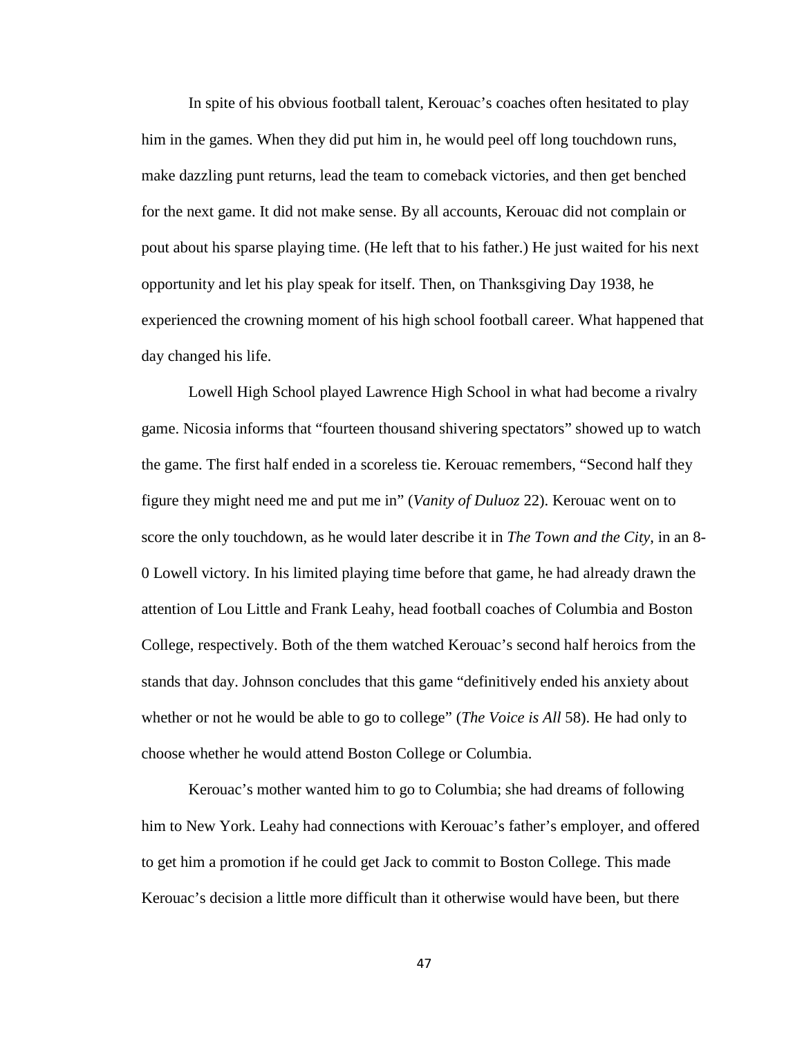In spite of his obvious football talent, Kerouac's coaches often hesitated to play him in the games. When they did put him in, he would peel off long touchdown runs, make dazzling punt returns, lead the team to comeback victories, and then get benched for the next game. It did not make sense. By all accounts, Kerouac did not complain or pout about his sparse playing time. (He left that to his father.) He just waited for his next opportunity and let his play speak for itself. Then, on Thanksgiving Day 1938, he experienced the crowning moment of his high school football career. What happened that day changed his life.

Lowell High School played Lawrence High School in what had become a rivalry game. Nicosia informs that "fourteen thousand shivering spectators" showed up to watch the game. The first half ended in a scoreless tie. Kerouac remembers, "Second half they figure they might need me and put me in" (*Vanity of Duluoz* 22). Kerouac went on to score the only touchdown, as he would later describe it in *The Town and the City*, in an 8-0 Lowell victory. In his limited playing time before that game, he had already drawn the attention of Lou Little and Frank Leahy, head football coaches of Columbia and Boston College, respectively. Both of the them watched Kerouac's second half heroics from the stands that day. Johnson concludes that this game "definitively ended his anxiety about whether or not he would be able to go to college" (*The Voice is All* 58). He had only to choose whether he would attend Boston College or Columbia.

Kerouac's mother wanted him to go to Columbia; she had dreams of following him to New York. Leahy had connections with Kerouac's father's employer, and offered to get him a promotion if he could get Jack to commit to Boston College. This made Kerouac's decision a little more difficult than it otherwise would have been, but there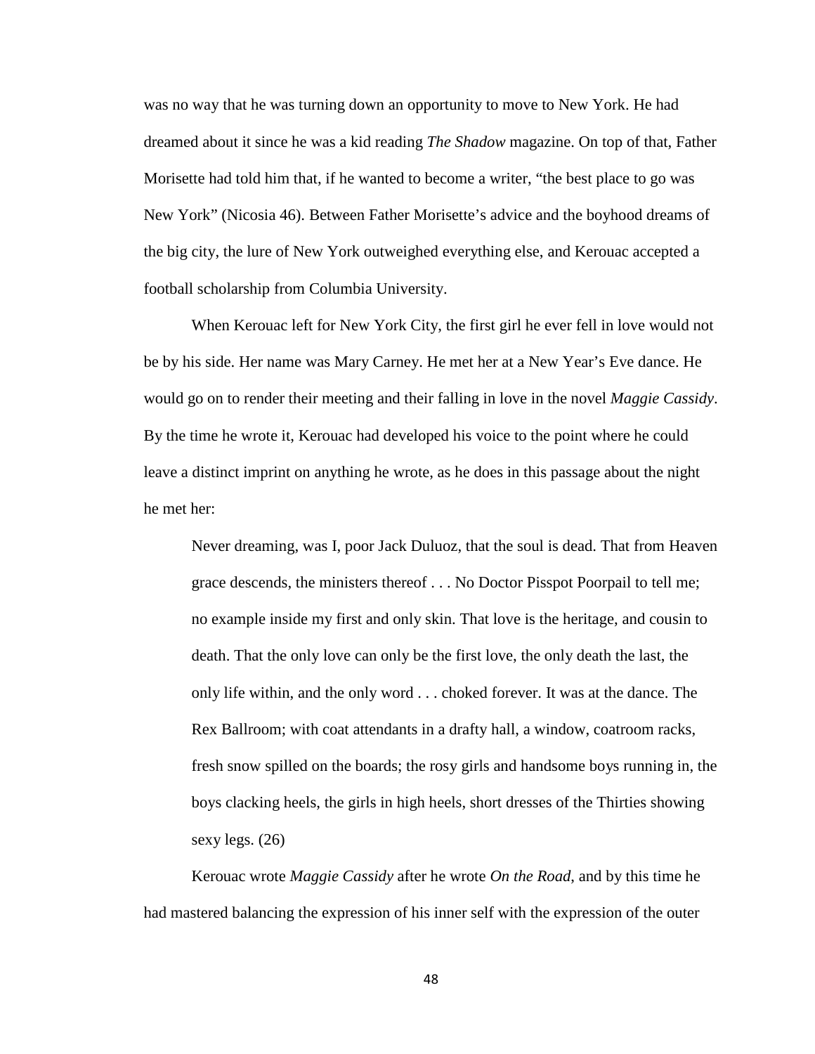was no way that he was turning down an opportunity to move to New York. He had dreamed about it since he was a kid reading *The Shadow* magazine. On top of that, Father Morisette had told him that, if he wanted to become a writer, “the best place to go was New York” (Nicosia 46). Between Father Morisette’s advice and the boyhood dreams of the big city, the lure of New York outweighed everything else, and Kerouac accepted a football scholarship from Columbia University.

When Kerouac left for New York City, the first girl he ever fell in love would not be by his side. Her name was Mary Carney. He met her at a New Year’s Eve dance. He would go on to render their meeting and their falling in love in the novel *Maggie Cassidy*. By the time he wrote it, Kerouac had developed his voice to the point where he could leave a distinct imprint on anything he wrote, as he does in this passage about the night he met her:

> Never dreaming, was I, poor Jack Duluoz, that the soul is dead. That from Heaven grace descends, the ministers thereof . . . No Doctor Pisspot Poorpail to tell me; no example inside my first and only skin. That love is the heritage, and cousin to death. That the only love can only be the first love, the only death the last, the only life within, and the only word . . . choked forever. It was at the dance. The Rex Ballroom; with coat attendants in a drafty hall, a window, coatroom racks, fresh snow spilled on the boards; the rosy girls and handsome boys running in, the boys clacking heels, the girls in high heels, short dresses of the Thirties showing sexy legs. (26)

Kerouac wrote *Maggie Cassidy* after he wrote *On the Road*, and by this time he had mastered balancing the expression of his inner self with the expression of the outer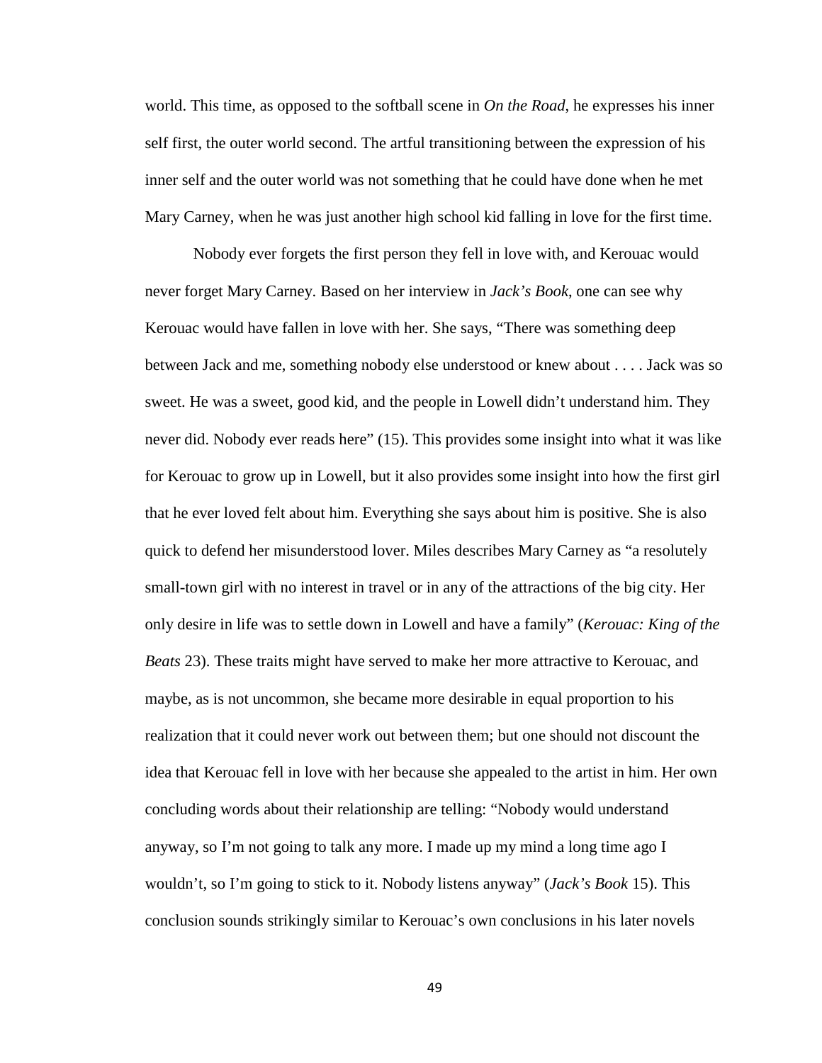world. This time, as opposed to the softball scene in *On the Road*, he expresses his inner self first, the outer world second. The artful transitioning between the expression of his inner self and the outer world was not something that he could have done when he met Mary Carney, when he was just another high school kid falling in love for the first time.

Nobody ever forgets the first person they fell in love with, and Kerouac would never forget Mary Carney. Based on her interview in *Jack's Book*, one can see why Kerouac would have fallen in love with her. She says, "There was something deep between Jack and me, something nobody else understood or knew about . . . . Jack was so sweet. He was a sweet, good kid, and the people in Lowell didn't understand him. They never did. Nobody ever reads here" (15). This provides some insight into what it was like for Kerouac to grow up in Lowell, but it also provides some insight into how the first girl that he ever loved felt about him. Everything she says about him is positive. She is also quick to defend her misunderstood lover. Miles describes Mary Carney as "a resolutely small-town girl with no interest in travel or in any of the attractions of the big city. Her only desire in life was to settle down in Lowell and have a family" (*Kerouac: King of the Beats* 23). These traits might have served to make her more attractive to Kerouac, and maybe, as is not uncommon, she became more desirable in equal proportion to his realization that it could never work out between them; but one should not discount the idea that Kerouac fell in love with her because she appealed to the artist in him. Her own concluding words about their relationship are telling: "Nobody would understand anyway, so I'm not going to talk any more. I made up my mind a long time ago I wouldn't, so I'm going to stick to it. Nobody listens anyway" (*Jack's Book* 15). This conclusion sounds strikingly similar to Kerouac's own conclusions in his later novels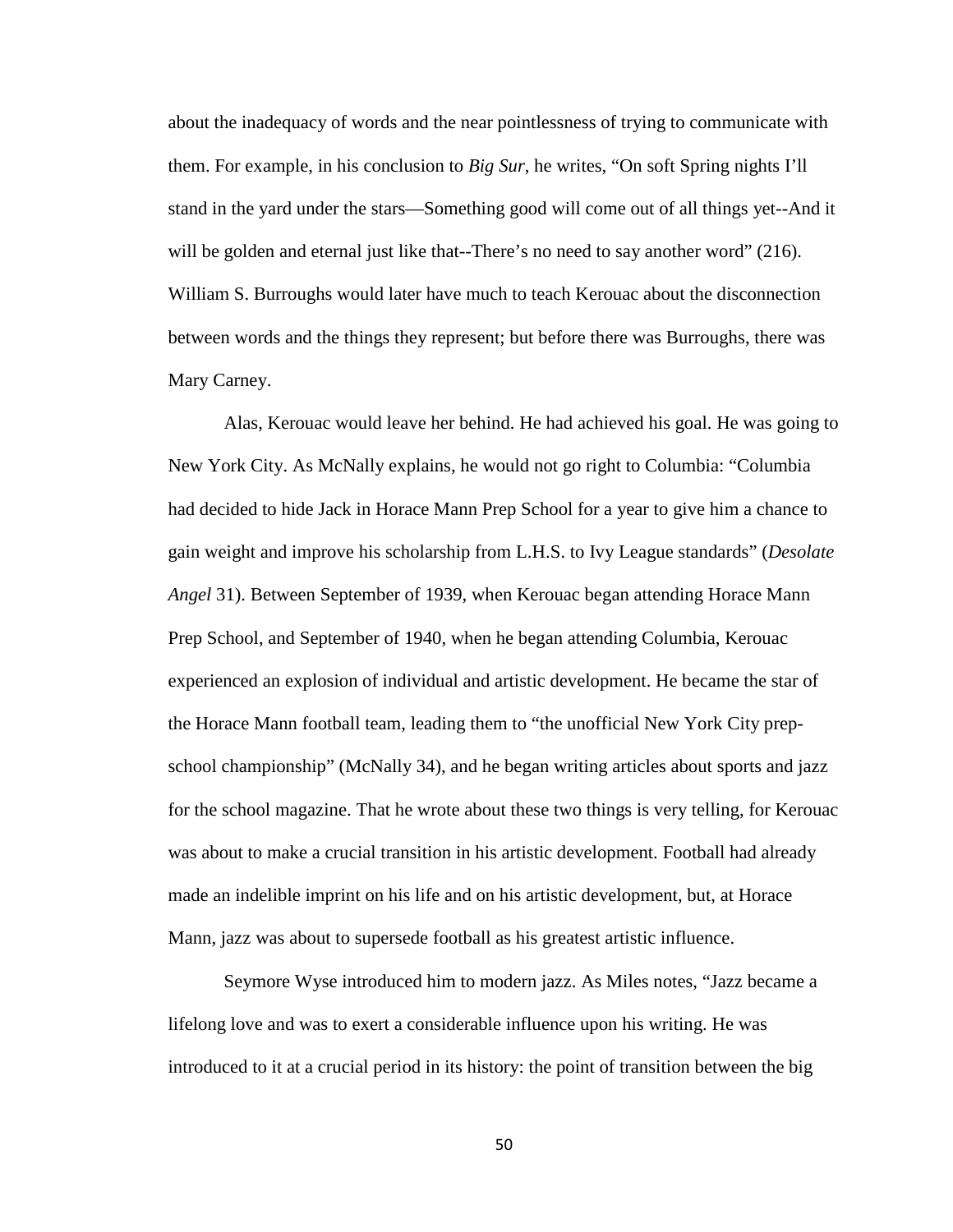about the inadequacy of words and the near pointlessness of trying to communicate with them. For example, in his conclusion to *Big Sur*, he writes, "On soft Spring nights I'll stand in the yard under the stars—Something good will come out of all things yet--And it will be golden and eternal just like that--There's no need to say another word" (216). William S. Burroughs would later have much to teach Kerouac about the disconnection between words and the things they represent; but before there was Burroughs, there was Mary Carney.

Alas, Kerouac would leave her behind. He had achieved his goal. He was going to New York City. As McNally explains, he would not go right to Columbia: "Columbia had decided to hide Jack in Horace Mann Prep School for a year to give him a chance to gain weight and improve his scholarship from L.H.S. to Ivy League standards" (*Desolate Angel* 31). Between September of 1939, when Kerouac began attending Horace Mann Prep School, and September of 1940, when he began attending Columbia, Kerouac experienced an explosion of individual and artistic development. He became the star of the Horace Mann football team, leading them to "the unofficial New York City prep-school championship" (McNally 34), and he began writing articles about sports and jazz for the school magazine. That he wrote about these two things is very telling, for Kerouac was about to make a crucial transition in his artistic development. Football had already made an indelible imprint on his life and on his artistic development, but, at Horace Mann, jazz was about to supersede football as his greatest artistic influence.

Seymore Wyse introduced him to modern jazz. As Miles notes, "Jazz became a lifelong love and was to exert a considerable influence upon his writing. He was introduced to it at a crucial period in its history: the point of transition between the big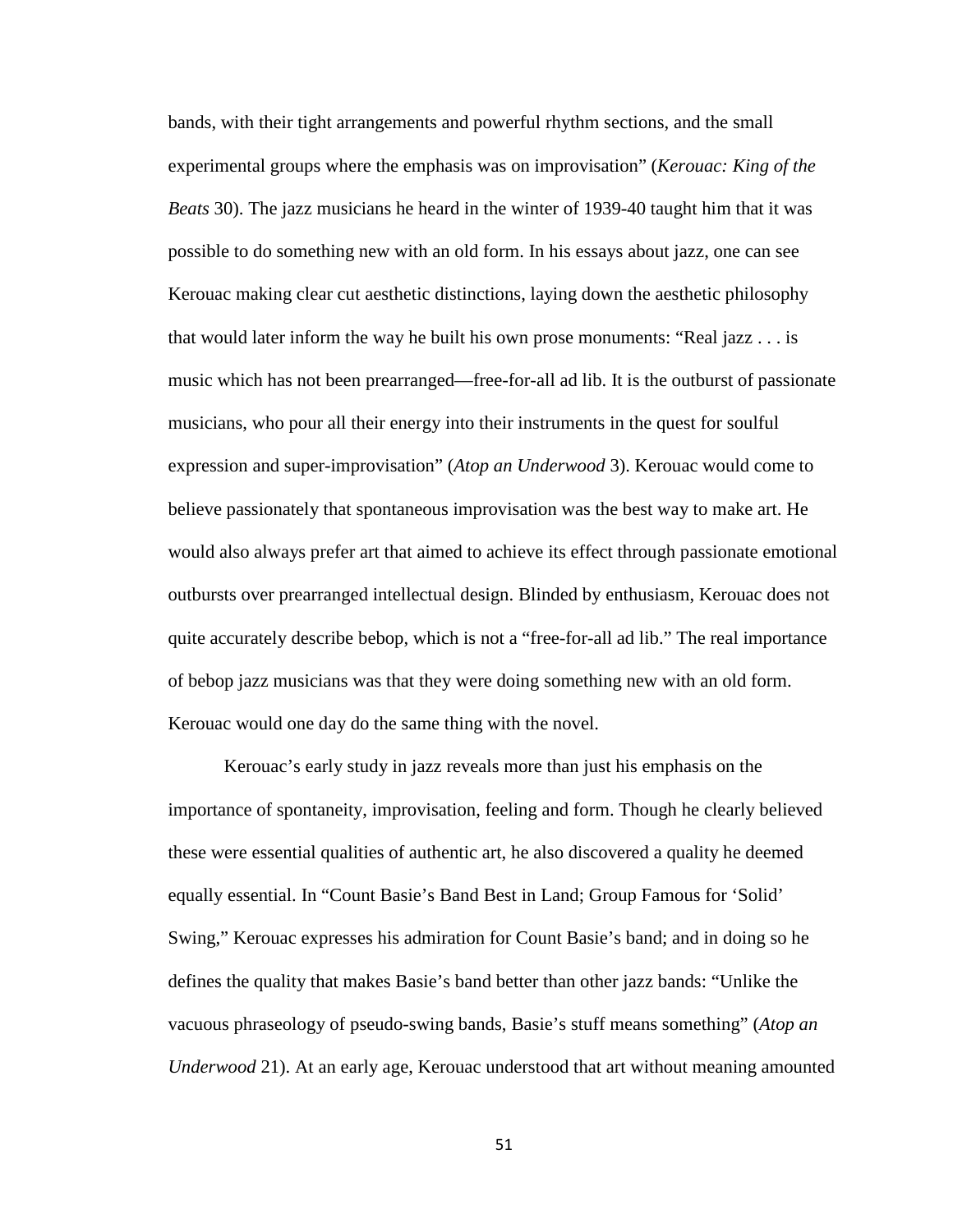bands, with their tight arrangements and powerful rhythm sections, and the small experimental groups where the emphasis was on improvisation" (*Kerouac: King of the Beats* 30). The jazz musicians he heard in the winter of 1939-40 taught him that it was possible to do something new with an old form. In his essays about jazz, one can see Kerouac making clear cut aesthetic distinctions, laying down the aesthetic philosophy that would later inform the way he built his own prose monuments: "Real jazz . . . is music which has not been prearranged—free-for-all ad lib. It is the outburst of passionate musicians, who pour all their energy into their instruments in the quest for soulful expression and super-improvisation" (*Atop an Underwood* 3). Kerouac would come to believe passionately that spontaneous improvisation was the best way to make art. He would also always prefer art that aimed to achieve its effect through passionate emotional outbursts over prearranged intellectual design. Blinded by enthusiasm, Kerouac does not quite accurately describe bebop, which is not a "free-for-all ad lib." The real importance of bebop jazz musicians was that they were doing something new with an old form. Kerouac would one day do the same thing with the novel.

Kerouac's early study in jazz reveals more than just his emphasis on the importance of spontaneity, improvisation, feeling and form. Though he clearly believed these were essential qualities of authentic art, he also discovered a quality he deemed equally essential. In "Count Basie's Band Best in Land; Group Famous for 'Solid' Swing," Kerouac expresses his admiration for Count Basie's band; and in doing so he defines the quality that makes Basie's band better than other jazz bands: "Unlike the vacuous phraseology of pseudo-swing bands, Basie's stuff means something" (*Atop an Underwood* 21). At an early age, Kerouac understood that art without meaning amounted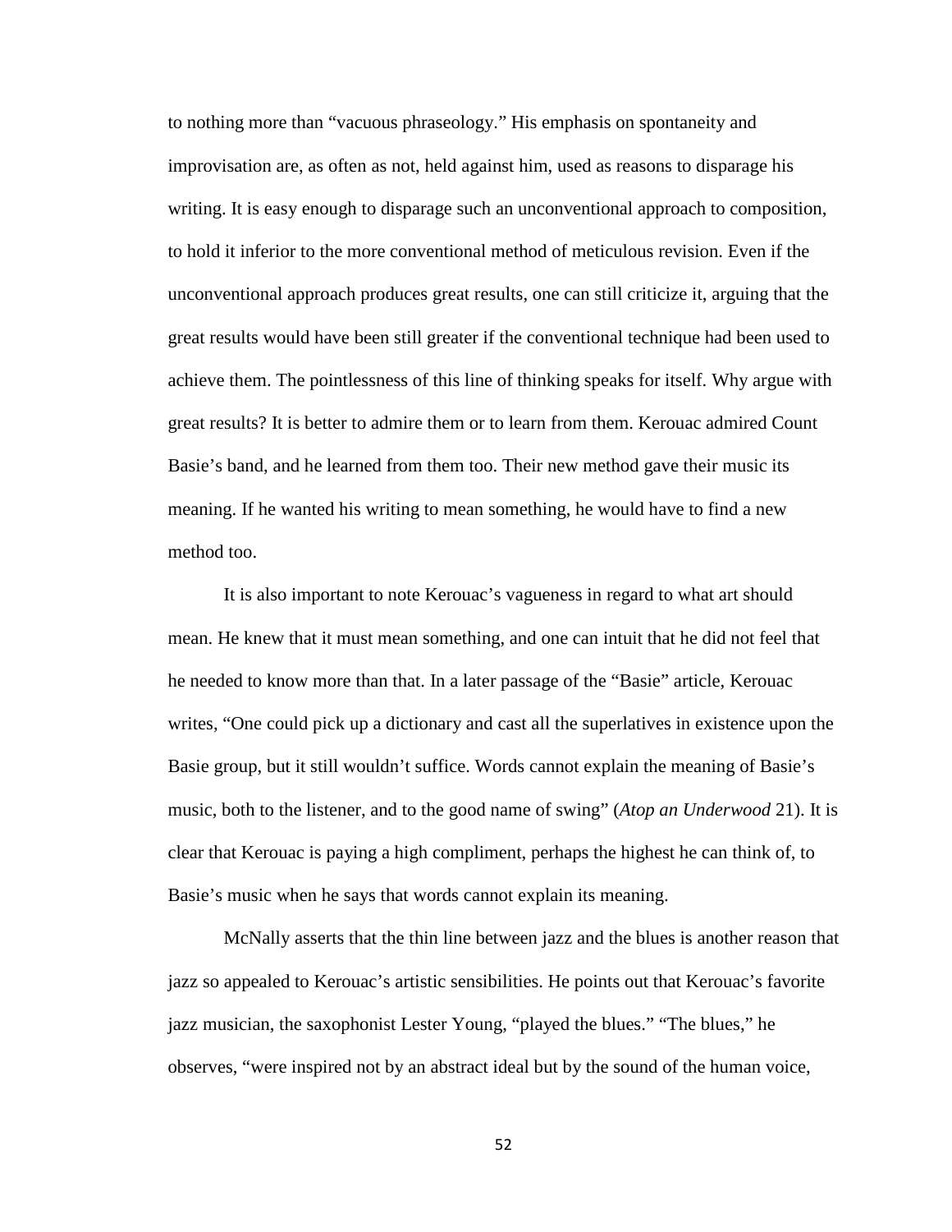to nothing more than "vacuous phraseology." His emphasis on spontaneity and improvisation are, as often as not, held against him, used as reasons to disparage his writing. It is easy enough to disparage such an unconventional approach to composition, to hold it inferior to the more conventional method of meticulous revision. Even if the unconventional approach produces great results, one can still criticize it, arguing that the great results would have been still greater if the conventional technique had been used to achieve them. The pointlessness of this line of thinking speaks for itself. Why argue with great results? It is better to admire them or to learn from them. Kerouac admired Count Basie's band, and he learned from them too. Their new method gave their music its meaning. If he wanted his writing to mean something, he would have to find a new method too.

It is also important to note Kerouac's vagueness in regard to what art should mean. He knew that it must mean something, and one can intuit that he did not feel that he needed to know more than that. In a later passage of the "Basie" article, Kerouac writes, "One could pick up a dictionary and cast all the superlatives in existence upon the Basie group, but it still wouldn't suffice. Words cannot explain the meaning of Basie's music, both to the listener, and to the good name of swing" (*Atop an Underwood* 21). It is clear that Kerouac is paying a high compliment, perhaps the highest he can think of, to Basie's music when he says that words cannot explain its meaning.

McNally asserts that the thin line between jazz and the blues is another reason that jazz so appealed to Kerouac's artistic sensibilities. He points out that Kerouac's favorite jazz musician, the saxophonist Lester Young, "played the blues." "The blues," he observes, "were inspired not by an abstract ideal but by the sound of the human voice,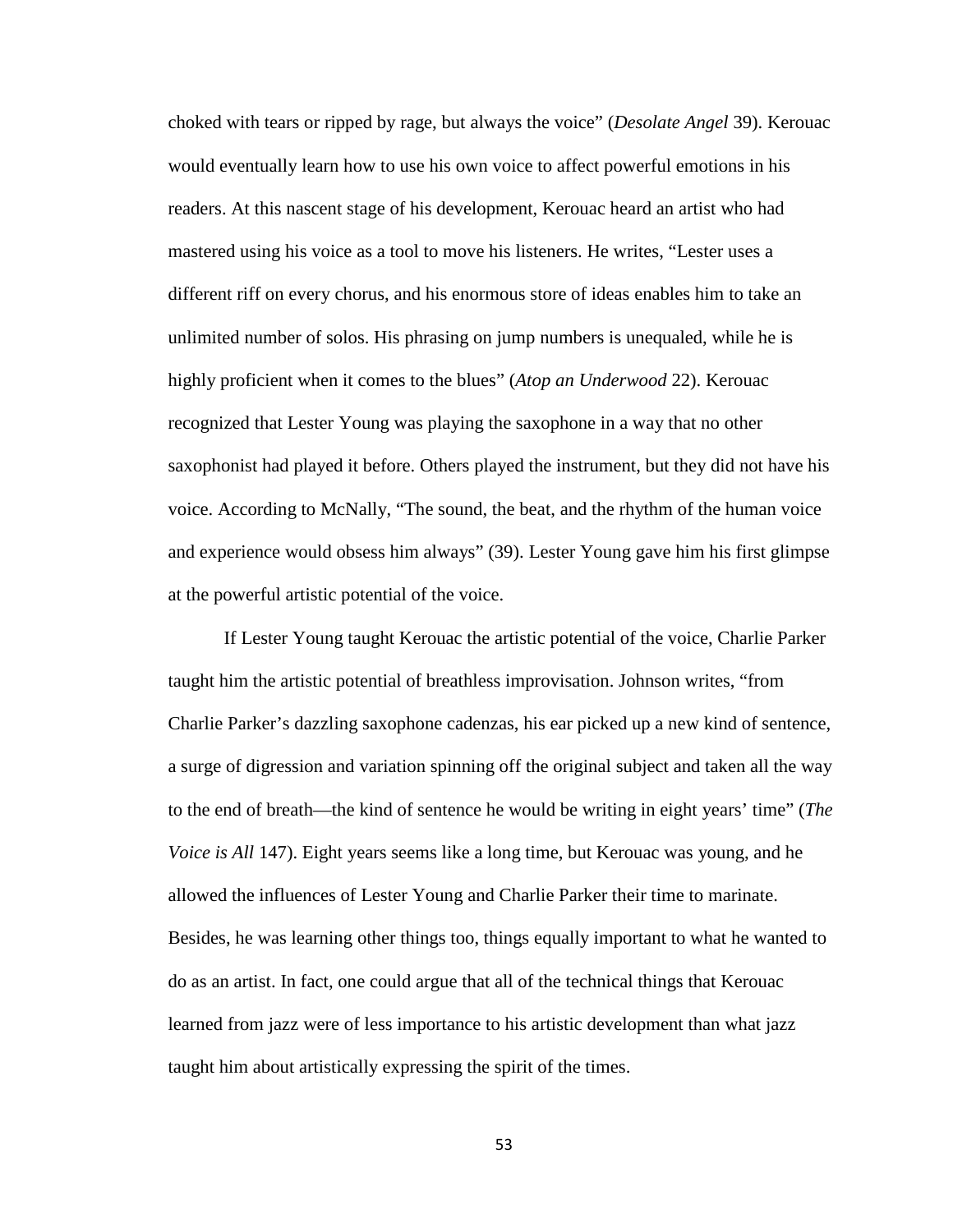choked with tears or ripped by rage, but always the voice" (*Desolate Angel* 39). Kerouac would eventually learn how to use his own voice to affect powerful emotions in his readers. At this nascent stage of his development, Kerouac heard an artist who had mastered using his voice as a tool to move his listeners. He writes, "Lester uses a different riff on every chorus, and his enormous store of ideas enables him to take an unlimited number of solos. His phrasing on jump numbers is unequaled, while he is highly proficient when it comes to the blues" (*Atop an Underwood* 22). Kerouac recognized that Lester Young was playing the saxophone in a way that no other saxophonist had played it before. Others played the instrument, but they did not have his voice. According to McNally, "The sound, the beat, and the rhythm of the human voice and experience would obsess him always" (39). Lester Young gave him his first glimpse at the powerful artistic potential of the voice.

If Lester Young taught Kerouac the artistic potential of the voice, Charlie Parker taught him the artistic potential of breathless improvisation. Johnson writes, "from Charlie Parker's dazzling saxophone cadenzas, his ear picked up a new kind of sentence, a surge of digression and variation spinning off the original subject and taken all the way to the end of breath—the kind of sentence he would be writing in eight years' time" (*The Voice is All* 147). Eight years seems like a long time, but Kerouac was young, and he allowed the influences of Lester Young and Charlie Parker their time to marinate. Besides, he was learning other things too, things equally important to what he wanted to do as an artist. In fact, one could argue that all of the technical things that Kerouac learned from jazz were of less importance to his artistic development than what jazz taught him about artistically expressing the spirit of the times.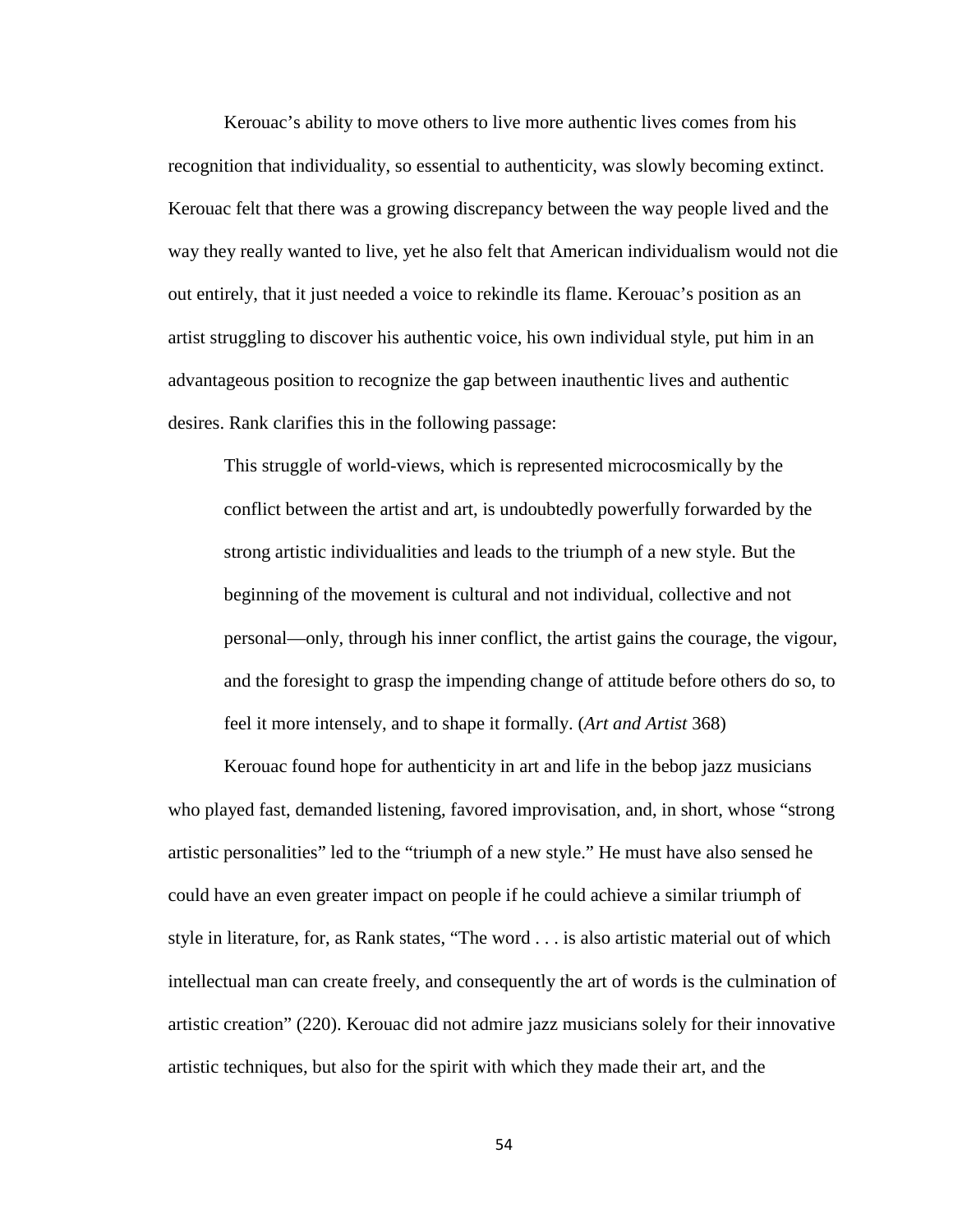Kerouac's ability to move others to live more authentic lives comes from his recognition that individuality, so essential to authenticity, was slowly becoming extinct. Kerouac felt that there was a growing discrepancy between the way people lived and the way they really wanted to live, yet he also felt that American individualism would not die out entirely, that it just needed a voice to rekindle its flame. Kerouac's position as an artist struggling to discover his authentic voice, his own individual style, put him in an advantageous position to recognize the gap between inauthentic lives and authentic desires. Rank clarifies this in the following passage:

> This struggle of world-views, which is represented microcosmically by the conflict between the artist and art, is undoubtedly powerfully forwarded by the strong artistic individualities and leads to the triumph of a new style. But the beginning of the movement is cultural and not individual, collective and not personal—only, through his inner conflict, the artist gains the courage, the vigour, and the foresight to grasp the impending change of attitude before others do so, to feel it more intensely, and to shape it formally. (*Art and Artist* 368)

Kerouac found hope for authenticity in art and life in the bebop jazz musicians who played fast, demanded listening, favored improvisation, and, in short, whose "strong artistic personalities" led to the "triumph of a new style." He must have also sensed he could have an even greater impact on people if he could achieve a similar triumph of style in literature, for, as Rank states, "The word . . . is also artistic material out of which intellectual man can create freely, and consequently the art of words is the culmination of artistic creation" (220). Kerouac did not admire jazz musicians solely for their innovative artistic techniques, but also for the spirit with which they made their art, and the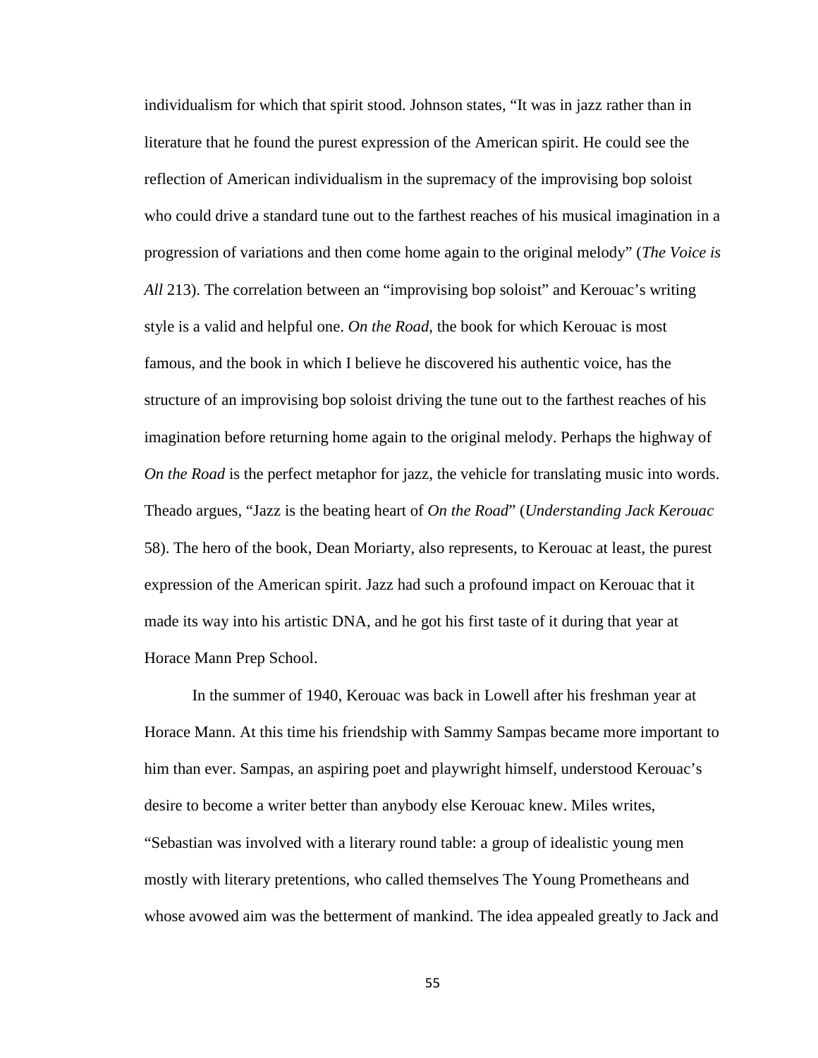individualism for which that spirit stood. Johnson states, "It was in jazz rather than in literature that he found the purest expression of the American spirit. He could see the reflection of American individualism in the supremacy of the improvising bop soloist who could drive a standard tune out to the farthest reaches of his musical imagination in a progression of variations and then come home again to the original melody" (*The Voice is All* 213). The correlation between an "improvising bop soloist" and Kerouac's writing style is a valid and helpful one. *On the Road*, the book for which Kerouac is most famous, and the book in which I believe he discovered his authentic voice, has the structure of an improvising bop soloist driving the tune out to the farthest reaches of his imagination before returning home again to the original melody. Perhaps the highway of *On the Road* is the perfect metaphor for jazz, the vehicle for translating music into words. Theado argues, "Jazz is the beating heart of *On the Road*" (*Understanding Jack Kerouac* 58). The hero of the book, Dean Moriarty, also represents, to Kerouac at least, the purest expression of the American spirit. Jazz had such a profound impact on Kerouac that it made its way into his artistic DNA, and he got his first taste of it during that year at Horace Mann Prep School.

In the summer of 1940, Kerouac was back in Lowell after his freshman year at Horace Mann. At this time his friendship with Sammy Sampas became more important to him than ever. Sampas, an aspiring poet and playwright himself, understood Kerouac's desire to become a writer better than anybody else Kerouac knew. Miles writes, "Sebastian was involved with a literary round table: a group of idealistic young men mostly with literary pretentions, who called themselves The Young Prometheans and whose avowed aim was the betterment of mankind. The idea appealed greatly to Jack and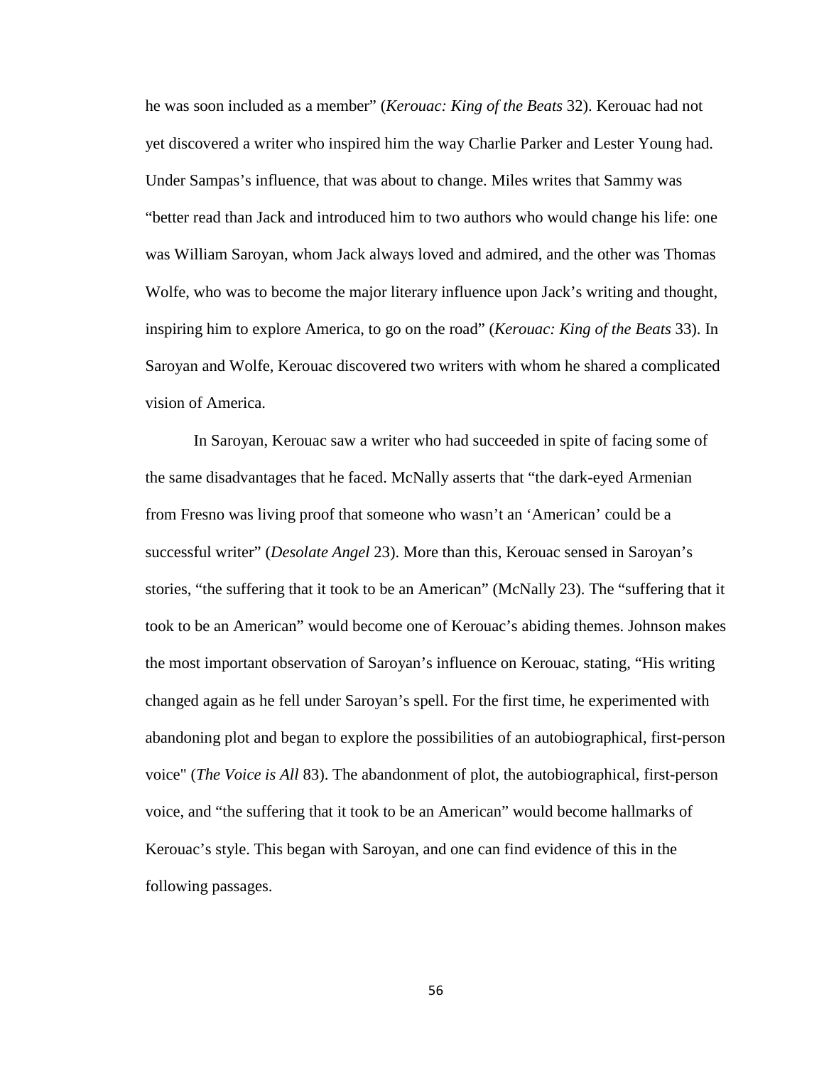he was soon included as a member" (*Kerouac: King of the Beats* 32). Kerouac had not yet discovered a writer who inspired him the way Charlie Parker and Lester Young had. Under Sampas's influence, that was about to change. Miles writes that Sammy was "better read than Jack and introduced him to two authors who would change his life: one was William Saroyan, whom Jack always loved and admired, and the other was Thomas Wolfe, who was to become the major literary influence upon Jack's writing and thought, inspiring him to explore America, to go on the road" (*Kerouac: King of the Beats* 33). In Saroyan and Wolfe, Kerouac discovered two writers with whom he shared a complicated vision of America.

In Saroyan, Kerouac saw a writer who had succeeded in spite of facing some of the same disadvantages that he faced. McNally asserts that "the dark-eyed Armenian from Fresno was living proof that someone who wasn't an 'American' could be a successful writer" (*Desolate Angel* 23). More than this, Kerouac sensed in Saroyan's stories, "the suffering that it took to be an American" (McNally 23). The "suffering that it took to be an American" would become one of Kerouac's abiding themes. Johnson makes the most important observation of Saroyan's influence on Kerouac, stating, "His writing changed again as he fell under Saroyan's spell. For the first time, he experimented with abandoning plot and began to explore the possibilities of an autobiographical, first-person voice" (*The Voice is All* 83). The abandonment of plot, the autobiographical, first-person voice, and "the suffering that it took to be an American" would become hallmarks of Kerouac's style. This began with Saroyan, and one can find evidence of this in the following passages.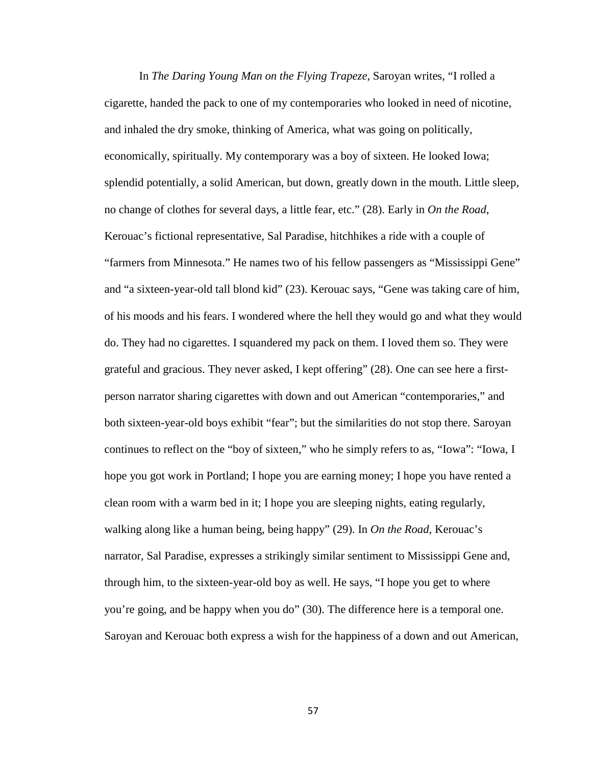In *The Daring Young Man on the Flying Trapeze*, Saroyan writes, "I rolled a cigarette, handed the pack to one of my contemporaries who looked in need of nicotine, and inhaled the dry smoke, thinking of America, what was going on politically, economically, spiritually. My contemporary was a boy of sixteen. He looked Iowa; splendid potentially, a solid American, but down, greatly down in the mouth. Little sleep, no change of clothes for several days, a little fear, etc." (28). Early in *On the Road*, Kerouac's fictional representative, Sal Paradise, hitchhikes a ride with a couple of "farmers from Minnesota." He names two of his fellow passengers as "Mississippi Gene" and "a sixteen-year-old tall blond kid" (23). Kerouac says, "Gene was taking care of him, of his moods and his fears. I wondered where the hell they would go and what they would do. They had no cigarettes. I squandered my pack on them. I loved them so. They were grateful and gracious. They never asked, I kept offering" (28). One can see here a first-person narrator sharing cigarettes with down and out American "contemporaries," and both sixteen-year-old boys exhibit "fear"; but the similarities do not stop there. Saroyan continues to reflect on the "boy of sixteen," who he simply refers to as, "Iowa": "Iowa, I hope you got work in Portland; I hope you are earning money; I hope you have rented a clean room with a warm bed in it; I hope you are sleeping nights, eating regularly, walking along like a human being, being happy" (29). In *On the Road*, Kerouac's narrator, Sal Paradise, expresses a strikingly similar sentiment to Mississippi Gene and, through him, to the sixteen-year-old boy as well. He says, "I hope you get to where you're going, and be happy when you do" (30). The difference here is a temporal one. Saroyan and Kerouac both express a wish for the happiness of a down and out American,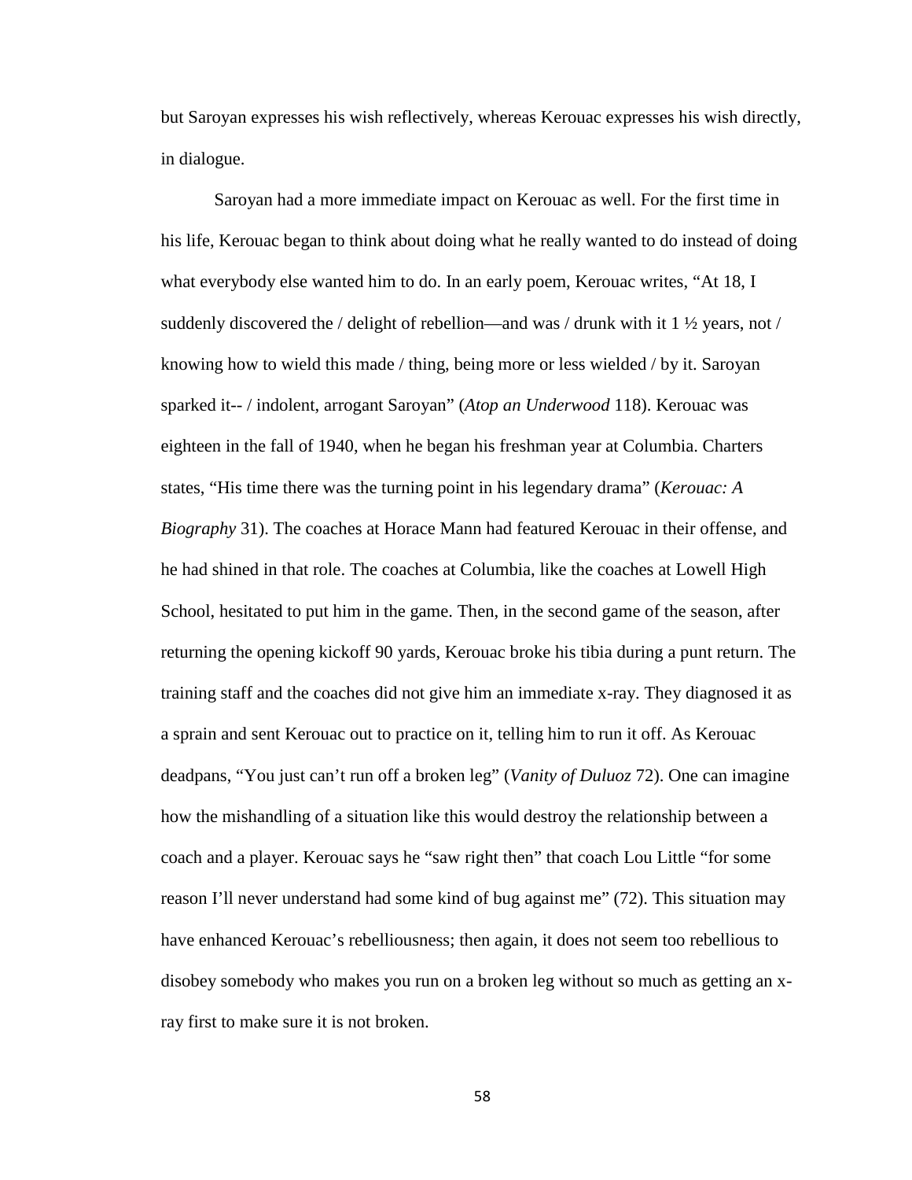but Saroyan expresses his wish reflectively, whereas Kerouac expresses his wish directly, in dialogue.

Saroyan had a more immediate impact on Kerouac as well. For the first time in his life, Kerouac began to think about doing what he really wanted to do instead of doing what everybody else wanted him to do. In an early poem, Kerouac writes, "At 18, I suddenly discovered the / delight of rebellion—and was / drunk with it 1 ½ years, not / knowing how to wield this made / thing, being more or less wielded / by it. Saroyan sparked it-- / indolent, arrogant Saroyan" (*Atop an Underwood* 118). Kerouac was eighteen in the fall of 1940, when he began his freshman year at Columbia. Charters states, "His time there was the turning point in his legendary drama" (*Kerouac: A Biography* 31). The coaches at Horace Mann had featured Kerouac in their offense, and he had shined in that role. The coaches at Columbia, like the coaches at Lowell High School, hesitated to put him in the game. Then, in the second game of the season, after returning the opening kickoff 90 yards, Kerouac broke his tibia during a punt return. The training staff and the coaches did not give him an immediate x-ray. They diagnosed it as a sprain and sent Kerouac out to practice on it, telling him to run it off. As Kerouac deadpans, "You just can't run off a broken leg" (*Vanity of Duluoz* 72). One can imagine how the mishandling of a situation like this would destroy the relationship between a coach and a player. Kerouac says he "saw right then" that coach Lou Little "for some reason I'll never understand had some kind of bug against me" (72). This situation may have enhanced Kerouac's rebelliousness; then again, it does not seem too rebellious to disobey somebody who makes you run on a broken leg without so much as getting an x-ray first to make sure it is not broken.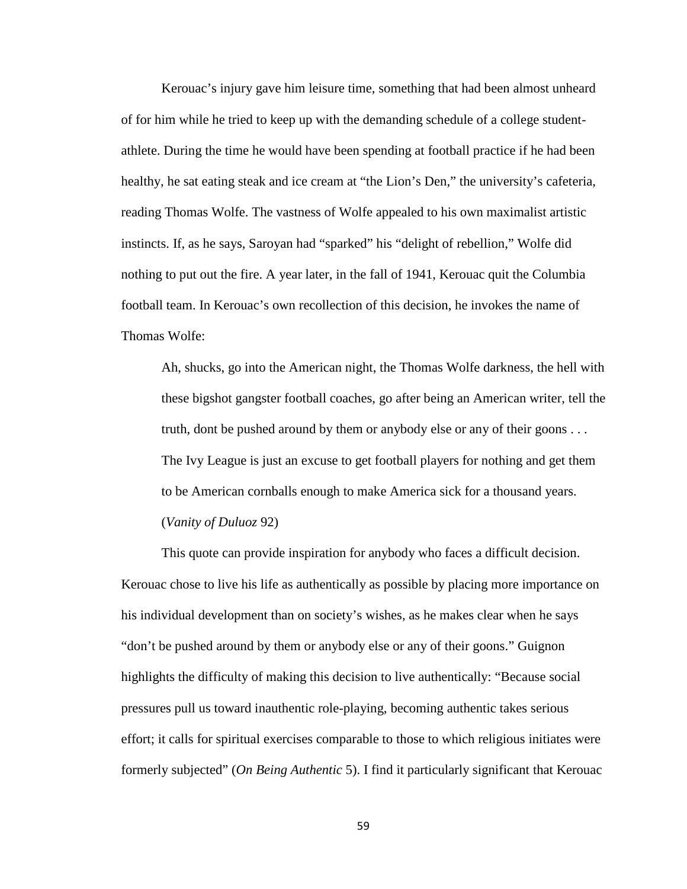Kerouac's injury gave him leisure time, something that had been almost unheard of for him while he tried to keep up with the demanding schedule of a college student-athlete. During the time he would have been spending at football practice if he had been healthy, he sat eating steak and ice cream at "the Lion's Den," the university's cafeteria, reading Thomas Wolfe. The vastness of Wolfe appealed to his own maximalist artistic instincts. If, as he says, Saroyan had "sparked" his "delight of rebellion," Wolfe did nothing to put out the fire. A year later, in the fall of 1941, Kerouac quit the Columbia football team. In Kerouac's own recollection of this decision, he invokes the name of Thomas Wolfe:

> Ah, shucks, go into the American night, the Thomas Wolfe darkness, the hell with these bigshot gangster football coaches, go after being an American writer, tell the truth, dont be pushed around by them or anybody else or any of their goons . . . The Ivy League is just an excuse to get football players for nothing and get them to be American cornballs enough to make America sick for a thousand years. (*Vanity of Duluoz* 92)

This quote can provide inspiration for anybody who faces a difficult decision. Kerouac chose to live his life as authentically as possible by placing more importance on his individual development than on society's wishes, as he makes clear when he says "don't be pushed around by them or anybody else or any of their goons." Guignon highlights the difficulty of making this decision to live authentically: "Because social pressures pull us toward inauthentic role-playing, becoming authentic takes serious effort; it calls for spiritual exercises comparable to those to which religious initiates were formerly subjected" (*On Being Authentic* 5). I find it particularly significant that Kerouac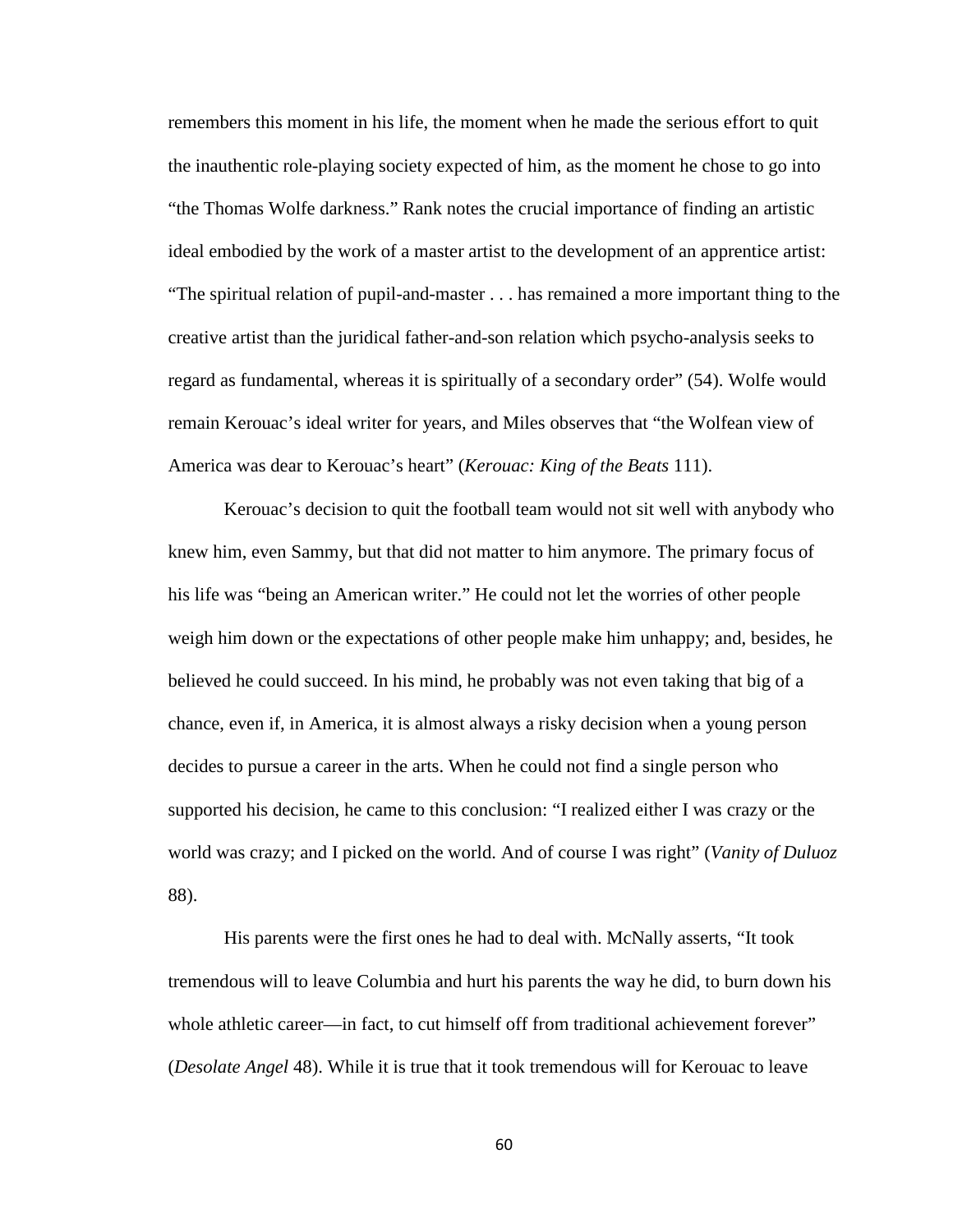remembers this moment in his life, the moment when he made the serious effort to quit the inauthentic role-playing society expected of him, as the moment he chose to go into "the Thomas Wolfe darkness." Rank notes the crucial importance of finding an artistic ideal embodied by the work of a master artist to the development of an apprentice artist: "The spiritual relation of pupil-and-master . . . has remained a more important thing to the creative artist than the juridical father-and-son relation which psycho-analysis seeks to regard as fundamental, whereas it is spiritually of a secondary order" (54). Wolfe would remain Kerouac's ideal writer for years, and Miles observes that "the Wolfean view of America was dear to Kerouac's heart" (*Kerouac: King of the Beats* 111).

Kerouac's decision to quit the football team would not sit well with anybody who knew him, even Sammy, but that did not matter to him anymore. The primary focus of his life was "being an American writer." He could not let the worries of other people weigh him down or the expectations of other people make him unhappy; and, besides, he believed he could succeed. In his mind, he probably was not even taking that big of a chance, even if, in America, it is almost always a risky decision when a young person decides to pursue a career in the arts. When he could not find a single person who supported his decision, he came to this conclusion: "I realized either I was crazy or the world was crazy; and I picked on the world. And of course I was right" (*Vanity of Duluoz* 88).

His parents were the first ones he had to deal with. McNally asserts, "It took tremendous will to leave Columbia and hurt his parents the way he did, to burn down his whole athletic career—in fact, to cut himself off from traditional achievement forever" (*Desolate Angel* 48). While it is true that it took tremendous will for Kerouac to leave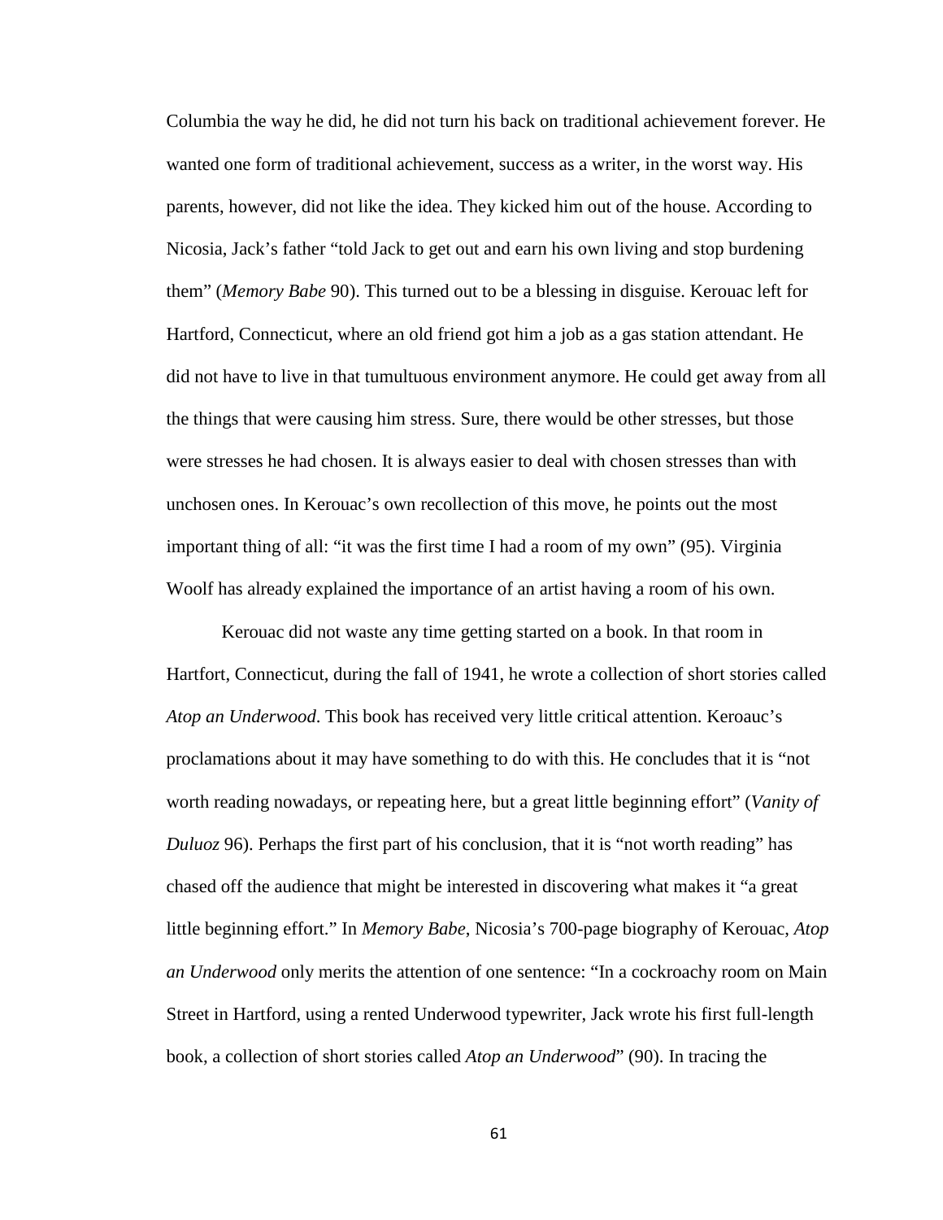Columbia the way he did, he did not turn his back on traditional achievement forever. He wanted one form of traditional achievement, success as a writer, in the worst way. His parents, however, did not like the idea. They kicked him out of the house. According to Nicosia, Jack's father "told Jack to get out and earn his own living and stop burdening them" (*Memory Babe* 90). This turned out to be a blessing in disguise. Kerouac left for Hartford, Connecticut, where an old friend got him a job as a gas station attendant. He did not have to live in that tumultuous environment anymore. He could get away from all the things that were causing him stress. Sure, there would be other stresses, but those were stresses he had chosen. It is always easier to deal with chosen stresses than with unchosen ones. In Kerouac's own recollection of this move, he points out the most important thing of all: "it was the first time I had a room of my own" (95). Virginia Woolf has already explained the importance of an artist having a room of his own.

Kerouac did not waste any time getting started on a book. In that room in Hartfort, Connecticut, during the fall of 1941, he wrote a collection of short stories called *Atop an Underwood*. This book has received very little critical attention. Keroauc's proclamations about it may have something to do with this. He concludes that it is "not worth reading nowadays, or repeating here, but a great little beginning effort" (*Vanity of Duluoz* 96). Perhaps the first part of his conclusion, that it is "not worth reading" has chased off the audience that might be interested in discovering what makes it "a great little beginning effort." In *Memory Babe*, Nicosia's 700-page biography of Kerouac, *Atop an Underwood* only merits the attention of one sentence: "In a cockroachy room on Main Street in Hartford, using a rented Underwood typewriter, Jack wrote his first full-length book, a collection of short stories called *Atop an Underwood*" (90). In tracing the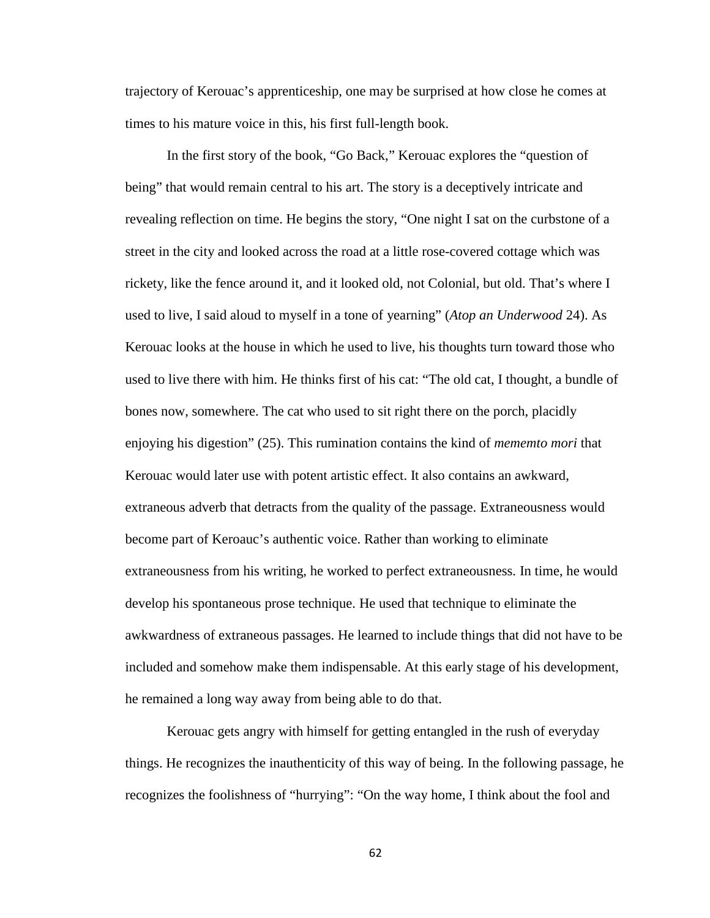trajectory of Kerouac's apprenticeship, one may be surprised at how close he comes at times to his mature voice in this, his first full-length book.

In the first story of the book, "Go Back," Kerouac explores the "question of being" that would remain central to his art. The story is a deceptively intricate and revealing reflection on time. He begins the story, "One night I sat on the curbstone of a street in the city and looked across the road at a little rose-covered cottage which was rickety, like the fence around it, and it looked old, not Colonial, but old. That's where I used to live, I said aloud to myself in a tone of yearning" (*Atop an Underwood* 24). As Kerouac looks at the house in which he used to live, his thoughts turn toward those who used to live there with him. He thinks first of his cat: "The old cat, I thought, a bundle of bones now, somewhere. The cat who used to sit right there on the porch, placidly enjoying his digestion" (25). This rumination contains the kind of *mememto mori* that Kerouac would later use with potent artistic effect. It also contains an awkward, extraneous adverb that detracts from the quality of the passage. Extraneousness would become part of Keroauc's authentic voice. Rather than working to eliminate extraneousness from his writing, he worked to perfect extraneousness. In time, he would develop his spontaneous prose technique. He used that technique to eliminate the awkwardness of extraneous passages. He learned to include things that did not have to be included and somehow make them indispensable. At this early stage of his development, he remained a long way away from being able to do that.

Kerouac gets angry with himself for getting entangled in the rush of everyday things. He recognizes the inauthenticity of this way of being. In the following passage, he recognizes the foolishness of "hurrying": "On the way home, I think about the fool and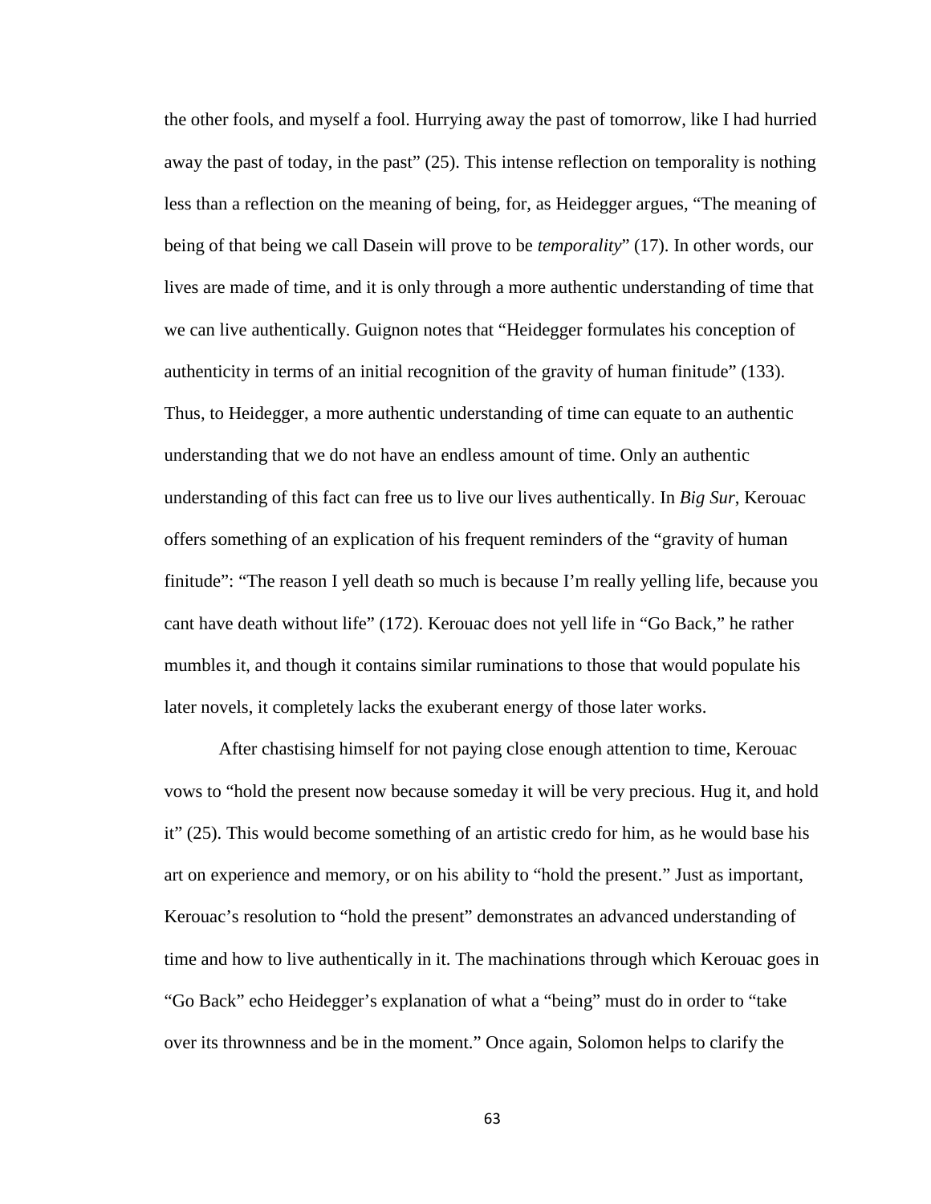the other fools, and myself a fool. Hurrying away the past of tomorrow, like I had hurried away the past of today, in the past" (25). This intense reflection on temporality is nothing less than a reflection on the meaning of being, for, as Heidegger argues, "The meaning of being of that being we call Dasein will prove to be *temporality*" (17). In other words, our lives are made of time, and it is only through a more authentic understanding of time that we can live authentically. Guignon notes that "Heidegger formulates his conception of authenticity in terms of an initial recognition of the gravity of human finitude" (133). Thus, to Heidegger, a more authentic understanding of time can equate to an authentic understanding that we do not have an endless amount of time. Only an authentic understanding of this fact can free us to live our lives authentically. In *Big Sur*, Kerouac offers something of an explication of his frequent reminders of the "gravity of human finitude": "The reason I yell death so much is because I'm really yelling life, because you cant have death without life" (172). Kerouac does not yell life in "Go Back," he rather mumbles it, and though it contains similar ruminations to those that would populate his later novels, it completely lacks the exuberant energy of those later works.

After chastising himself for not paying close enough attention to time, Kerouac vows to "hold the present now because someday it will be very precious. Hug it, and hold it" (25). This would become something of an artistic credo for him, as he would base his art on experience and memory, or on his ability to "hold the present." Just as important, Kerouac's resolution to "hold the present" demonstrates an advanced understanding of time and how to live authentically in it. The machinations through which Kerouac goes in "Go Back" echo Heidegger's explanation of what a "being" must do in order to "take over its thrownness and be in the moment." Once again, Solomon helps to clarify the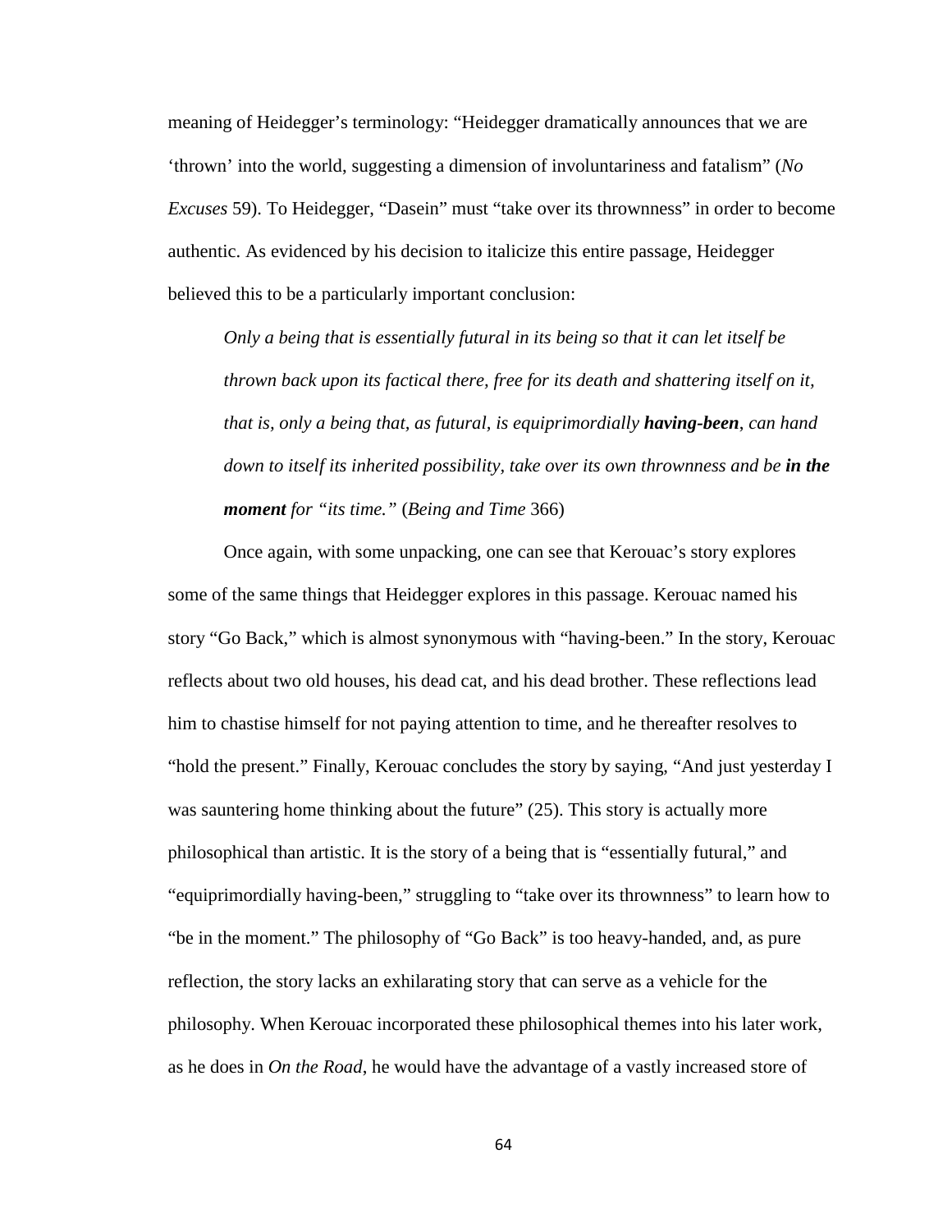meaning of Heidegger's terminology: "Heidegger dramatically announces that we are 'thrown' into the world, suggesting a dimension of involuntariness and fatalism" (*No Excuses* 59). To Heidegger, "Dasein" must "take over its thrownness" in order to become authentic. As evidenced by his decision to italicize this entire passage, Heidegger believed this to be a particularly important conclusion:

> *Only a being that is essentially futural in its being so that it can let itself be thrown back upon its factical there, free for its death and shattering itself on it, that is, only a being that, as futural, is equiprimordially* ***having-been****, can hand down to itself its inherited possibility, take over its own thrownness and be* ***in the moment*** *for "its time."* (*Being and Time* 366)

Once again, with some unpacking, one can see that Kerouac's story explores some of the same things that Heidegger explores in this passage. Kerouac named his story "Go Back," which is almost synonymous with "having-been." In the story, Kerouac reflects about two old houses, his dead cat, and his dead brother. These reflections lead him to chastise himself for not paying attention to time, and he thereafter resolves to "hold the present." Finally, Kerouac concludes the story by saying, "And just yesterday I was sauntering home thinking about the future" (25). This story is actually more philosophical than artistic. It is the story of a being that is "essentially futural," and "equiprimordially having-been," struggling to "take over its thrownness" to learn how to "be in the moment." The philosophy of "Go Back" is too heavy-handed, and, as pure reflection, the story lacks an exhilarating story that can serve as a vehicle for the philosophy. When Kerouac incorporated these philosophical themes into his later work, as he does in *On the Road*, he would have the advantage of a vastly increased store of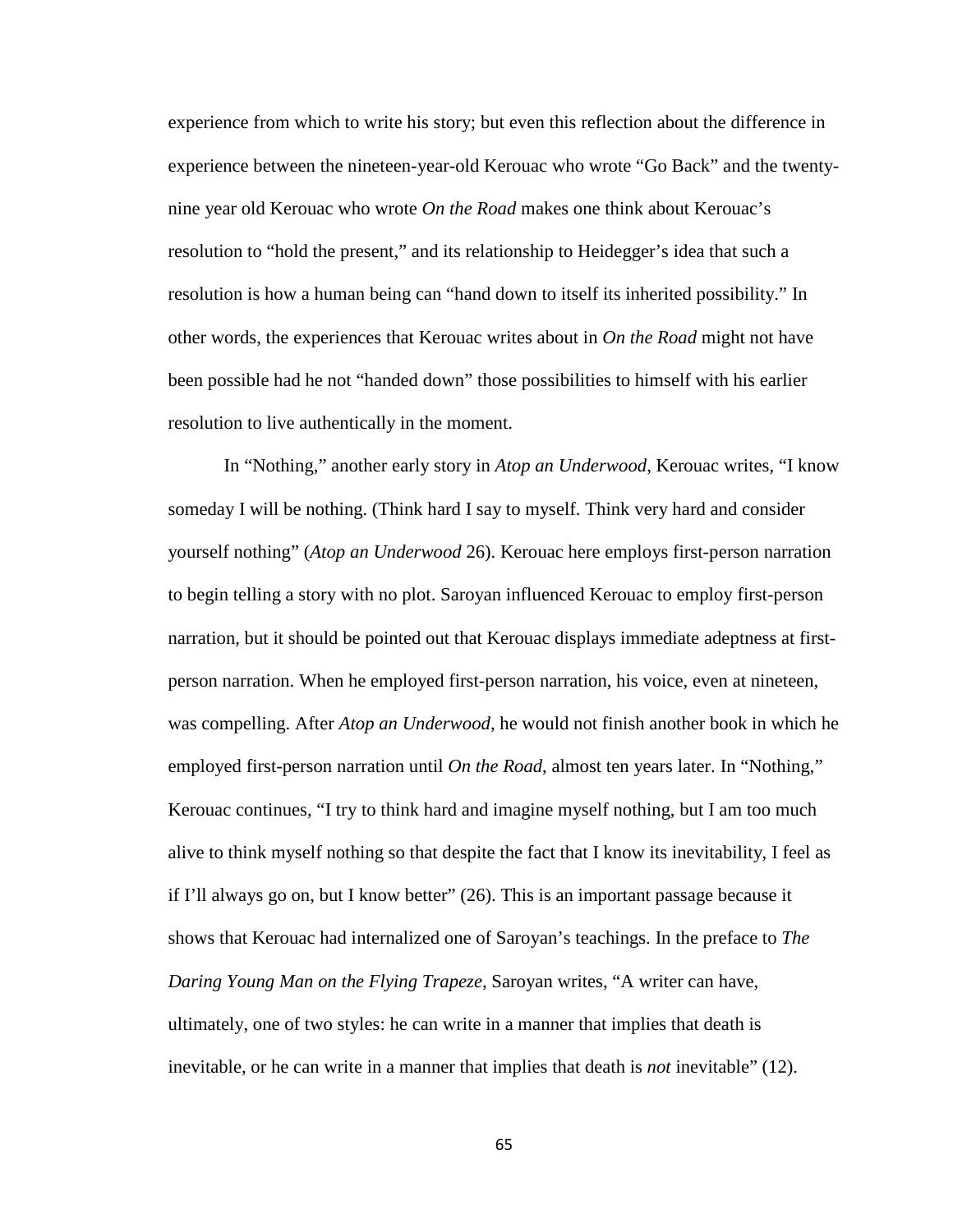experience from which to write his story; but even this reflection about the difference in experience between the nineteen-year-old Kerouac who wrote "Go Back" and the twenty-nine year old Kerouac who wrote *On the Road* makes one think about Kerouac's resolution to "hold the present," and its relationship to Heidegger's idea that such a resolution is how a human being can "hand down to itself its inherited possibility." In other words, the experiences that Kerouac writes about in *On the Road* might not have been possible had he not "handed down" those possibilities to himself with his earlier resolution to live authentically in the moment.

In "Nothing," another early story in *Atop an Underwood*, Kerouac writes, "I know someday I will be nothing. (Think hard I say to myself. Think very hard and consider yourself nothing" (*Atop an Underwood* 26). Kerouac here employs first-person narration to begin telling a story with no plot. Saroyan influenced Kerouac to employ first-person narration, but it should be pointed out that Kerouac displays immediate adeptness at first-person narration. When he employed first-person narration, his voice, even at nineteen, was compelling. After *Atop an Underwood*, he would not finish another book in which he employed first-person narration until *On the Road*, almost ten years later. In "Nothing," Kerouac continues, "I try to think hard and imagine myself nothing, but I am too much alive to think myself nothing so that despite the fact that I know its inevitability, I feel as if I'll always go on, but I know better" (26). This is an important passage because it shows that Kerouac had internalized one of Saroyan's teachings. In the preface to *The Daring Young Man on the Flying Trapeze*, Saroyan writes, "A writer can have, ultimately, one of two styles: he can write in a manner that implies that death is inevitable, or he can write in a manner that implies that death is *not* inevitable" (12).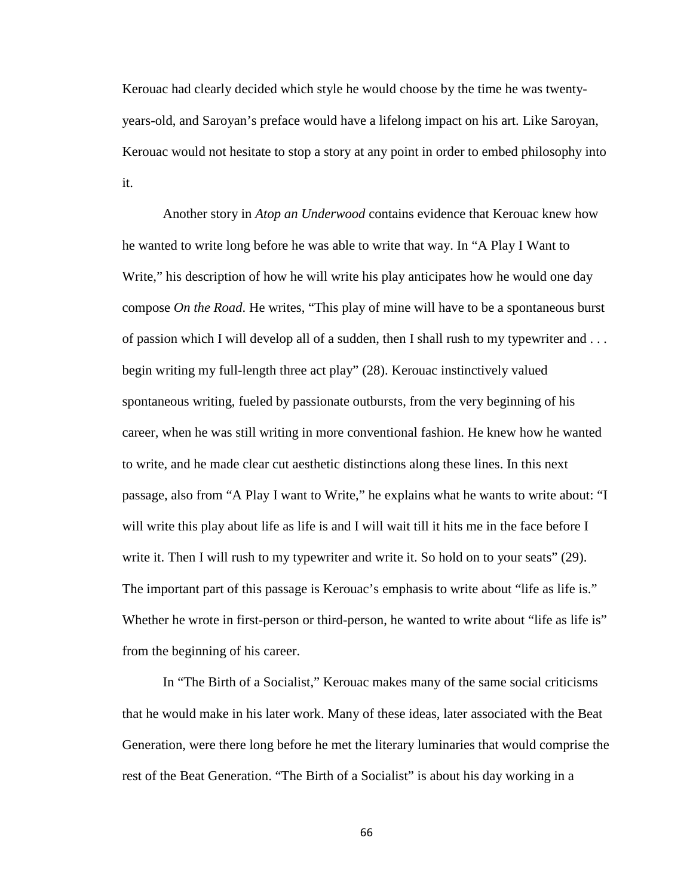Kerouac had clearly decided which style he would choose by the time he was twenty-years-old, and Saroyan's preface would have a lifelong impact on his art. Like Saroyan, Kerouac would not hesitate to stop a story at any point in order to embed philosophy into it.

Another story in *Atop an Underwood* contains evidence that Kerouac knew how he wanted to write long before he was able to write that way. In "A Play I Want to Write," his description of how he will write his play anticipates how he would one day compose *On the Road*. He writes, "This play of mine will have to be a spontaneous burst of passion which I will develop all of a sudden, then I shall rush to my typewriter and . . . begin writing my full-length three act play" (28). Kerouac instinctively valued spontaneous writing, fueled by passionate outbursts, from the very beginning of his career, when he was still writing in more conventional fashion. He knew how he wanted to write, and he made clear cut aesthetic distinctions along these lines. In this next passage, also from "A Play I want to Write," he explains what he wants to write about: "I will write this play about life as life is and I will wait till it hits me in the face before I write it. Then I will rush to my typewriter and write it. So hold on to your seats" (29). The important part of this passage is Kerouac's emphasis to write about "life as life is." Whether he wrote in first-person or third-person, he wanted to write about "life as life is" from the beginning of his career.

In "The Birth of a Socialist," Kerouac makes many of the same social criticisms that he would make in his later work. Many of these ideas, later associated with the Beat Generation, were there long before he met the literary luminaries that would comprise the rest of the Beat Generation. "The Birth of a Socialist" is about his day working in a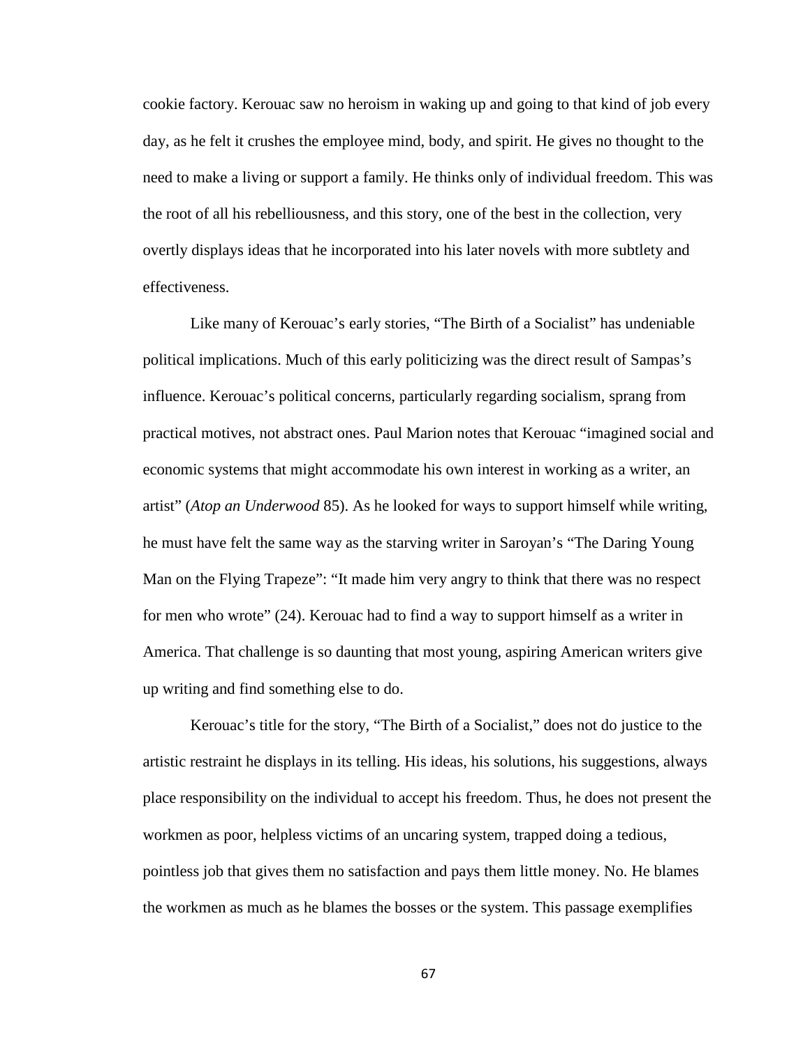cookie factory. Kerouac saw no heroism in waking up and going to that kind of job every day, as he felt it crushes the employee mind, body, and spirit. He gives no thought to the need to make a living or support a family. He thinks only of individual freedom. This was the root of all his rebelliousness, and this story, one of the best in the collection, very overtly displays ideas that he incorporated into his later novels with more subtlety and effectiveness.

Like many of Kerouac's early stories, "The Birth of a Socialist" has undeniable political implications. Much of this early politicizing was the direct result of Sampas's influence. Kerouac's political concerns, particularly regarding socialism, sprang from practical motives, not abstract ones. Paul Marion notes that Kerouac "imagined social and economic systems that might accommodate his own interest in working as a writer, an artist" (*Atop an Underwood* 85). As he looked for ways to support himself while writing, he must have felt the same way as the starving writer in Saroyan's "The Daring Young Man on the Flying Trapeze": "It made him very angry to think that there was no respect for men who wrote" (24). Kerouac had to find a way to support himself as a writer in America. That challenge is so daunting that most young, aspiring American writers give up writing and find something else to do.

Kerouac's title for the story, "The Birth of a Socialist," does not do justice to the artistic restraint he displays in its telling. His ideas, his solutions, his suggestions, always place responsibility on the individual to accept his freedom. Thus, he does not present the workmen as poor, helpless victims of an uncaring system, trapped doing a tedious, pointless job that gives them no satisfaction and pays them little money. No. He blames the workmen as much as he blames the bosses or the system. This passage exemplifies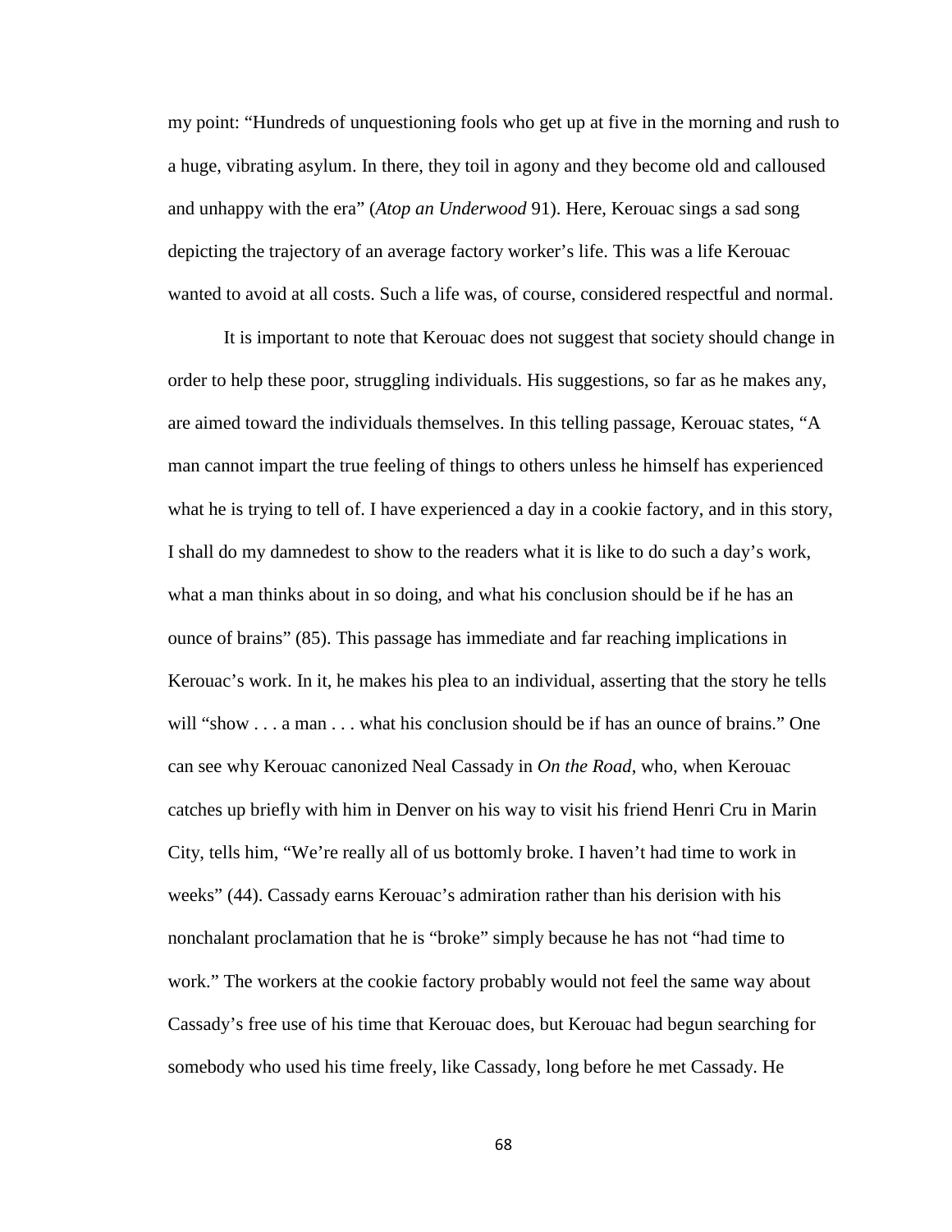my point: "Hundreds of unquestioning fools who get up at five in the morning and rush to a huge, vibrating asylum. In there, they toil in agony and they become old and calloused and unhappy with the era" (*Atop an Underwood* 91). Here, Kerouac sings a sad song depicting the trajectory of an average factory worker's life. This was a life Kerouac wanted to avoid at all costs. Such a life was, of course, considered respectful and normal.

It is important to note that Kerouac does not suggest that society should change in order to help these poor, struggling individuals. His suggestions, so far as he makes any, are aimed toward the individuals themselves. In this telling passage, Kerouac states, "A man cannot impart the true feeling of things to others unless he himself has experienced what he is trying to tell of. I have experienced a day in a cookie factory, and in this story, I shall do my damnedest to show to the readers what it is like to do such a day's work, what a man thinks about in so doing, and what his conclusion should be if he has an ounce of brains" (85). This passage has immediate and far reaching implications in Kerouac's work. In it, he makes his plea to an individual, asserting that the story he tells will "show . . . a man . . . what his conclusion should be if has an ounce of brains." One can see why Kerouac canonized Neal Cassady in *On the Road*, who, when Kerouac catches up briefly with him in Denver on his way to visit his friend Henri Cru in Marin City, tells him, "We're really all of us bottomly broke. I haven't had time to work in weeks" (44). Cassady earns Kerouac's admiration rather than his derision with his nonchalant proclamation that he is "broke" simply because he has not "had time to work." The workers at the cookie factory probably would not feel the same way about Cassady's free use of his time that Kerouac does, but Kerouac had begun searching for somebody who used his time freely, like Cassady, long before he met Cassady. He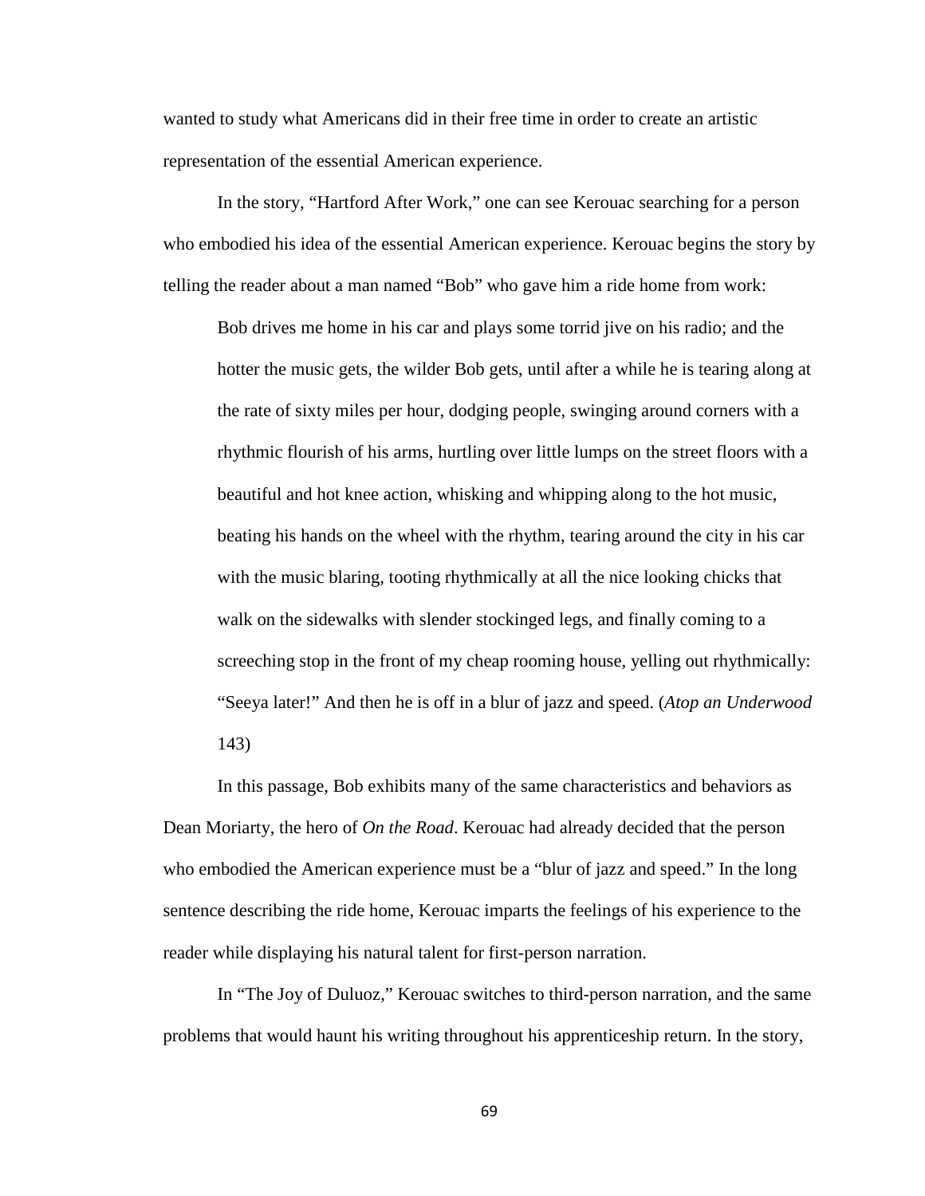wanted to study what Americans did in their free time in order to create an artistic representation of the essential American experience.

In the story, "Hartford After Work," one can see Kerouac searching for a person who embodied his idea of the essential American experience. Kerouac begins the story by telling the reader about a man named "Bob" who gave him a ride home from work:

> Bob drives me home in his car and plays some torrid jive on his radio; and the hotter the music gets, the wilder Bob gets, until after a while he is tearing along at the rate of sixty miles per hour, dodging people, swinging around corners with a rhythmic flourish of his arms, hurtling over little lumps on the street floors with a beautiful and hot knee action, whisking and whipping along to the hot music, beating his hands on the wheel with the rhythm, tearing around the city in his car with the music blaring, tooting rhythmically at all the nice looking chicks that walk on the sidewalks with slender stockinged legs, and finally coming to a screeching stop in the front of my cheap rooming house, yelling out rhythmically: "Seeya later!" And then he is off in a blur of jazz and speed. (*Atop an Underwood* 143)

In this passage, Bob exhibits many of the same characteristics and behaviors as Dean Moriarty, the hero of *On the Road*. Kerouac had already decided that the person who embodied the American experience must be a "blur of jazz and speed." In the long sentence describing the ride home, Kerouac imparts the feelings of his experience to the reader while displaying his natural talent for first-person narration.

In "The Joy of Duluoz," Kerouac switches to third-person narration, and the same problems that would haunt his writing throughout his apprenticeship return. In the story,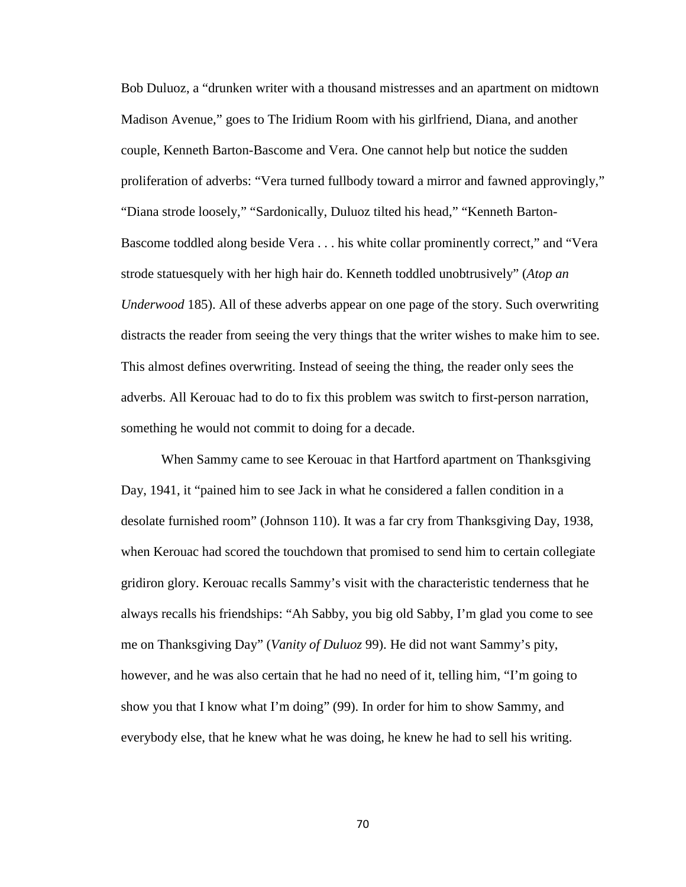Bob Duluoz, a "drunken writer with a thousand mistresses and an apartment on midtown Madison Avenue," goes to The Iridium Room with his girlfriend, Diana, and another couple, Kenneth Barton-Bascome and Vera. One cannot help but notice the sudden proliferation of adverbs: "Vera turned fullbody toward a mirror and fawned approvingly," "Diana strode loosely," "Sardonically, Duluoz tilted his head," "Kenneth Barton-Bascome toddled along beside Vera . . . his white collar prominently correct," and "Vera strode statuesquely with her high hair do. Kenneth toddled unobtrusively" (*Atop an Underwood* 185). All of these adverbs appear on one page of the story. Such overwriting distracts the reader from seeing the very things that the writer wishes to make him to see. This almost defines overwriting. Instead of seeing the thing, the reader only sees the adverbs. All Kerouac had to do to fix this problem was switch to first-person narration, something he would not commit to doing for a decade.

When Sammy came to see Kerouac in that Hartford apartment on Thanksgiving Day, 1941, it "pained him to see Jack in what he considered a fallen condition in a desolate furnished room" (Johnson 110). It was a far cry from Thanksgiving Day, 1938, when Kerouac had scored the touchdown that promised to send him to certain collegiate gridiron glory. Kerouac recalls Sammy's visit with the characteristic tenderness that he always recalls his friendships: "Ah Sabby, you big old Sabby, I'm glad you come to see me on Thanksgiving Day" (*Vanity of Duluoz* 99). He did not want Sammy's pity, however, and he was also certain that he had no need of it, telling him, "I'm going to show you that I know what I'm doing" (99). In order for him to show Sammy, and everybody else, that he knew what he was doing, he knew he had to sell his writing.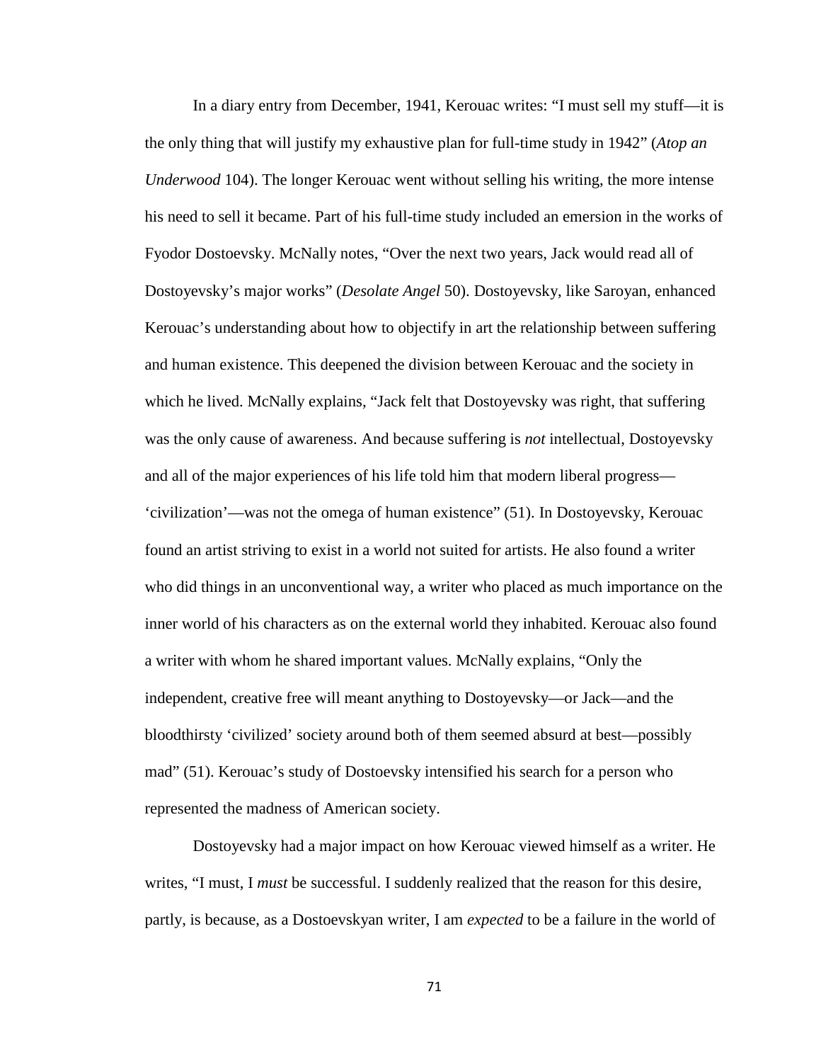In a diary entry from December, 1941, Kerouac writes: "I must sell my stuff—it is the only thing that will justify my exhaustive plan for full-time study in 1942" (*Atop an Underwood* 104). The longer Kerouac went without selling his writing, the more intense his need to sell it became. Part of his full-time study included an emersion in the works of Fyodor Dostoevsky. McNally notes, "Over the next two years, Jack would read all of Dostoyevsky's major works" (*Desolate Angel* 50). Dostoyevsky, like Saroyan, enhanced Kerouac's understanding about how to objectify in art the relationship between suffering and human existence. This deepened the division between Kerouac and the society in which he lived. McNally explains, "Jack felt that Dostoyevsky was right, that suffering was the only cause of awareness. And because suffering is *not* intellectual, Dostoyevsky and all of the major experiences of his life told him that modern liberal progress—'civilization'—was not the omega of human existence" (51). In Dostoyevsky, Kerouac found an artist striving to exist in a world not suited for artists. He also found a writer who did things in an unconventional way, a writer who placed as much importance on the inner world of his characters as on the external world they inhabited. Kerouac also found a writer with whom he shared important values. McNally explains, "Only the independent, creative free will meant anything to Dostoyevsky—or Jack—and the bloodthirsty 'civilized' society around both of them seemed absurd at best—possibly mad" (51). Kerouac's study of Dostoevsky intensified his search for a person who represented the madness of American society.

Dostoyevsky had a major impact on how Kerouac viewed himself as a writer. He writes, "I must, I *must* be successful. I suddenly realized that the reason for this desire, partly, is because, as a Dostoevskyan writer, I am *expected* to be a failure in the world of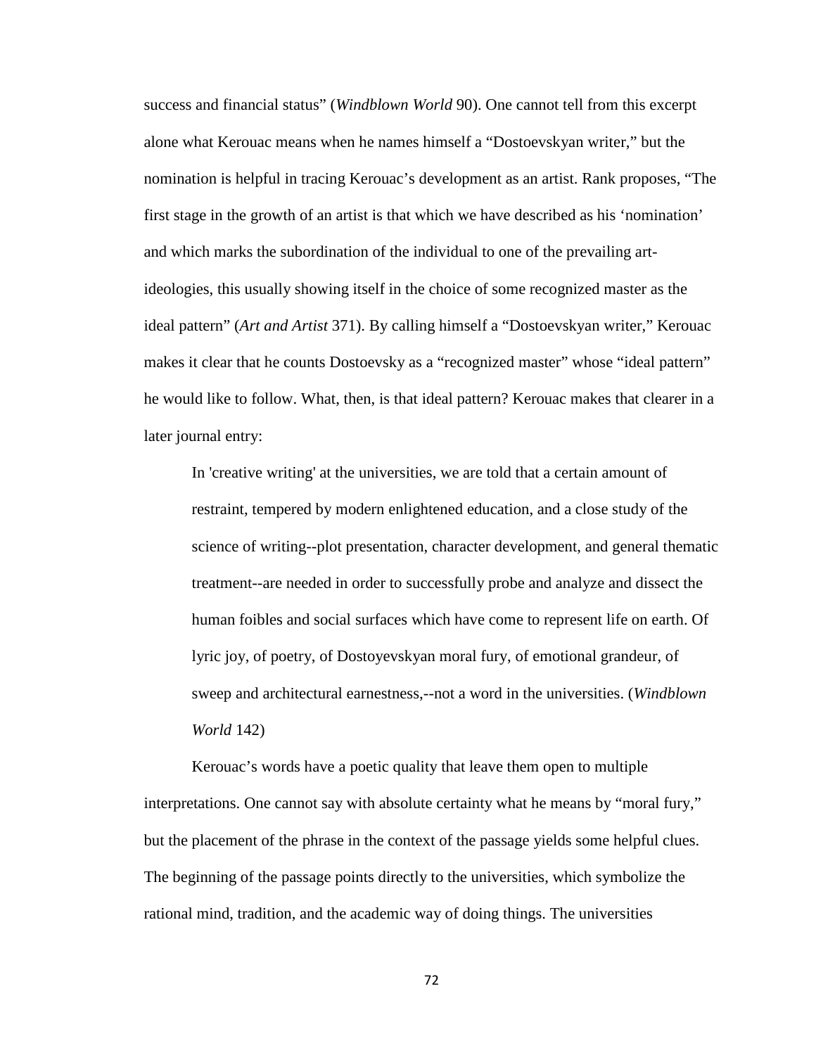success and financial status" (*Windblown World* 90). One cannot tell from this excerpt alone what Kerouac means when he names himself a "Dostoevskyan writer," but the nomination is helpful in tracing Kerouac's development as an artist. Rank proposes, "The first stage in the growth of an artist is that which we have described as his 'nomination' and which marks the subordination of the individual to one of the prevailing art-ideologies, this usually showing itself in the choice of some recognized master as the ideal pattern" (*Art and Artist* 371). By calling himself a "Dostoevskyan writer," Kerouac makes it clear that he counts Dostoevsky as a "recognized master" whose "ideal pattern" he would like to follow. What, then, is that ideal pattern? Kerouac makes that clearer in a later journal entry:

> In 'creative writing' at the universities, we are told that a certain amount of restraint, tempered by modern enlightened education, and a close study of the science of writing--plot presentation, character development, and general thematic treatment--are needed in order to successfully probe and analyze and dissect the human foibles and social surfaces which have come to represent life on earth. Of lyric joy, of poetry, of Dostoyevskyan moral fury, of emotional grandeur, of sweep and architectural earnestness,--not a word in the universities. (*Windblown World* 142)

Kerouac's words have a poetic quality that leave them open to multiple interpretations. One cannot say with absolute certainty what he means by "moral fury," but the placement of the phrase in the context of the passage yields some helpful clues. The beginning of the passage points directly to the universities, which symbolize the rational mind, tradition, and the academic way of doing things. The universities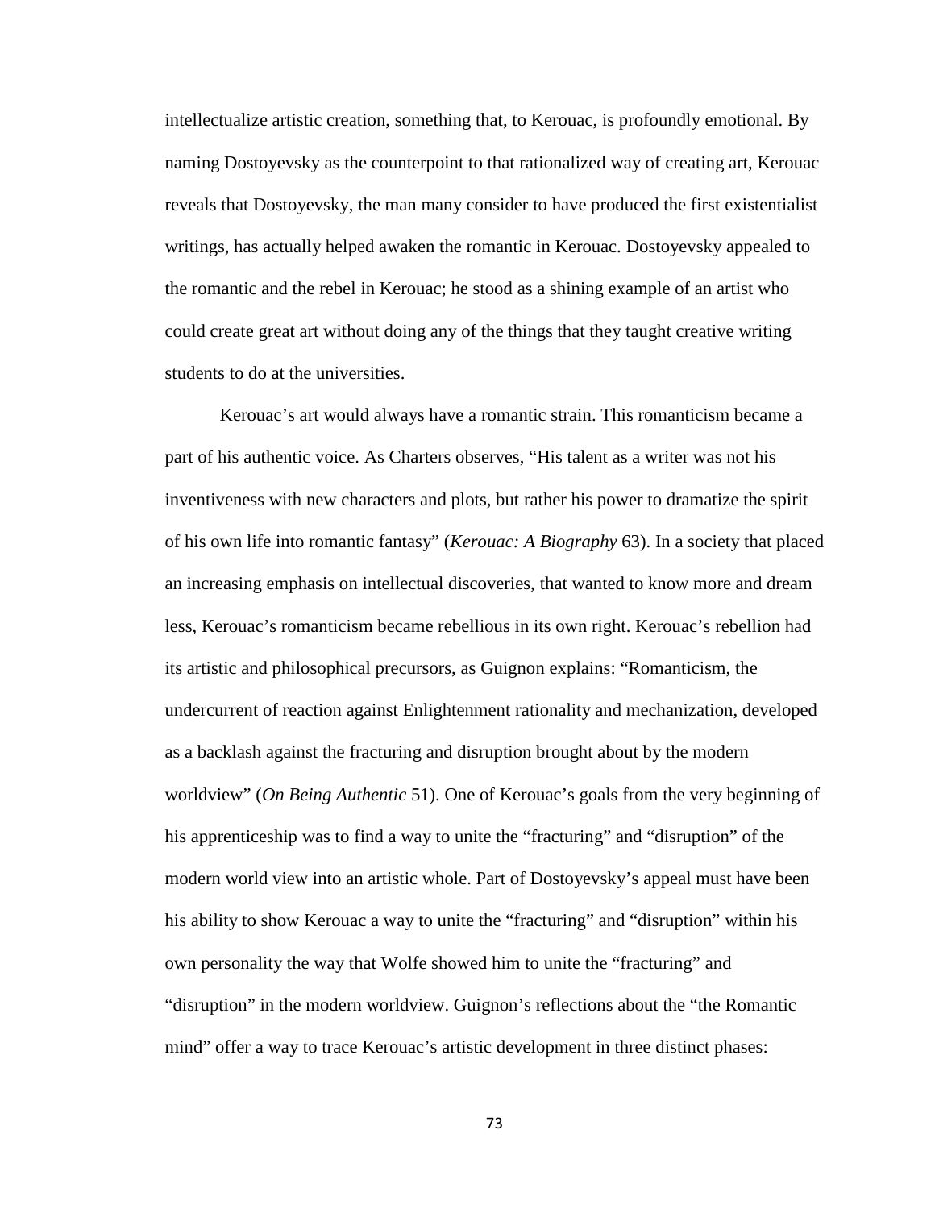intellectualize artistic creation, something that, to Kerouac, is profoundly emotional. By naming Dostoyevsky as the counterpoint to that rationalized way of creating art, Kerouac reveals that Dostoyevsky, the man many consider to have produced the first existentialist writings, has actually helped awaken the romantic in Kerouac. Dostoyevsky appealed to the romantic and the rebel in Kerouac; he stood as a shining example of an artist who could create great art without doing any of the things that they taught creative writing students to do at the universities.

Kerouac's art would always have a romantic strain. This romanticism became a part of his authentic voice. As Charters observes, "His talent as a writer was not his inventiveness with new characters and plots, but rather his power to dramatize the spirit of his own life into romantic fantasy" (*Kerouac: A Biography* 63). In a society that placed an increasing emphasis on intellectual discoveries, that wanted to know more and dream less, Kerouac's romanticism became rebellious in its own right. Kerouac's rebellion had its artistic and philosophical precursors, as Guignon explains: "Romanticism, the undercurrent of reaction against Enlightenment rationality and mechanization, developed as a backlash against the fracturing and disruption brought about by the modern worldview" (*On Being Authentic* 51). One of Kerouac's goals from the very beginning of his apprenticeship was to find a way to unite the "fracturing" and "disruption" of the modern world view into an artistic whole. Part of Dostoyevsky's appeal must have been his ability to show Kerouac a way to unite the "fracturing" and "disruption" within his own personality the way that Wolfe showed him to unite the "fracturing" and "disruption" in the modern worldview. Guignon's reflections about the "the Romantic mind" offer a way to trace Kerouac's artistic development in three distinct phases: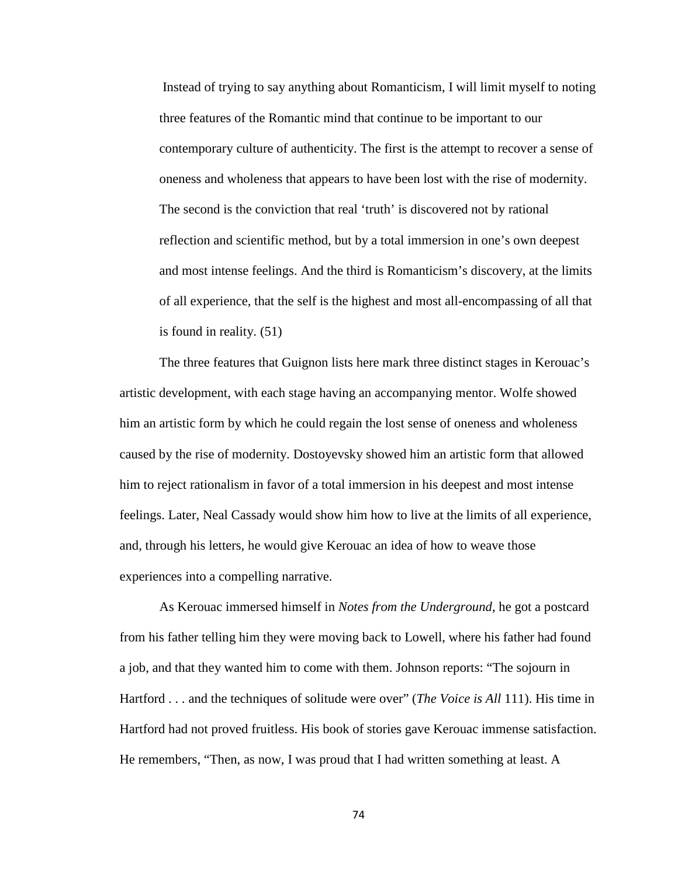> Instead of trying to say anything about Romanticism, I will limit myself to noting three features of the Romantic mind that continue to be important to our contemporary culture of authenticity. The first is the attempt to recover a sense of oneness and wholeness that appears to have been lost with the rise of modernity. The second is the conviction that real 'truth' is discovered not by rational reflection and scientific method, but by a total immersion in one's own deepest and most intense feelings. And the third is Romanticism's discovery, at the limits of all experience, that the self is the highest and most all-encompassing of all that is found in reality. (51)

The three features that Guignon lists here mark three distinct stages in Kerouac's artistic development, with each stage having an accompanying mentor. Wolfe showed him an artistic form by which he could regain the lost sense of oneness and wholeness caused by the rise of modernity. Dostoyevsky showed him an artistic form that allowed him to reject rationalism in favor of a total immersion in his deepest and most intense feelings. Later, Neal Cassady would show him how to live at the limits of all experience, and, through his letters, he would give Kerouac an idea of how to weave those experiences into a compelling narrative.

As Kerouac immersed himself in *Notes from the Underground*, he got a postcard from his father telling him they were moving back to Lowell, where his father had found a job, and that they wanted him to come with them. Johnson reports: "The sojourn in Hartford . . . and the techniques of solitude were over" (*The Voice is All* 111). His time in Hartford had not proved fruitless. His book of stories gave Kerouac immense satisfaction. He remembers, "Then, as now, I was proud that I had written something at least. A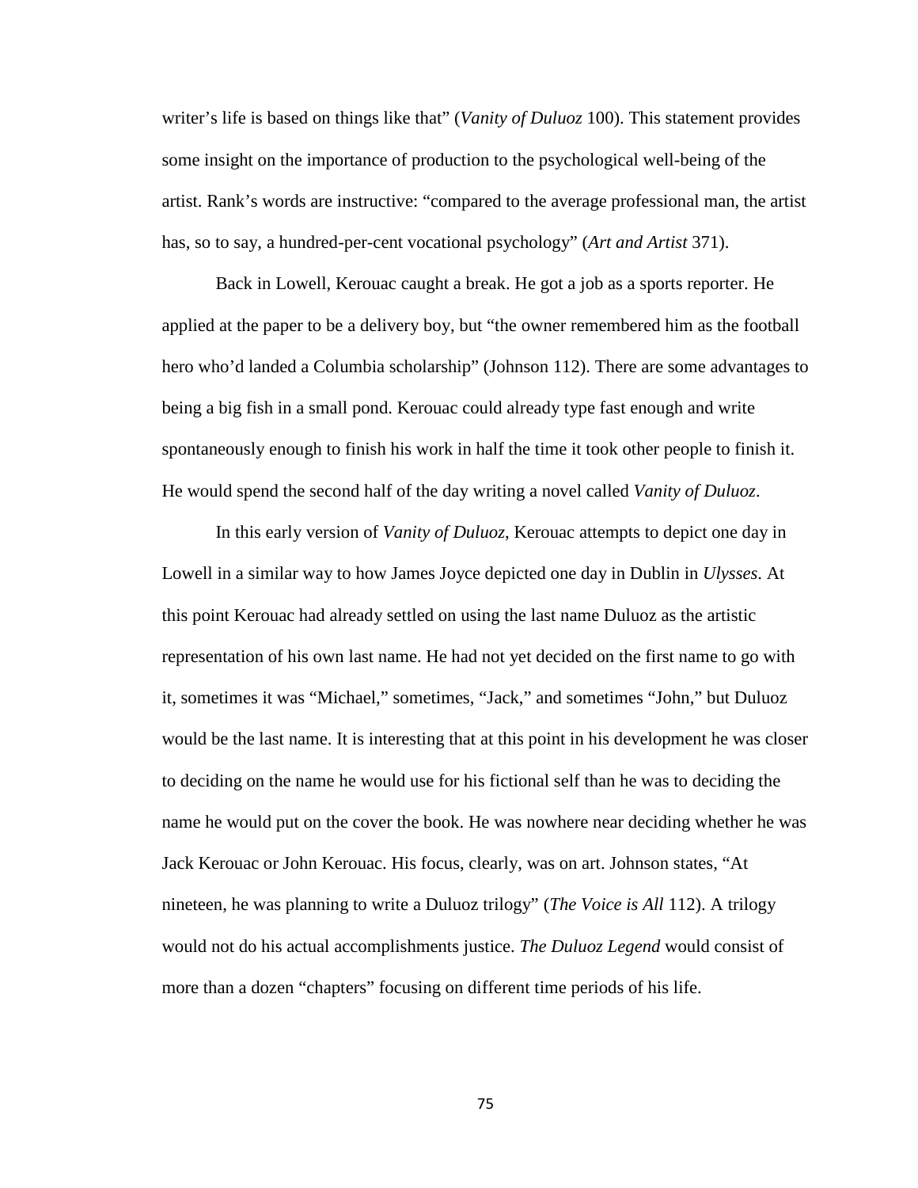writer's life is based on things like that" (*Vanity of Duluoz* 100). This statement provides some insight on the importance of production to the psychological well-being of the artist. Rank's words are instructive: "compared to the average professional man, the artist has, so to say, a hundred-per-cent vocational psychology" (*Art and Artist* 371).

Back in Lowell, Kerouac caught a break. He got a job as a sports reporter. He applied at the paper to be a delivery boy, but "the owner remembered him as the football hero who'd landed a Columbia scholarship" (Johnson 112). There are some advantages to being a big fish in a small pond. Kerouac could already type fast enough and write spontaneously enough to finish his work in half the time it took other people to finish it. He would spend the second half of the day writing a novel called *Vanity of Duluoz*.

In this early version of *Vanity of Duluoz*, Kerouac attempts to depict one day in Lowell in a similar way to how James Joyce depicted one day in Dublin in *Ulysses*. At this point Kerouac had already settled on using the last name Duluoz as the artistic representation of his own last name. He had not yet decided on the first name to go with it, sometimes it was "Michael," sometimes, "Jack," and sometimes "John," but Duluoz would be the last name. It is interesting that at this point in his development he was closer to deciding on the name he would use for his fictional self than he was to deciding the name he would put on the cover the book. He was nowhere near deciding whether he was Jack Kerouac or John Kerouac. His focus, clearly, was on art. Johnson states, "At nineteen, he was planning to write a Duluoz trilogy" (*The Voice is All* 112). A trilogy would not do his actual accomplishments justice. *The Duluoz Legend* would consist of more than a dozen "chapters" focusing on different time periods of his life.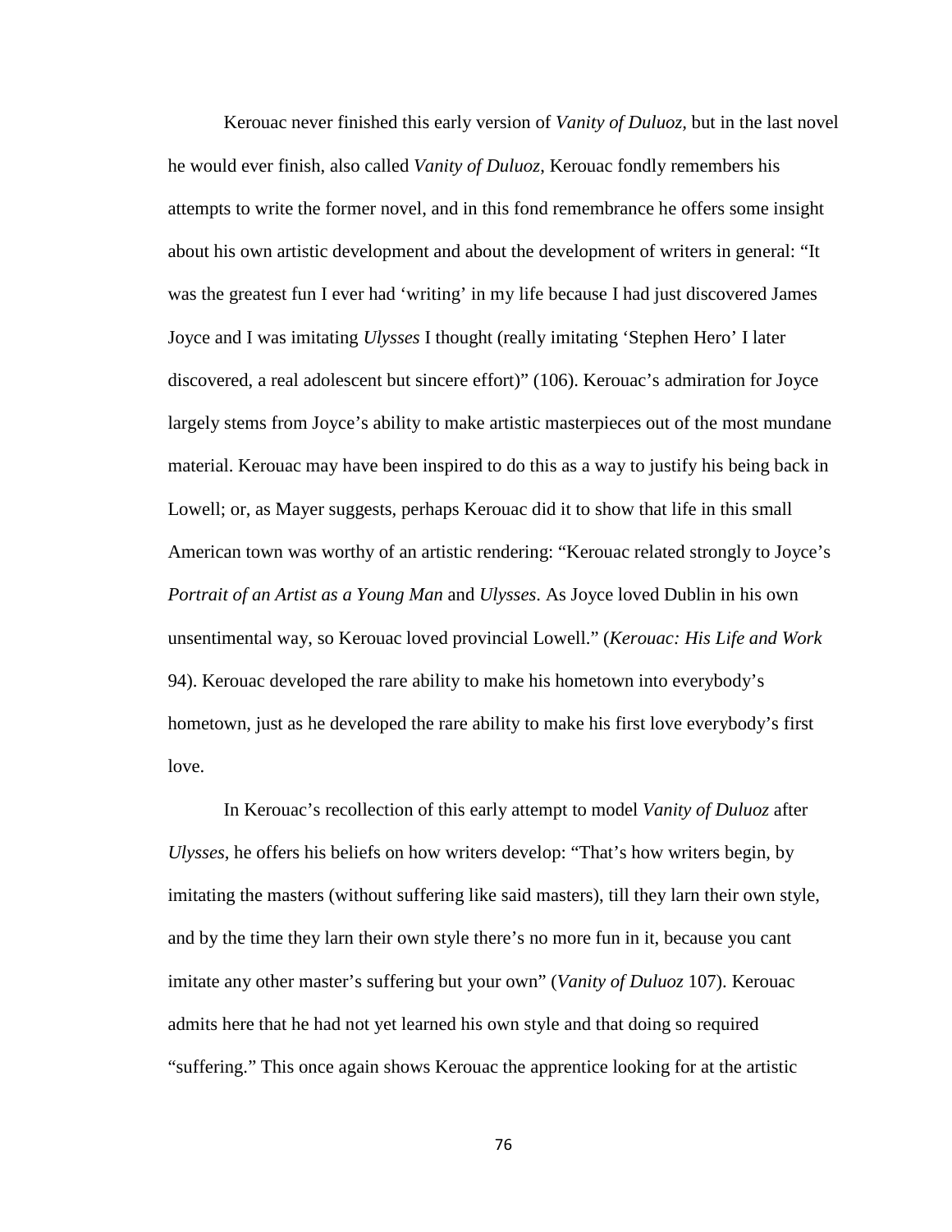Kerouac never finished this early version of *Vanity of Duluoz*, but in the last novel he would ever finish, also called *Vanity of Duluoz*, Kerouac fondly remembers his attempts to write the former novel, and in this fond remembrance he offers some insight about his own artistic development and about the development of writers in general: "It was the greatest fun I ever had 'writing' in my life because I had just discovered James Joyce and I was imitating *Ulysses* I thought (really imitating 'Stephen Hero' I later discovered, a real adolescent but sincere effort)" (106). Kerouac's admiration for Joyce largely stems from Joyce's ability to make artistic masterpieces out of the most mundane material. Kerouac may have been inspired to do this as a way to justify his being back in Lowell; or, as Mayer suggests, perhaps Kerouac did it to show that life in this small American town was worthy of an artistic rendering: "Kerouac related strongly to Joyce's *Portrait of an Artist as a Young Man* and *Ulysses*. As Joyce loved Dublin in his own unsentimental way, so Kerouac loved provincial Lowell." (*Kerouac: His Life and Work* 94). Kerouac developed the rare ability to make his hometown into everybody's hometown, just as he developed the rare ability to make his first love everybody's first love.

In Kerouac's recollection of this early attempt to model *Vanity of Duluoz* after *Ulysses*, he offers his beliefs on how writers develop: "That's how writers begin, by imitating the masters (without suffering like said masters), till they larn their own style, and by the time they larn their own style there's no more fun in it, because you cant imitate any other master's suffering but your own" (*Vanity of Duluoz* 107). Kerouac admits here that he had not yet learned his own style and that doing so required "suffering." This once again shows Kerouac the apprentice looking for at the artistic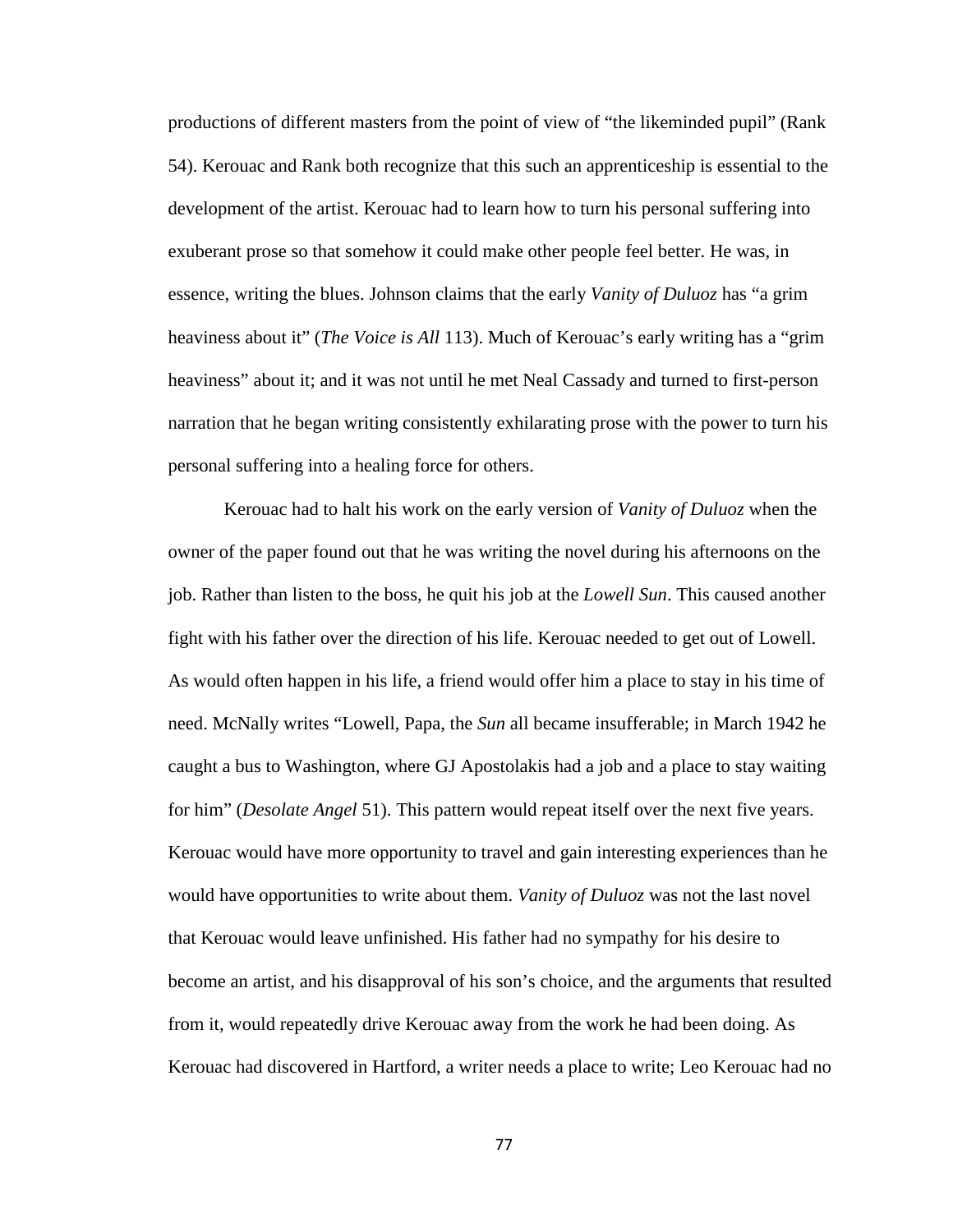productions of different masters from the point of view of "the likeminded pupil" (Rank 54). Kerouac and Rank both recognize that this such an apprenticeship is essential to the development of the artist. Kerouac had to learn how to turn his personal suffering into exuberant prose so that somehow it could make other people feel better. He was, in essence, writing the blues. Johnson claims that the early *Vanity of Duluoz* has "a grim heaviness about it" (*The Voice is All* 113). Much of Kerouac's early writing has a "grim heaviness" about it; and it was not until he met Neal Cassady and turned to first-person narration that he began writing consistently exhilarating prose with the power to turn his personal suffering into a healing force for others.

Kerouac had to halt his work on the early version of *Vanity of Duluoz* when the owner of the paper found out that he was writing the novel during his afternoons on the job. Rather than listen to the boss, he quit his job at the *Lowell Sun*. This caused another fight with his father over the direction of his life. Kerouac needed to get out of Lowell. As would often happen in his life, a friend would offer him a place to stay in his time of need. McNally writes "Lowell, Papa, the *Sun* all became insufferable; in March 1942 he caught a bus to Washington, where GJ Apostolakis had a job and a place to stay waiting for him" (*Desolate Angel* 51). This pattern would repeat itself over the next five years. Kerouac would have more opportunity to travel and gain interesting experiences than he would have opportunities to write about them. *Vanity of Duluoz* was not the last novel that Kerouac would leave unfinished. His father had no sympathy for his desire to become an artist, and his disapproval of his son's choice, and the arguments that resulted from it, would repeatedly drive Kerouac away from the work he had been doing. As Kerouac had discovered in Hartford, a writer needs a place to write; Leo Kerouac had no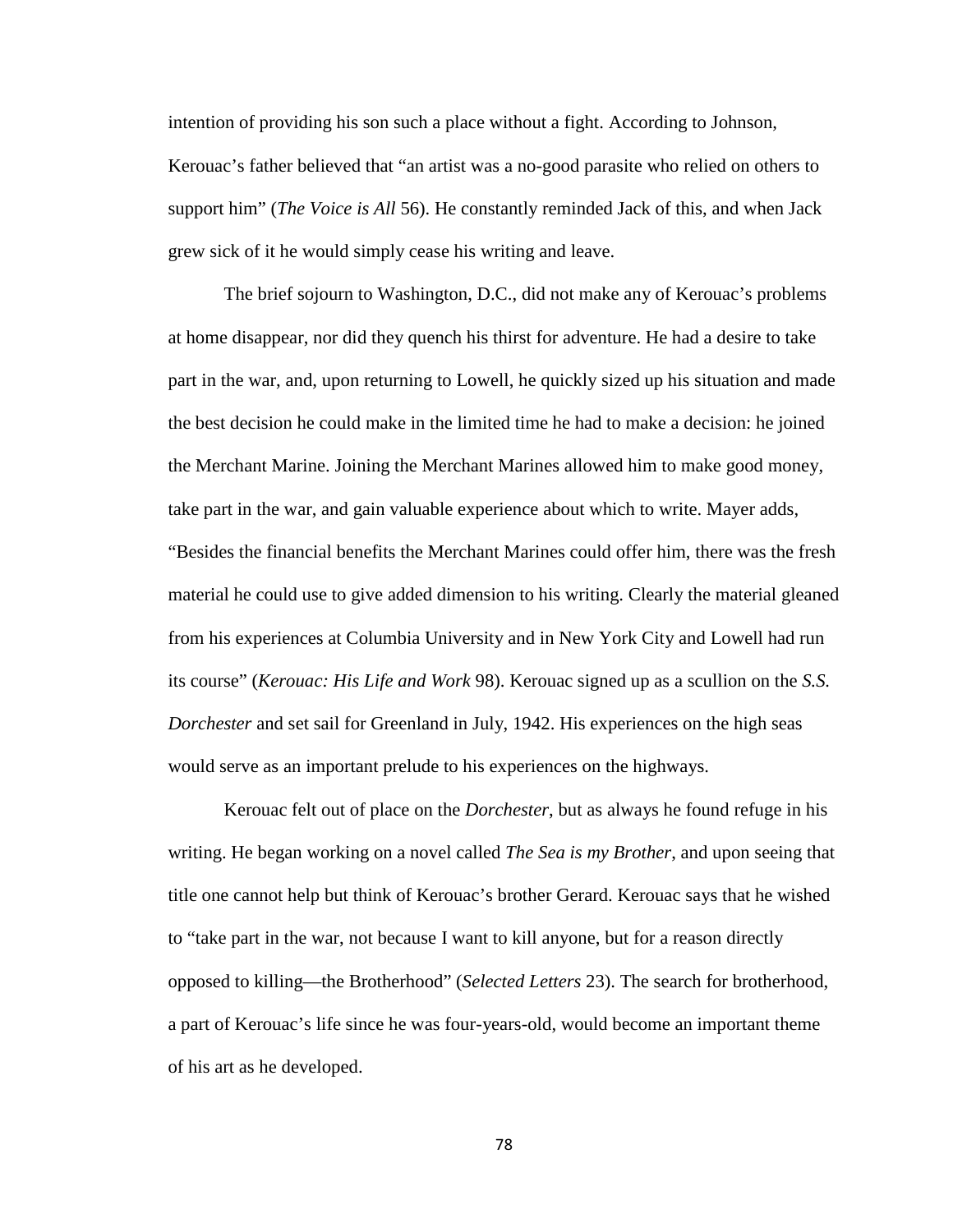intention of providing his son such a place without a fight. According to Johnson, Kerouac's father believed that "an artist was a no-good parasite who relied on others to support him" (*The Voice is All* 56). He constantly reminded Jack of this, and when Jack grew sick of it he would simply cease his writing and leave.

The brief sojourn to Washington, D.C., did not make any of Kerouac's problems at home disappear, nor did they quench his thirst for adventure. He had a desire to take part in the war, and, upon returning to Lowell, he quickly sized up his situation and made the best decision he could make in the limited time he had to make a decision: he joined the Merchant Marine. Joining the Merchant Marines allowed him to make good money, take part in the war, and gain valuable experience about which to write. Mayer adds, "Besides the financial benefits the Merchant Marines could offer him, there was the fresh material he could use to give added dimension to his writing. Clearly the material gleaned from his experiences at Columbia University and in New York City and Lowell had run its course" (*Kerouac: His Life and Work* 98). Kerouac signed up as a scullion on the *S.S. Dorchester* and set sail for Greenland in July, 1942. His experiences on the high seas would serve as an important prelude to his experiences on the highways.

Kerouac felt out of place on the *Dorchester*, but as always he found refuge in his writing. He began working on a novel called *The Sea is my Brother*, and upon seeing that title one cannot help but think of Kerouac's brother Gerard. Kerouac says that he wished to "take part in the war, not because I want to kill anyone, but for a reason directly opposed to killing—the Brotherhood" (*Selected Letters* 23). The search for brotherhood, a part of Kerouac's life since he was four-years-old, would become an important theme of his art as he developed.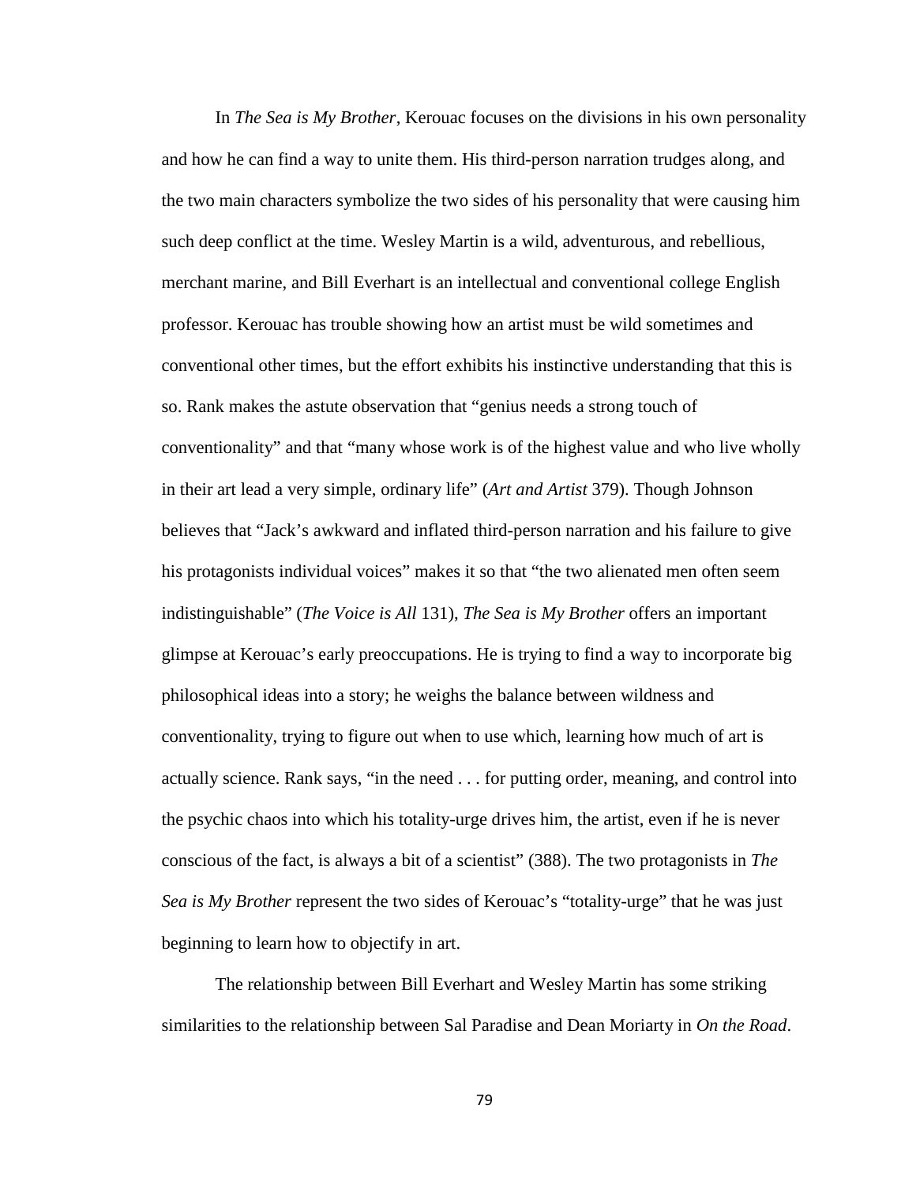In *The Sea is My Brother*, Kerouac focuses on the divisions in his own personality and how he can find a way to unite them. His third-person narration trudges along, and the two main characters symbolize the two sides of his personality that were causing him such deep conflict at the time. Wesley Martin is a wild, adventurous, and rebellious, merchant marine, and Bill Everhart is an intellectual and conventional college English professor. Kerouac has trouble showing how an artist must be wild sometimes and conventional other times, but the effort exhibits his instinctive understanding that this is so. Rank makes the astute observation that "genius needs a strong touch of conventionality" and that "many whose work is of the highest value and who live wholly in their art lead a very simple, ordinary life" (*Art and Artist* 379). Though Johnson believes that "Jack's awkward and inflated third-person narration and his failure to give his protagonists individual voices" makes it so that "the two alienated men often seem indistinguishable" (*The Voice is All* 131), *The Sea is My Brother* offers an important glimpse at Kerouac's early preoccupations. He is trying to find a way to incorporate big philosophical ideas into a story; he weighs the balance between wildness and conventionality, trying to figure out when to use which, learning how much of art is actually science. Rank says, "in the need . . . for putting order, meaning, and control into the psychic chaos into which his totality-urge drives him, the artist, even if he is never conscious of the fact, is always a bit of a scientist" (388). The two protagonists in *The Sea is My Brother* represent the two sides of Kerouac's "totality-urge" that he was just beginning to learn how to objectify in art.

The relationship between Bill Everhart and Wesley Martin has some striking similarities to the relationship between Sal Paradise and Dean Moriarty in *On the Road*.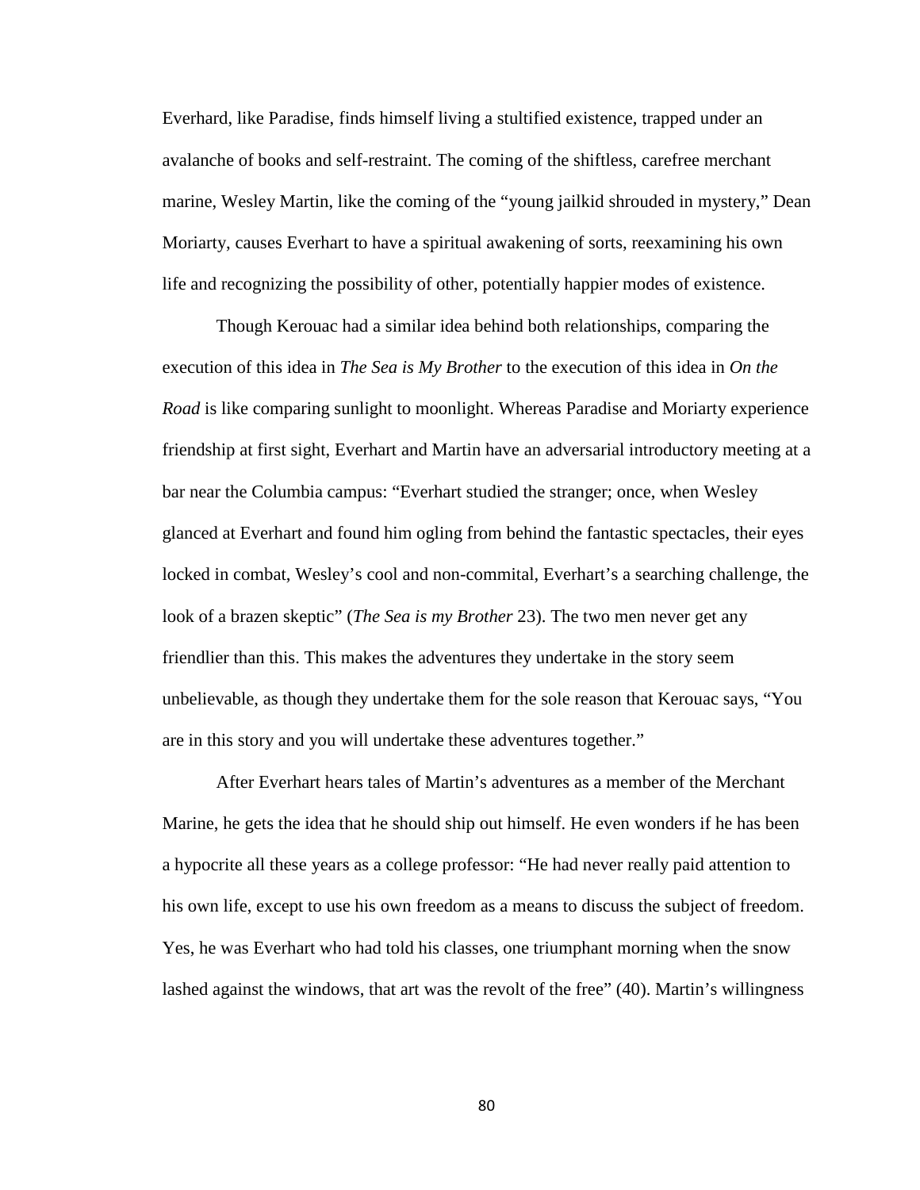Everhard, like Paradise, finds himself living a stultified existence, trapped under an avalanche of books and self-restraint. The coming of the shiftless, carefree merchant marine, Wesley Martin, like the coming of the "young jailkid shrouded in mystery," Dean Moriarty, causes Everhart to have a spiritual awakening of sorts, reexamining his own life and recognizing the possibility of other, potentially happier modes of existence.

Though Kerouac had a similar idea behind both relationships, comparing the execution of this idea in *The Sea is My Brother* to the execution of this idea in *On the Road* is like comparing sunlight to moonlight. Whereas Paradise and Moriarty experience friendship at first sight, Everhart and Martin have an adversarial introductory meeting at a bar near the Columbia campus: "Everhart studied the stranger; once, when Wesley glanced at Everhart and found him ogling from behind the fantastic spectacles, their eyes locked in combat, Wesley's cool and non-commital, Everhart's a searching challenge, the look of a brazen skeptic" (*The Sea is my Brother* 23). The two men never get any friendlier than this. This makes the adventures they undertake in the story seem unbelievable, as though they undertake them for the sole reason that Kerouac says, "You are in this story and you will undertake these adventures together."

After Everhart hears tales of Martin's adventures as a member of the Merchant Marine, he gets the idea that he should ship out himself. He even wonders if he has been a hypocrite all these years as a college professor: "He had never really paid attention to his own life, except to use his own freedom as a means to discuss the subject of freedom. Yes, he was Everhart who had told his classes, one triumphant morning when the snow lashed against the windows, that art was the revolt of the free" (40). Martin's willingness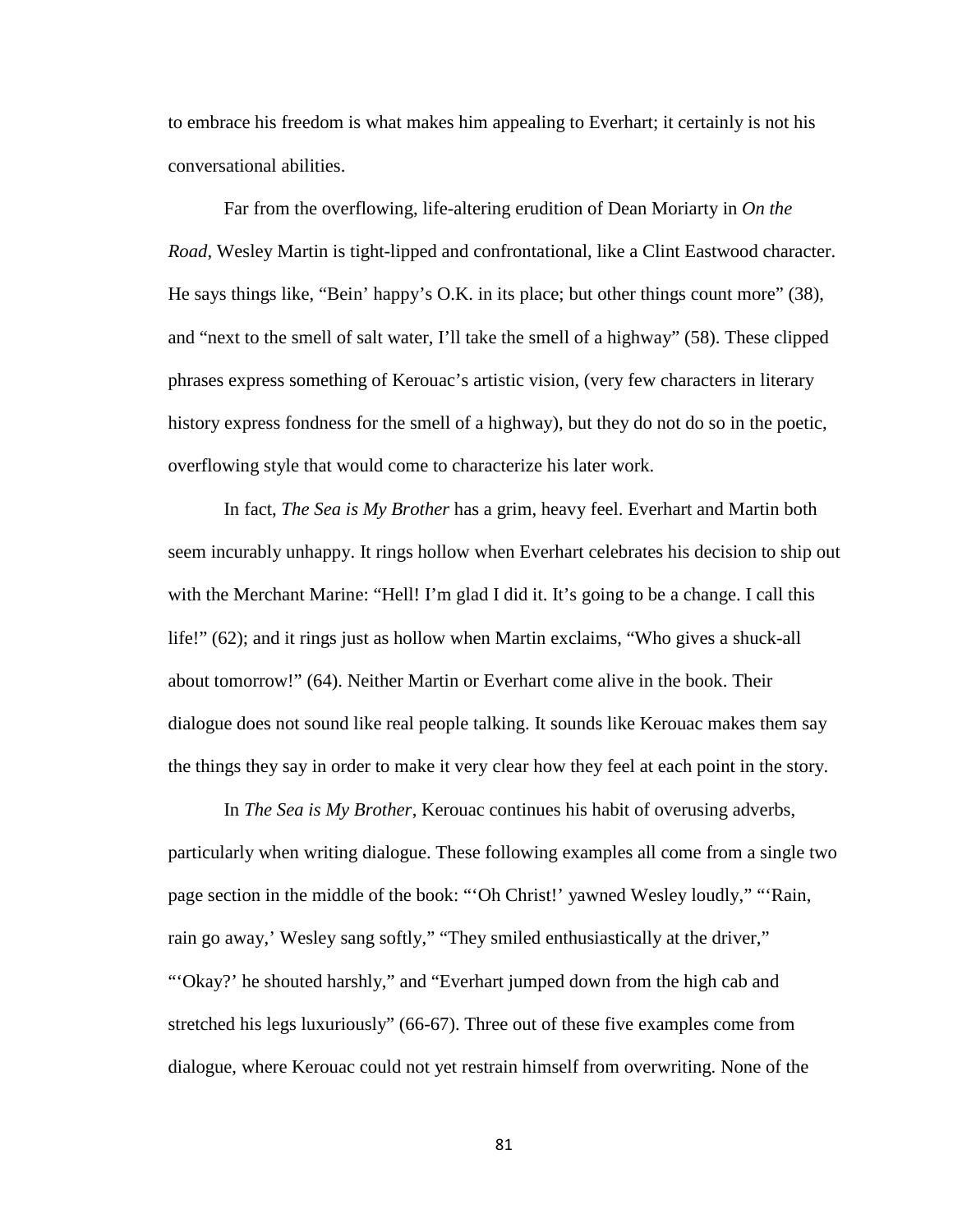to embrace his freedom is what makes him appealing to Everhart; it certainly is not his conversational abilities.

Far from the overflowing, life-altering erudition of Dean Moriarty in *On the Road*, Wesley Martin is tight-lipped and confrontational, like a Clint Eastwood character. He says things like, "Bein' happy's O.K. in its place; but other things count more" (38), and "next to the smell of salt water, I'll take the smell of a highway" (58). These clipped phrases express something of Kerouac's artistic vision, (very few characters in literary history express fondness for the smell of a highway), but they do not do so in the poetic, overflowing style that would come to characterize his later work.

In fact, *The Sea is My Brother* has a grim, heavy feel. Everhart and Martin both seem incurably unhappy. It rings hollow when Everhart celebrates his decision to ship out with the Merchant Marine: "Hell! I'm glad I did it. It's going to be a change. I call this life!" (62); and it rings just as hollow when Martin exclaims, "Who gives a shuck-all about tomorrow!" (64). Neither Martin or Everhart come alive in the book. Their dialogue does not sound like real people talking. It sounds like Kerouac makes them say the things they say in order to make it very clear how they feel at each point in the story.

In *The Sea is My Brother*, Kerouac continues his habit of overusing adverbs, particularly when writing dialogue. These following examples all come from a single two page section in the middle of the book: "'Oh Christ!' yawned Wesley loudly," "'Rain, rain go away,' Wesley sang softly," "They smiled enthusiastically at the driver," "'Okay?' he shouted harshly," and "Everhart jumped down from the high cab and stretched his legs luxuriously" (66-67). Three out of these five examples come from dialogue, where Kerouac could not yet restrain himself from overwriting. None of the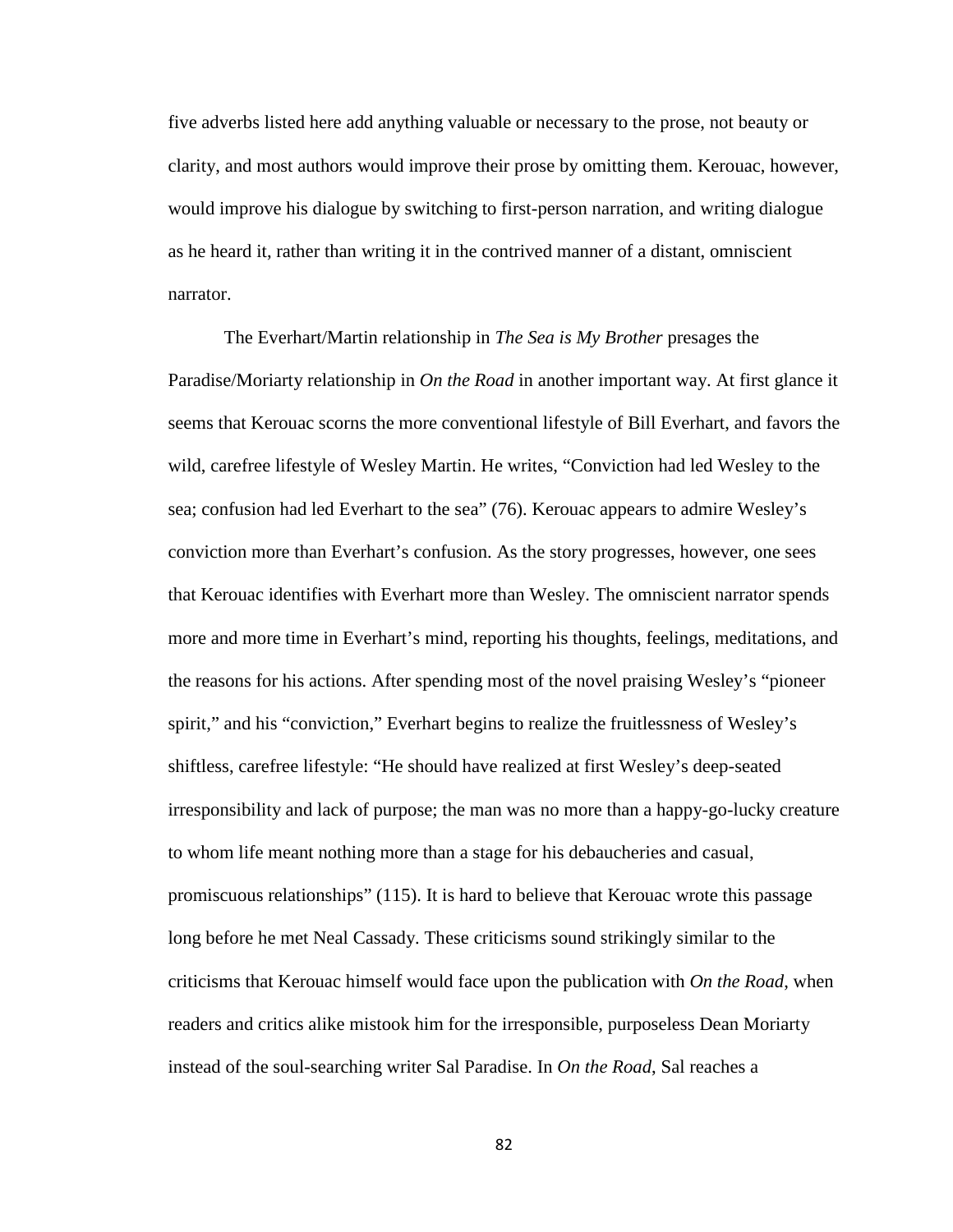five adverbs listed here add anything valuable or necessary to the prose, not beauty or clarity, and most authors would improve their prose by omitting them. Kerouac, however, would improve his dialogue by switching to first-person narration, and writing dialogue as he heard it, rather than writing it in the contrived manner of a distant, omniscient narrator.

The Everhart/Martin relationship in *The Sea is My Brother* presages the Paradise/Moriarty relationship in *On the Road* in another important way. At first glance it seems that Kerouac scorns the more conventional lifestyle of Bill Everhart, and favors the wild, carefree lifestyle of Wesley Martin. He writes, "Conviction had led Wesley to the sea; confusion had led Everhart to the sea" (76). Kerouac appears to admire Wesley's conviction more than Everhart's confusion. As the story progresses, however, one sees that Kerouac identifies with Everhart more than Wesley. The omniscient narrator spends more and more time in Everhart's mind, reporting his thoughts, feelings, meditations, and the reasons for his actions. After spending most of the novel praising Wesley's "pioneer spirit," and his "conviction," Everhart begins to realize the fruitlessness of Wesley's shiftless, carefree lifestyle: "He should have realized at first Wesley's deep-seated irresponsibility and lack of purpose; the man was no more than a happy-go-lucky creature to whom life meant nothing more than a stage for his debaucheries and casual, promiscuous relationships" (115). It is hard to believe that Kerouac wrote this passage long before he met Neal Cassady. These criticisms sound strikingly similar to the criticisms that Kerouac himself would face upon the publication with *On the Road*, when readers and critics alike mistook him for the irresponsible, purposeless Dean Moriarty instead of the soul-searching writer Sal Paradise. In *On the Road*, Sal reaches a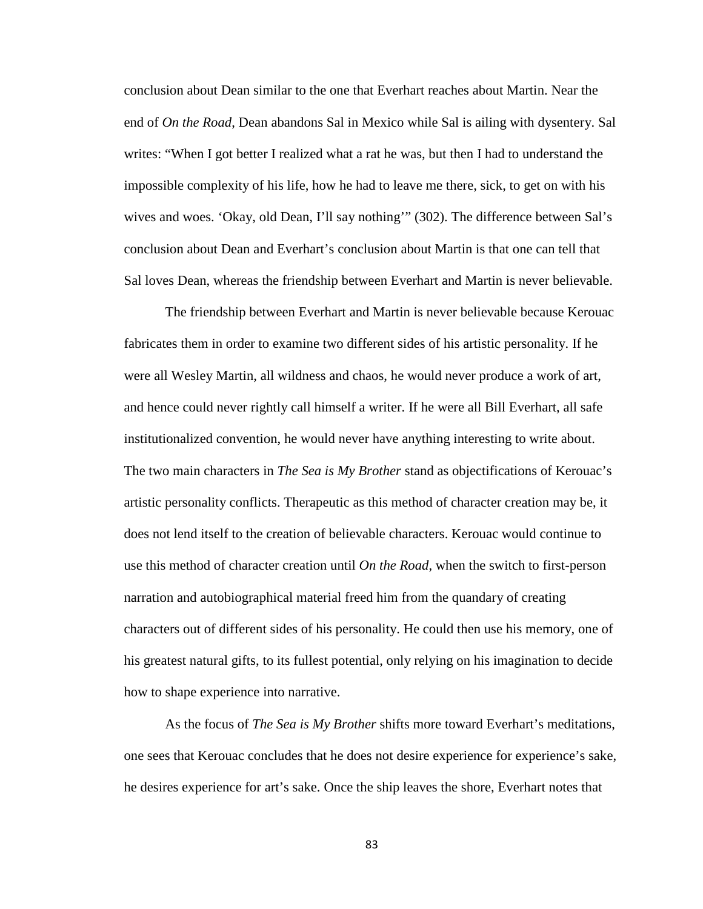conclusion about Dean similar to the one that Everhart reaches about Martin. Near the end of *On the Road*, Dean abandons Sal in Mexico while Sal is ailing with dysentery. Sal writes: "When I got better I realized what a rat he was, but then I had to understand the impossible complexity of his life, how he had to leave me there, sick, to get on with his wives and woes. 'Okay, old Dean, I'll say nothing'" (302). The difference between Sal's conclusion about Dean and Everhart's conclusion about Martin is that one can tell that Sal loves Dean, whereas the friendship between Everhart and Martin is never believable.

The friendship between Everhart and Martin is never believable because Kerouac fabricates them in order to examine two different sides of his artistic personality. If he were all Wesley Martin, all wildness and chaos, he would never produce a work of art, and hence could never rightly call himself a writer. If he were all Bill Everhart, all safe institutionalized convention, he would never have anything interesting to write about. The two main characters in *The Sea is My Brother* stand as objectifications of Kerouac's artistic personality conflicts. Therapeutic as this method of character creation may be, it does not lend itself to the creation of believable characters. Kerouac would continue to use this method of character creation until *On the Road*, when the switch to first-person narration and autobiographical material freed him from the quandary of creating characters out of different sides of his personality. He could then use his memory, one of his greatest natural gifts, to its fullest potential, only relying on his imagination to decide how to shape experience into narrative.

As the focus of *The Sea is My Brother* shifts more toward Everhart's meditations, one sees that Kerouac concludes that he does not desire experience for experience's sake, he desires experience for art's sake. Once the ship leaves the shore, Everhart notes that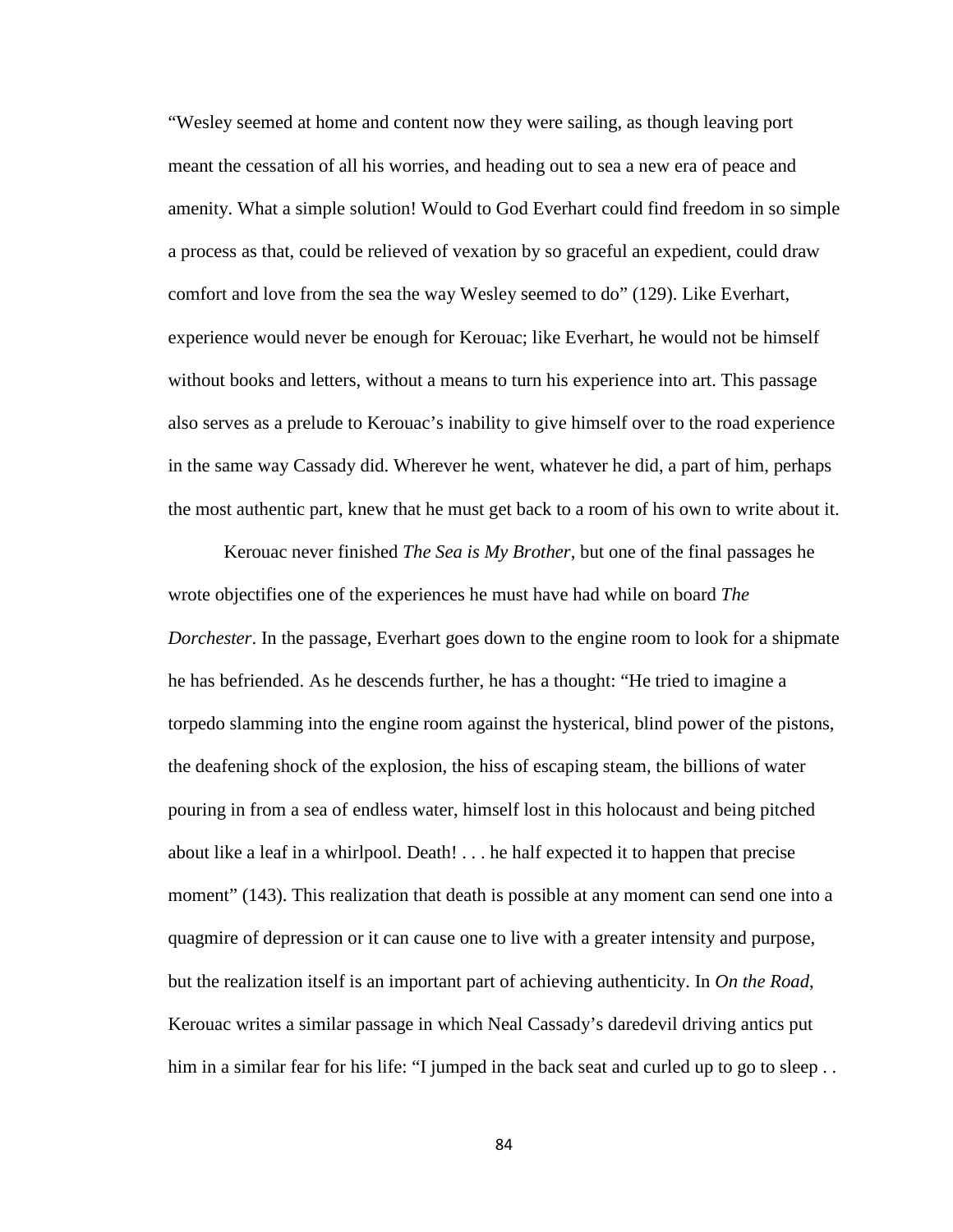"Wesley seemed at home and content now they were sailing, as though leaving port meant the cessation of all his worries, and heading out to sea a new era of peace and amenity. What a simple solution! Would to God Everhart could find freedom in so simple a process as that, could be relieved of vexation by so graceful an expedient, could draw comfort and love from the sea the way Wesley seemed to do" (129). Like Everhart, experience would never be enough for Kerouac; like Everhart, he would not be himself without books and letters, without a means to turn his experience into art. This passage also serves as a prelude to Kerouac's inability to give himself over to the road experience in the same way Cassady did. Wherever he went, whatever he did, a part of him, perhaps the most authentic part, knew that he must get back to a room of his own to write about it.

Kerouac never finished *The Sea is My Brother*, but one of the final passages he wrote objectifies one of the experiences he must have had while on board *The Dorchester*. In the passage, Everhart goes down to the engine room to look for a shipmate he has befriended. As he descends further, he has a thought: "He tried to imagine a torpedo slamming into the engine room against the hysterical, blind power of the pistons, the deafening shock of the explosion, the hiss of escaping steam, the billions of water pouring in from a sea of endless water, himself lost in this holocaust and being pitched about like a leaf in a whirlpool. Death! . . . he half expected it to happen that precise moment" (143). This realization that death is possible at any moment can send one into a quagmire of depression or it can cause one to live with a greater intensity and purpose, but the realization itself is an important part of achieving authenticity. In *On the Road*, Kerouac writes a similar passage in which Neal Cassady's daredevil driving antics put him in a similar fear for his life: "I jumped in the back seat and curled up to go to sleep . .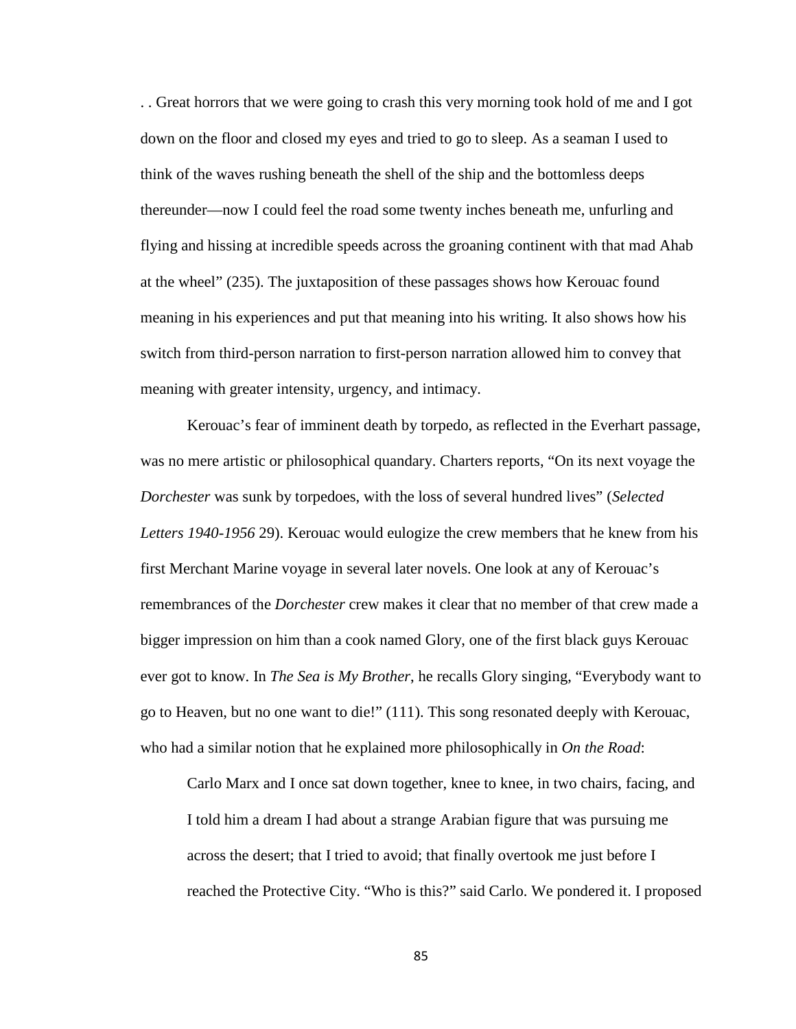. . Great horrors that we were going to crash this very morning took hold of me and I got down on the floor and closed my eyes and tried to go to sleep. As a seaman I used to think of the waves rushing beneath the shell of the ship and the bottomless deeps thereunder—now I could feel the road some twenty inches beneath me, unfurling and flying and hissing at incredible speeds across the groaning continent with that mad Ahab at the wheel" (235). The juxtaposition of these passages shows how Kerouac found meaning in his experiences and put that meaning into his writing. It also shows how his switch from third-person narration to first-person narration allowed him to convey that meaning with greater intensity, urgency, and intimacy.

Kerouac's fear of imminent death by torpedo, as reflected in the Everhart passage, was no mere artistic or philosophical quandary. Charters reports, "On its next voyage the *Dorchester* was sunk by torpedoes, with the loss of several hundred lives" (*Selected Letters 1940-1956* 29). Kerouac would eulogize the crew members that he knew from his first Merchant Marine voyage in several later novels. One look at any of Kerouac's remembrances of the *Dorchester* crew makes it clear that no member of that crew made a bigger impression on him than a cook named Glory, one of the first black guys Kerouac ever got to know. In *The Sea is My Brother*, he recalls Glory singing, "Everybody want to go to Heaven, but no one want to die!" (111). This song resonated deeply with Kerouac, who had a similar notion that he explained more philosophically in *On the Road*:

> Carlo Marx and I once sat down together, knee to knee, in two chairs, facing, and I told him a dream I had about a strange Arabian figure that was pursuing me across the desert; that I tried to avoid; that finally overtook me just before I reached the Protective City. "Who is this?" said Carlo. We pondered it. I proposed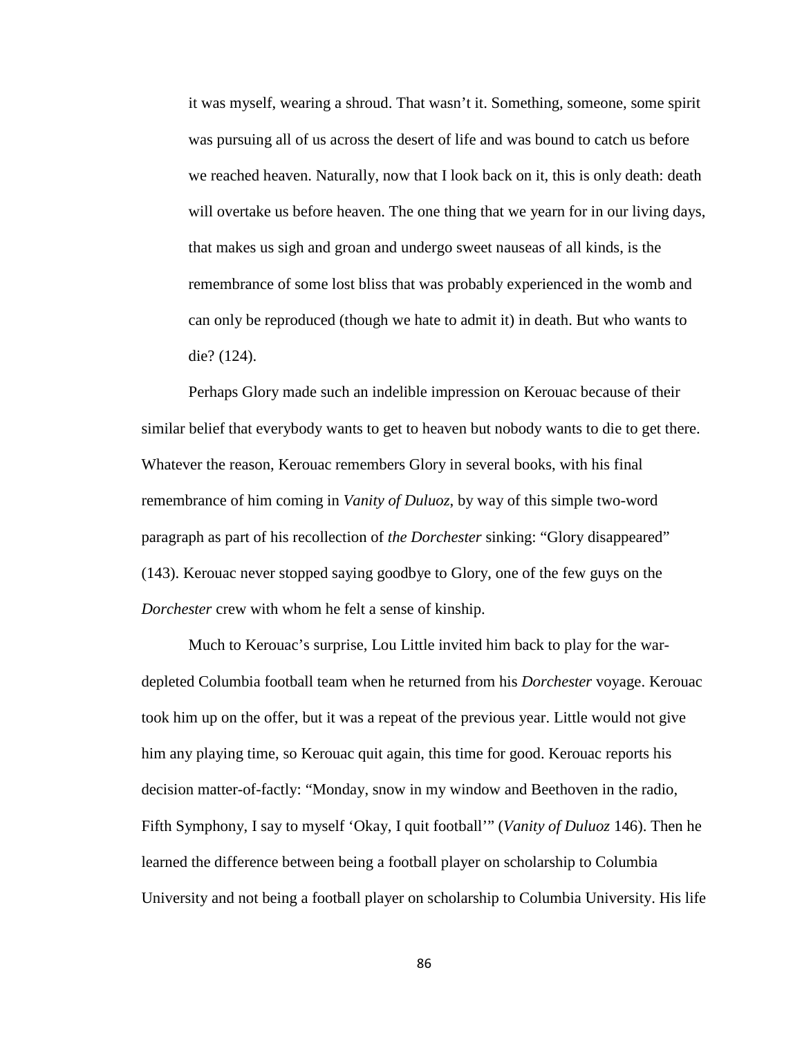> it was myself, wearing a shroud. That wasn't it. Something, someone, some spirit was pursuing all of us across the desert of life and was bound to catch us before we reached heaven. Naturally, now that I look back on it, this is only death: death will overtake us before heaven. The one thing that we yearn for in our living days, that makes us sigh and groan and undergo sweet nauseas of all kinds, is the remembrance of some lost bliss that was probably experienced in the womb and can only be reproduced (though we hate to admit it) in death. But who wants to die? (124).

Perhaps Glory made such an indelible impression on Kerouac because of their similar belief that everybody wants to get to heaven but nobody wants to die to get there. Whatever the reason, Kerouac remembers Glory in several books, with his final remembrance of him coming in *Vanity of Duluoz*, by way of this simple two-word paragraph as part of his recollection of *the Dorchester* sinking: "Glory disappeared" (143). Kerouac never stopped saying goodbye to Glory, one of the few guys on the *Dorchester* crew with whom he felt a sense of kinship.

Much to Kerouac's surprise, Lou Little invited him back to play for the war-depleted Columbia football team when he returned from his *Dorchester* voyage. Kerouac took him up on the offer, but it was a repeat of the previous year. Little would not give him any playing time, so Kerouac quit again, this time for good. Kerouac reports his decision matter-of-factly: "Monday, snow in my window and Beethoven in the radio, Fifth Symphony, I say to myself 'Okay, I quit football'" (*Vanity of Duluoz* 146). Then he learned the difference between being a football player on scholarship to Columbia University and not being a football player on scholarship to Columbia University. His life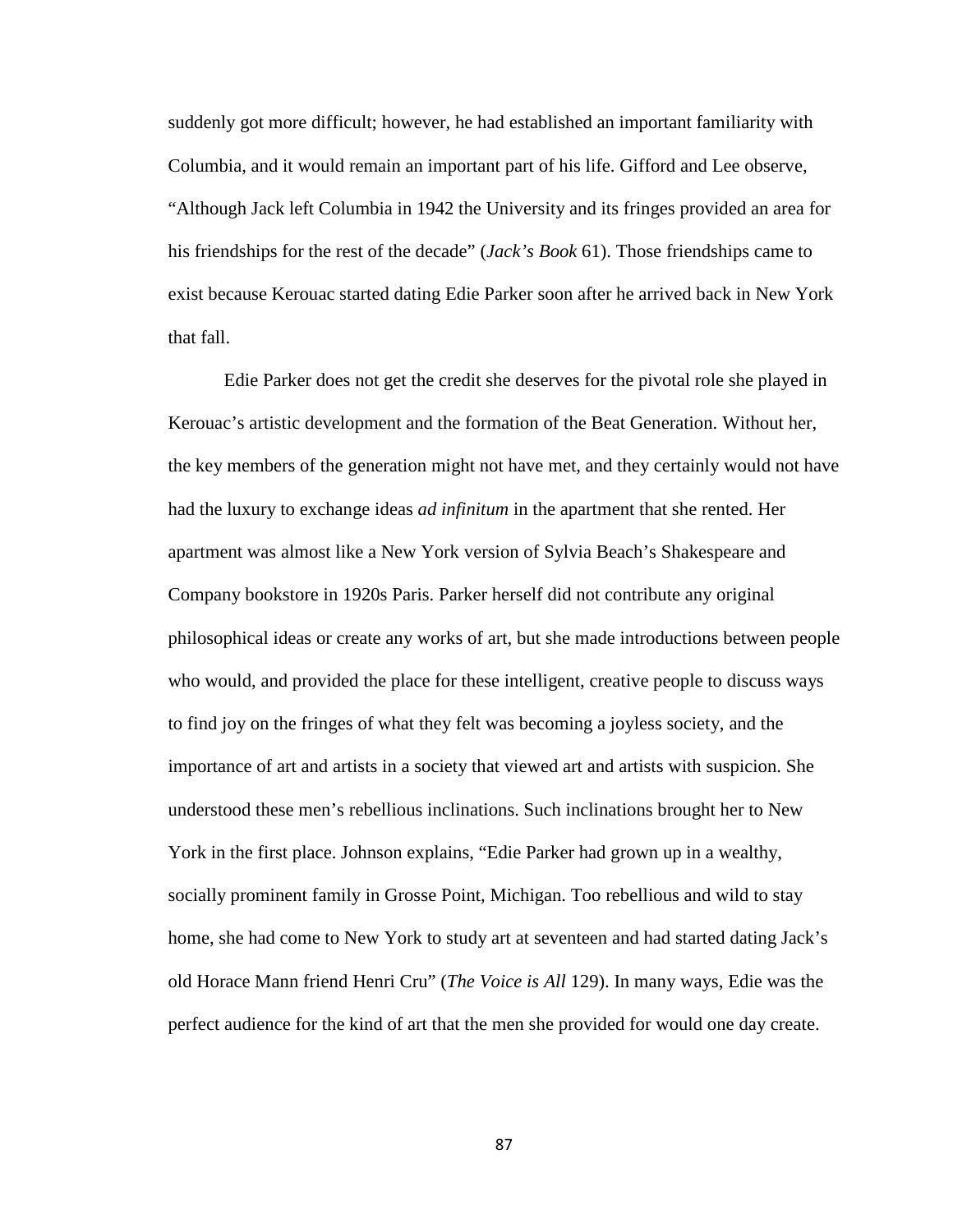suddenly got more difficult; however, he had established an important familiarity with Columbia, and it would remain an important part of his life. Gifford and Lee observe, "Although Jack left Columbia in 1942 the University and its fringes provided an area for his friendships for the rest of the decade" (*Jack's Book* 61). Those friendships came to exist because Kerouac started dating Edie Parker soon after he arrived back in New York that fall.

Edie Parker does not get the credit she deserves for the pivotal role she played in Kerouac's artistic development and the formation of the Beat Generation. Without her, the key members of the generation might not have met, and they certainly would not have had the luxury to exchange ideas *ad infinitum* in the apartment that she rented. Her apartment was almost like a New York version of Sylvia Beach's Shakespeare and Company bookstore in 1920s Paris. Parker herself did not contribute any original philosophical ideas or create any works of art, but she made introductions between people who would, and provided the place for these intelligent, creative people to discuss ways to find joy on the fringes of what they felt was becoming a joyless society, and the importance of art and artists in a society that viewed art and artists with suspicion. She understood these men's rebellious inclinations. Such inclinations brought her to New York in the first place. Johnson explains, "Edie Parker had grown up in a wealthy, socially prominent family in Grosse Point, Michigan. Too rebellious and wild to stay home, she had come to New York to study art at seventeen and had started dating Jack's old Horace Mann friend Henri Cru" (*The Voice is All* 129). In many ways, Edie was the perfect audience for the kind of art that the men she provided for would one day create.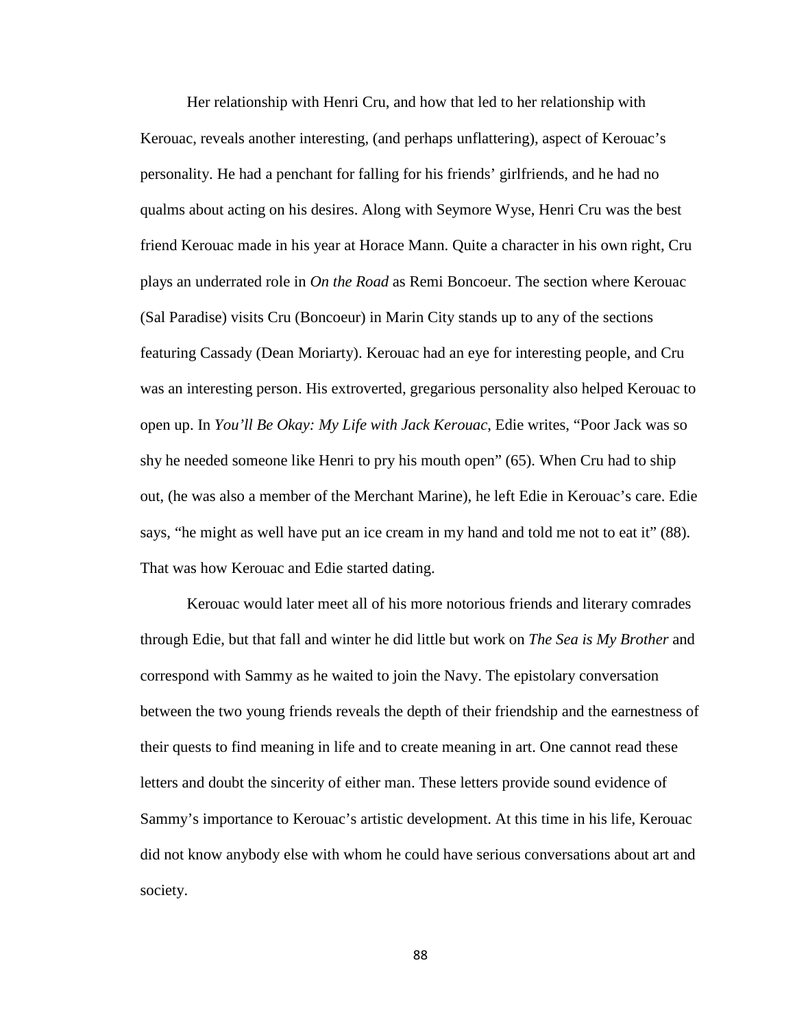Her relationship with Henri Cru, and how that led to her relationship with Kerouac, reveals another interesting, (and perhaps unflattering), aspect of Kerouac's personality. He had a penchant for falling for his friends' girlfriends, and he had no qualms about acting on his desires. Along with Seymore Wyse, Henri Cru was the best friend Kerouac made in his year at Horace Mann. Quite a character in his own right, Cru plays an underrated role in *On the Road* as Remi Boncoeur. The section where Kerouac (Sal Paradise) visits Cru (Boncoeur) in Marin City stands up to any of the sections featuring Cassady (Dean Moriarty). Kerouac had an eye for interesting people, and Cru was an interesting person. His extroverted, gregarious personality also helped Kerouac to open up. In *You'll Be Okay: My Life with Jack Kerouac*, Edie writes, "Poor Jack was so shy he needed someone like Henri to pry his mouth open" (65). When Cru had to ship out, (he was also a member of the Merchant Marine), he left Edie in Kerouac's care. Edie says, "he might as well have put an ice cream in my hand and told me not to eat it" (88). That was how Kerouac and Edie started dating.

Kerouac would later meet all of his more notorious friends and literary comrades through Edie, but that fall and winter he did little but work on *The Sea is My Brother* and correspond with Sammy as he waited to join the Navy. The epistolary conversation between the two young friends reveals the depth of their friendship and the earnestness of their quests to find meaning in life and to create meaning in art. One cannot read these letters and doubt the sincerity of either man. These letters provide sound evidence of Sammy's importance to Kerouac's artistic development. At this time in his life, Kerouac did not know anybody else with whom he could have serious conversations about art and society.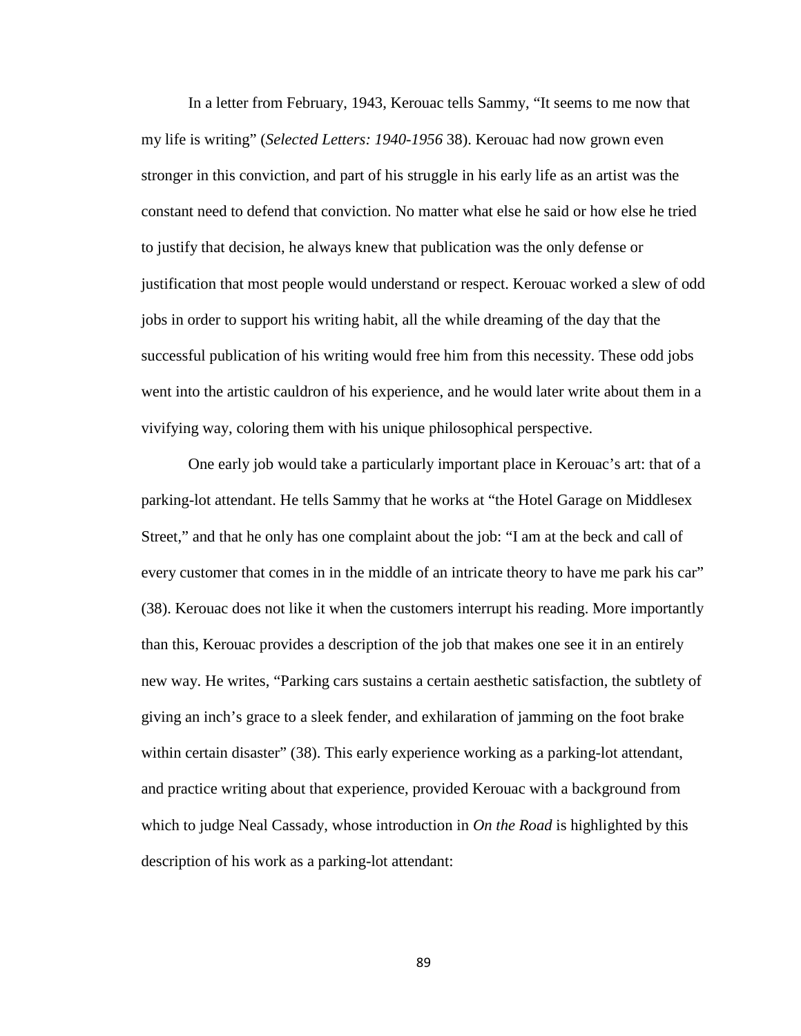In a letter from February, 1943, Kerouac tells Sammy, "It seems to me now that my life is writing" (*Selected Letters: 1940-1956* 38). Kerouac had now grown even stronger in this conviction, and part of his struggle in his early life as an artist was the constant need to defend that conviction. No matter what else he said or how else he tried to justify that decision, he always knew that publication was the only defense or justification that most people would understand or respect. Kerouac worked a slew of odd jobs in order to support his writing habit, all the while dreaming of the day that the successful publication of his writing would free him from this necessity. These odd jobs went into the artistic cauldron of his experience, and he would later write about them in a vivifying way, coloring them with his unique philosophical perspective.

One early job would take a particularly important place in Kerouac's art: that of a parking-lot attendant. He tells Sammy that he works at "the Hotel Garage on Middlesex Street," and that he only has one complaint about the job: "I am at the beck and call of every customer that comes in in the middle of an intricate theory to have me park his car" (38). Kerouac does not like it when the customers interrupt his reading. More importantly than this, Kerouac provides a description of the job that makes one see it in an entirely new way. He writes, "Parking cars sustains a certain aesthetic satisfaction, the subtlety of giving an inch's grace to a sleek fender, and exhilaration of jamming on the foot brake within certain disaster" (38). This early experience working as a parking-lot attendant, and practice writing about that experience, provided Kerouac with a background from which to judge Neal Cassady, whose introduction in *On the Road* is highlighted by this description of his work as a parking-lot attendant: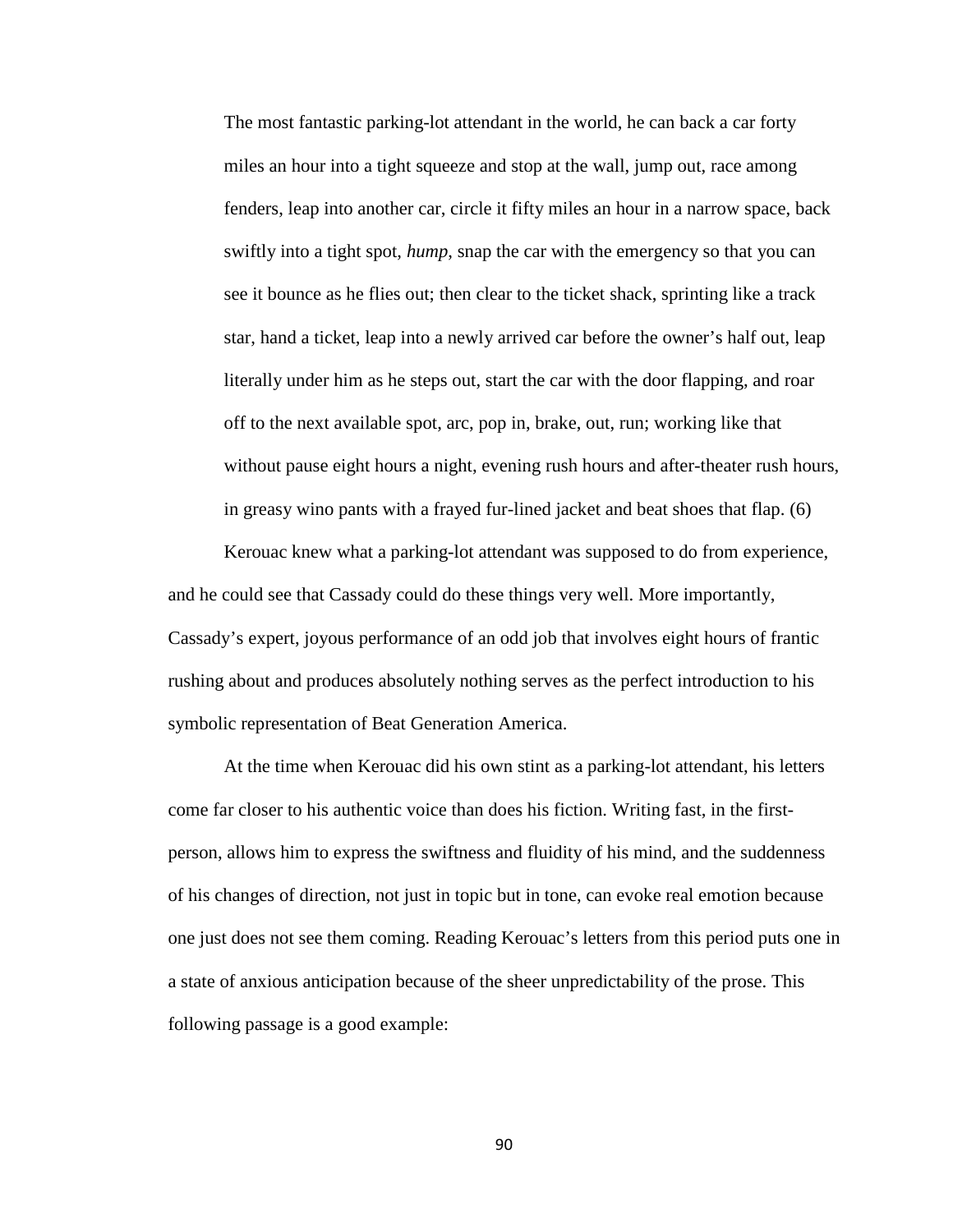> The most fantastic parking-lot attendant in the world, he can back a car forty miles an hour into a tight squeeze and stop at the wall, jump out, race among fenders, leap into another car, circle it fifty miles an hour in a narrow space, back swiftly into a tight spot, *hump*, snap the car with the emergency so that you can see it bounce as he flies out; then clear to the ticket shack, sprinting like a track star, hand a ticket, leap into a newly arrived car before the owner's half out, leap literally under him as he steps out, start the car with the door flapping, and roar off to the next available spot, arc, pop in, brake, out, run; working like that without pause eight hours a night, evening rush hours and after-theater rush hours, in greasy wino pants with a frayed fur-lined jacket and beat shoes that flap. (6)

Kerouac knew what a parking-lot attendant was supposed to do from experience, and he could see that Cassady could do these things very well. More importantly, Cassady's expert, joyous performance of an odd job that involves eight hours of frantic rushing about and produces absolutely nothing serves as the perfect introduction to his symbolic representation of Beat Generation America.

At the time when Kerouac did his own stint as a parking-lot attendant, his letters come far closer to his authentic voice than does his fiction. Writing fast, in the first-person, allows him to express the swiftness and fluidity of his mind, and the suddenness of his changes of direction, not just in topic but in tone, can evoke real emotion because one just does not see them coming. Reading Kerouac's letters from this period puts one in a state of anxious anticipation because of the sheer unpredictability of the prose. This following passage is a good example: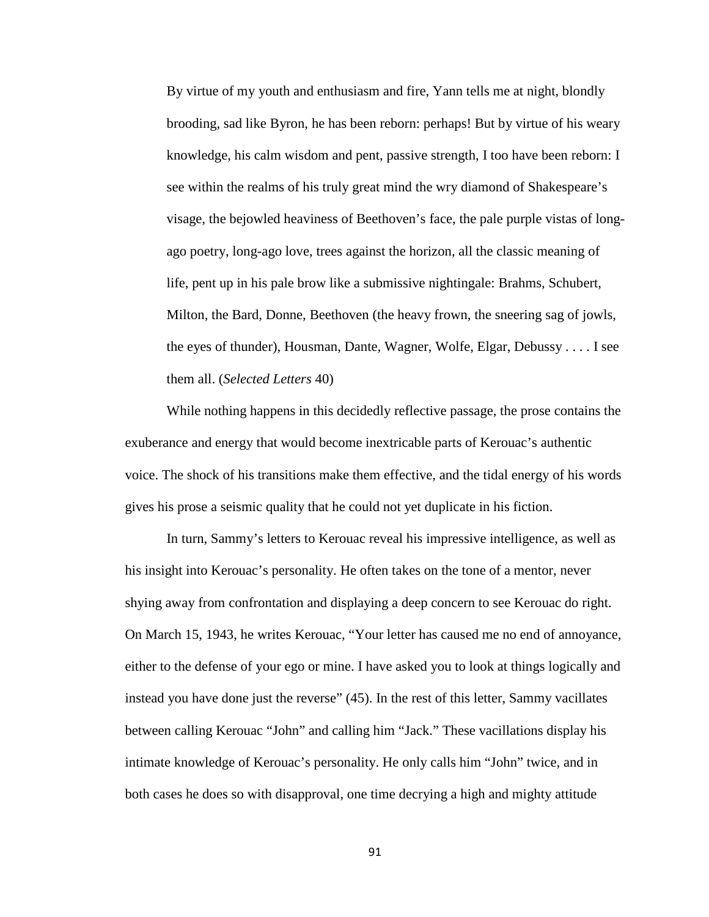> By virtue of my youth and enthusiasm and fire, Yann tells me at night, blondly brooding, sad like Byron, he has been reborn: perhaps! But by virtue of his weary knowledge, his calm wisdom and pent, passive strength, I too have been reborn: I see within the realms of his truly great mind the wry diamond of Shakespeare's visage, the bejowled heaviness of Beethoven's face, the pale purple vistas of long-ago poetry, long-ago love, trees against the horizon, all the classic meaning of life, pent up in his pale brow like a submissive nightingale: Brahms, Schubert, Milton, the Bard, Donne, Beethoven (the heavy frown, the sneering sag of jowls, the eyes of thunder), Housman, Dante, Wagner, Wolfe, Elgar, Debussy . . . . I see them all. (*Selected Letters* 40)

While nothing happens in this decidedly reflective passage, the prose contains the exuberance and energy that would become inextricable parts of Kerouac's authentic voice. The shock of his transitions make them effective, and the tidal energy of his words gives his prose a seismic quality that he could not yet duplicate in his fiction.

In turn, Sammy's letters to Kerouac reveal his impressive intelligence, as well as his insight into Kerouac's personality. He often takes on the tone of a mentor, never shying away from confrontation and displaying a deep concern to see Kerouac do right. On March 15, 1943, he writes Kerouac, "Your letter has caused me no end of annoyance, either to the defense of your ego or mine. I have asked you to look at things logically and instead you have done just the reverse" (45). In the rest of this letter, Sammy vacillates between calling Kerouac "John" and calling him "Jack." These vacillations display his intimate knowledge of Kerouac's personality. He only calls him "John" twice, and in both cases he does so with disapproval, one time decrying a high and mighty attitude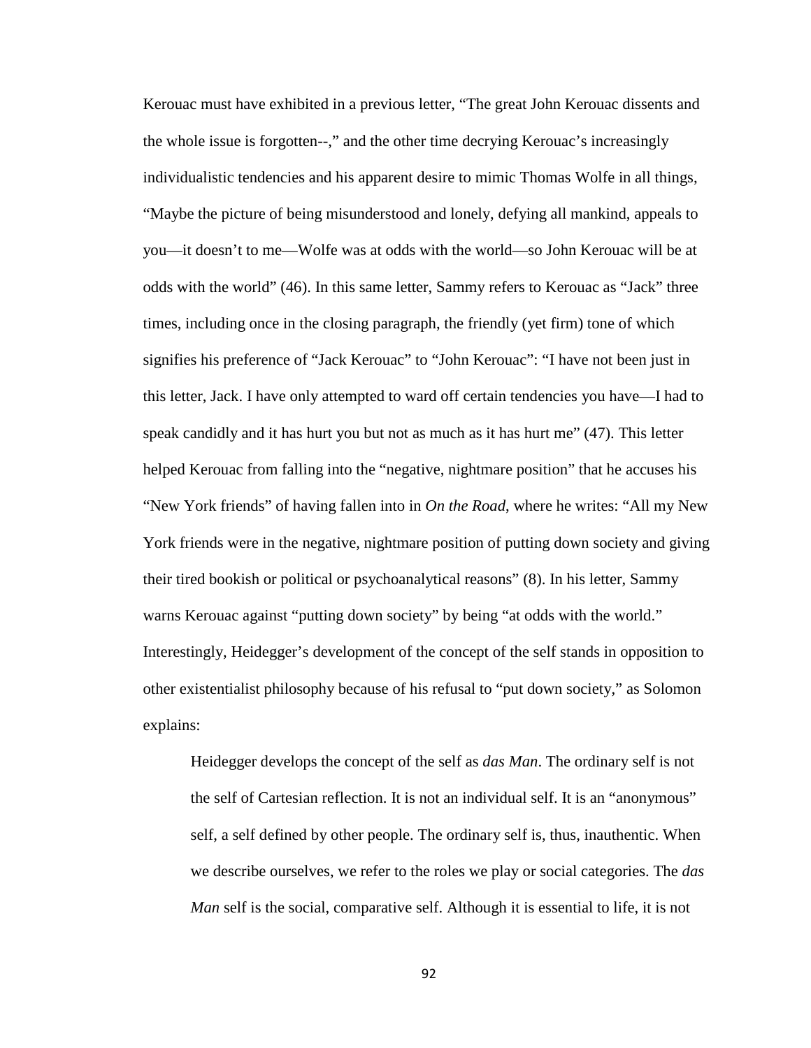Kerouac must have exhibited in a previous letter, "The great John Kerouac dissents and the whole issue is forgotten--," and the other time decrying Kerouac's increasingly individualistic tendencies and his apparent desire to mimic Thomas Wolfe in all things, "Maybe the picture of being misunderstood and lonely, defying all mankind, appeals to you—it doesn't to me—Wolfe was at odds with the world—so John Kerouac will be at odds with the world" (46). In this same letter, Sammy refers to Kerouac as "Jack" three times, including once in the closing paragraph, the friendly (yet firm) tone of which signifies his preference of "Jack Kerouac" to "John Kerouac": "I have not been just in this letter, Jack. I have only attempted to ward off certain tendencies you have—I had to speak candidly and it has hurt you but not as much as it has hurt me" (47). This letter helped Kerouac from falling into the "negative, nightmare position" that he accuses his "New York friends" of having fallen into in *On the Road*, where he writes: "All my New York friends were in the negative, nightmare position of putting down society and giving their tired bookish or political or psychoanalytical reasons" (8). In his letter, Sammy warns Kerouac against "putting down society" by being "at odds with the world." Interestingly, Heidegger's development of the concept of the self stands in opposition to other existentialist philosophy because of his refusal to "put down society," as Solomon explains:

> Heidegger develops the concept of the self as *das Man*. The ordinary self is not the self of Cartesian reflection. It is not an individual self. It is an "anonymous" self, a self defined by other people. The ordinary self is, thus, inauthentic. When we describe ourselves, we refer to the roles we play or social categories. The *das Man* self is the social, comparative self. Although it is essential to life, it is not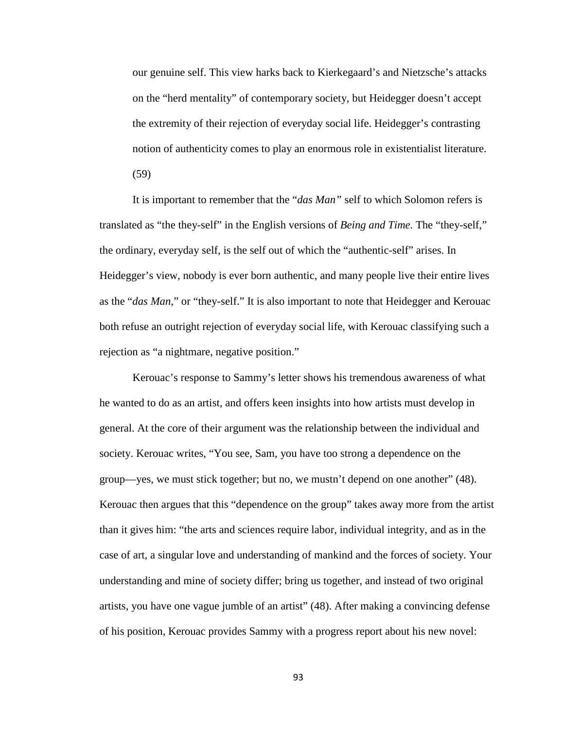our genuine self. This view harks back to Kierkegaard's and Nietzsche's attacks on the "herd mentality" of contemporary society, but Heidegger doesn't accept the extremity of their rejection of everyday social life. Heidegger's contrasting notion of authenticity comes to play an enormous role in existentialist literature. (59)

It is important to remember that the "*das Man"* self to which Solomon refers is translated as "the they-self" in the English versions of *Being and Time*. The "they-self," the ordinary, everyday self, is the self out of which the "authentic-self" arises. In Heidegger's view, nobody is ever born authentic, and many people live their entire lives as the "*das Man*," or "they-self." It is also important to note that Heidegger and Kerouac both refuse an outright rejection of everyday social life, with Kerouac classifying such a rejection as "a nightmare, negative position."

Kerouac's response to Sammy's letter shows his tremendous awareness of what he wanted to do as an artist, and offers keen insights into how artists must develop in general. At the core of their argument was the relationship between the individual and society. Kerouac writes, "You see, Sam, you have too strong a dependence on the group—yes, we must stick together; but no, we mustn't depend on one another" (48). Kerouac then argues that this "dependence on the group" takes away more from the artist than it gives him: "the arts and sciences require labor, individual integrity, and as in the case of art, a singular love and understanding of mankind and the forces of society. Your understanding and mine of society differ; bring us together, and instead of two original artists, you have one vague jumble of an artist" (48). After making a convincing defense of his position, Kerouac provides Sammy with a progress report about his new novel: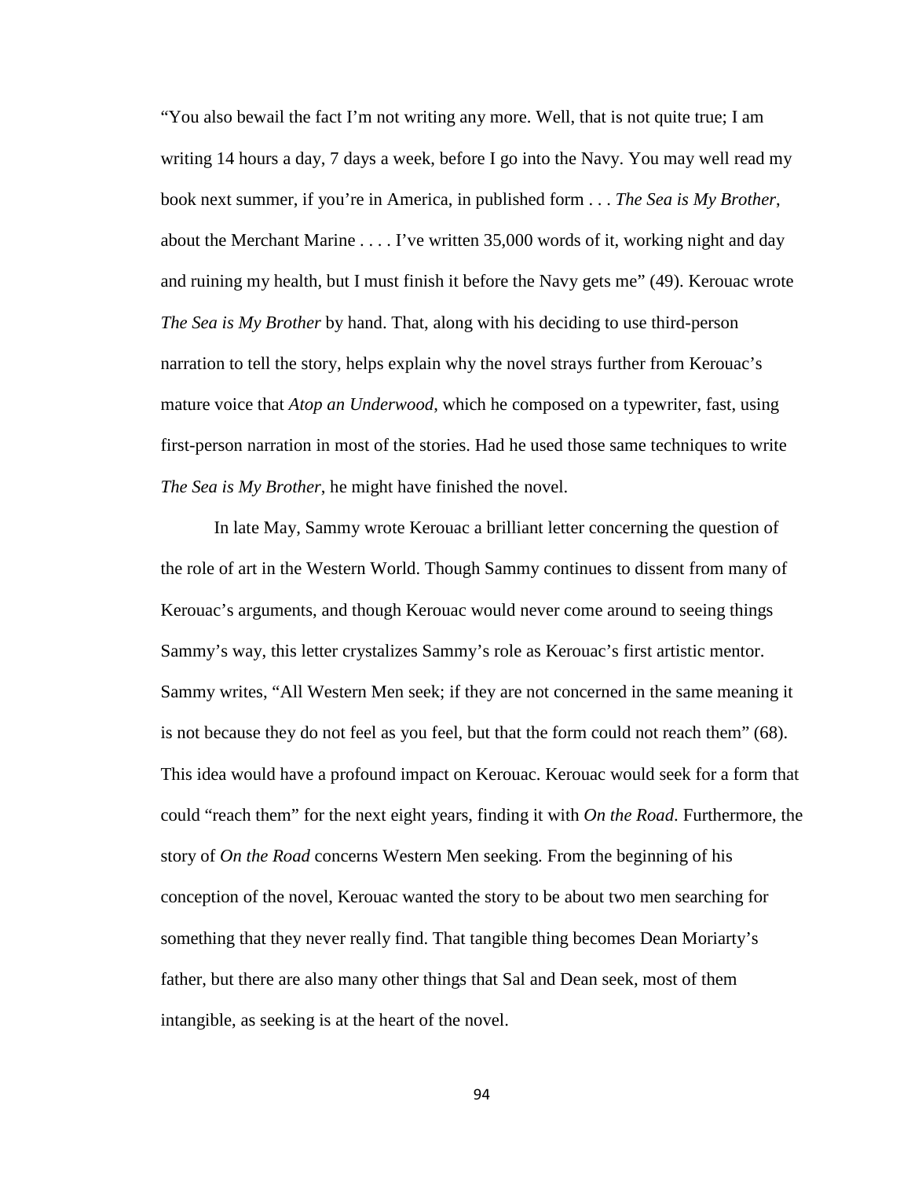"You also bewail the fact I'm not writing any more. Well, that is not quite true; I am writing 14 hours a day, 7 days a week, before I go into the Navy. You may well read my book next summer, if you're in America, in published form . . . *The Sea is My Brother*, about the Merchant Marine . . . . I've written 35,000 words of it, working night and day and ruining my health, but I must finish it before the Navy gets me" (49). Kerouac wrote *The Sea is My Brother* by hand. That, along with his deciding to use third-person narration to tell the story, helps explain why the novel strays further from Kerouac's mature voice that *Atop an Underwood*, which he composed on a typewriter, fast, using first-person narration in most of the stories. Had he used those same techniques to write *The Sea is My Brother*, he might have finished the novel.

In late May, Sammy wrote Kerouac a brilliant letter concerning the question of the role of art in the Western World. Though Sammy continues to dissent from many of Kerouac's arguments, and though Kerouac would never come around to seeing things Sammy's way, this letter crystalizes Sammy's role as Kerouac's first artistic mentor. Sammy writes, "All Western Men seek; if they are not concerned in the same meaning it is not because they do not feel as you feel, but that the form could not reach them" (68). This idea would have a profound impact on Kerouac. Kerouac would seek for a form that could "reach them" for the next eight years, finding it with *On the Road*. Furthermore, the story of *On the Road* concerns Western Men seeking. From the beginning of his conception of the novel, Kerouac wanted the story to be about two men searching for something that they never really find. That tangible thing becomes Dean Moriarty's father, but there are also many other things that Sal and Dean seek, most of them intangible, as seeking is at the heart of the novel.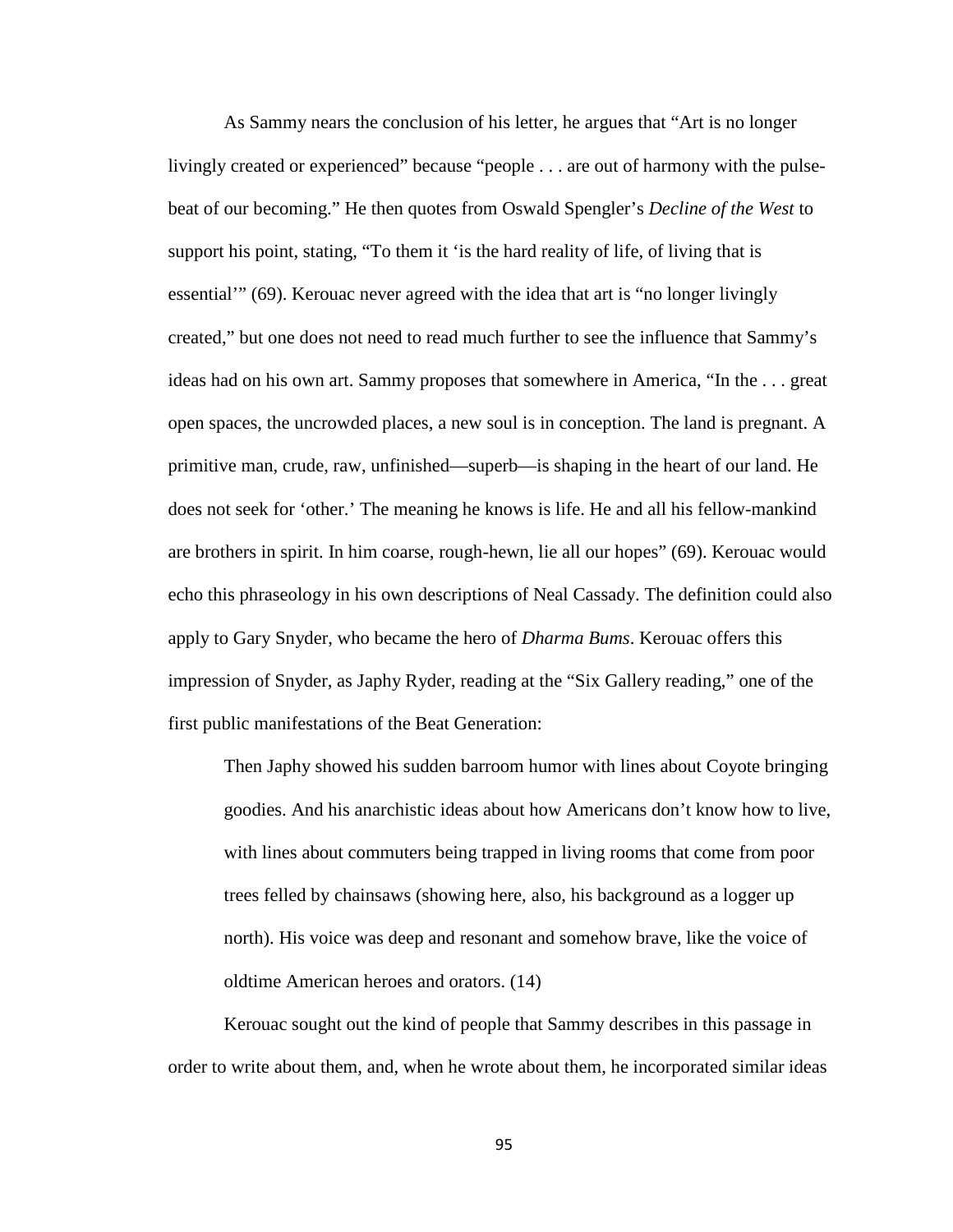As Sammy nears the conclusion of his letter, he argues that "Art is no longer livingly created or experienced" because "people . . . are out of harmony with the pulse-beat of our becoming." He then quotes from Oswald Spengler's *Decline of the West* to support his point, stating, "To them it 'is the hard reality of life, of living that is essential'" (69). Kerouac never agreed with the idea that art is "no longer livingly created," but one does not need to read much further to see the influence that Sammy's ideas had on his own art. Sammy proposes that somewhere in America, "In the . . . great open spaces, the uncrowded places, a new soul is in conception. The land is pregnant. A primitive man, crude, raw, unfinished—superb—is shaping in the heart of our land. He does not seek for 'other.' The meaning he knows is life. He and all his fellow-mankind are brothers in spirit. In him coarse, rough-hewn, lie all our hopes" (69). Kerouac would echo this phraseology in his own descriptions of Neal Cassady. The definition could also apply to Gary Snyder, who became the hero of *Dharma Bums*. Kerouac offers this impression of Snyder, as Japhy Ryder, reading at the "Six Gallery reading," one of the first public manifestations of the Beat Generation:

> Then Japhy showed his sudden barroom humor with lines about Coyote bringing goodies. And his anarchistic ideas about how Americans don't know how to live, with lines about commuters being trapped in living rooms that come from poor trees felled by chainsaws (showing here, also, his background as a logger up north). His voice was deep and resonant and somehow brave, like the voice of oldtime American heroes and orators. (14)

Kerouac sought out the kind of people that Sammy describes in this passage in order to write about them, and, when he wrote about them, he incorporated similar ideas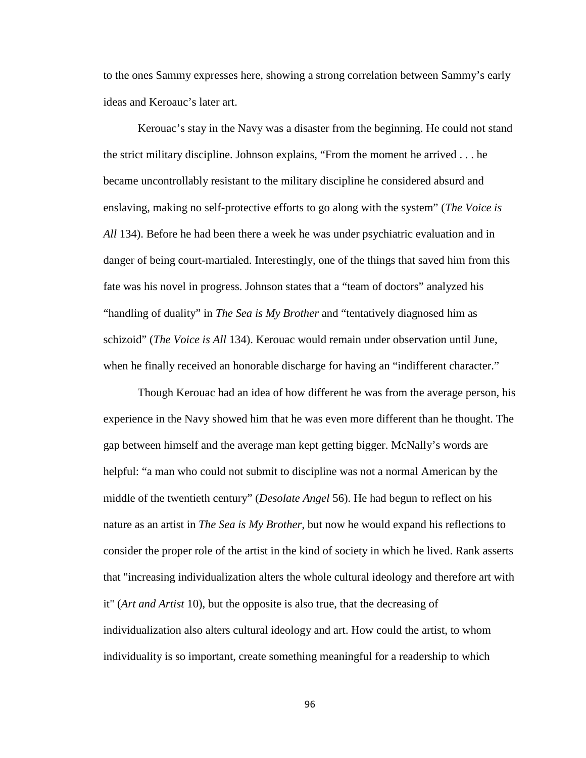to the ones Sammy expresses here, showing a strong correlation between Sammy's early ideas and Keroauc's later art.

Kerouac's stay in the Navy was a disaster from the beginning. He could not stand the strict military discipline. Johnson explains, "From the moment he arrived . . . he became uncontrollably resistant to the military discipline he considered absurd and enslaving, making no self-protective efforts to go along with the system" (*The Voice is All* 134). Before he had been there a week he was under psychiatric evaluation and in danger of being court-martialed. Interestingly, one of the things that saved him from this fate was his novel in progress. Johnson states that a "team of doctors" analyzed his "handling of duality" in *The Sea is My Brother* and "tentatively diagnosed him as schizoid" (*The Voice is All* 134). Kerouac would remain under observation until June, when he finally received an honorable discharge for having an "indifferent character."

Though Kerouac had an idea of how different he was from the average person, his experience in the Navy showed him that he was even more different than he thought. The gap between himself and the average man kept getting bigger. McNally's words are helpful: "a man who could not submit to discipline was not a normal American by the middle of the twentieth century" (*Desolate Angel* 56). He had begun to reflect on his nature as an artist in *The Sea is My Brother*, but now he would expand his reflections to consider the proper role of the artist in the kind of society in which he lived. Rank asserts that "increasing individualization alters the whole cultural ideology and therefore art with it" (*Art and Artist* 10), but the opposite is also true, that the decreasing of individualization also alters cultural ideology and art. How could the artist, to whom individuality is so important, create something meaningful for a readership to which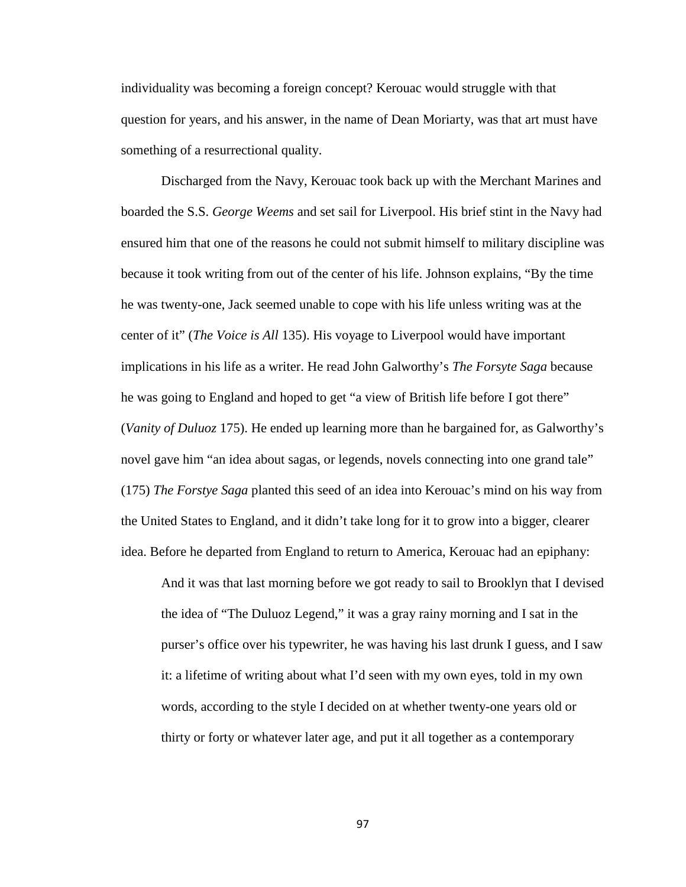individuality was becoming a foreign concept? Kerouac would struggle with that question for years, and his answer, in the name of Dean Moriarty, was that art must have something of a resurrectional quality.

Discharged from the Navy, Kerouac took back up with the Merchant Marines and boarded the S.S. *George Weems* and set sail for Liverpool. His brief stint in the Navy had ensured him that one of the reasons he could not submit himself to military discipline was because it took writing from out of the center of his life. Johnson explains, "By the time he was twenty-one, Jack seemed unable to cope with his life unless writing was at the center of it" (*The Voice is All* 135). His voyage to Liverpool would have important implications in his life as a writer. He read John Galworthy's *The Forsyte Saga* because he was going to England and hoped to get "a view of British life before I got there" (*Vanity of Duluoz* 175). He ended up learning more than he bargained for, as Galworthy's novel gave him "an idea about sagas, or legends, novels connecting into one grand tale" (175) *The Forstye Saga* planted this seed of an idea into Kerouac's mind on his way from the United States to England, and it didn't take long for it to grow into a bigger, clearer idea. Before he departed from England to return to America, Kerouac had an epiphany:

> And it was that last morning before we got ready to sail to Brooklyn that I devised the idea of "The Duluoz Legend," it was a gray rainy morning and I sat in the purser's office over his typewriter, he was having his last drunk I guess, and I saw it: a lifetime of writing about what I'd seen with my own eyes, told in my own words, according to the style I decided on at whether twenty-one years old or thirty or forty or whatever later age, and put it all together as a contemporary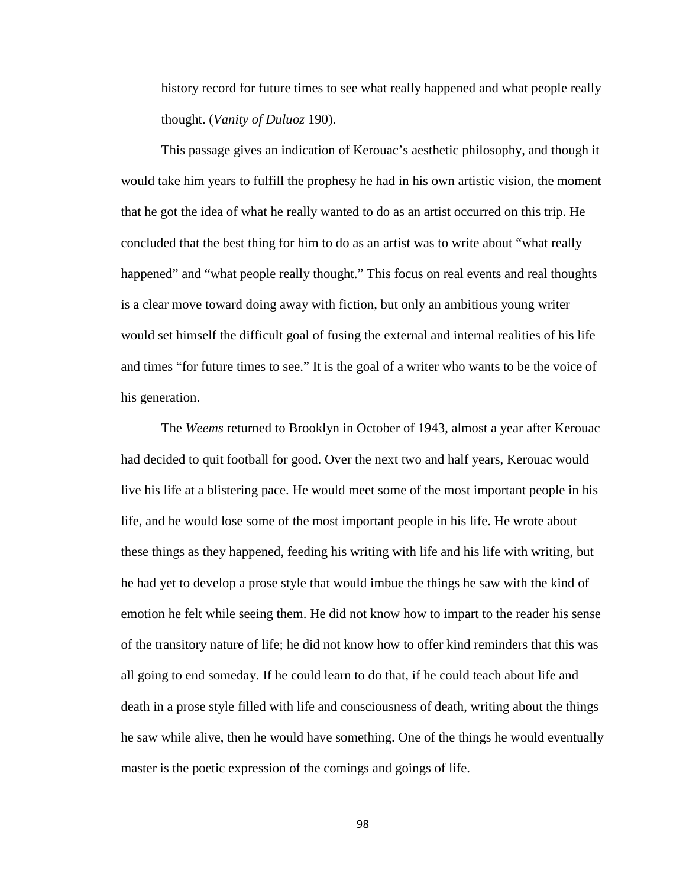history record for future times to see what really happened and what people really thought. (*Vanity of Duluoz* 190).

This passage gives an indication of Kerouac's aesthetic philosophy, and though it would take him years to fulfill the prophesy he had in his own artistic vision, the moment that he got the idea of what he really wanted to do as an artist occurred on this trip. He concluded that the best thing for him to do as an artist was to write about "what really happened" and "what people really thought." This focus on real events and real thoughts is a clear move toward doing away with fiction, but only an ambitious young writer would set himself the difficult goal of fusing the external and internal realities of his life and times "for future times to see." It is the goal of a writer who wants to be the voice of his generation.

The *Weems* returned to Brooklyn in October of 1943, almost a year after Kerouac had decided to quit football for good. Over the next two and half years, Kerouac would live his life at a blistering pace. He would meet some of the most important people in his life, and he would lose some of the most important people in his life. He wrote about these things as they happened, feeding his writing with life and his life with writing, but he had yet to develop a prose style that would imbue the things he saw with the kind of emotion he felt while seeing them. He did not know how to impart to the reader his sense of the transitory nature of life; he did not know how to offer kind reminders that this was all going to end someday. If he could learn to do that, if he could teach about life and death in a prose style filled with life and consciousness of death, writing about the things he saw while alive, then he would have something. One of the things he would eventually master is the poetic expression of the comings and goings of life.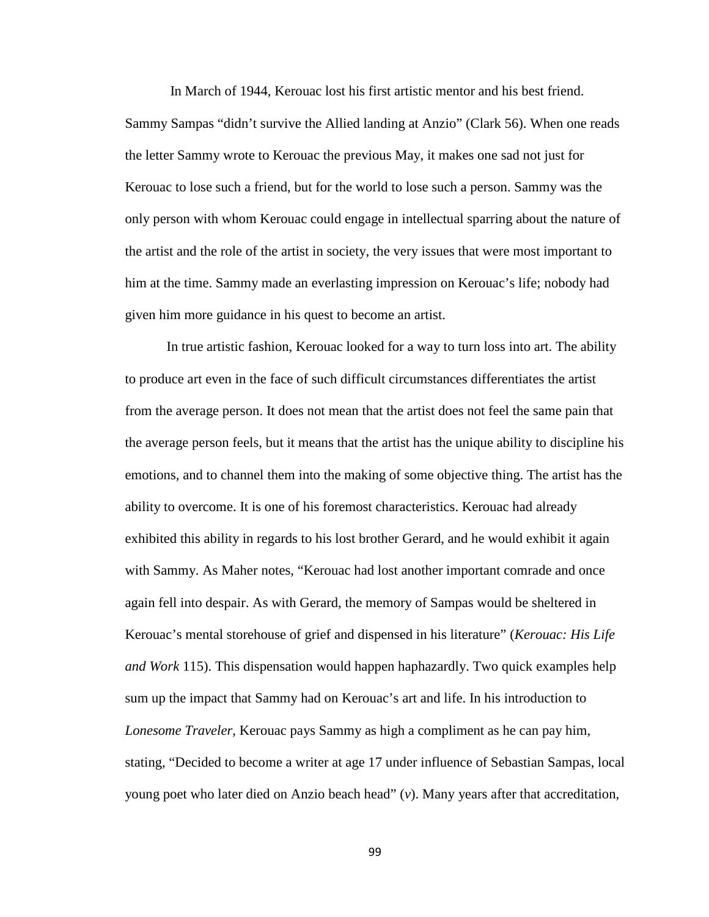In March of 1944, Kerouac lost his first artistic mentor and his best friend. Sammy Sampas "didn't survive the Allied landing at Anzio" (Clark 56). When one reads the letter Sammy wrote to Kerouac the previous May, it makes one sad not just for Kerouac to lose such a friend, but for the world to lose such a person. Sammy was the only person with whom Kerouac could engage in intellectual sparring about the nature of the artist and the role of the artist in society, the very issues that were most important to him at the time. Sammy made an everlasting impression on Kerouac's life; nobody had given him more guidance in his quest to become an artist.

In true artistic fashion, Kerouac looked for a way to turn loss into art. The ability to produce art even in the face of such difficult circumstances differentiates the artist from the average person. It does not mean that the artist does not feel the same pain that the average person feels, but it means that the artist has the unique ability to discipline his emotions, and to channel them into the making of some objective thing. The artist has the ability to overcome. It is one of his foremost characteristics. Kerouac had already exhibited this ability in regards to his lost brother Gerard, and he would exhibit it again with Sammy. As Maher notes, "Kerouac had lost another important comrade and once again fell into despair. As with Gerard, the memory of Sampas would be sheltered in Kerouac's mental storehouse of grief and dispensed in his literature" (*Kerouac: His Life and Work* 115). This dispensation would happen haphazardly. Two quick examples help sum up the impact that Sammy had on Kerouac's art and life. In his introduction to *Lonesome Traveler*, Kerouac pays Sammy as high a compliment as he can pay him, stating, "Decided to become a writer at age 17 under influence of Sebastian Sampas, local young poet who later died on Anzio beach head" (*v*). Many years after that accreditation,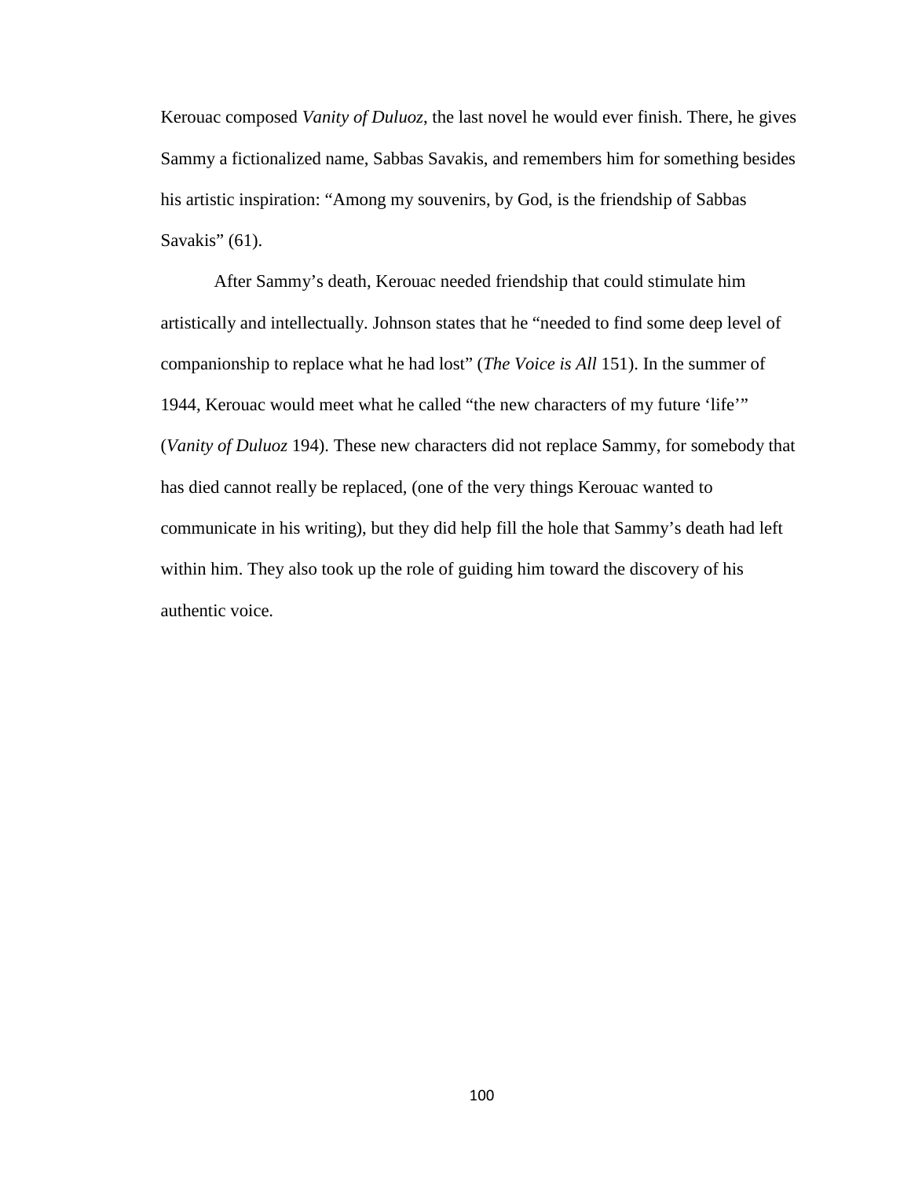Kerouac composed *Vanity of Duluoz*, the last novel he would ever finish. There, he gives Sammy a fictionalized name, Sabbas Savakis, and remembers him for something besides his artistic inspiration: "Among my souvenirs, by God, is the friendship of Sabbas Savakis" (61).

After Sammy's death, Kerouac needed friendship that could stimulate him artistically and intellectually. Johnson states that he "needed to find some deep level of companionship to replace what he had lost" (*The Voice is All* 151). In the summer of 1944, Kerouac would meet what he called "the new characters of my future 'life'" (*Vanity of Duluoz* 194). These new characters did not replace Sammy, for somebody that has died cannot really be replaced, (one of the very things Kerouac wanted to communicate in his writing), but they did help fill the hole that Sammy's death had left within him. They also took up the role of guiding him toward the discovery of his authentic voice.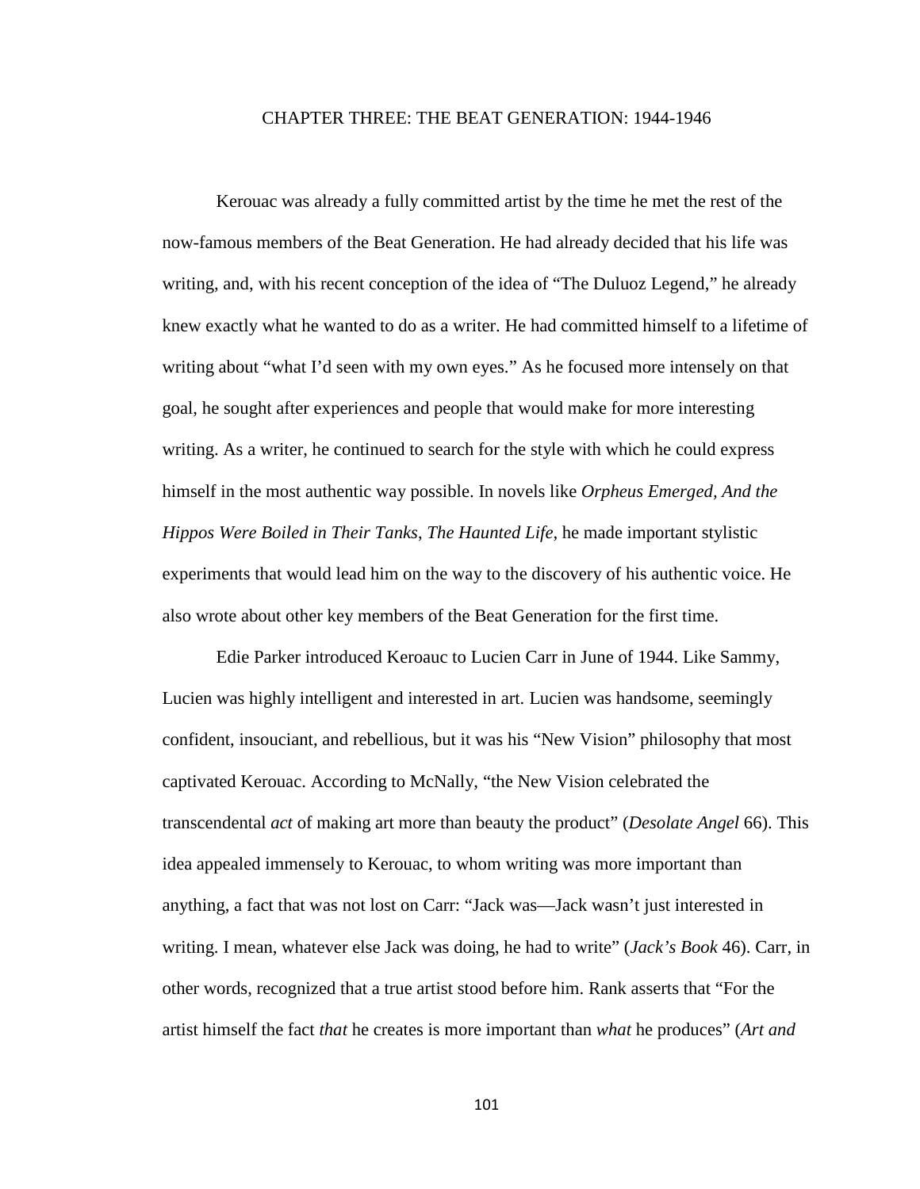# CHAPTER THREE: THE BEAT GENERATION: 1944-1946

Kerouac was already a fully committed artist by the time he met the rest of the now-famous members of the Beat Generation. He had already decided that his life was writing, and, with his recent conception of the idea of "The Duluoz Legend," he already knew exactly what he wanted to do as a writer. He had committed himself to a lifetime of writing about "what I'd seen with my own eyes." As he focused more intensely on that goal, he sought after experiences and people that would make for more interesting writing. As a writer, he continued to search for the style with which he could express himself in the most authentic way possible. In novels like *Orpheus Emerged*, *And the Hippos Were Boiled in Their Tanks*, *The Haunted Life*, he made important stylistic experiments that would lead him on the way to the discovery of his authentic voice. He also wrote about other key members of the Beat Generation for the first time.

Edie Parker introduced Keroauc to Lucien Carr in June of 1944. Like Sammy, Lucien was highly intelligent and interested in art. Lucien was handsome, seemingly confident, insouciant, and rebellious, but it was his "New Vision" philosophy that most captivated Kerouac. According to McNally, "the New Vision celebrated the transcendental *act* of making art more than beauty the product" (*Desolate Angel* 66). This idea appealed immensely to Kerouac, to whom writing was more important than anything, a fact that was not lost on Carr: "Jack was—Jack wasn't just interested in writing. I mean, whatever else Jack was doing, he had to write" (*Jack's Book* 46). Carr, in other words, recognized that a true artist stood before him. Rank asserts that "For the artist himself the fact *that* he creates is more important than *what* he produces" (*Art and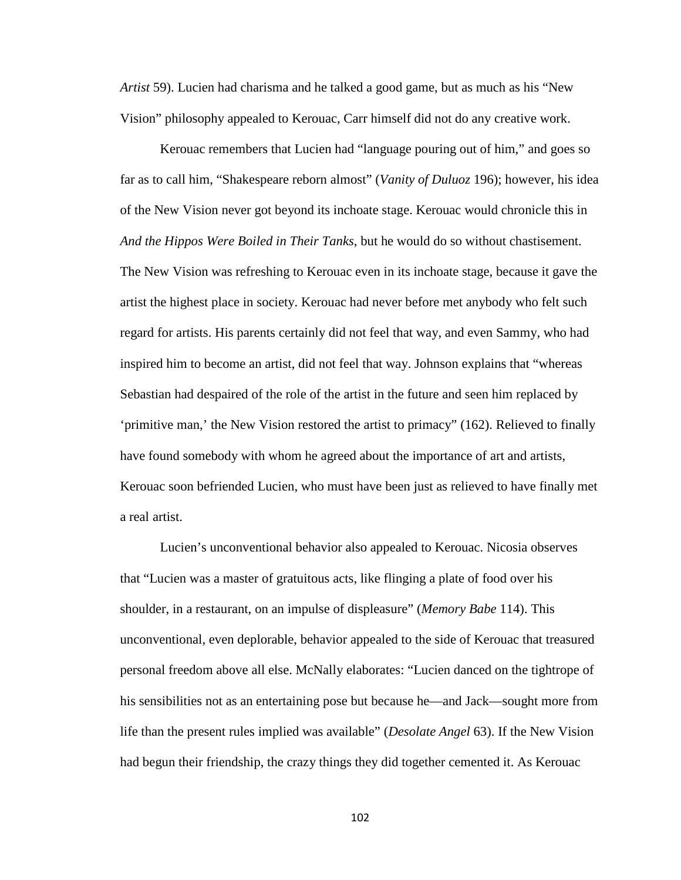*Artist* 59). Lucien had charisma and he talked a good game, but as much as his "New Vision" philosophy appealed to Kerouac, Carr himself did not do any creative work.

Kerouac remembers that Lucien had "language pouring out of him," and goes so far as to call him, "Shakespeare reborn almost" (*Vanity of Duluoz* 196); however, his idea of the New Vision never got beyond its inchoate stage. Kerouac would chronicle this in *And the Hippos Were Boiled in Their Tanks*, but he would do so without chastisement. The New Vision was refreshing to Kerouac even in its inchoate stage, because it gave the artist the highest place in society. Kerouac had never before met anybody who felt such regard for artists. His parents certainly did not feel that way, and even Sammy, who had inspired him to become an artist, did not feel that way. Johnson explains that "whereas Sebastian had despaired of the role of the artist in the future and seen him replaced by 'primitive man,' the New Vision restored the artist to primacy" (162). Relieved to finally have found somebody with whom he agreed about the importance of art and artists, Kerouac soon befriended Lucien, who must have been just as relieved to have finally met a real artist.

Lucien's unconventional behavior also appealed to Kerouac. Nicosia observes that "Lucien was a master of gratuitous acts, like flinging a plate of food over his shoulder, in a restaurant, on an impulse of displeasure" (*Memory Babe* 114). This unconventional, even deplorable, behavior appealed to the side of Kerouac that treasured personal freedom above all else. McNally elaborates: "Lucien danced on the tightrope of his sensibilities not as an entertaining pose but because he—and Jack—sought more from life than the present rules implied was available" (*Desolate Angel* 63). If the New Vision had begun their friendship, the crazy things they did together cemented it. As Kerouac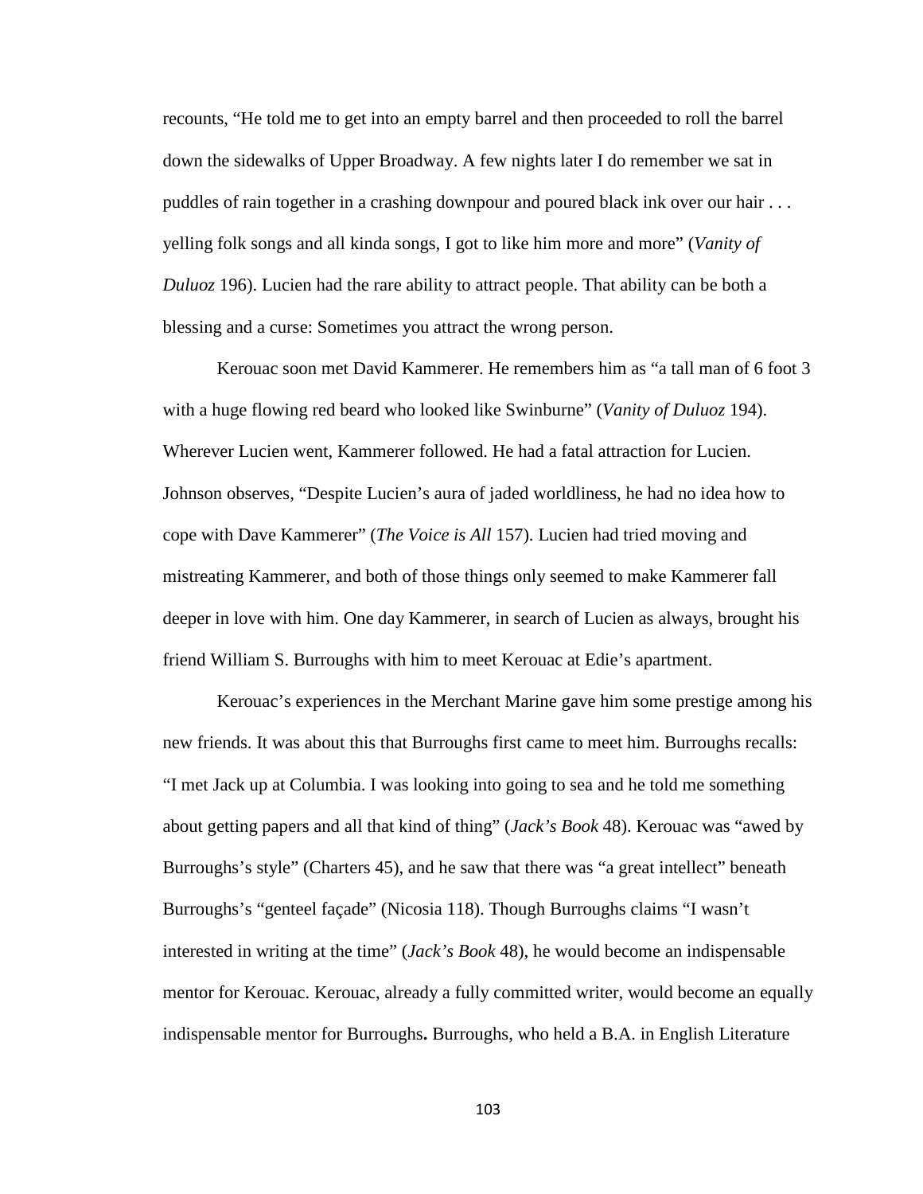recounts, "He told me to get into an empty barrel and then proceeded to roll the barrel down the sidewalks of Upper Broadway. A few nights later I do remember we sat in puddles of rain together in a crashing downpour and poured black ink over our hair . . . yelling folk songs and all kinda songs, I got to like him more and more" (*Vanity of Duluoz* 196). Lucien had the rare ability to attract people. That ability can be both a blessing and a curse: Sometimes you attract the wrong person.

Kerouac soon met David Kammerer. He remembers him as "a tall man of 6 foot 3 with a huge flowing red beard who looked like Swinburne" (*Vanity of Duluoz* 194). Wherever Lucien went, Kammerer followed. He had a fatal attraction for Lucien. Johnson observes, "Despite Lucien's aura of jaded worldliness, he had no idea how to cope with Dave Kammerer" (*The Voice is All* 157). Lucien had tried moving and mistreating Kammerer, and both of those things only seemed to make Kammerer fall deeper in love with him. One day Kammerer, in search of Lucien as always, brought his friend William S. Burroughs with him to meet Kerouac at Edie's apartment.

Kerouac's experiences in the Merchant Marine gave him some prestige among his new friends. It was about this that Burroughs first came to meet him. Burroughs recalls: "I met Jack up at Columbia. I was looking into going to sea and he told me something about getting papers and all that kind of thing" (*Jack's Book* 48). Kerouac was "awed by Burroughs's style" (Charters 45), and he saw that there was "a great intellect" beneath Burroughs's "genteel façade" (Nicosia 118). Though Burroughs claims "I wasn't interested in writing at the time" (*Jack's Book* 48), he would become an indispensable mentor for Kerouac. Kerouac, already a fully committed writer, would become an equally indispensable mentor for Burroughs**.** Burroughs, who held a B.A. in English Literature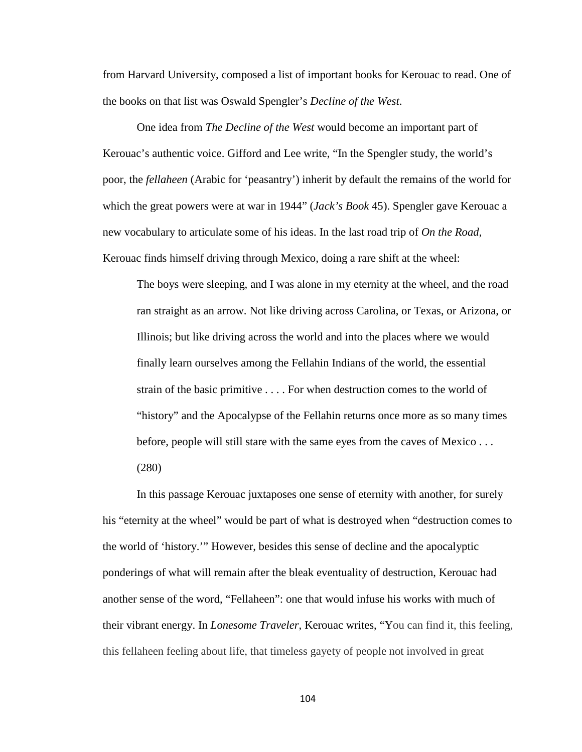from Harvard University, composed a list of important books for Kerouac to read. One of the books on that list was Oswald Spengler's *Decline of the West*.

One idea from *The Decline of the West* would become an important part of Kerouac's authentic voice. Gifford and Lee write, "In the Spengler study, the world's poor, the *fellaheen* (Arabic for 'peasantry') inherit by default the remains of the world for which the great powers were at war in 1944" (*Jack's Book* 45). Spengler gave Kerouac a new vocabulary to articulate some of his ideas. In the last road trip of *On the Road*, Kerouac finds himself driving through Mexico, doing a rare shift at the wheel:

> The boys were sleeping, and I was alone in my eternity at the wheel, and the road ran straight as an arrow. Not like driving across Carolina, or Texas, or Arizona, or Illinois; but like driving across the world and into the places where we would finally learn ourselves among the Fellahin Indians of the world, the essential strain of the basic primitive . . . . For when destruction comes to the world of "history" and the Apocalypse of the Fellahin returns once more as so many times before, people will still stare with the same eyes from the caves of Mexico . . . (280)

In this passage Kerouac juxtaposes one sense of eternity with another, for surely his "eternity at the wheel" would be part of what is destroyed when "destruction comes to the world of 'history.'" However, besides this sense of decline and the apocalyptic ponderings of what will remain after the bleak eventuality of destruction, Kerouac had another sense of the word, "Fellaheen": one that would infuse his works with much of their vibrant energy. In *Lonesome Traveler*, Kerouac writes, "You can find it, this feeling, this fellaheen feeling about life, that timeless gayety of people not involved in great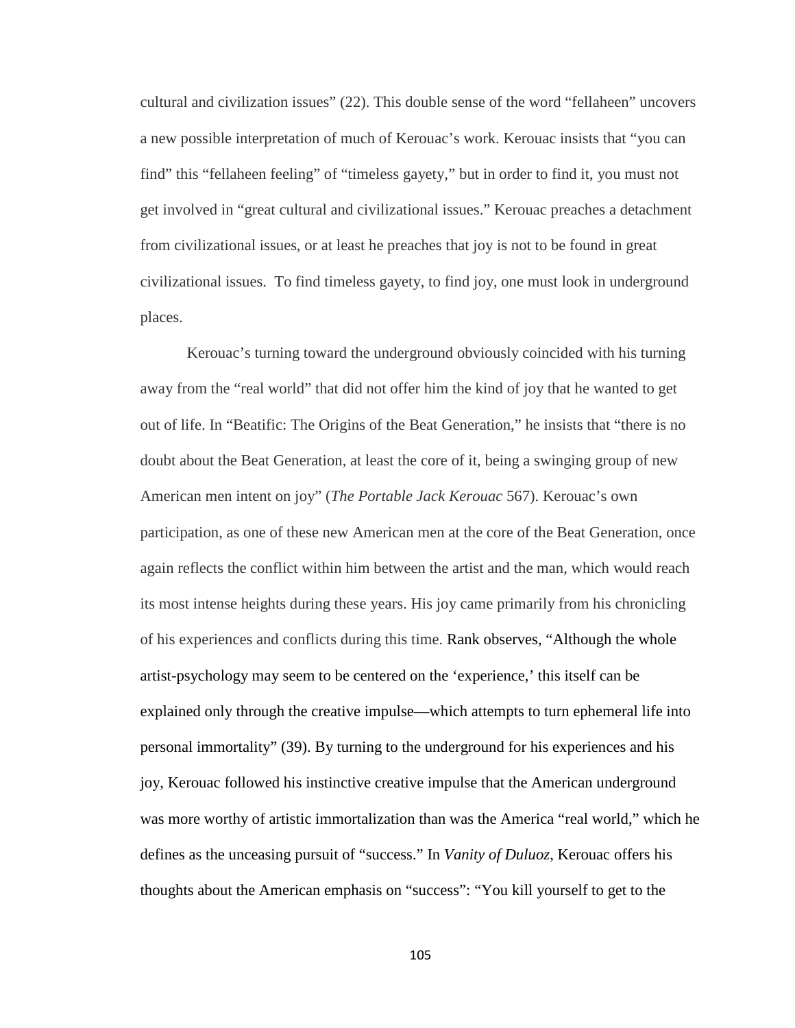cultural and civilization issues" (22). This double sense of the word "fellaheen" uncovers a new possible interpretation of much of Kerouac's work. Kerouac insists that "you can find" this "fellaheen feeling" of "timeless gayety," but in order to find it, you must not get involved in "great cultural and civilizational issues." Kerouac preaches a detachment from civilizational issues, or at least he preaches that joy is not to be found in great civilizational issues. To find timeless gayety, to find joy, one must look in underground places.

Kerouac's turning toward the underground obviously coincided with his turning away from the "real world" that did not offer him the kind of joy that he wanted to get out of life. In "Beatific: The Origins of the Beat Generation," he insists that "there is no doubt about the Beat Generation, at least the core of it, being a swinging group of new American men intent on joy" (*The Portable Jack Kerouac* 567). Kerouac's own participation, as one of these new American men at the core of the Beat Generation, once again reflects the conflict within him between the artist and the man, which would reach its most intense heights during these years. His joy came primarily from his chronicling of his experiences and conflicts during this time. Rank observes, "Although the whole artist-psychology may seem to be centered on the 'experience,' this itself can be explained only through the creative impulse—which attempts to turn ephemeral life into personal immortality" (39). By turning to the underground for his experiences and his joy, Kerouac followed his instinctive creative impulse that the American underground was more worthy of artistic immortalization than was the America "real world," which he defines as the unceasing pursuit of "success." In *Vanity of Duluoz*, Kerouac offers his thoughts about the American emphasis on "success": "You kill yourself to get to the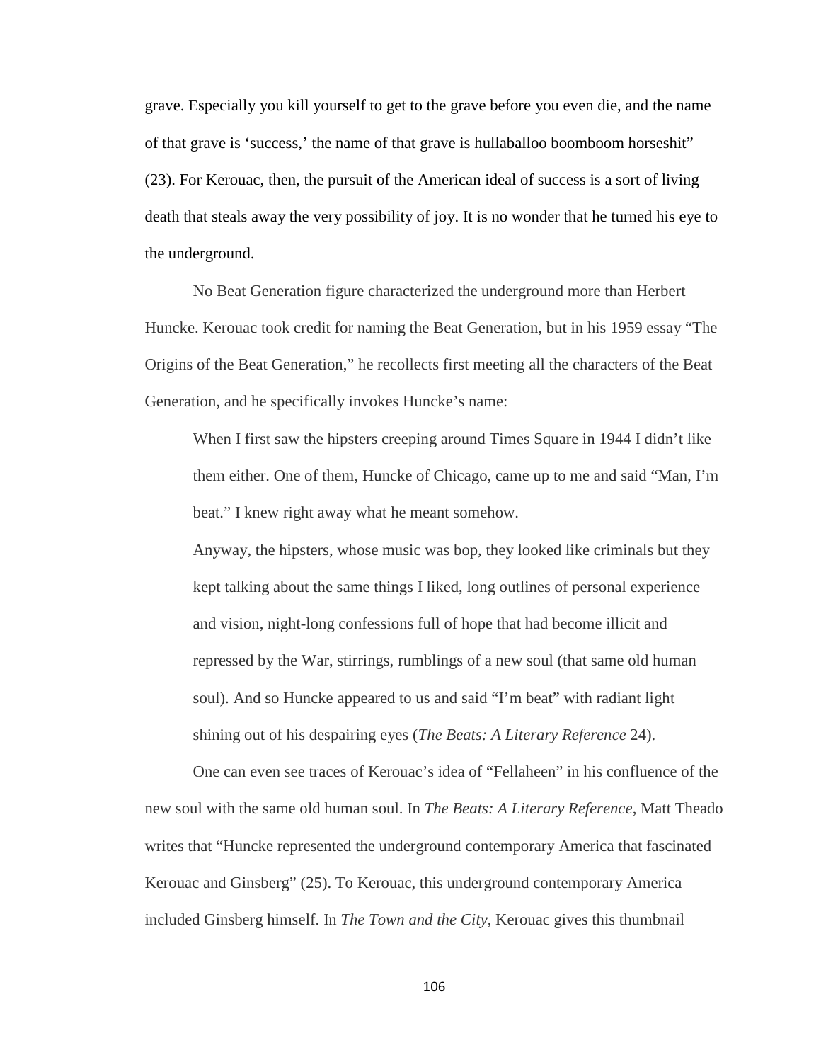grave. Especially you kill yourself to get to the grave before you even die, and the name of that grave is 'success,' the name of that grave is hullaballoo boomboom horseshit" (23). For Kerouac, then, the pursuit of the American ideal of success is a sort of living death that steals away the very possibility of joy. It is no wonder that he turned his eye to the underground.

No Beat Generation figure characterized the underground more than Herbert Huncke. Kerouac took credit for naming the Beat Generation, but in his 1959 essay "The Origins of the Beat Generation," he recollects first meeting all the characters of the Beat Generation, and he specifically invokes Huncke's name:

> When I first saw the hipsters creeping around Times Square in 1944 I didn't like them either. One of them, Huncke of Chicago, came up to me and said "Man, I'm beat." I knew right away what he meant somehow.
>
> Anyway, the hipsters, whose music was bop, they looked like criminals but they kept talking about the same things I liked, long outlines of personal experience and vision, night-long confessions full of hope that had become illicit and repressed by the War, stirrings, rumblings of a new soul (that same old human soul). And so Huncke appeared to us and said "I'm beat" with radiant light shining out of his despairing eyes (*The Beats: A Literary Reference* 24).

One can even see traces of Kerouac's idea of "Fellaheen" in his confluence of the new soul with the same old human soul. In *The Beats: A Literary Reference*, Matt Theado writes that "Huncke represented the underground contemporary America that fascinated Kerouac and Ginsberg" (25). To Kerouac, this underground contemporary America included Ginsberg himself. In *The Town and the City*, Kerouac gives this thumbnail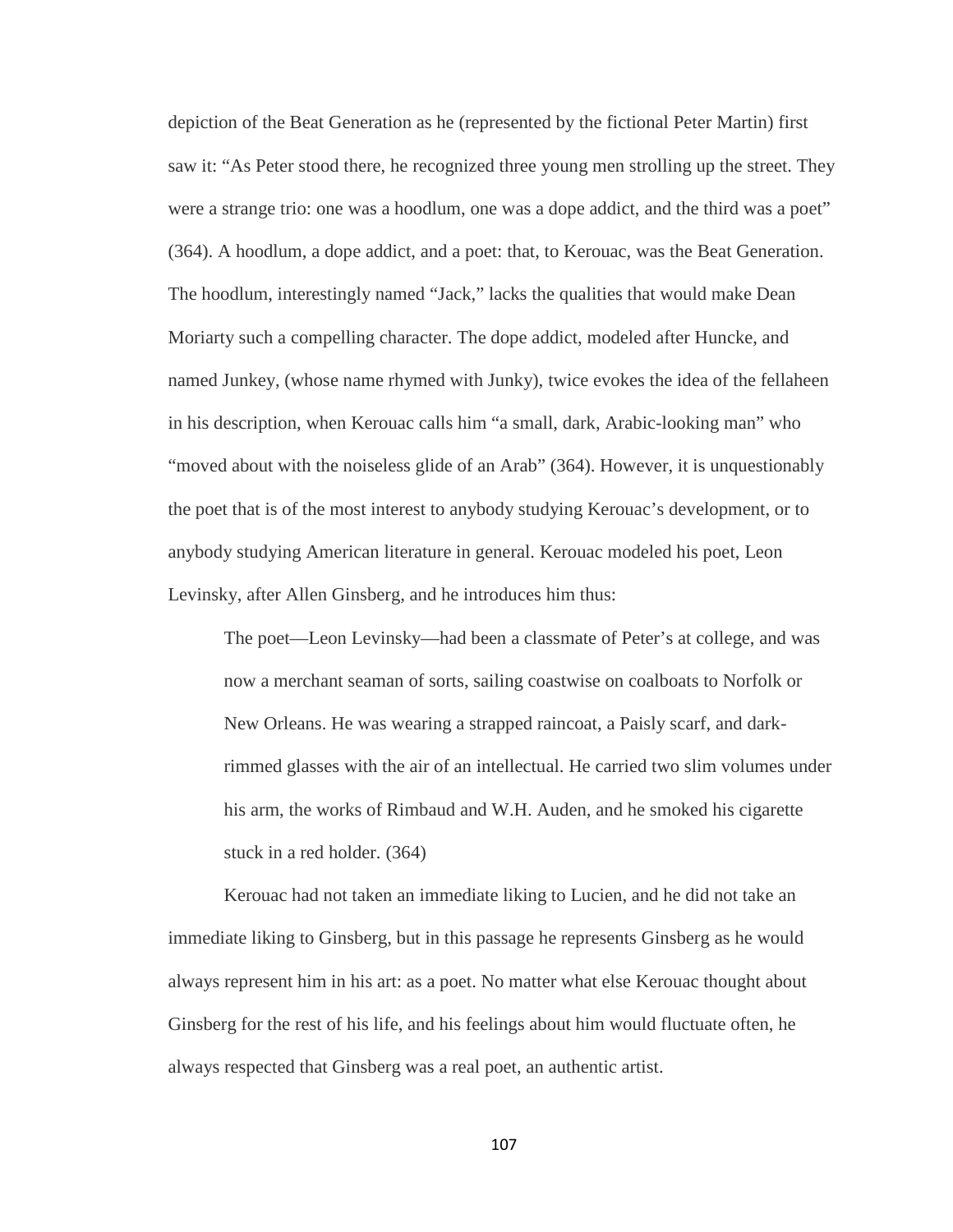depiction of the Beat Generation as he (represented by the fictional Peter Martin) first saw it: “As Peter stood there, he recognized three young men strolling up the street. They were a strange trio: one was a hoodlum, one was a dope addict, and the third was a poet” (364). A hoodlum, a dope addict, and a poet: that, to Kerouac, was the Beat Generation. The hoodlum, interestingly named “Jack,” lacks the qualities that would make Dean Moriarty such a compelling character. The dope addict, modeled after Huncke, and named Junkey, (whose name rhymed with Junky), twice evokes the idea of the fellaheen in his description, when Kerouac calls him “a small, dark, Arabic-looking man” who “moved about with the noiseless glide of an Arab” (364). However, it is unquestionably the poet that is of the most interest to anybody studying Kerouac’s development, or to anybody studying American literature in general. Kerouac modeled his poet, Leon Levinsky, after Allen Ginsberg, and he introduces him thus:

> The poet—Leon Levinsky—had been a classmate of Peter’s at college, and was now a merchant seaman of sorts, sailing coastwise on coalboats to Norfolk or New Orleans. He was wearing a strapped raincoat, a Paisly scarf, and dark-rimmed glasses with the air of an intellectual. He carried two slim volumes under his arm, the works of Rimbaud and W.H. Auden, and he smoked his cigarette stuck in a red holder. (364)

Kerouac had not taken an immediate liking to Lucien, and he did not take an immediate liking to Ginsberg, but in this passage he represents Ginsberg as he would always represent him in his art: as a poet. No matter what else Kerouac thought about Ginsberg for the rest of his life, and his feelings about him would fluctuate often, he always respected that Ginsberg was a real poet, an authentic artist.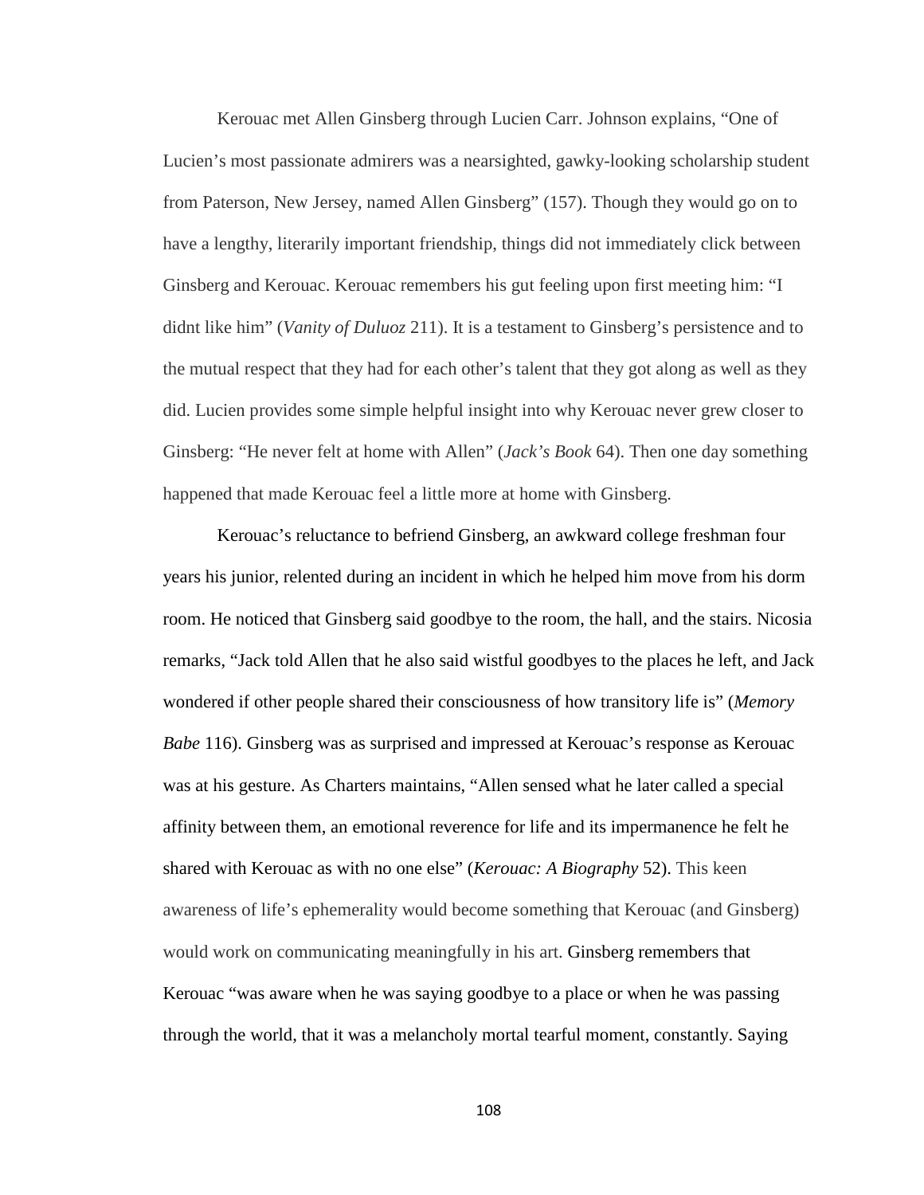Kerouac met Allen Ginsberg through Lucien Carr. Johnson explains, "One of Lucien's most passionate admirers was a nearsighted, gawky-looking scholarship student from Paterson, New Jersey, named Allen Ginsberg" (157). Though they would go on to have a lengthy, literarily important friendship, things did not immediately click between Ginsberg and Kerouac. Kerouac remembers his gut feeling upon first meeting him: "I didnt like him" (*Vanity of Duluoz* 211). It is a testament to Ginsberg's persistence and to the mutual respect that they had for each other's talent that they got along as well as they did. Lucien provides some simple helpful insight into why Kerouac never grew closer to Ginsberg: "He never felt at home with Allen" (*Jack's Book* 64). Then one day something happened that made Kerouac feel a little more at home with Ginsberg.

Kerouac's reluctance to befriend Ginsberg, an awkward college freshman four years his junior, relented during an incident in which he helped him move from his dorm room. He noticed that Ginsberg said goodbye to the room, the hall, and the stairs. Nicosia remarks, "Jack told Allen that he also said wistful goodbyes to the places he left, and Jack wondered if other people shared their consciousness of how transitory life is" (*Memory Babe* 116). Ginsberg was as surprised and impressed at Kerouac's response as Kerouac was at his gesture. As Charters maintains, "Allen sensed what he later called a special affinity between them, an emotional reverence for life and its impermanence he felt he shared with Kerouac as with no one else" (*Kerouac: A Biography* 52). This keen awareness of life's ephemerality would become something that Kerouac (and Ginsberg) would work on communicating meaningfully in his art. Ginsberg remembers that Kerouac "was aware when he was saying goodbye to a place or when he was passing through the world, that it was a melancholy mortal tearful moment, constantly. Saying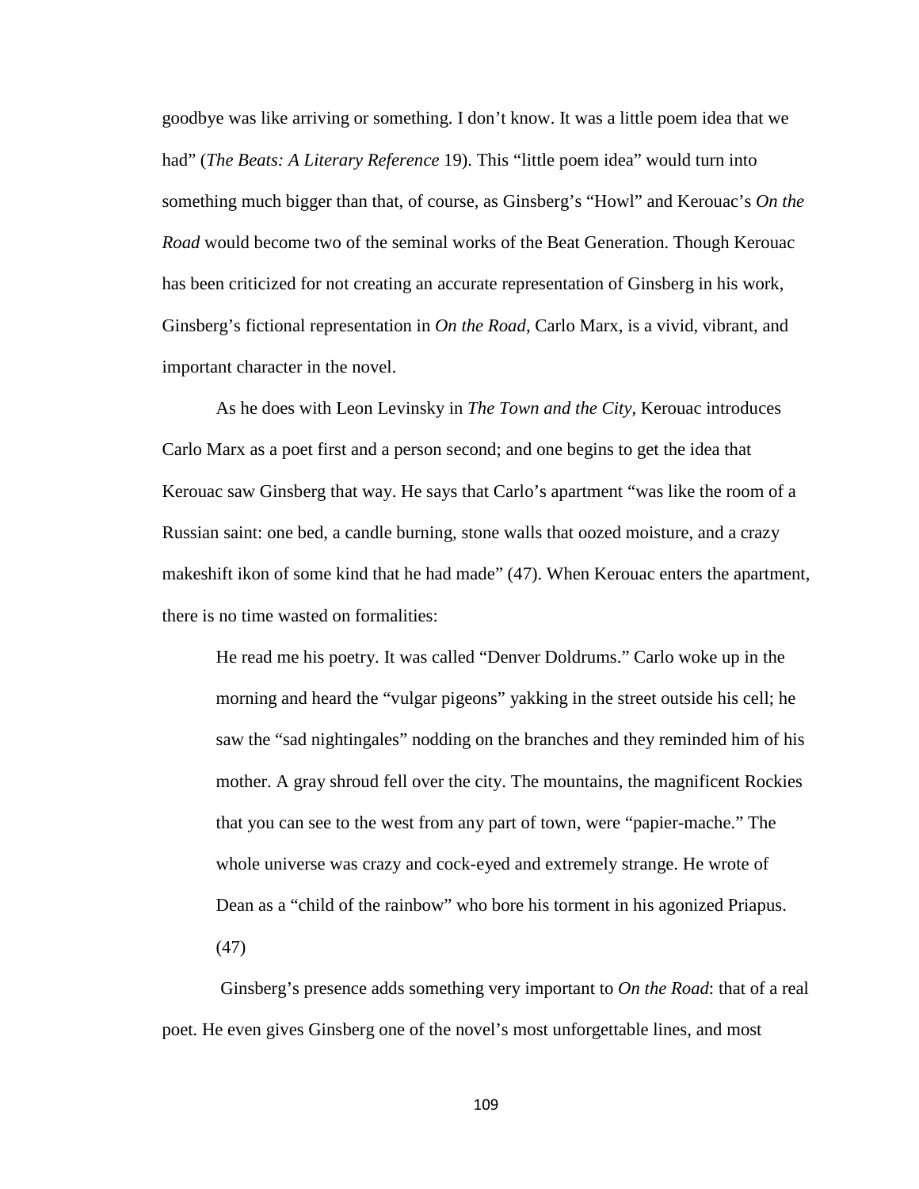goodbye was like arriving or something. I don't know. It was a little poem idea that we had" (*The Beats: A Literary Reference* 19). This "little poem idea" would turn into something much bigger than that, of course, as Ginsberg's "Howl" and Kerouac's *On the Road* would become two of the seminal works of the Beat Generation. Though Kerouac has been criticized for not creating an accurate representation of Ginsberg in his work, Ginsberg's fictional representation in *On the Road*, Carlo Marx, is a vivid, vibrant, and important character in the novel.

As he does with Leon Levinsky in *The Town and the City*, Kerouac introduces Carlo Marx as a poet first and a person second; and one begins to get the idea that Kerouac saw Ginsberg that way. He says that Carlo's apartment "was like the room of a Russian saint: one bed, a candle burning, stone walls that oozed moisture, and a crazy makeshift ikon of some kind that he had made" (47). When Kerouac enters the apartment, there is no time wasted on formalities:

> He read me his poetry. It was called "Denver Doldrums." Carlo woke up in the morning and heard the "vulgar pigeons" yakking in the street outside his cell; he saw the "sad nightingales" nodding on the branches and they reminded him of his mother. A gray shroud fell over the city. The mountains, the magnificent Rockies that you can see to the west from any part of town, were "papier-mache." The whole universe was crazy and cock-eyed and extremely strange. He wrote of Dean as a "child of the rainbow" who bore his torment in his agonized Priapus. (47)

Ginsberg's presence adds something very important to *On the Road*: that of a real poet. He even gives Ginsberg one of the novel's most unforgettable lines, and most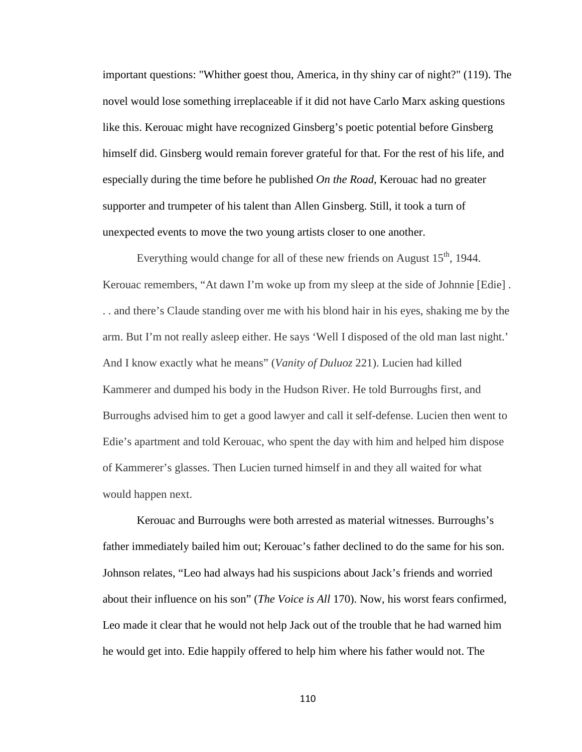important questions: "Whither goest thou, America, in thy shiny car of night?" (119). The novel would lose something irreplaceable if it did not have Carlo Marx asking questions like this. Kerouac might have recognized Ginsberg's poetic potential before Ginsberg himself did. Ginsberg would remain forever grateful for that. For the rest of his life, and especially during the time before he published *On the Road*, Kerouac had no greater supporter and trumpeter of his talent than Allen Ginsberg. Still, it took a turn of unexpected events to move the two young artists closer to one another.

Everything would change for all of these new friends on August 15th, 1944. Kerouac remembers, "At dawn I'm woke up from my sleep at the side of Johnnie [Edie] . . . and there's Claude standing over me with his blond hair in his eyes, shaking me by the arm. But I'm not really asleep either. He says 'Well I disposed of the old man last night.' And I know exactly what he means" (*Vanity of Duluoz* 221). Lucien had killed Kammerer and dumped his body in the Hudson River. He told Burroughs first, and Burroughs advised him to get a good lawyer and call it self-defense. Lucien then went to Edie's apartment and told Kerouac, who spent the day with him and helped him dispose of Kammerer's glasses. Then Lucien turned himself in and they all waited for what would happen next.

Kerouac and Burroughs were both arrested as material witnesses. Burroughs's father immediately bailed him out; Kerouac's father declined to do the same for his son. Johnson relates, "Leo had always had his suspicions about Jack's friends and worried about their influence on his son" (*The Voice is All* 170). Now, his worst fears confirmed, Leo made it clear that he would not help Jack out of the trouble that he had warned him he would get into. Edie happily offered to help him where his father would not. The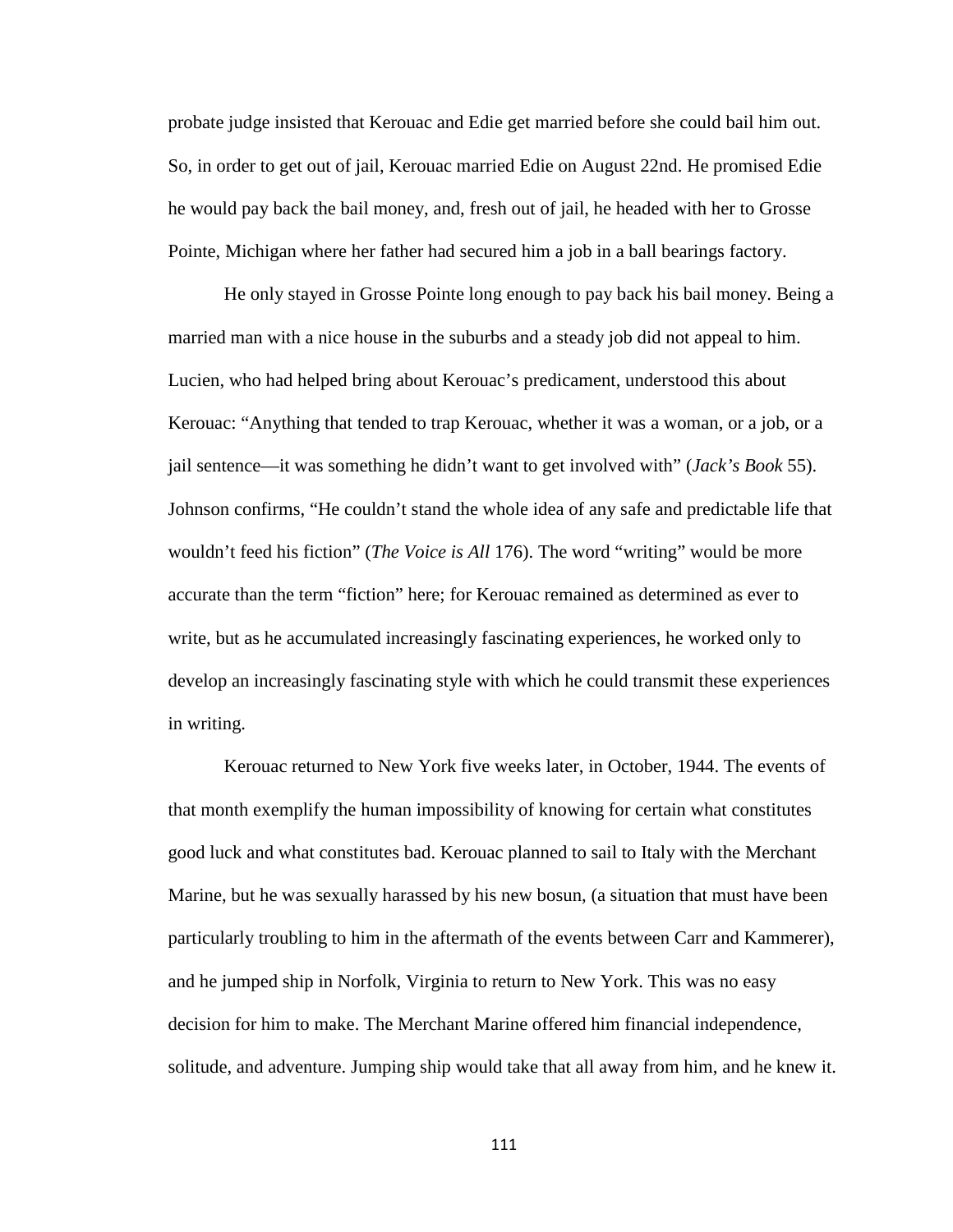probate judge insisted that Kerouac and Edie get married before she could bail him out. So, in order to get out of jail, Kerouac married Edie on August 22nd. He promised Edie he would pay back the bail money, and, fresh out of jail, he headed with her to Grosse Pointe, Michigan where her father had secured him a job in a ball bearings factory.

He only stayed in Grosse Pointe long enough to pay back his bail money. Being a married man with a nice house in the suburbs and a steady job did not appeal to him. Lucien, who had helped bring about Kerouac's predicament, understood this about Kerouac: "Anything that tended to trap Kerouac, whether it was a woman, or a job, or a jail sentence—it was something he didn't want to get involved with" (*Jack's Book* 55). Johnson confirms, "He couldn't stand the whole idea of any safe and predictable life that wouldn't feed his fiction" (*The Voice is All* 176). The word "writing" would be more accurate than the term "fiction" here; for Kerouac remained as determined as ever to write, but as he accumulated increasingly fascinating experiences, he worked only to develop an increasingly fascinating style with which he could transmit these experiences in writing.

Kerouac returned to New York five weeks later, in October, 1944. The events of that month exemplify the human impossibility of knowing for certain what constitutes good luck and what constitutes bad. Kerouac planned to sail to Italy with the Merchant Marine, but he was sexually harassed by his new bosun, (a situation that must have been particularly troubling to him in the aftermath of the events between Carr and Kammerer), and he jumped ship in Norfolk, Virginia to return to New York. This was no easy decision for him to make. The Merchant Marine offered him financial independence, solitude, and adventure. Jumping ship would take that all away from him, and he knew it.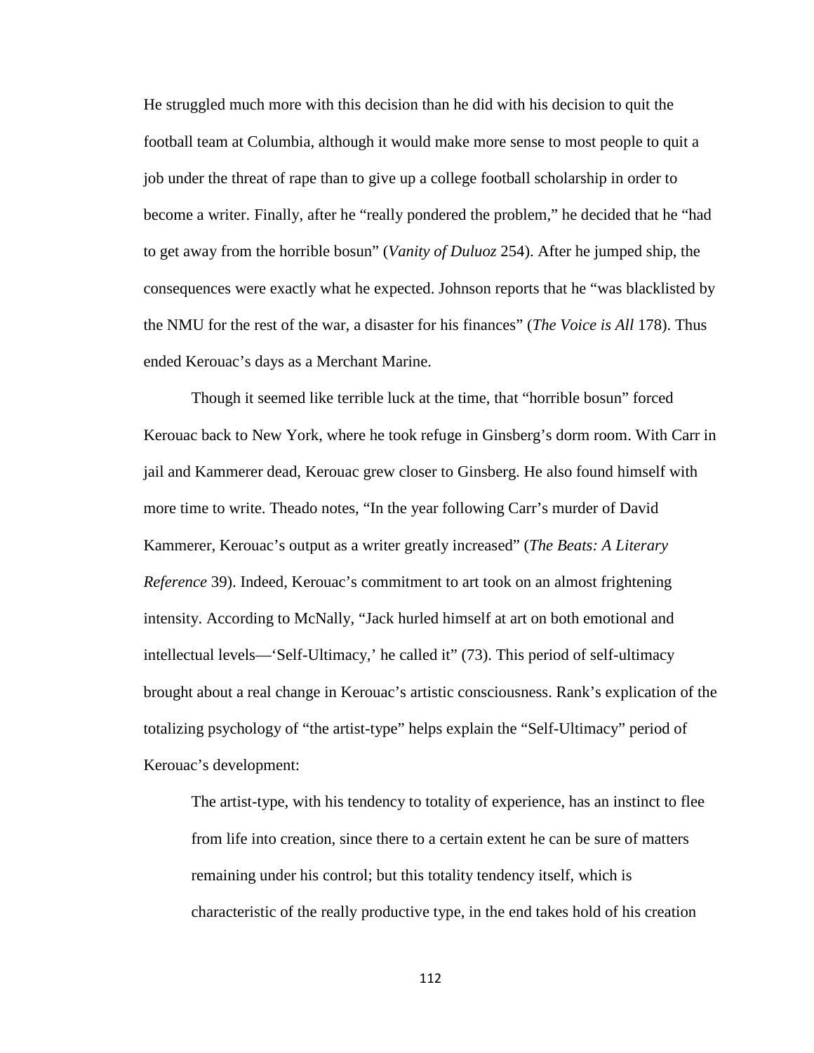He struggled much more with this decision than he did with his decision to quit the football team at Columbia, although it would make more sense to most people to quit a job under the threat of rape than to give up a college football scholarship in order to become a writer. Finally, after he "really pondered the problem," he decided that he "had to get away from the horrible bosun" (*Vanity of Duluoz* 254). After he jumped ship, the consequences were exactly what he expected. Johnson reports that he "was blacklisted by the NMU for the rest of the war, a disaster for his finances" (*The Voice is All* 178). Thus ended Kerouac's days as a Merchant Marine.

Though it seemed like terrible luck at the time, that "horrible bosun" forced Kerouac back to New York, where he took refuge in Ginsberg's dorm room. With Carr in jail and Kammerer dead, Kerouac grew closer to Ginsberg. He also found himself with more time to write. Theado notes, "In the year following Carr's murder of David Kammerer, Kerouac's output as a writer greatly increased" (*The Beats: A Literary Reference* 39). Indeed, Kerouac's commitment to art took on an almost frightening intensity. According to McNally, "Jack hurled himself at art on both emotional and intellectual levels—'Self-Ultimacy,' he called it" (73). This period of self-ultimacy brought about a real change in Kerouac's artistic consciousness. Rank's explication of the totalizing psychology of "the artist-type" helps explain the "Self-Ultimacy" period of Kerouac's development:

> The artist-type, with his tendency to totality of experience, has an instinct to flee from life into creation, since there to a certain extent he can be sure of matters remaining under his control; but this totality tendency itself, which is characteristic of the really productive type, in the end takes hold of his creation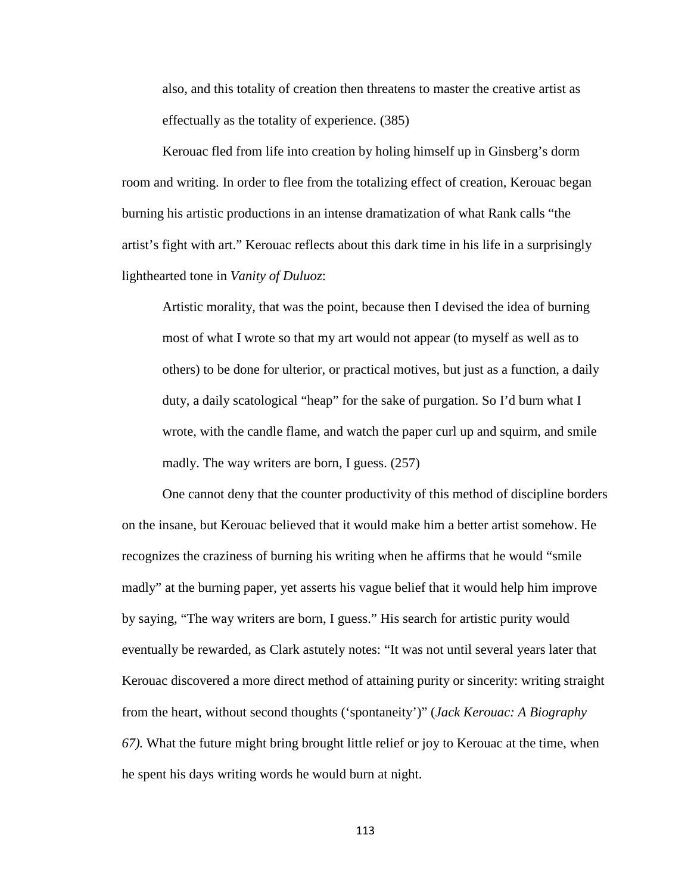> also, and this totality of creation then threatens to master the creative artist as effectually as the totality of experience. (385)

Kerouac fled from life into creation by holing himself up in Ginsberg's dorm room and writing. In order to flee from the totalizing effect of creation, Kerouac began burning his artistic productions in an intense dramatization of what Rank calls "the artist's fight with art." Kerouac reflects about this dark time in his life in a surprisingly lighthearted tone in *Vanity of Duluoz*:

> Artistic morality, that was the point, because then I devised the idea of burning most of what I wrote so that my art would not appear (to myself as well as to others) to be done for ulterior, or practical motives, but just as a function, a daily duty, a daily scatological "heap" for the sake of purgation. So I'd burn what I wrote, with the candle flame, and watch the paper curl up and squirm, and smile madly. The way writers are born, I guess. (257)

One cannot deny that the counter productivity of this method of discipline borders on the insane, but Kerouac believed that it would make him a better artist somehow. He recognizes the craziness of burning his writing when he affirms that he would "smile madly" at the burning paper, yet asserts his vague belief that it would help him improve by saying, "The way writers are born, I guess." His search for artistic purity would eventually be rewarded, as Clark astutely notes: "It was not until several years later that Kerouac discovered a more direct method of attaining purity or sincerity: writing straight from the heart, without second thoughts ('spontaneity')" (*Jack Kerouac: A Biography 67).* What the future might bring brought little relief or joy to Kerouac at the time, when he spent his days writing words he would burn at night.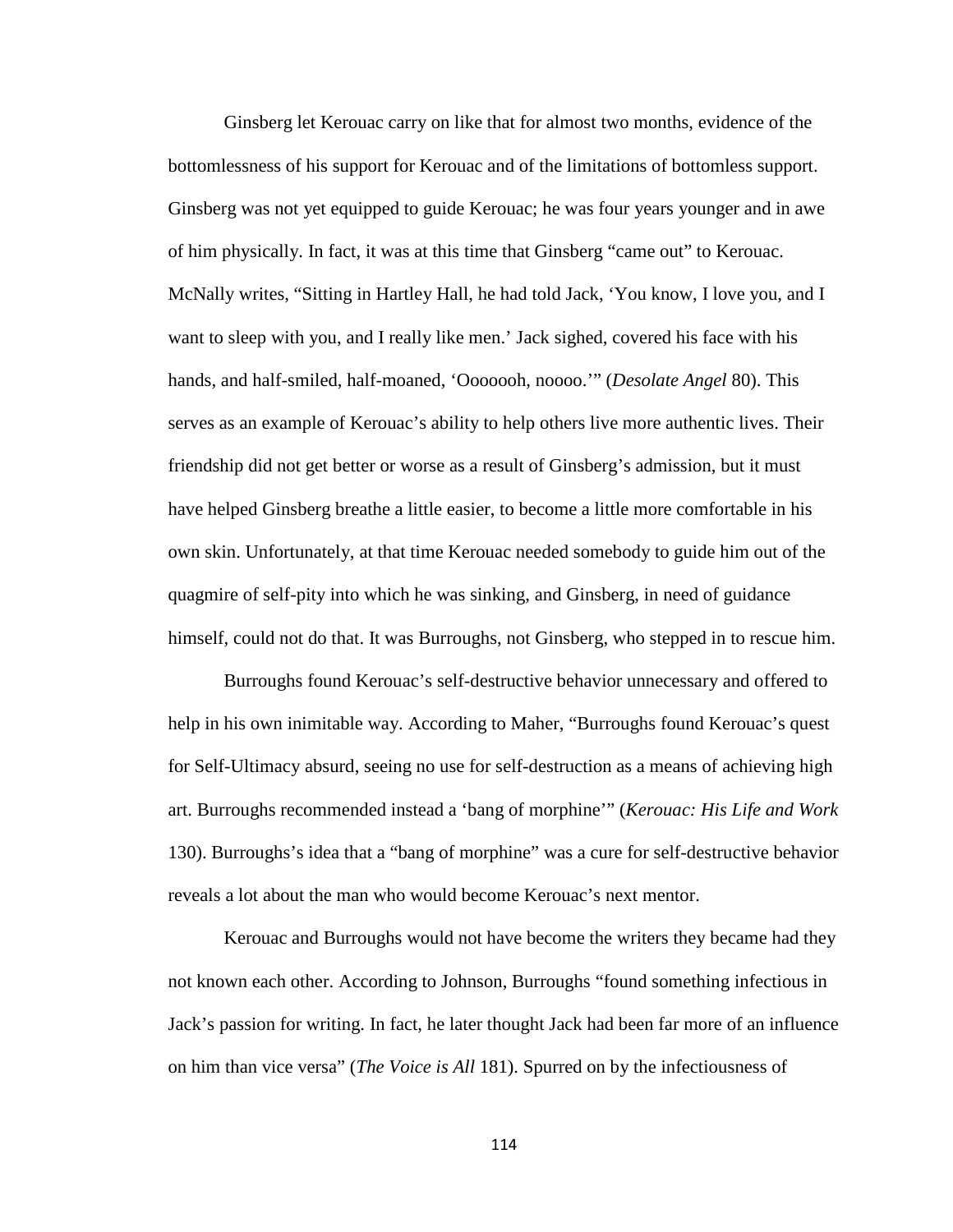Ginsberg let Kerouac carry on like that for almost two months, evidence of the bottomlessness of his support for Kerouac and of the limitations of bottomless support. Ginsberg was not yet equipped to guide Kerouac; he was four years younger and in awe of him physically. In fact, it was at this time that Ginsberg "came out" to Kerouac. McNally writes, "Sitting in Hartley Hall, he had told Jack, 'You know, I love you, and I want to sleep with you, and I really like men.' Jack sighed, covered his face with his hands, and half-smiled, half-moaned, 'Ooooooh, noooo.'" (*Desolate Angel* 80). This serves as an example of Kerouac's ability to help others live more authentic lives. Their friendship did not get better or worse as a result of Ginsberg's admission, but it must have helped Ginsberg breathe a little easier, to become a little more comfortable in his own skin. Unfortunately, at that time Kerouac needed somebody to guide him out of the quagmire of self-pity into which he was sinking, and Ginsberg, in need of guidance himself, could not do that. It was Burroughs, not Ginsberg, who stepped in to rescue him.

Burroughs found Kerouac's self-destructive behavior unnecessary and offered to help in his own inimitable way. According to Maher, "Burroughs found Kerouac's quest for Self-Ultimacy absurd, seeing no use for self-destruction as a means of achieving high art. Burroughs recommended instead a 'bang of morphine'" (*Kerouac: His Life and Work* 130). Burroughs's idea that a "bang of morphine" was a cure for self-destructive behavior reveals a lot about the man who would become Kerouac's next mentor.

Kerouac and Burroughs would not have become the writers they became had they not known each other. According to Johnson, Burroughs "found something infectious in Jack's passion for writing. In fact, he later thought Jack had been far more of an influence on him than vice versa" (*The Voice is All* 181). Spurred on by the infectiousness of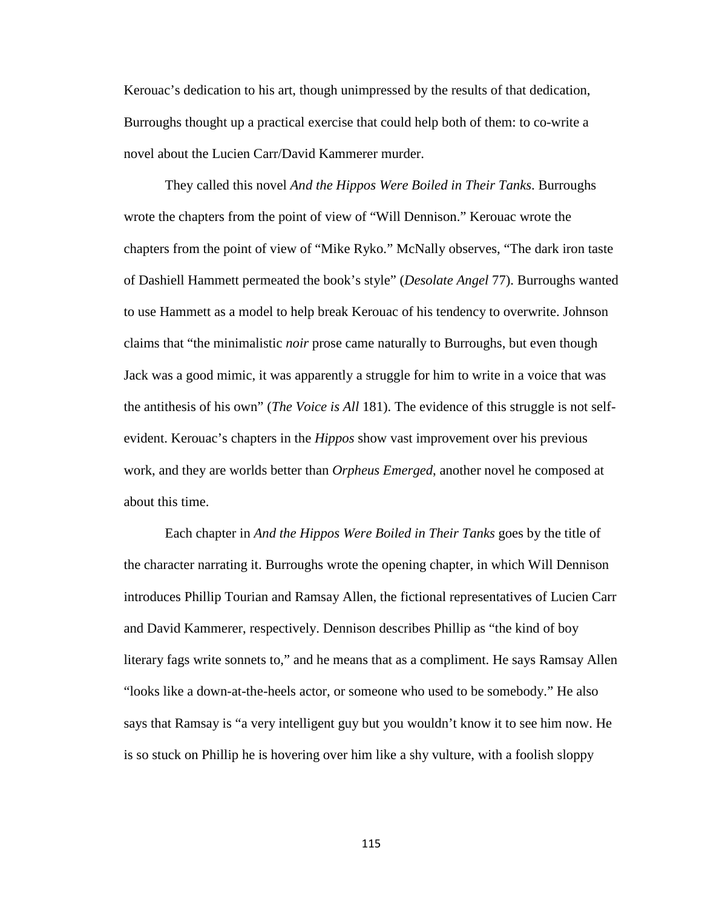Kerouac's dedication to his art, though unimpressed by the results of that dedication, Burroughs thought up a practical exercise that could help both of them: to co-write a novel about the Lucien Carr/David Kammerer murder.

They called this novel *And the Hippos Were Boiled in Their Tanks*. Burroughs wrote the chapters from the point of view of "Will Dennison." Kerouac wrote the chapters from the point of view of "Mike Ryko." McNally observes, "The dark iron taste of Dashiell Hammett permeated the book's style" (*Desolate Angel* 77). Burroughs wanted to use Hammett as a model to help break Kerouac of his tendency to overwrite. Johnson claims that "the minimalistic *noir* prose came naturally to Burroughs, but even though Jack was a good mimic, it was apparently a struggle for him to write in a voice that was the antithesis of his own" (*The Voice is All* 181). The evidence of this struggle is not self-evident. Kerouac's chapters in the *Hippos* show vast improvement over his previous work, and they are worlds better than *Orpheus Emerged*, another novel he composed at about this time.

Each chapter in *And the Hippos Were Boiled in Their Tanks* goes by the title of the character narrating it. Burroughs wrote the opening chapter, in which Will Dennison introduces Phillip Tourian and Ramsay Allen, the fictional representatives of Lucien Carr and David Kammerer, respectively. Dennison describes Phillip as "the kind of boy literary fags write sonnets to," and he means that as a compliment. He says Ramsay Allen "looks like a down-at-the-heels actor, or someone who used to be somebody." He also says that Ramsay is "a very intelligent guy but you wouldn't know it to see him now. He is so stuck on Phillip he is hovering over him like a shy vulture, with a foolish sloppy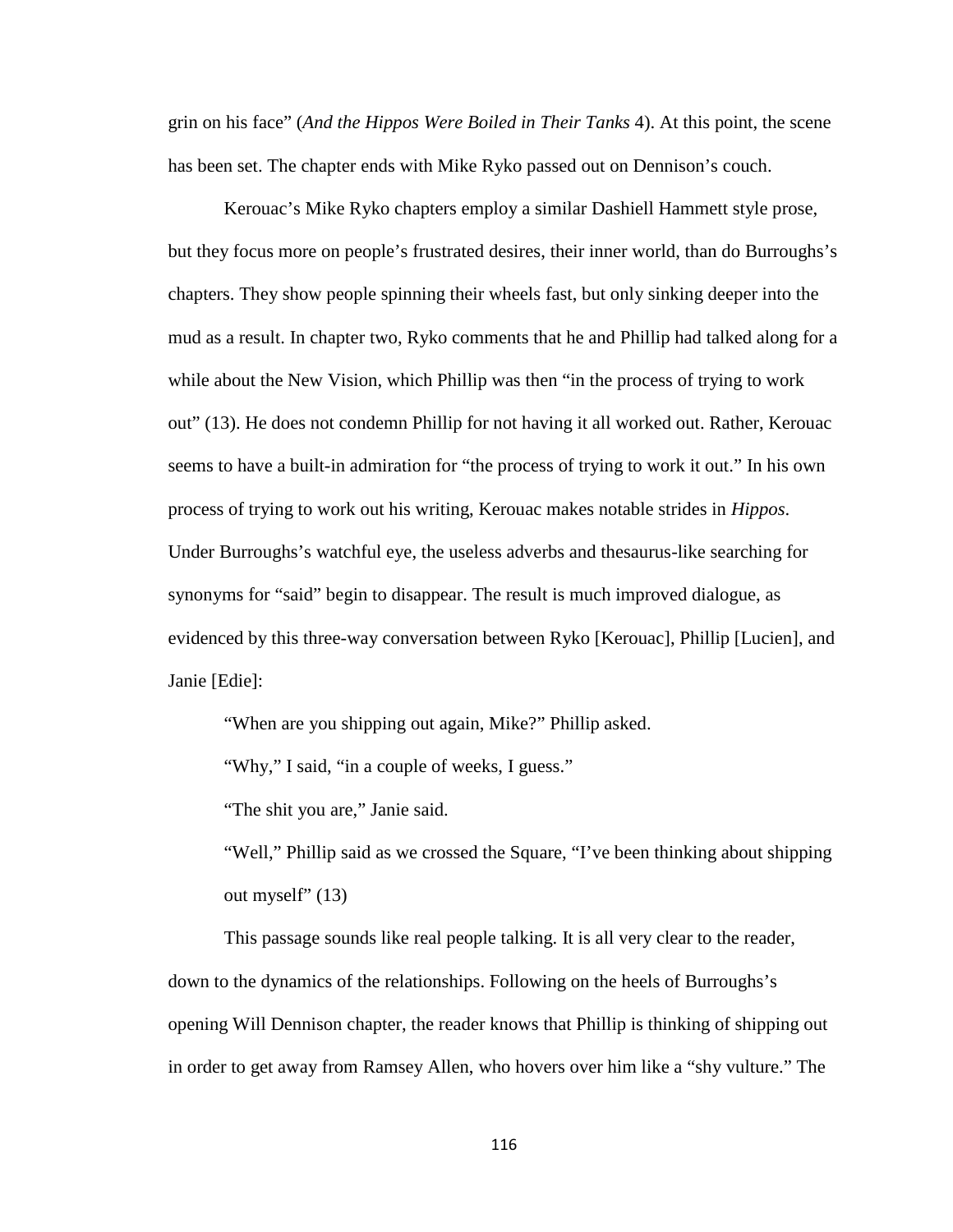grin on his face" (*And the Hippos Were Boiled in Their Tanks* 4). At this point, the scene has been set. The chapter ends with Mike Ryko passed out on Dennison's couch.

Kerouac's Mike Ryko chapters employ a similar Dashiell Hammett style prose, but they focus more on people's frustrated desires, their inner world, than do Burroughs's chapters. They show people spinning their wheels fast, but only sinking deeper into the mud as a result. In chapter two, Ryko comments that he and Phillip had talked along for a while about the New Vision, which Phillip was then "in the process of trying to work out" (13). He does not condemn Phillip for not having it all worked out. Rather, Kerouac seems to have a built-in admiration for "the process of trying to work it out." In his own process of trying to work out his writing, Kerouac makes notable strides in *Hippos*. Under Burroughs's watchful eye, the useless adverbs and thesaurus-like searching for synonyms for "said" begin to disappear. The result is much improved dialogue, as evidenced by this three-way conversation between Ryko [Kerouac], Phillip [Lucien], and Janie [Edie]:

> "When are you shipping out again, Mike?" Phillip asked.
>
> "Why," I said, "in a couple of weeks, I guess."
>
> "The shit you are," Janie said.
>
> "Well," Phillip said as we crossed the Square, "I've been thinking about shipping out myself" (13)

This passage sounds like real people talking. It is all very clear to the reader, down to the dynamics of the relationships. Following on the heels of Burroughs's opening Will Dennison chapter, the reader knows that Phillip is thinking of shipping out in order to get away from Ramsey Allen, who hovers over him like a "shy vulture." The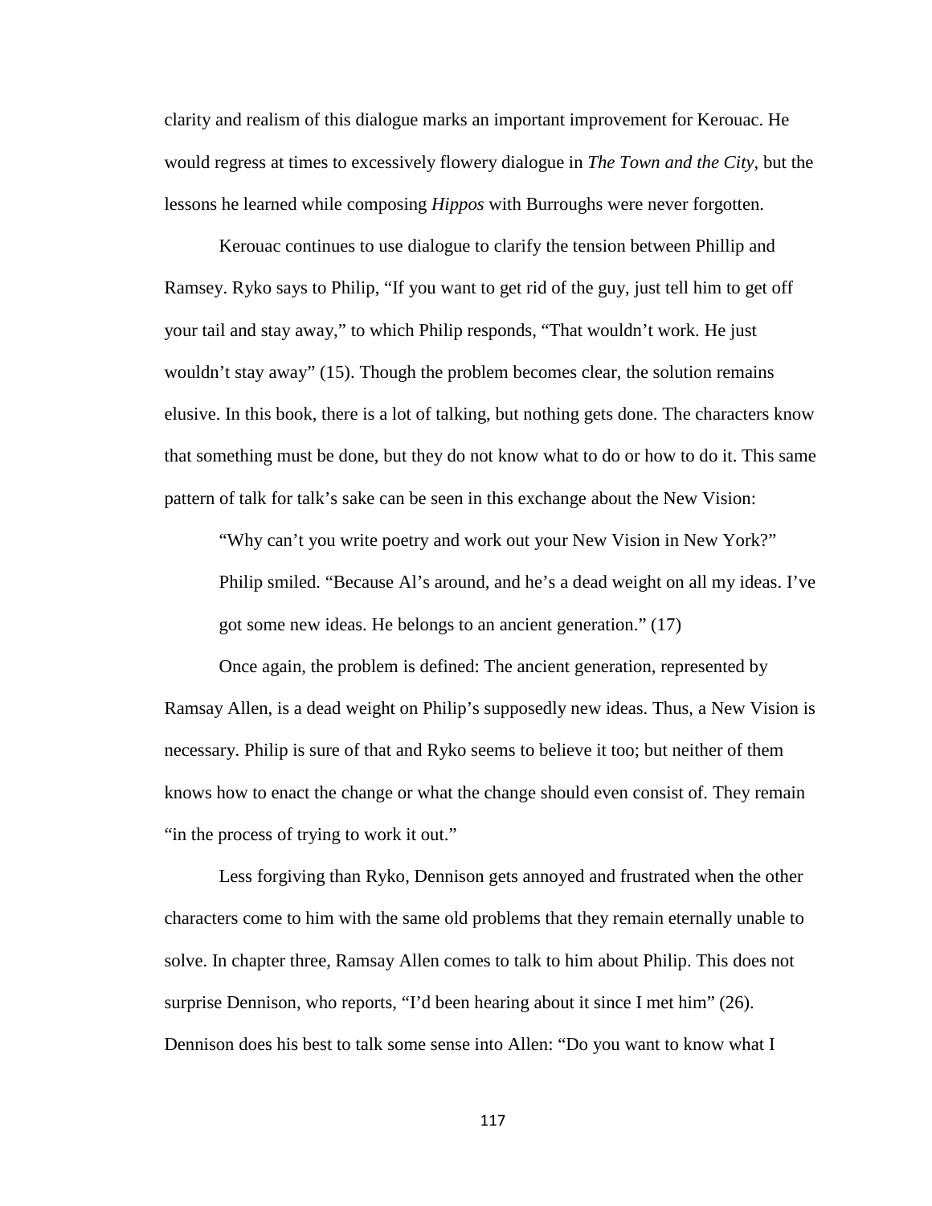clarity and realism of this dialogue marks an important improvement for Kerouac. He would regress at times to excessively flowery dialogue in *The Town and the City*, but the lessons he learned while composing *Hippos* with Burroughs were never forgotten.

Kerouac continues to use dialogue to clarify the tension between Phillip and Ramsey. Ryko says to Philip, "If you want to get rid of the guy, just tell him to get off your tail and stay away," to which Philip responds, "That wouldn't work. He just wouldn't stay away" (15). Though the problem becomes clear, the solution remains elusive. In this book, there is a lot of talking, but nothing gets done. The characters know that something must be done, but they do not know what to do or how to do it. This same pattern of talk for talk's sake can be seen in this exchange about the New Vision:

> "Why can't you write poetry and work out your New Vision in New York?"
>
> Philip smiled. "Because Al's around, and he's a dead weight on all my ideas. I've got some new ideas. He belongs to an ancient generation." (17)

Once again, the problem is defined: The ancient generation, represented by Ramsay Allen, is a dead weight on Philip's supposedly new ideas. Thus, a New Vision is necessary. Philip is sure of that and Ryko seems to believe it too; but neither of them knows how to enact the change or what the change should even consist of. They remain "in the process of trying to work it out."

Less forgiving than Ryko, Dennison gets annoyed and frustrated when the other characters come to him with the same old problems that they remain eternally unable to solve. In chapter three, Ramsay Allen comes to talk to him about Philip. This does not surprise Dennison, who reports, "I'd been hearing about it since I met him" (26). Dennison does his best to talk some sense into Allen: "Do you want to know what I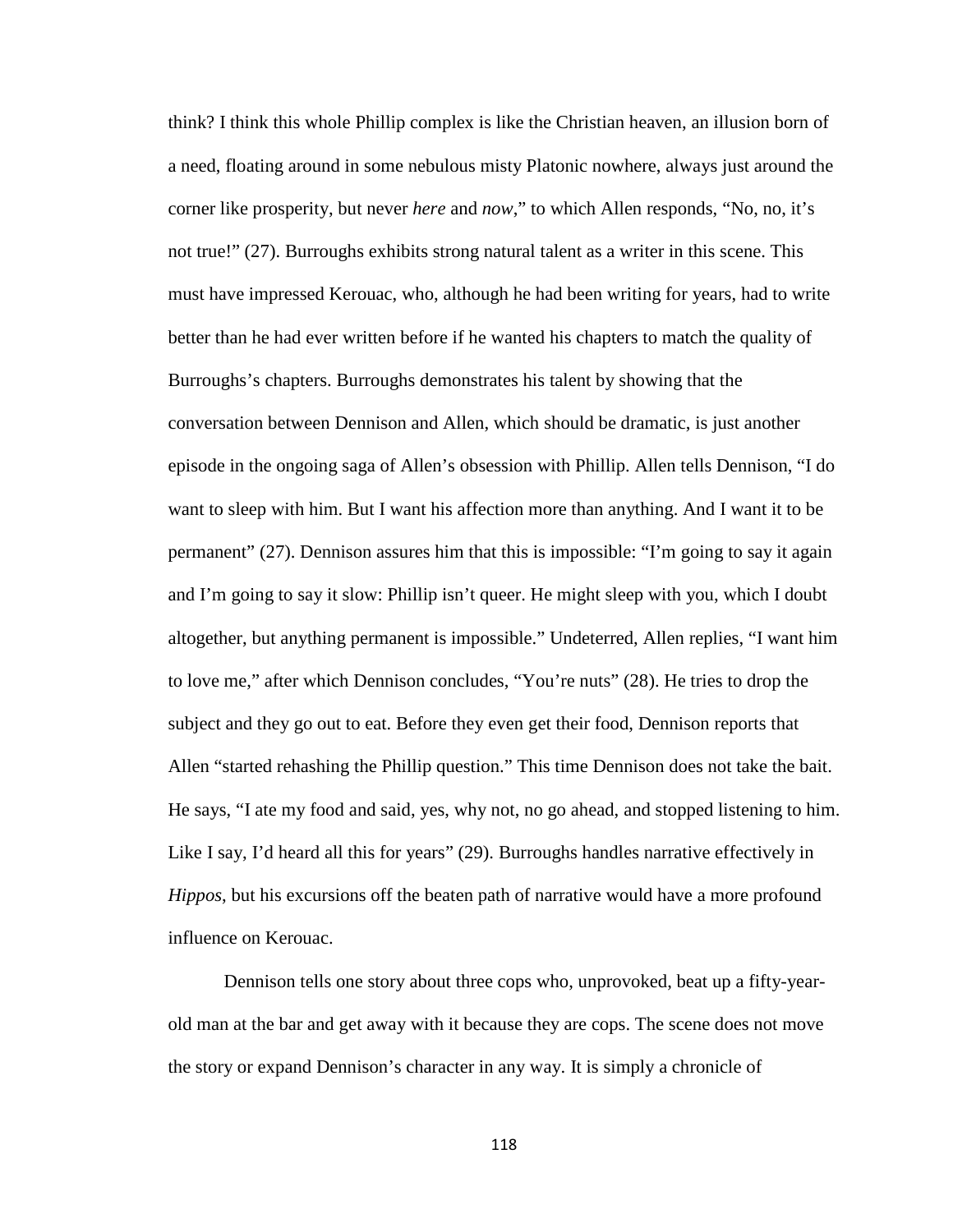think? I think this whole Phillip complex is like the Christian heaven, an illusion born of a need, floating around in some nebulous misty Platonic nowhere, always just around the corner like prosperity, but never *here* and *now*," to which Allen responds, "No, no, it's not true!" (27). Burroughs exhibits strong natural talent as a writer in this scene. This must have impressed Kerouac, who, although he had been writing for years, had to write better than he had ever written before if he wanted his chapters to match the quality of Burroughs's chapters. Burroughs demonstrates his talent by showing that the conversation between Dennison and Allen, which should be dramatic, is just another episode in the ongoing saga of Allen's obsession with Phillip. Allen tells Dennison, "I do want to sleep with him. But I want his affection more than anything. And I want it to be permanent" (27). Dennison assures him that this is impossible: "I'm going to say it again and I'm going to say it slow: Phillip isn't queer. He might sleep with you, which I doubt altogether, but anything permanent is impossible." Undeterred, Allen replies, "I want him to love me," after which Dennison concludes, "You're nuts" (28). He tries to drop the subject and they go out to eat. Before they even get their food, Dennison reports that Allen "started rehashing the Phillip question." This time Dennison does not take the bait. He says, "I ate my food and said, yes, why not, no go ahead, and stopped listening to him. Like I say, I'd heard all this for years" (29). Burroughs handles narrative effectively in *Hippos*, but his excursions off the beaten path of narrative would have a more profound influence on Kerouac.

Dennison tells one story about three cops who, unprovoked, beat up a fifty-year-old man at the bar and get away with it because they are cops. The scene does not move the story or expand Dennison's character in any way. It is simply a chronicle of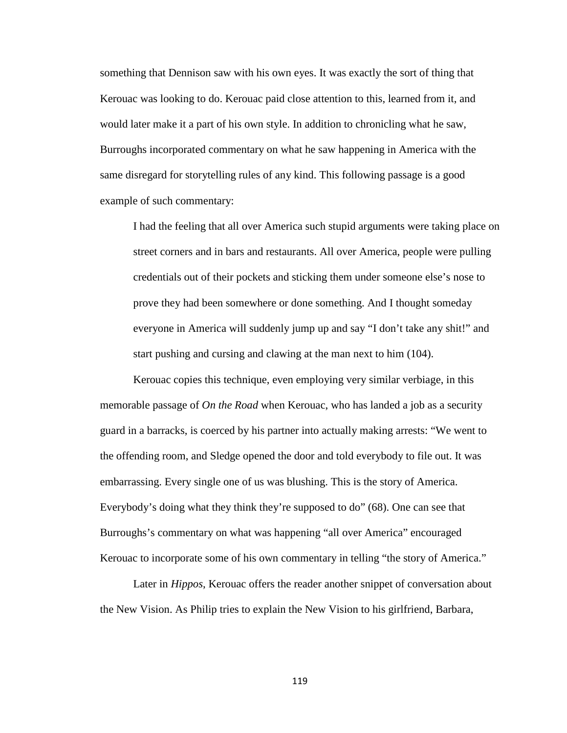something that Dennison saw with his own eyes. It was exactly the sort of thing that Kerouac was looking to do. Kerouac paid close attention to this, learned from it, and would later make it a part of his own style. In addition to chronicling what he saw, Burroughs incorporated commentary on what he saw happening in America with the same disregard for storytelling rules of any kind. This following passage is a good example of such commentary:

> I had the feeling that all over America such stupid arguments were taking place on street corners and in bars and restaurants. All over America, people were pulling credentials out of their pockets and sticking them under someone else's nose to prove they had been somewhere or done something. And I thought someday everyone in America will suddenly jump up and say "I don't take any shit!" and start pushing and cursing and clawing at the man next to him (104).

Kerouac copies this technique, even employing very similar verbiage, in this memorable passage of *On the Road* when Kerouac, who has landed a job as a security guard in a barracks, is coerced by his partner into actually making arrests: "We went to the offending room, and Sledge opened the door and told everybody to file out. It was embarrassing. Every single one of us was blushing. This is the story of America. Everybody's doing what they think they're supposed to do" (68). One can see that Burroughs's commentary on what was happening "all over America" encouraged Kerouac to incorporate some of his own commentary in telling "the story of America."

Later in *Hippos*, Kerouac offers the reader another snippet of conversation about the New Vision. As Philip tries to explain the New Vision to his girlfriend, Barbara,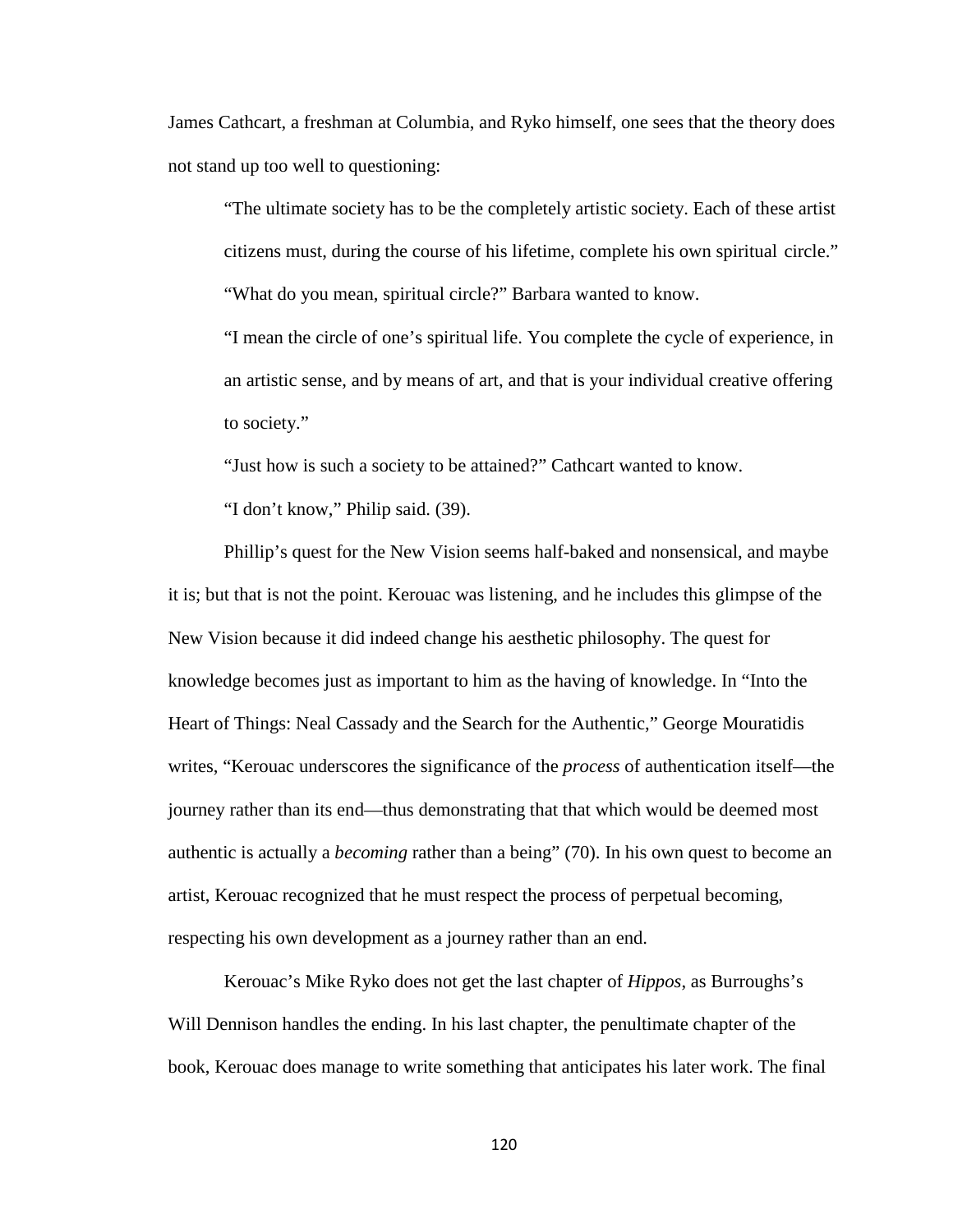James Cathcart, a freshman at Columbia, and Ryko himself, one sees that the theory does not stand up too well to questioning:

> "The ultimate society has to be the completely artistic society. Each of these artist citizens must, during the course of his lifetime, complete his own spiritual circle."
>
> "What do you mean, spiritual circle?" Barbara wanted to know.
>
> "I mean the circle of one's spiritual life. You complete the cycle of experience, in an artistic sense, and by means of art, and that is your individual creative offering to society."
>
> "Just how is such a society to be attained?" Cathcart wanted to know.
>
> "I don't know," Philip said. (39).

Phillip's quest for the New Vision seems half-baked and nonsensical, and maybe it is; but that is not the point. Kerouac was listening, and he includes this glimpse of the New Vision because it did indeed change his aesthetic philosophy. The quest for knowledge becomes just as important to him as the having of knowledge. In "Into the Heart of Things: Neal Cassady and the Search for the Authentic," George Mouratidis writes, "Kerouac underscores the significance of the *process* of authentication itself—the journey rather than its end—thus demonstrating that that which would be deemed most authentic is actually a *becoming* rather than a being" (70). In his own quest to become an artist, Kerouac recognized that he must respect the process of perpetual becoming, respecting his own development as a journey rather than an end.

Kerouac's Mike Ryko does not get the last chapter of *Hippos*, as Burroughs's Will Dennison handles the ending. In his last chapter, the penultimate chapter of the book, Kerouac does manage to write something that anticipates his later work. The final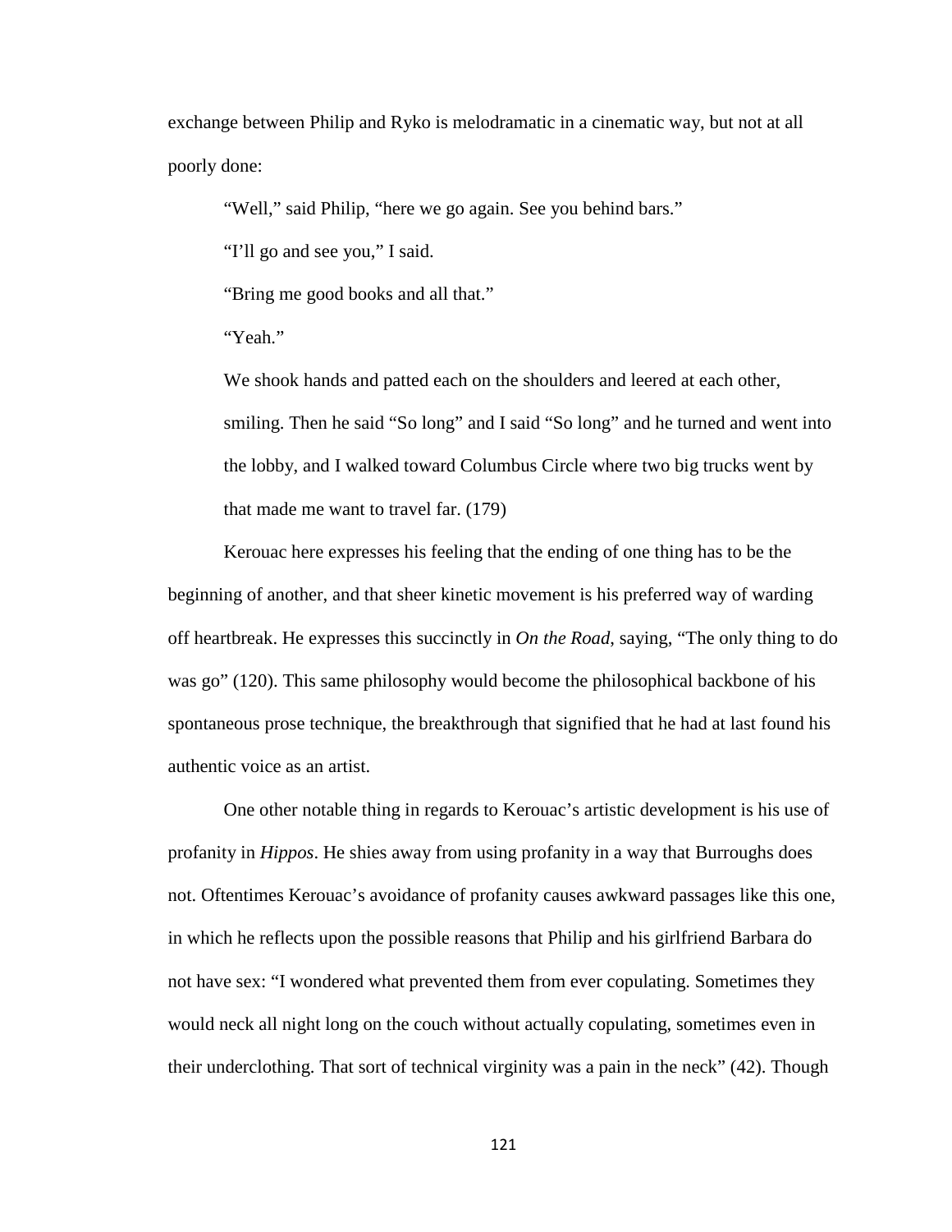exchange between Philip and Ryko is melodramatic in a cinematic way, but not at all poorly done:

> "Well," said Philip, "here we go again. See you behind bars."
>
> "I'll go and see you," I said.
>
> "Bring me good books and all that."
>
> "Yeah."
>
> We shook hands and patted each on the shoulders and leered at each other, smiling. Then he said "So long" and I said "So long" and he turned and went into the lobby, and I walked toward Columbus Circle where two big trucks went by that made me want to travel far. (179)

Kerouac here expresses his feeling that the ending of one thing has to be the beginning of another, and that sheer kinetic movement is his preferred way of warding off heartbreak. He expresses this succinctly in *On the Road*, saying, "The only thing to do was go" (120). This same philosophy would become the philosophical backbone of his spontaneous prose technique, the breakthrough that signified that he had at last found his authentic voice as an artist.

One other notable thing in regards to Kerouac's artistic development is his use of profanity in *Hippos*. He shies away from using profanity in a way that Burroughs does not. Oftentimes Kerouac's avoidance of profanity causes awkward passages like this one, in which he reflects upon the possible reasons that Philip and his girlfriend Barbara do not have sex: "I wondered what prevented them from ever copulating. Sometimes they would neck all night long on the couch without actually copulating, sometimes even in their underclothing. That sort of technical virginity was a pain in the neck" (42). Though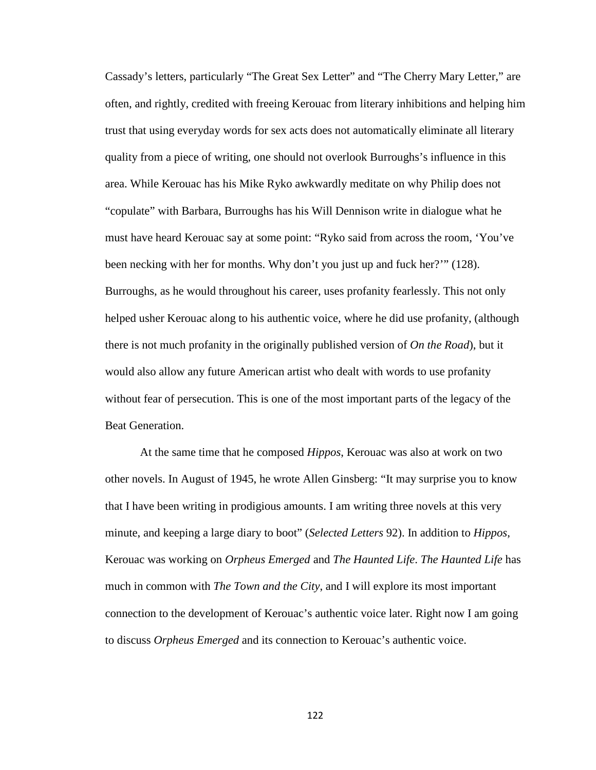Cassady's letters, particularly "The Great Sex Letter" and "The Cherry Mary Letter," are often, and rightly, credited with freeing Kerouac from literary inhibitions and helping him trust that using everyday words for sex acts does not automatically eliminate all literary quality from a piece of writing, one should not overlook Burroughs's influence in this area. While Kerouac has his Mike Ryko awkwardly meditate on why Philip does not "copulate" with Barbara, Burroughs has his Will Dennison write in dialogue what he must have heard Kerouac say at some point: "Ryko said from across the room, 'You've been necking with her for months. Why don't you just up and fuck her?'" (128). Burroughs, as he would throughout his career, uses profanity fearlessly. This not only helped usher Kerouac along to his authentic voice, where he did use profanity, (although there is not much profanity in the originally published version of *On the Road*), but it would also allow any future American artist who dealt with words to use profanity without fear of persecution. This is one of the most important parts of the legacy of the Beat Generation.

At the same time that he composed *Hippos*, Kerouac was also at work on two other novels. In August of 1945, he wrote Allen Ginsberg: "It may surprise you to know that I have been writing in prodigious amounts. I am writing three novels at this very minute, and keeping a large diary to boot" (*Selected Letters* 92). In addition to *Hippos*, Kerouac was working on *Orpheus Emerged* and *The Haunted Life*. *The Haunted Life* has much in common with *The Town and the City*, and I will explore its most important connection to the development of Kerouac's authentic voice later. Right now I am going to discuss *Orpheus Emerged* and its connection to Kerouac's authentic voice.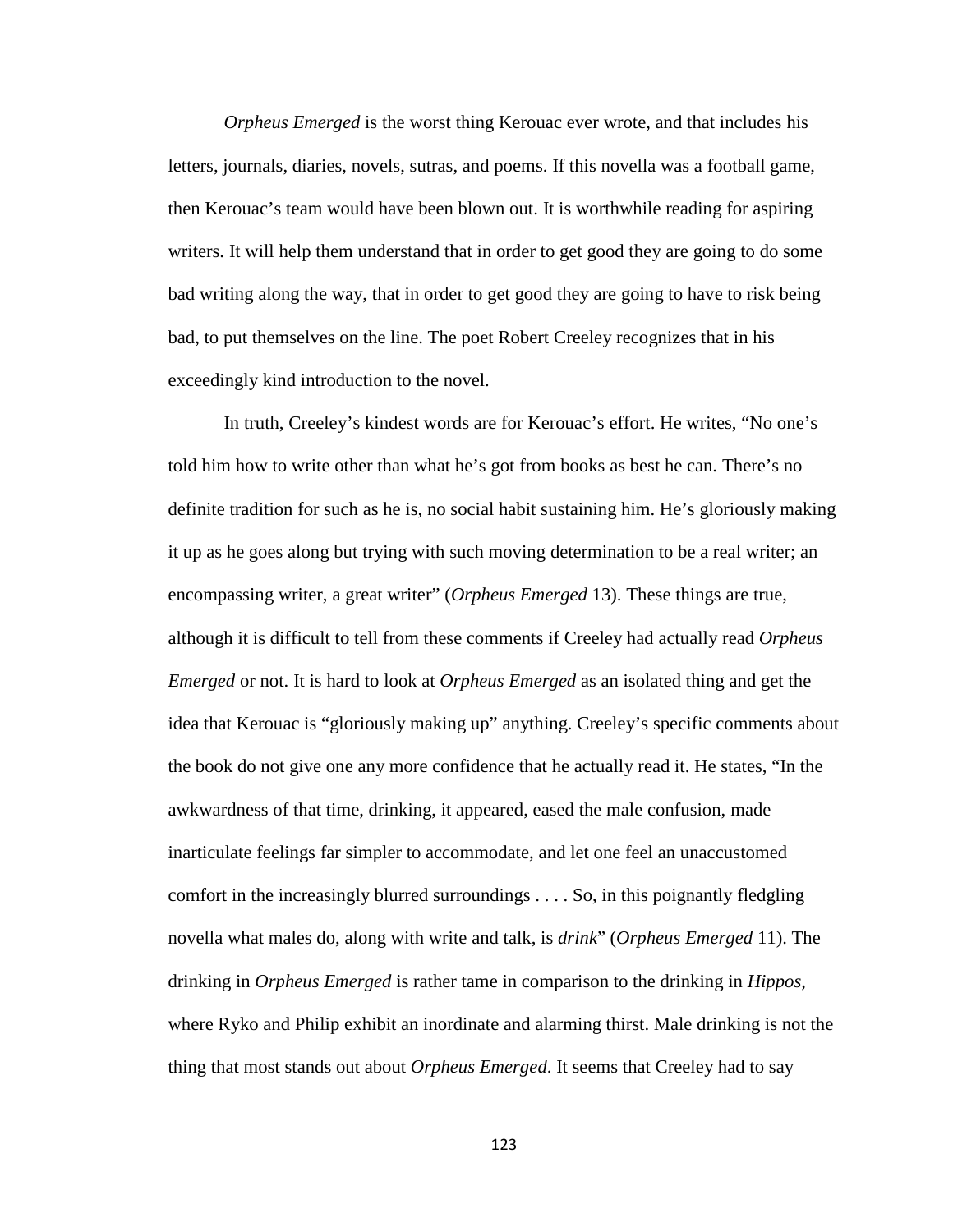*Orpheus Emerged* is the worst thing Kerouac ever wrote, and that includes his letters, journals, diaries, novels, sutras, and poems. If this novella was a football game, then Kerouac's team would have been blown out. It is worthwhile reading for aspiring writers. It will help them understand that in order to get good they are going to do some bad writing along the way, that in order to get good they are going to have to risk being bad, to put themselves on the line. The poet Robert Creeley recognizes that in his exceedingly kind introduction to the novel.

In truth, Creeley's kindest words are for Kerouac's effort. He writes, "No one's told him how to write other than what he's got from books as best he can. There's no definite tradition for such as he is, no social habit sustaining him. He's gloriously making it up as he goes along but trying with such moving determination to be a real writer; an encompassing writer, a great writer" (*Orpheus Emerged* 13). These things are true, although it is difficult to tell from these comments if Creeley had actually read *Orpheus Emerged* or not. It is hard to look at *Orpheus Emerged* as an isolated thing and get the idea that Kerouac is "gloriously making up" anything. Creeley's specific comments about the book do not give one any more confidence that he actually read it. He states, "In the awkwardness of that time, drinking, it appeared, eased the male confusion, made inarticulate feelings far simpler to accommodate, and let one feel an unaccustomed comfort in the increasingly blurred surroundings . . . . So, in this poignantly fledgling novella what males do, along with write and talk, is *drink*" (*Orpheus Emerged* 11). The drinking in *Orpheus Emerged* is rather tame in comparison to the drinking in *Hippos*, where Ryko and Philip exhibit an inordinate and alarming thirst. Male drinking is not the thing that most stands out about *Orpheus Emerged*. It seems that Creeley had to say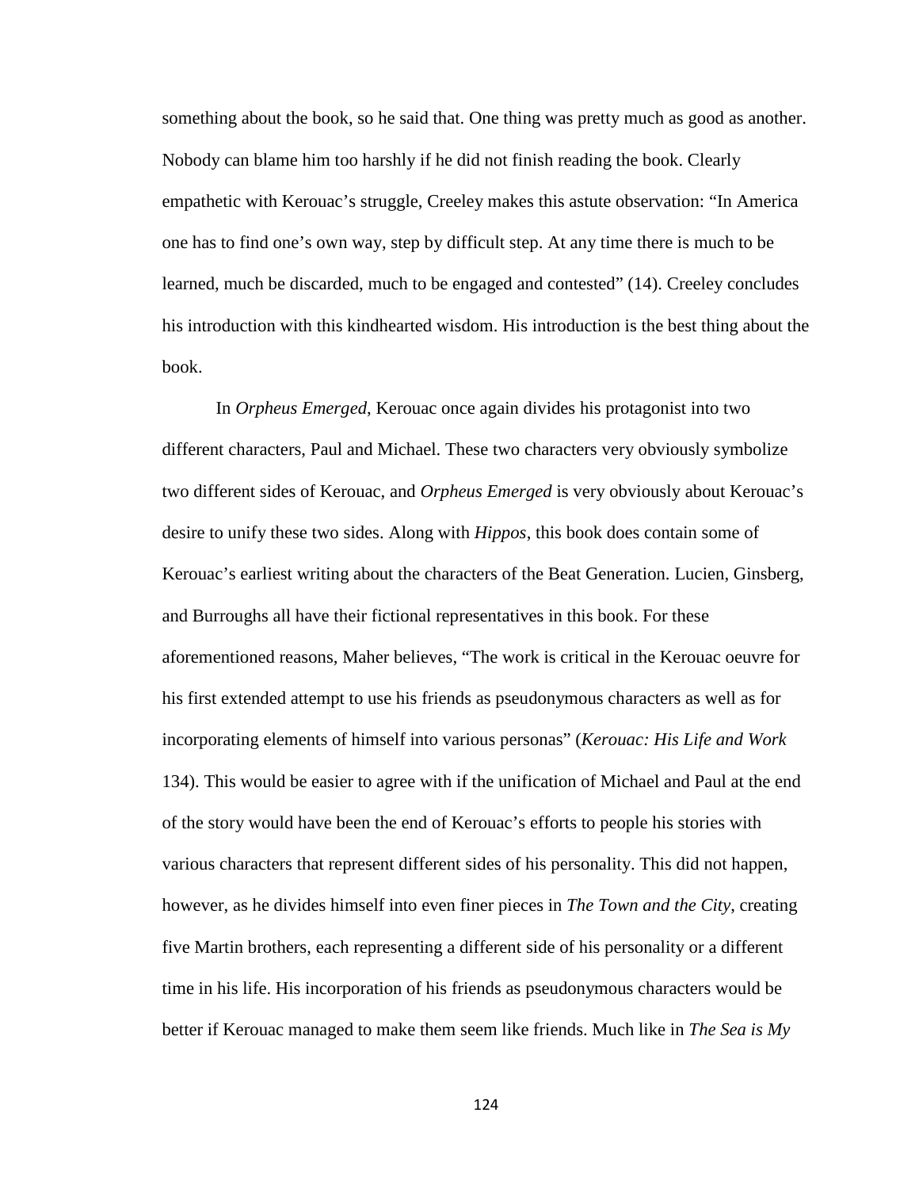something about the book, so he said that. One thing was pretty much as good as another. Nobody can blame him too harshly if he did not finish reading the book. Clearly empathetic with Kerouac's struggle, Creeley makes this astute observation: "In America one has to find one's own way, step by difficult step. At any time there is much to be learned, much be discarded, much to be engaged and contested" (14). Creeley concludes his introduction with this kindhearted wisdom. His introduction is the best thing about the book.

In *Orpheus Emerged*, Kerouac once again divides his protagonist into two different characters, Paul and Michael. These two characters very obviously symbolize two different sides of Kerouac, and *Orpheus Emerged* is very obviously about Kerouac's desire to unify these two sides. Along with *Hippos*, this book does contain some of Kerouac's earliest writing about the characters of the Beat Generation. Lucien, Ginsberg, and Burroughs all have their fictional representatives in this book. For these aforementioned reasons, Maher believes, "The work is critical in the Kerouac oeuvre for his first extended attempt to use his friends as pseudonymous characters as well as for incorporating elements of himself into various personas" (*Kerouac: His Life and Work* 134). This would be easier to agree with if the unification of Michael and Paul at the end of the story would have been the end of Kerouac's efforts to people his stories with various characters that represent different sides of his personality. This did not happen, however, as he divides himself into even finer pieces in *The Town and the City*, creating five Martin brothers, each representing a different side of his personality or a different time in his life. His incorporation of his friends as pseudonymous characters would be better if Kerouac managed to make them seem like friends. Much like in *The Sea is My*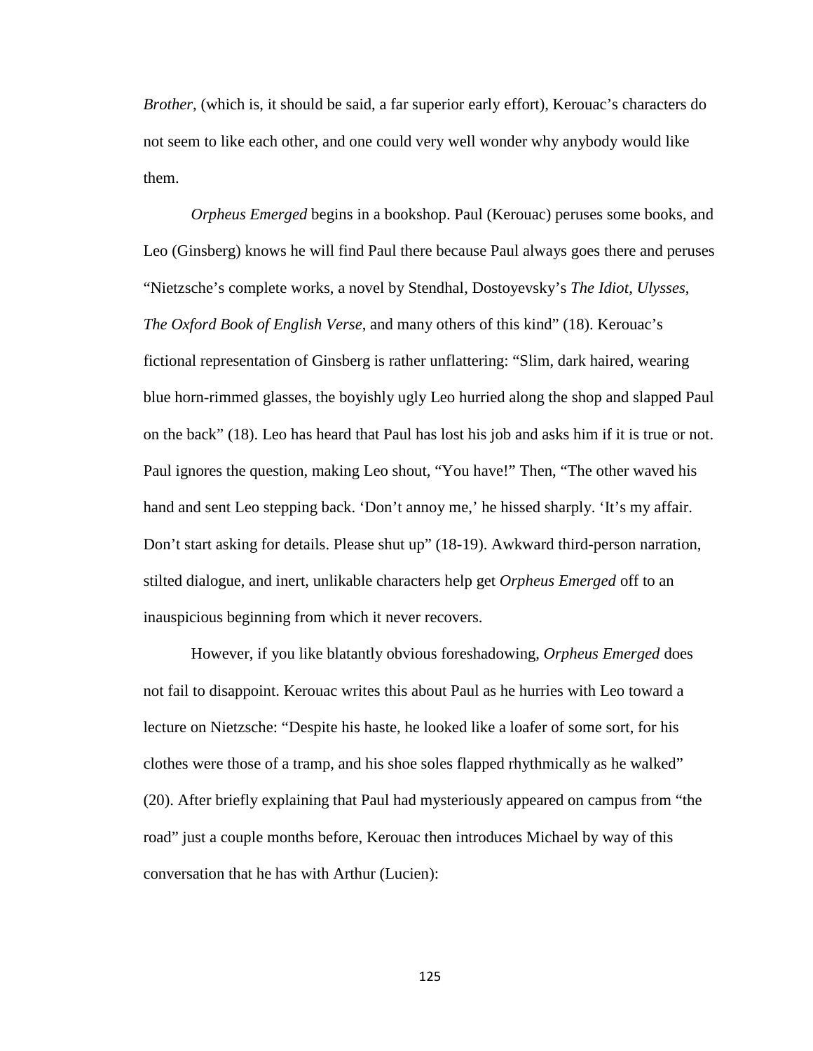*Brother*, (which is, it should be said, a far superior early effort), Kerouac's characters do not seem to like each other, and one could very well wonder why anybody would like them.

*Orpheus Emerged* begins in a bookshop. Paul (Kerouac) peruses some books, and Leo (Ginsberg) knows he will find Paul there because Paul always goes there and peruses "Nietzsche's complete works, a novel by Stendhal, Dostoyevsky's *The Idiot, Ulysses*, *The Oxford Book of English Verse*, and many others of this kind" (18). Kerouac's fictional representation of Ginsberg is rather unflattering: "Slim, dark haired, wearing blue horn-rimmed glasses, the boyishly ugly Leo hurried along the shop and slapped Paul on the back" (18). Leo has heard that Paul has lost his job and asks him if it is true or not. Paul ignores the question, making Leo shout, "You have!" Then, "The other waved his hand and sent Leo stepping back. 'Don't annoy me,' he hissed sharply. 'It's my affair. Don't start asking for details. Please shut up" (18-19). Awkward third-person narration, stilted dialogue, and inert, unlikable characters help get *Orpheus Emerged* off to an inauspicious beginning from which it never recovers.

However, if you like blatantly obvious foreshadowing, *Orpheus Emerged* does not fail to disappoint. Kerouac writes this about Paul as he hurries with Leo toward a lecture on Nietzsche: "Despite his haste, he looked like a loafer of some sort, for his clothes were those of a tramp, and his shoe soles flapped rhythmically as he walked" (20). After briefly explaining that Paul had mysteriously appeared on campus from "the road" just a couple months before, Kerouac then introduces Michael by way of this conversation that he has with Arthur (Lucien):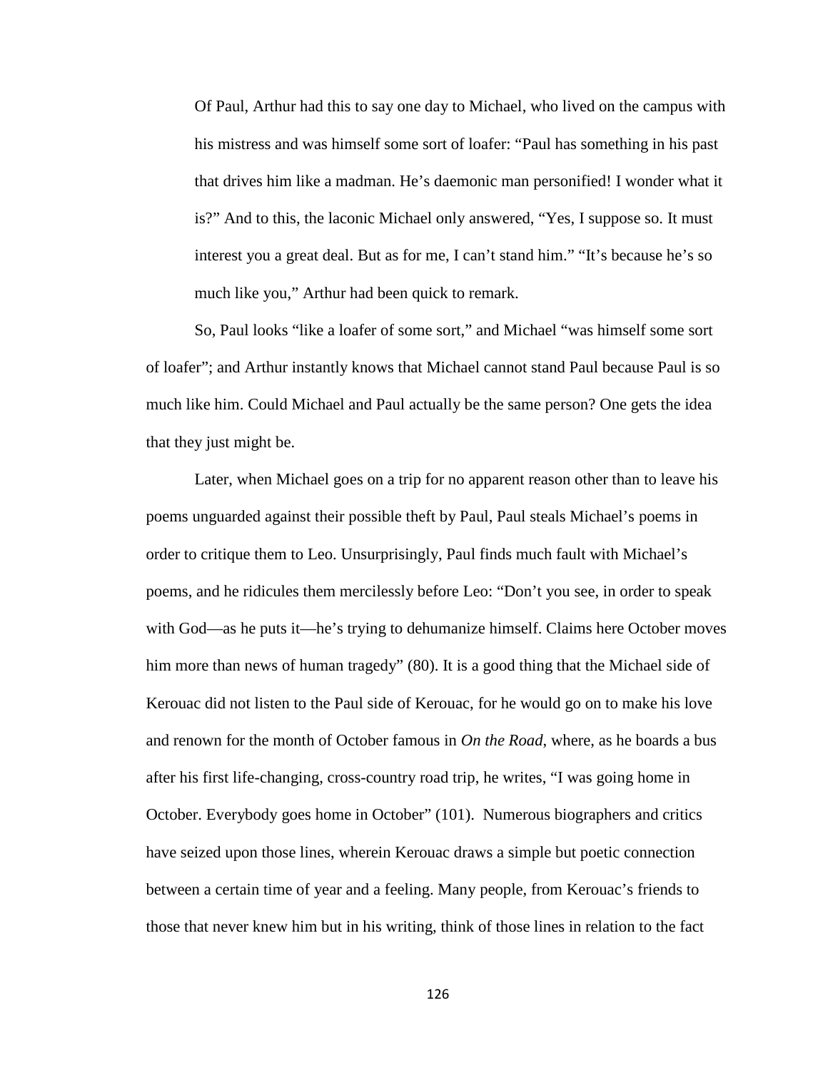> Of Paul, Arthur had this to say one day to Michael, who lived on the campus with his mistress and was himself some sort of loafer: "Paul has something in his past that drives him like a madman. He's daemonic man personified! I wonder what it is?" And to this, the laconic Michael only answered, "Yes, I suppose so. It must interest you a great deal. But as for me, I can't stand him." "It's because he's so much like you," Arthur had been quick to remark.

So, Paul looks "like a loafer of some sort," and Michael "was himself some sort of loafer"; and Arthur instantly knows that Michael cannot stand Paul because Paul is so much like him. Could Michael and Paul actually be the same person? One gets the idea that they just might be.

Later, when Michael goes on a trip for no apparent reason other than to leave his poems unguarded against their possible theft by Paul, Paul steals Michael's poems in order to critique them to Leo. Unsurprisingly, Paul finds much fault with Michael's poems, and he ridicules them mercilessly before Leo: "Don't you see, in order to speak with God—as he puts it—he's trying to dehumanize himself. Claims here October moves him more than news of human tragedy" (80). It is a good thing that the Michael side of Kerouac did not listen to the Paul side of Kerouac, for he would go on to make his love and renown for the month of October famous in *On the Road*, where, as he boards a bus after his first life-changing, cross-country road trip, he writes, "I was going home in October. Everybody goes home in October" (101). Numerous biographers and critics have seized upon those lines, wherein Kerouac draws a simple but poetic connection between a certain time of year and a feeling. Many people, from Kerouac's friends to those that never knew him but in his writing, think of those lines in relation to the fact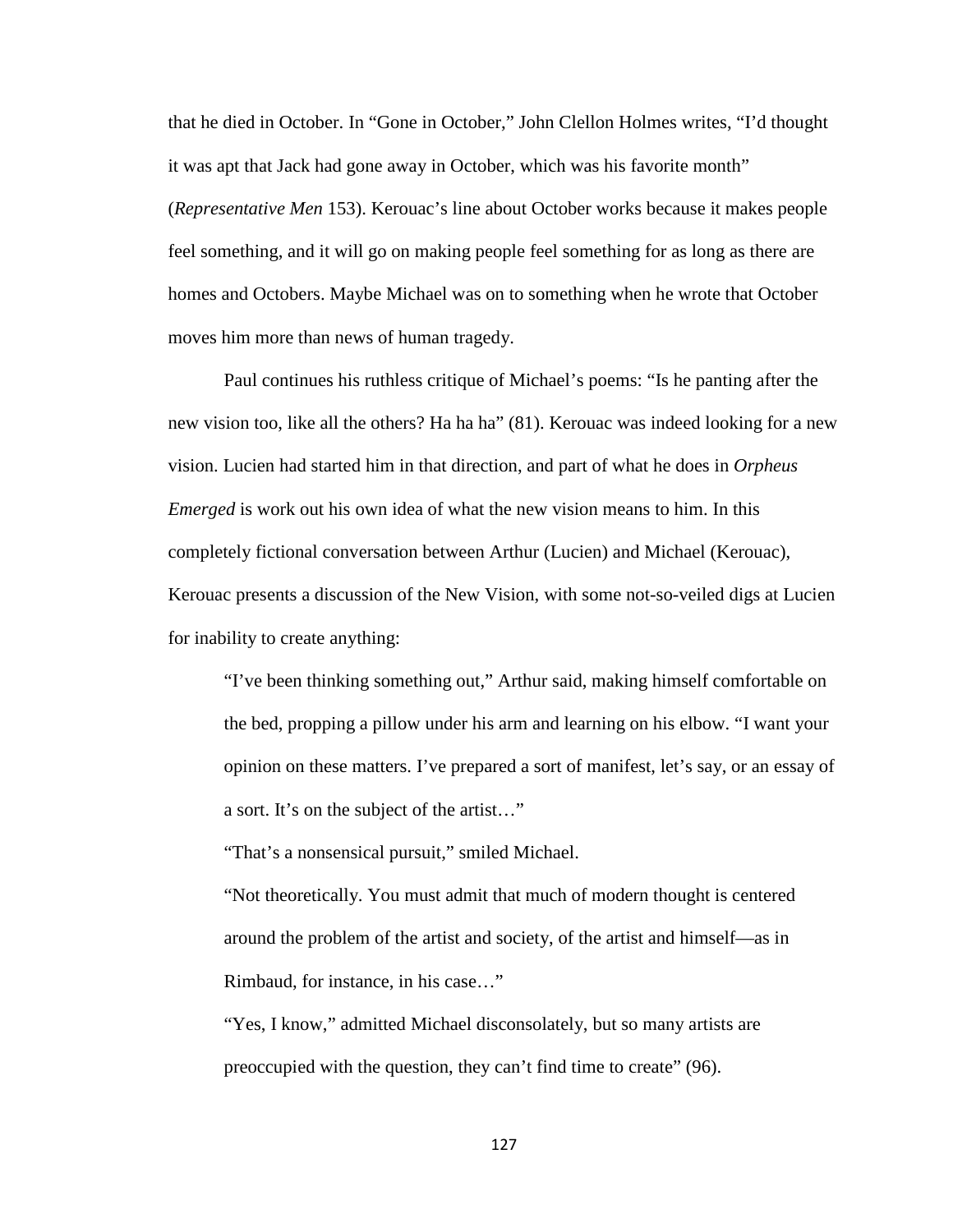that he died in October. In "Gone in October," John Clellon Holmes writes, "I'd thought it was apt that Jack had gone away in October, which was his favorite month" (*Representative Men* 153). Kerouac's line about October works because it makes people feel something, and it will go on making people feel something for as long as there are homes and Octobers. Maybe Michael was on to something when he wrote that October moves him more than news of human tragedy.

Paul continues his ruthless critique of Michael's poems: "Is he panting after the new vision too, like all the others? Ha ha ha" (81). Kerouac was indeed looking for a new vision. Lucien had started him in that direction, and part of what he does in *Orpheus Emerged* is work out his own idea of what the new vision means to him. In this completely fictional conversation between Arthur (Lucien) and Michael (Kerouac), Kerouac presents a discussion of the New Vision, with some not-so-veiled digs at Lucien for inability to create anything:

> "I've been thinking something out," Arthur said, making himself comfortable on the bed, propping a pillow under his arm and learning on his elbow. "I want your opinion on these matters. I've prepared a sort of manifest, let's say, or an essay of a sort. It's on the subject of the artist…"
>
> "That's a nonsensical pursuit," smiled Michael.
>
> "Not theoretically. You must admit that much of modern thought is centered around the problem of the artist and society, of the artist and himself—as in Rimbaud, for instance, in his case…"
>
> "Yes, I know," admitted Michael disconsolately, but so many artists are preoccupied with the question, they can't find time to create" (96).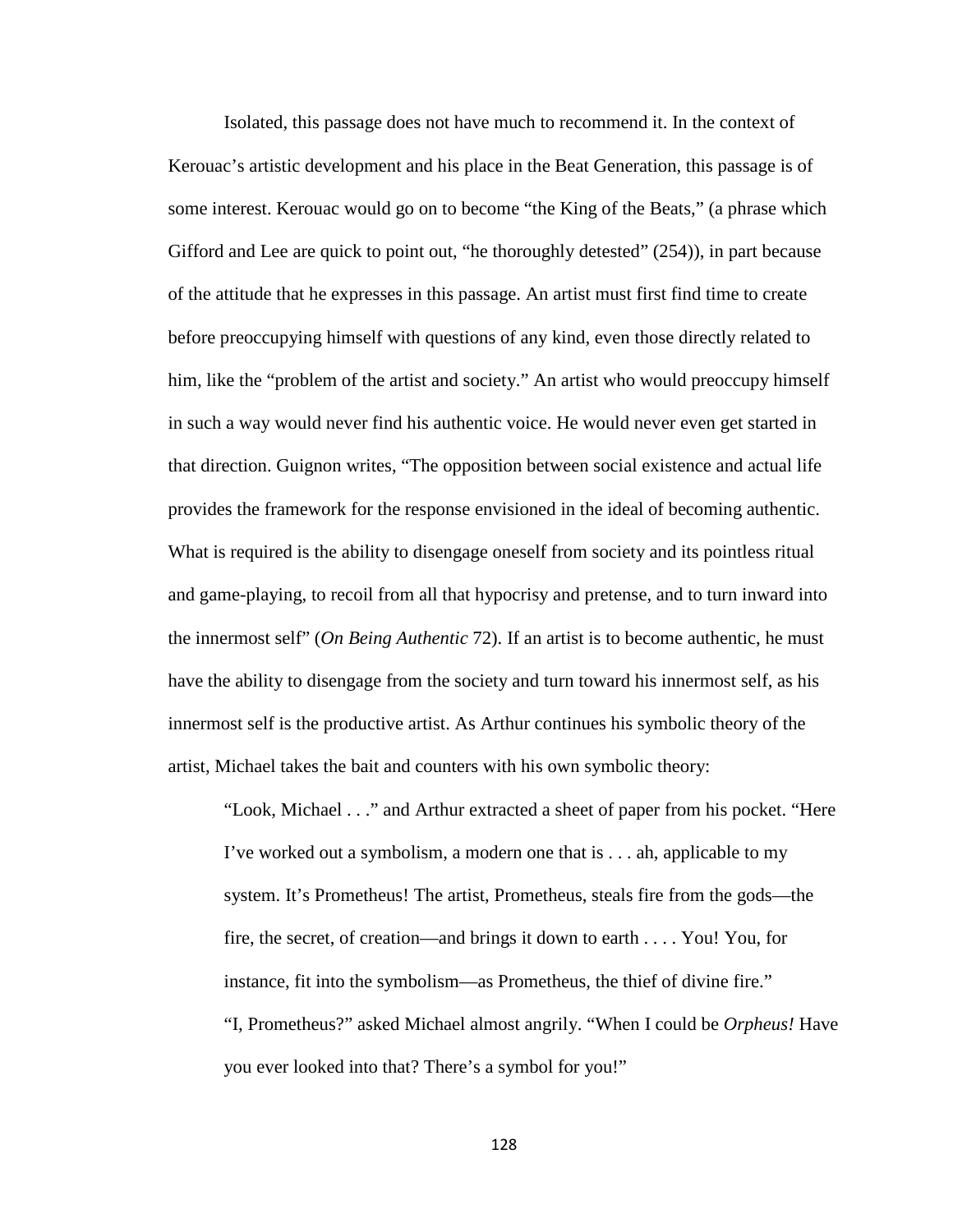Isolated, this passage does not have much to recommend it. In the context of Kerouac's artistic development and his place in the Beat Generation, this passage is of some interest. Kerouac would go on to become "the King of the Beats," (a phrase which Gifford and Lee are quick to point out, "he thoroughly detested" (254)), in part because of the attitude that he expresses in this passage. An artist must first find time to create before preoccupying himself with questions of any kind, even those directly related to him, like the "problem of the artist and society." An artist who would preoccupy himself in such a way would never find his authentic voice. He would never even get started in that direction. Guignon writes, "The opposition between social existence and actual life provides the framework for the response envisioned in the ideal of becoming authentic. What is required is the ability to disengage oneself from society and its pointless ritual and game-playing, to recoil from all that hypocrisy and pretense, and to turn inward into the innermost self" (*On Being Authentic* 72). If an artist is to become authentic, he must have the ability to disengage from the society and turn toward his innermost self, as his innermost self is the productive artist. As Arthur continues his symbolic theory of the artist, Michael takes the bait and counters with his own symbolic theory:

> "Look, Michael . . ." and Arthur extracted a sheet of paper from his pocket. "Here I've worked out a symbolism, a modern one that is . . . ah, applicable to my system. It's Prometheus! The artist, Prometheus, steals fire from the gods—the fire, the secret, of creation—and brings it down to earth . . . . You! You, for instance, fit into the symbolism—as Prometheus, the thief of divine fire."
>
> "I, Prometheus?" asked Michael almost angrily. "When I could be *Orpheus!* Have you ever looked into that? There's a symbol for you!"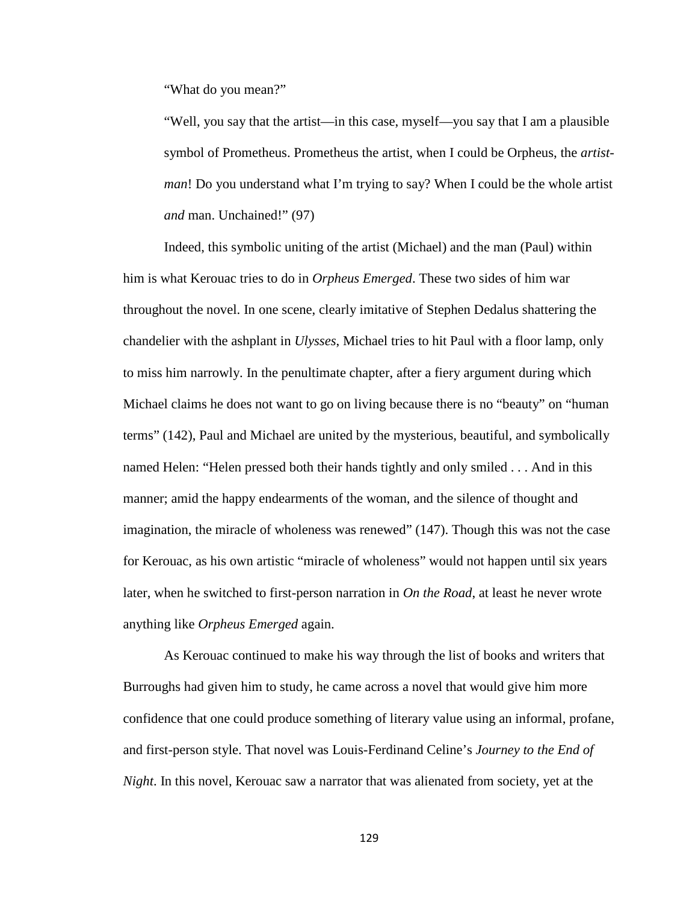"What do you mean?"

"Well, you say that the artist—in this case, myself—you say that I am a plausible symbol of Prometheus. Prometheus the artist, when I could be Orpheus, the *artist-man*! Do you understand what I'm trying to say? When I could be the whole artist *and* man. Unchained!" (97)

Indeed, this symbolic uniting of the artist (Michael) and the man (Paul) within him is what Kerouac tries to do in *Orpheus Emerged*. These two sides of him war throughout the novel. In one scene, clearly imitative of Stephen Dedalus shattering the chandelier with the ashplant in *Ulysses*, Michael tries to hit Paul with a floor lamp, only to miss him narrowly. In the penultimate chapter, after a fiery argument during which Michael claims he does not want to go on living because there is no "beauty" on "human terms" (142), Paul and Michael are united by the mysterious, beautiful, and symbolically named Helen: "Helen pressed both their hands tightly and only smiled . . . And in this manner; amid the happy endearments of the woman, and the silence of thought and imagination, the miracle of wholeness was renewed" (147). Though this was not the case for Kerouac, as his own artistic "miracle of wholeness" would not happen until six years later, when he switched to first-person narration in *On the Road*, at least he never wrote anything like *Orpheus Emerged* again.

As Kerouac continued to make his way through the list of books and writers that Burroughs had given him to study, he came across a novel that would give him more confidence that one could produce something of literary value using an informal, profane, and first-person style. That novel was Louis-Ferdinand Celine's *Journey to the End of Night*. In this novel, Kerouac saw a narrator that was alienated from society, yet at the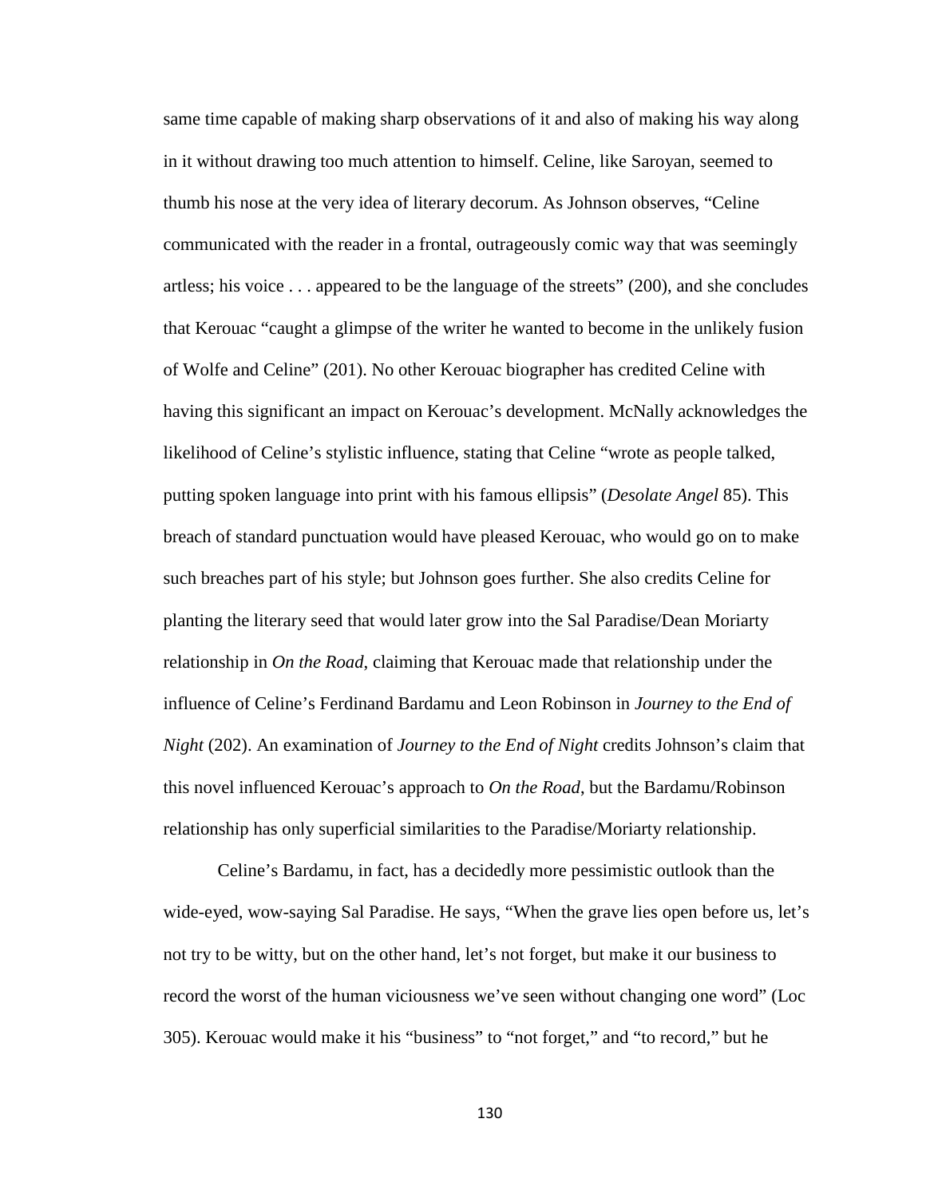same time capable of making sharp observations of it and also of making his way along in it without drawing too much attention to himself. Celine, like Saroyan, seemed to thumb his nose at the very idea of literary decorum. As Johnson observes, "Celine communicated with the reader in a frontal, outrageously comic way that was seemingly artless; his voice . . . appeared to be the language of the streets" (200), and she concludes that Kerouac "caught a glimpse of the writer he wanted to become in the unlikely fusion of Wolfe and Celine" (201). No other Kerouac biographer has credited Celine with having this significant an impact on Kerouac's development. McNally acknowledges the likelihood of Celine's stylistic influence, stating that Celine "wrote as people talked, putting spoken language into print with his famous ellipsis" (*Desolate Angel* 85). This breach of standard punctuation would have pleased Kerouac, who would go on to make such breaches part of his style; but Johnson goes further. She also credits Celine for planting the literary seed that would later grow into the Sal Paradise/Dean Moriarty relationship in *On the Road*, claiming that Kerouac made that relationship under the influence of Celine's Ferdinand Bardamu and Leon Robinson in *Journey to the End of Night* (202). An examination of *Journey to the End of Night* credits Johnson's claim that this novel influenced Kerouac's approach to *On the Road*, but the Bardamu/Robinson relationship has only superficial similarities to the Paradise/Moriarty relationship.

Celine's Bardamu, in fact, has a decidedly more pessimistic outlook than the wide-eyed, wow-saying Sal Paradise. He says, "When the grave lies open before us, let's not try to be witty, but on the other hand, let's not forget, but make it our business to record the worst of the human viciousness we've seen without changing one word" (Loc 305). Kerouac would make it his "business" to "not forget," and "to record," but he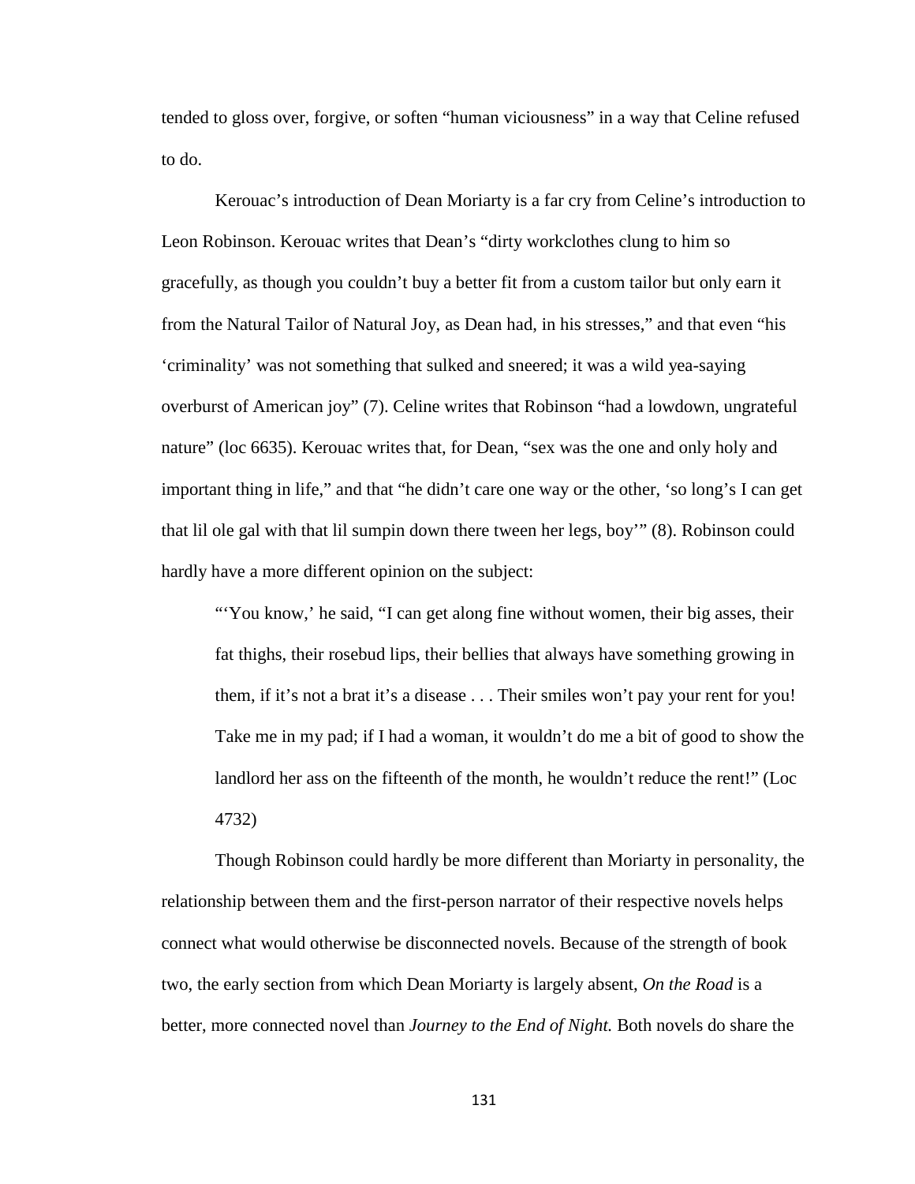tended to gloss over, forgive, or soften "human viciousness" in a way that Celine refused to do.

Kerouac's introduction of Dean Moriarty is a far cry from Celine's introduction to Leon Robinson. Kerouac writes that Dean's "dirty workclothes clung to him so gracefully, as though you couldn't buy a better fit from a custom tailor but only earn it from the Natural Tailor of Natural Joy, as Dean had, in his stresses," and that even "his 'criminality' was not something that sulked and sneered; it was a wild yea-saying overburst of American joy" (7). Celine writes that Robinson "had a lowdown, ungrateful nature" (loc 6635). Kerouac writes that, for Dean, "sex was the one and only holy and important thing in life," and that "he didn't care one way or the other, 'so long's I can get that lil ole gal with that lil sumpin down there tween her legs, boy'" (8). Robinson could hardly have a more different opinion on the subject:

> "'You know,' he said, "I can get along fine without women, their big asses, their fat thighs, their rosebud lips, their bellies that always have something growing in them, if it's not a brat it's a disease . . . Their smiles won't pay your rent for you! Take me in my pad; if I had a woman, it wouldn't do me a bit of good to show the landlord her ass on the fifteenth of the month, he wouldn't reduce the rent!" (Loc 4732)

Though Robinson could hardly be more different than Moriarty in personality, the relationship between them and the first-person narrator of their respective novels helps connect what would otherwise be disconnected novels. Because of the strength of book two, the early section from which Dean Moriarty is largely absent, *On the Road* is a better, more connected novel than *Journey to the End of Night.* Both novels do share the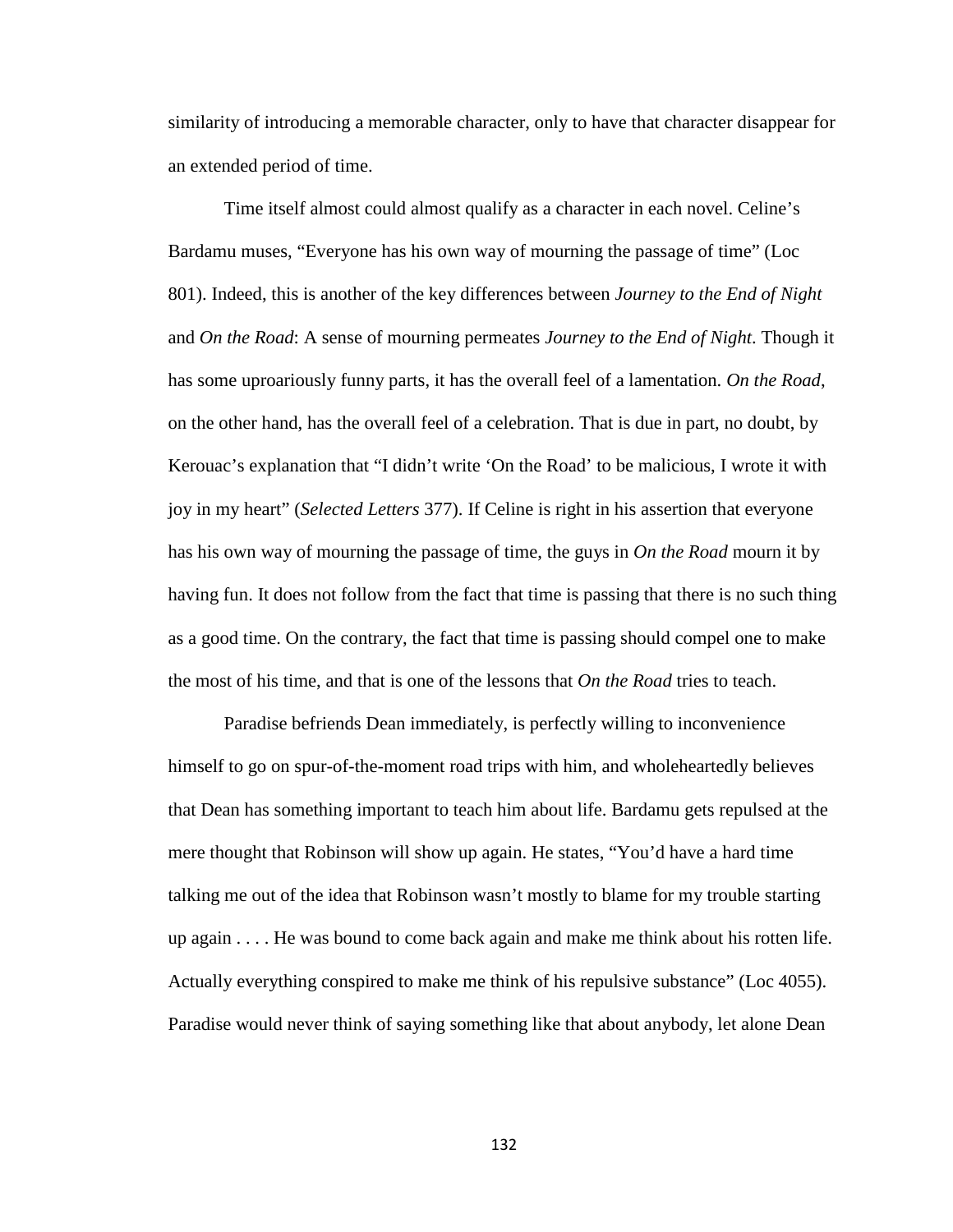similarity of introducing a memorable character, only to have that character disappear for an extended period of time.

Time itself almost could almost qualify as a character in each novel. Celine's Bardamu muses, "Everyone has his own way of mourning the passage of time" (Loc 801). Indeed, this is another of the key differences between *Journey to the End of Night* and *On the Road*: A sense of mourning permeates *Journey to the End of Night*. Though it has some uproariously funny parts, it has the overall feel of a lamentation. *On the Road*, on the other hand, has the overall feel of a celebration. That is due in part, no doubt, by Kerouac's explanation that "I didn't write 'On the Road' to be malicious, I wrote it with joy in my heart" (*Selected Letters* 377). If Celine is right in his assertion that everyone has his own way of mourning the passage of time, the guys in *On the Road* mourn it by having fun. It does not follow from the fact that time is passing that there is no such thing as a good time. On the contrary, the fact that time is passing should compel one to make the most of his time, and that is one of the lessons that *On the Road* tries to teach.

Paradise befriends Dean immediately, is perfectly willing to inconvenience himself to go on spur-of-the-moment road trips with him, and wholeheartedly believes that Dean has something important to teach him about life. Bardamu gets repulsed at the mere thought that Robinson will show up again. He states, "You'd have a hard time talking me out of the idea that Robinson wasn't mostly to blame for my trouble starting up again . . . . He was bound to come back again and make me think about his rotten life. Actually everything conspired to make me think of his repulsive substance" (Loc 4055). Paradise would never think of saying something like that about anybody, let alone Dean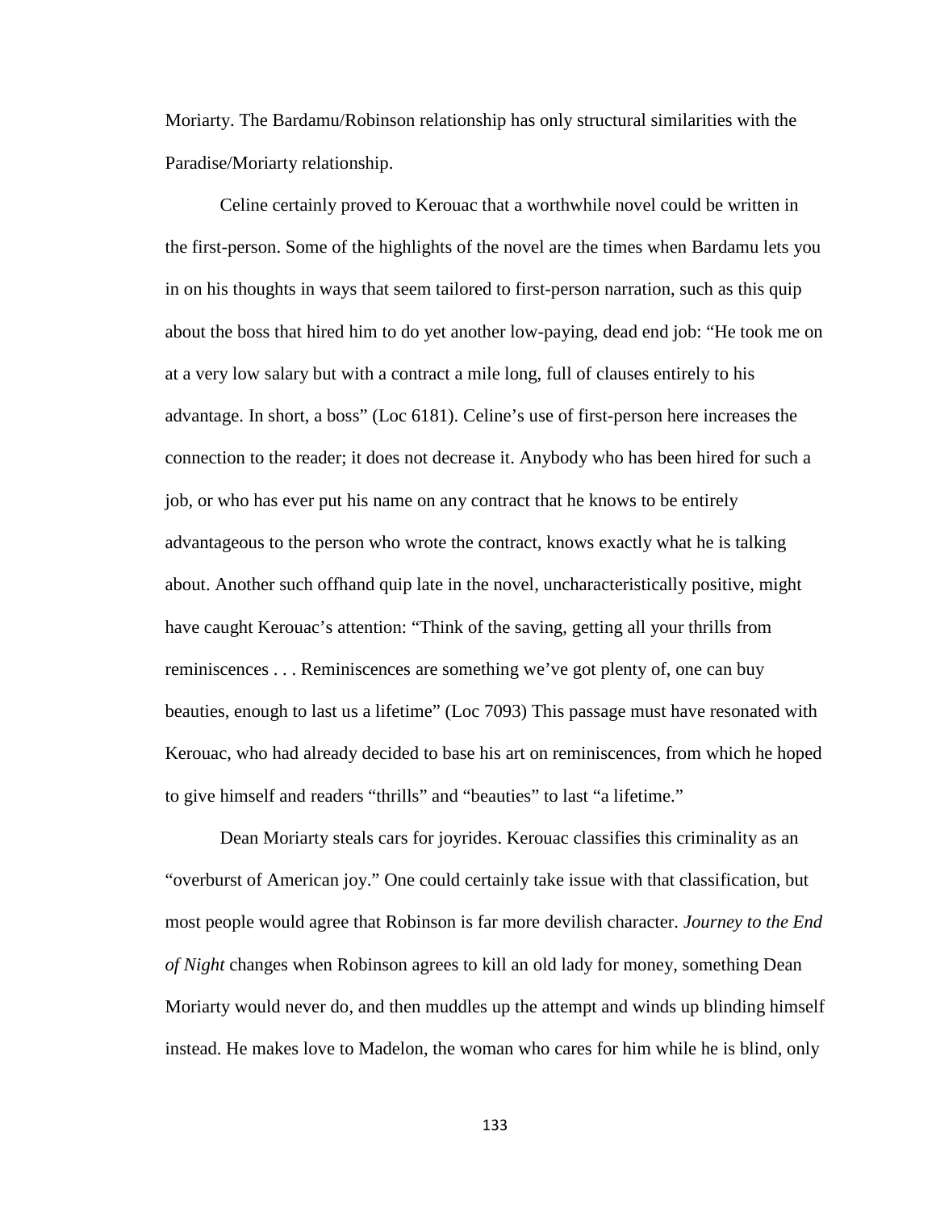Moriarty. The Bardamu/Robinson relationship has only structural similarities with the Paradise/Moriarty relationship.

Celine certainly proved to Kerouac that a worthwhile novel could be written in the first-person. Some of the highlights of the novel are the times when Bardamu lets you in on his thoughts in ways that seem tailored to first-person narration, such as this quip about the boss that hired him to do yet another low-paying, dead end job: “He took me on at a very low salary but with a contract a mile long, full of clauses entirely to his advantage. In short, a boss” (Loc 6181). Celine’s use of first-person here increases the connection to the reader; it does not decrease it. Anybody who has been hired for such a job, or who has ever put his name on any contract that he knows to be entirely advantageous to the person who wrote the contract, knows exactly what he is talking about. Another such offhand quip late in the novel, uncharacteristically positive, might have caught Kerouac’s attention: “Think of the saving, getting all your thrills from reminiscences . . . Reminiscences are something we’ve got plenty of, one can buy beauties, enough to last us a lifetime” (Loc 7093) This passage must have resonated with Kerouac, who had already decided to base his art on reminiscences, from which he hoped to give himself and readers “thrills” and “beauties” to last “a lifetime.”

Dean Moriarty steals cars for joyrides. Kerouac classifies this criminality as an “overburst of American joy.” One could certainly take issue with that classification, but most people would agree that Robinson is far more devilish character. *Journey to the End of Night* changes when Robinson agrees to kill an old lady for money, something Dean Moriarty would never do, and then muddles up the attempt and winds up blinding himself instead. He makes love to Madelon, the woman who cares for him while he is blind, only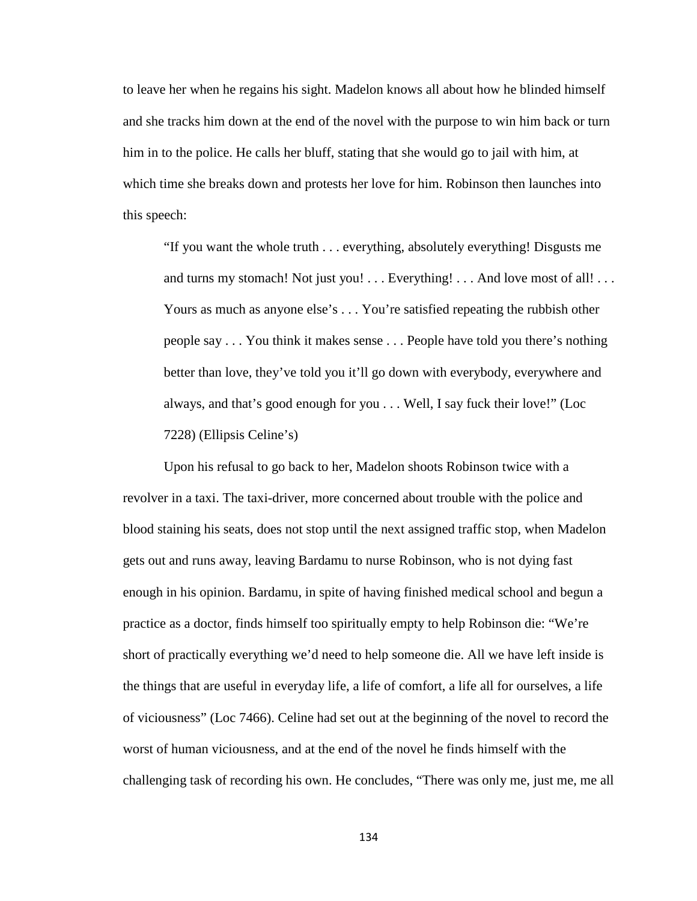to leave her when he regains his sight. Madelon knows all about how he blinded himself and she tracks him down at the end of the novel with the purpose to win him back or turn him in to the police. He calls her bluff, stating that she would go to jail with him, at which time she breaks down and protests her love for him. Robinson then launches into this speech:

> "If you want the whole truth . . . everything, absolutely everything! Disgusts me and turns my stomach! Not just you! . . . Everything! . . . And love most of all! . . . Yours as much as anyone else's . . . You're satisfied repeating the rubbish other people say . . . You think it makes sense . . . People have told you there's nothing better than love, they've told you it'll go down with everybody, everywhere and always, and that's good enough for you . . . Well, I say fuck their love!" (Loc 7228) (Ellipsis Celine's)

Upon his refusal to go back to her, Madelon shoots Robinson twice with a revolver in a taxi. The taxi-driver, more concerned about trouble with the police and blood staining his seats, does not stop until the next assigned traffic stop, when Madelon gets out and runs away, leaving Bardamu to nurse Robinson, who is not dying fast enough in his opinion. Bardamu, in spite of having finished medical school and begun a practice as a doctor, finds himself too spiritually empty to help Robinson die: "We're short of practically everything we'd need to help someone die. All we have left inside is the things that are useful in everyday life, a life of comfort, a life all for ourselves, a life of viciousness" (Loc 7466). Celine had set out at the beginning of the novel to record the worst of human viciousness, and at the end of the novel he finds himself with the challenging task of recording his own. He concludes, "There was only me, just me, me all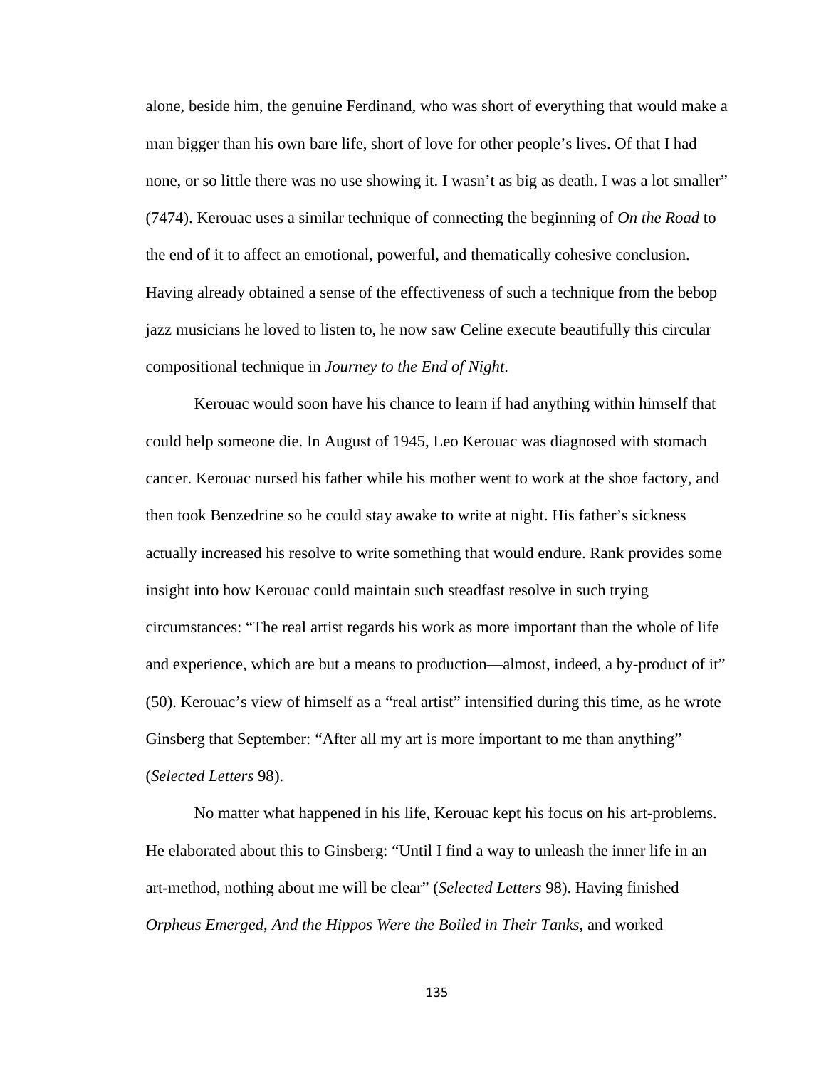alone, beside him, the genuine Ferdinand, who was short of everything that would make a man bigger than his own bare life, short of love for other people's lives. Of that I had none, or so little there was no use showing it. I wasn't as big as death. I was a lot smaller" (7474). Kerouac uses a similar technique of connecting the beginning of *On the Road* to the end of it to affect an emotional, powerful, and thematically cohesive conclusion. Having already obtained a sense of the effectiveness of such a technique from the bebop jazz musicians he loved to listen to, he now saw Celine execute beautifully this circular compositional technique in *Journey to the End of Night*.

Kerouac would soon have his chance to learn if had anything within himself that could help someone die. In August of 1945, Leo Kerouac was diagnosed with stomach cancer. Kerouac nursed his father while his mother went to work at the shoe factory, and then took Benzedrine so he could stay awake to write at night. His father's sickness actually increased his resolve to write something that would endure. Rank provides some insight into how Kerouac could maintain such steadfast resolve in such trying circumstances: "The real artist regards his work as more important than the whole of life and experience, which are but a means to production—almost, indeed, a by-product of it" (50). Kerouac's view of himself as a "real artist" intensified during this time, as he wrote Ginsberg that September: "After all my art is more important to me than anything" (*Selected Letters* 98).

No matter what happened in his life, Kerouac kept his focus on his art-problems. He elaborated about this to Ginsberg: "Until I find a way to unleash the inner life in an art-method, nothing about me will be clear" (*Selected Letters* 98). Having finished *Orpheus Emerged*, *And the Hippos Were the Boiled in Their Tanks*, and worked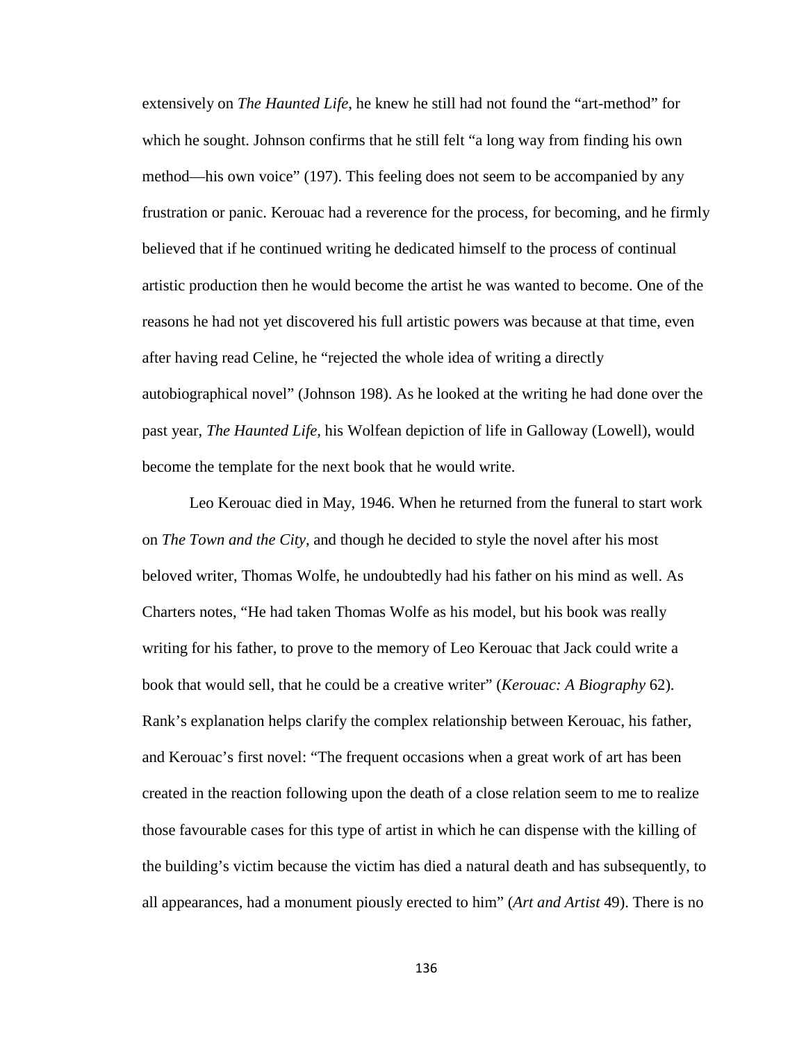extensively on *The Haunted Life*, he knew he still had not found the "art-method" for which he sought. Johnson confirms that he still felt "a long way from finding his own method—his own voice" (197). This feeling does not seem to be accompanied by any frustration or panic. Kerouac had a reverence for the process, for becoming, and he firmly believed that if he continued writing he dedicated himself to the process of continual artistic production then he would become the artist he was wanted to become. One of the reasons he had not yet discovered his full artistic powers was because at that time, even after having read Celine, he "rejected the whole idea of writing a directly autobiographical novel" (Johnson 198). As he looked at the writing he had done over the past year, *The Haunted Life*, his Wolfean depiction of life in Galloway (Lowell), would become the template for the next book that he would write.

Leo Kerouac died in May, 1946. When he returned from the funeral to start work on *The Town and the City*, and though he decided to style the novel after his most beloved writer, Thomas Wolfe, he undoubtedly had his father on his mind as well. As Charters notes, "He had taken Thomas Wolfe as his model, but his book was really writing for his father, to prove to the memory of Leo Kerouac that Jack could write a book that would sell, that he could be a creative writer" (*Kerouac: A Biography* 62). Rank's explanation helps clarify the complex relationship between Kerouac, his father, and Kerouac's first novel: "The frequent occasions when a great work of art has been created in the reaction following upon the death of a close relation seem to me to realize those favourable cases for this type of artist in which he can dispense with the killing of the building's victim because the victim has died a natural death and has subsequently, to all appearances, had a monument piously erected to him" (*Art and Artist* 49). There is no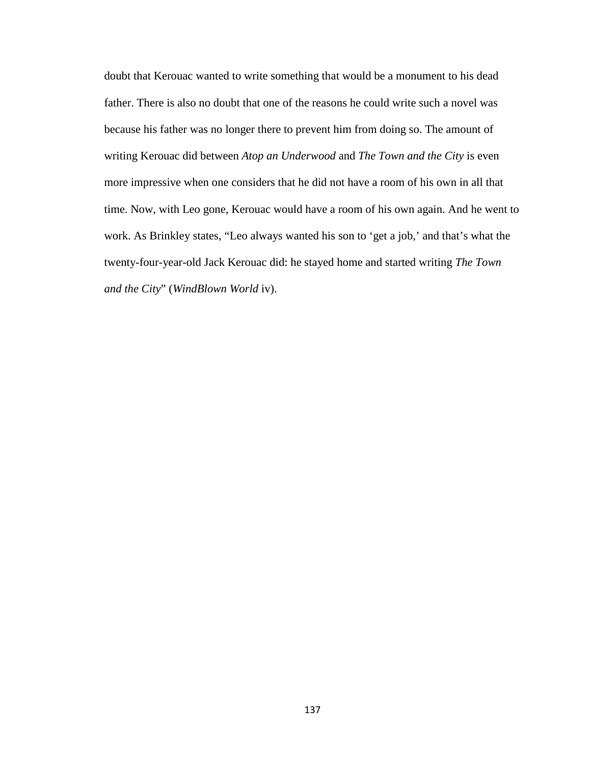doubt that Kerouac wanted to write something that would be a monument to his dead father. There is also no doubt that one of the reasons he could write such a novel was because his father was no longer there to prevent him from doing so. The amount of writing Kerouac did between *Atop an Underwood* and *The Town and the City* is even more impressive when one considers that he did not have a room of his own in all that time. Now, with Leo gone, Kerouac would have a room of his own again. And he went to work. As Brinkley states, "Leo always wanted his son to 'get a job,' and that's what the twenty-four-year-old Jack Kerouac did: he stayed home and started writing *The Town and the City*" (*WindBlown World* iv).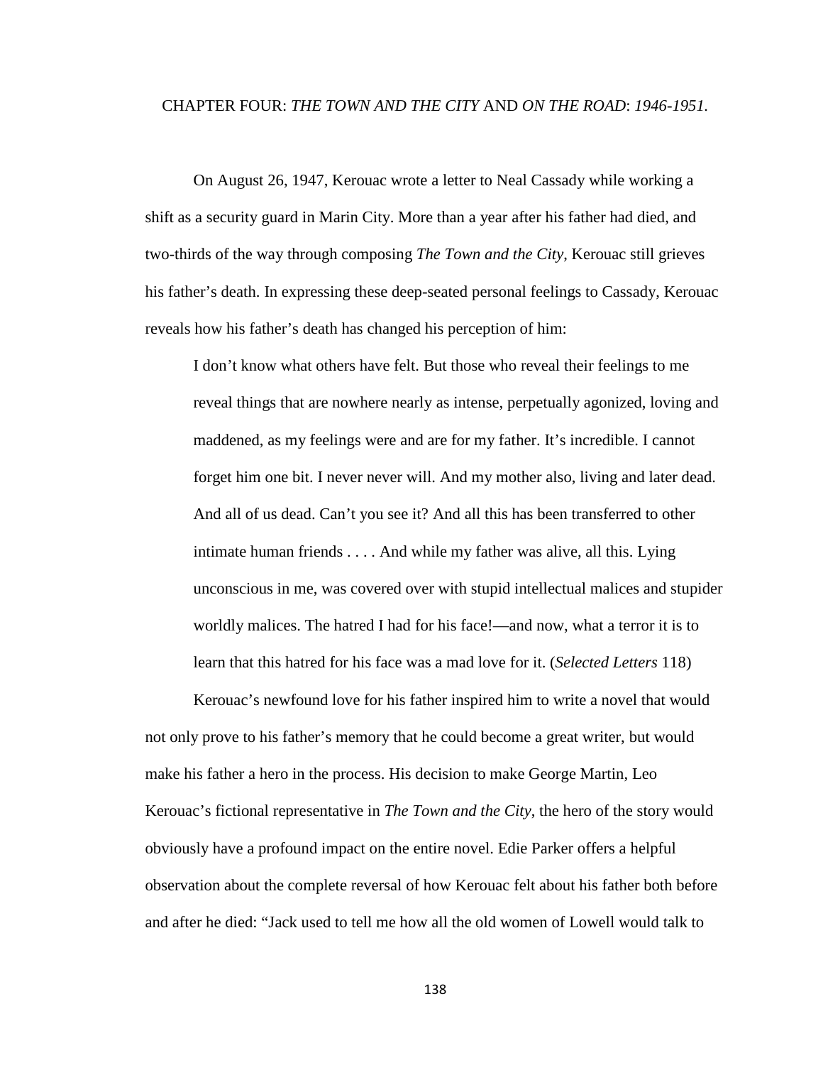# CHAPTER FOUR: *THE TOWN AND THE CITY* AND *ON THE ROAD*: *1946-1951.*

On August 26, 1947, Kerouac wrote a letter to Neal Cassady while working a shift as a security guard in Marin City. More than a year after his father had died, and two-thirds of the way through composing *The Town and the City*, Kerouac still grieves his father's death. In expressing these deep-seated personal feelings to Cassady, Kerouac reveals how his father's death has changed his perception of him:

> I don't know what others have felt. But those who reveal their feelings to me reveal things that are nowhere nearly as intense, perpetually agonized, loving and maddened, as my feelings were and are for my father. It's incredible. I cannot forget him one bit. I never never will. And my mother also, living and later dead. And all of us dead. Can't you see it? And all this has been transferred to other intimate human friends . . . . And while my father was alive, all this. Lying unconscious in me, was covered over with stupid intellectual malices and stupider worldly malices. The hatred I had for his face!—and now, what a terror it is to learn that this hatred for his face was a mad love for it. (*Selected Letters* 118)

Kerouac's newfound love for his father inspired him to write a novel that would not only prove to his father's memory that he could become a great writer, but would make his father a hero in the process. His decision to make George Martin, Leo Kerouac's fictional representative in *The Town and the City*, the hero of the story would obviously have a profound impact on the entire novel. Edie Parker offers a helpful observation about the complete reversal of how Kerouac felt about his father both before and after he died: "Jack used to tell me how all the old women of Lowell would talk to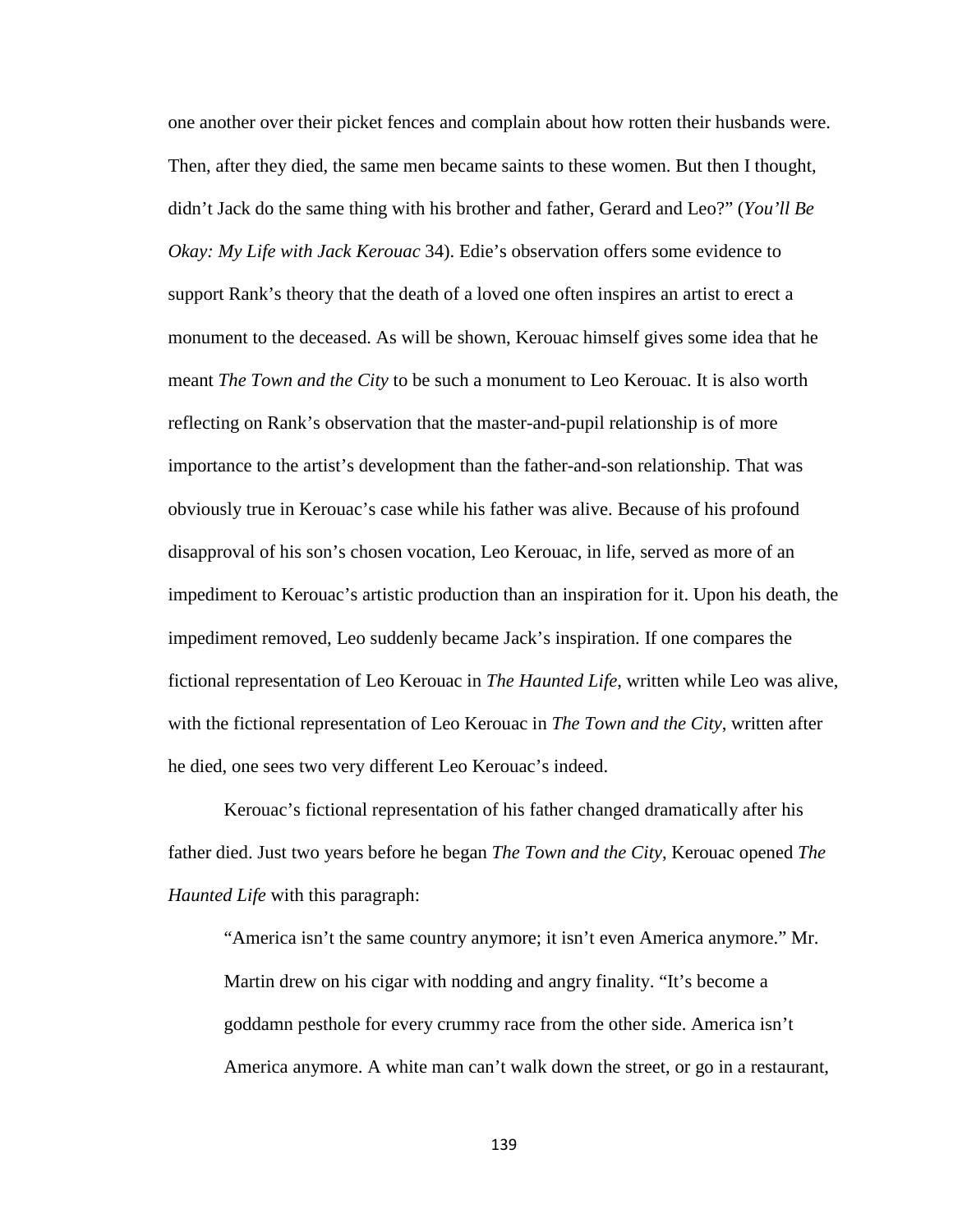one another over their picket fences and complain about how rotten their husbands were. Then, after they died, the same men became saints to these women. But then I thought, didn't Jack do the same thing with his brother and father, Gerard and Leo?" (*You'll Be Okay: My Life with Jack Kerouac* 34). Edie's observation offers some evidence to support Rank's theory that the death of a loved one often inspires an artist to erect a monument to the deceased. As will be shown, Kerouac himself gives some idea that he meant *The Town and the City* to be such a monument to Leo Kerouac. It is also worth reflecting on Rank's observation that the master-and-pupil relationship is of more importance to the artist's development than the father-and-son relationship. That was obviously true in Kerouac's case while his father was alive. Because of his profound disapproval of his son's chosen vocation, Leo Kerouac, in life, served as more of an impediment to Kerouac's artistic production than an inspiration for it. Upon his death, the impediment removed, Leo suddenly became Jack's inspiration. If one compares the fictional representation of Leo Kerouac in *The Haunted Life*, written while Leo was alive, with the fictional representation of Leo Kerouac in *The Town and the City*, written after he died, one sees two very different Leo Kerouac's indeed.

Kerouac's fictional representation of his father changed dramatically after his father died. Just two years before he began *The Town and the City*, Kerouac opened *The Haunted Life* with this paragraph:

> "America isn't the same country anymore; it isn't even America anymore." Mr. Martin drew on his cigar with nodding and angry finality. "It's become a goddamn pesthole for every crummy race from the other side. America isn't America anymore. A white man can't walk down the street, or go in a restaurant,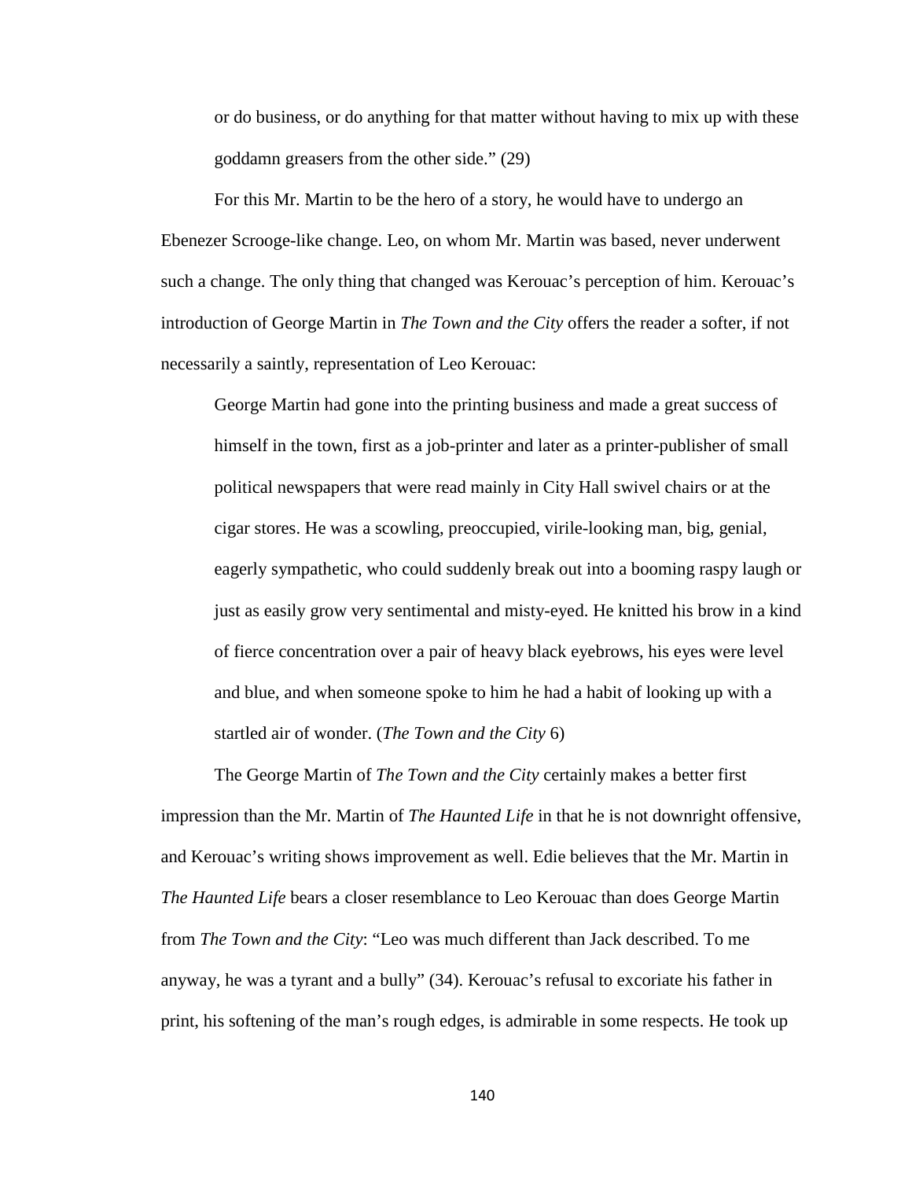> or do business, or do anything for that matter without having to mix up with these goddamn greasers from the other side." (29)

For this Mr. Martin to be the hero of a story, he would have to undergo an Ebenezer Scrooge-like change. Leo, on whom Mr. Martin was based, never underwent such a change. The only thing that changed was Kerouac's perception of him. Kerouac's introduction of George Martin in *The Town and the City* offers the reader a softer, if not necessarily a saintly, representation of Leo Kerouac:

> George Martin had gone into the printing business and made a great success of himself in the town, first as a job-printer and later as a printer-publisher of small political newspapers that were read mainly in City Hall swivel chairs or at the cigar stores. He was a scowling, preoccupied, virile-looking man, big, genial, eagerly sympathetic, who could suddenly break out into a booming raspy laugh or just as easily grow very sentimental and misty-eyed. He knitted his brow in a kind of fierce concentration over a pair of heavy black eyebrows, his eyes were level and blue, and when someone spoke to him he had a habit of looking up with a startled air of wonder. (*The Town and the City* 6)

The George Martin of *The Town and the City* certainly makes a better first impression than the Mr. Martin of *The Haunted Life* in that he is not downright offensive, and Kerouac's writing shows improvement as well. Edie believes that the Mr. Martin in *The Haunted Life* bears a closer resemblance to Leo Kerouac than does George Martin from *The Town and the City*: "Leo was much different than Jack described. To me anyway, he was a tyrant and a bully" (34). Kerouac's refusal to excoriate his father in print, his softening of the man's rough edges, is admirable in some respects. He took up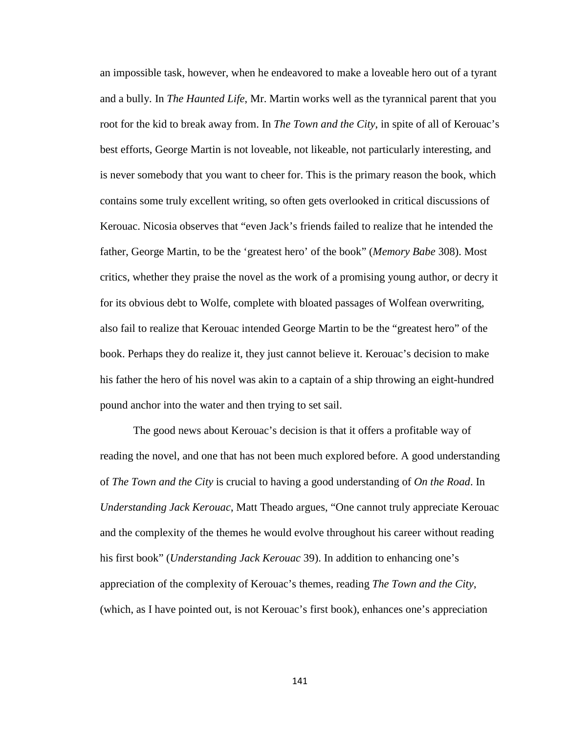an impossible task, however, when he endeavored to make a loveable hero out of a tyrant and a bully. In *The Haunted Life*, Mr. Martin works well as the tyrannical parent that you root for the kid to break away from. In *The Town and the City*, in spite of all of Kerouac's best efforts, George Martin is not loveable, not likeable, not particularly interesting, and is never somebody that you want to cheer for. This is the primary reason the book, which contains some truly excellent writing, so often gets overlooked in critical discussions of Kerouac. Nicosia observes that "even Jack's friends failed to realize that he intended the father, George Martin, to be the 'greatest hero' of the book" (*Memory Babe* 308). Most critics, whether they praise the novel as the work of a promising young author, or decry it for its obvious debt to Wolfe, complete with bloated passages of Wolfean overwriting, also fail to realize that Kerouac intended George Martin to be the "greatest hero" of the book. Perhaps they do realize it, they just cannot believe it. Kerouac's decision to make his father the hero of his novel was akin to a captain of a ship throwing an eight-hundred pound anchor into the water and then trying to set sail.

The good news about Kerouac's decision is that it offers a profitable way of reading the novel, and one that has not been much explored before. A good understanding of *The Town and the City* is crucial to having a good understanding of *On the Road*. In *Understanding Jack Kerouac*, Matt Theado argues, "One cannot truly appreciate Kerouac and the complexity of the themes he would evolve throughout his career without reading his first book" (*Understanding Jack Kerouac* 39). In addition to enhancing one's appreciation of the complexity of Kerouac's themes, reading *The Town and the City*, (which, as I have pointed out, is not Kerouac's first book), enhances one's appreciation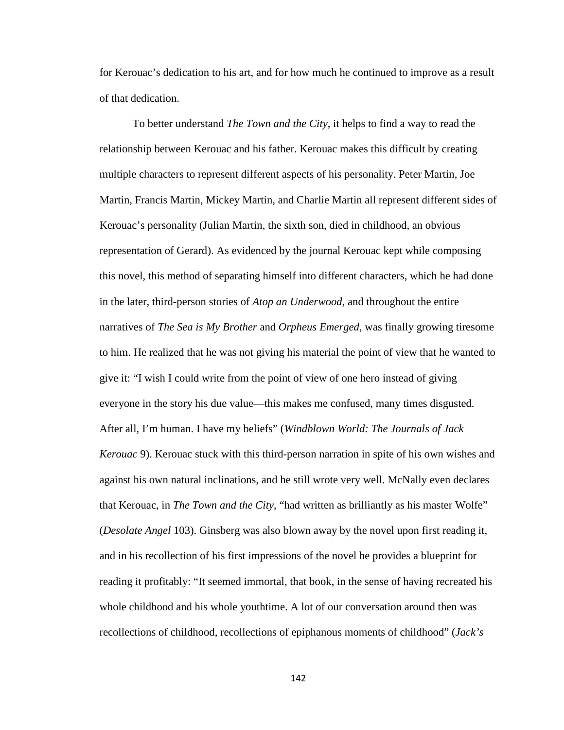for Kerouac's dedication to his art, and for how much he continued to improve as a result of that dedication.

To better understand *The Town and the City*, it helps to find a way to read the relationship between Kerouac and his father. Kerouac makes this difficult by creating multiple characters to represent different aspects of his personality. Peter Martin, Joe Martin, Francis Martin, Mickey Martin, and Charlie Martin all represent different sides of Kerouac's personality (Julian Martin, the sixth son, died in childhood, an obvious representation of Gerard). As evidenced by the journal Kerouac kept while composing this novel, this method of separating himself into different characters, which he had done in the later, third-person stories of *Atop an Underwood*, and throughout the entire narratives of *The Sea is My Brother* and *Orpheus Emerged*, was finally growing tiresome to him. He realized that he was not giving his material the point of view that he wanted to give it: "I wish I could write from the point of view of one hero instead of giving everyone in the story his due value—this makes me confused, many times disgusted. After all, I'm human. I have my beliefs" (*Windblown World: The Journals of Jack Kerouac* 9). Kerouac stuck with this third-person narration in spite of his own wishes and against his own natural inclinations, and he still wrote very well. McNally even declares that Kerouac, in *The Town and the City*, "had written as brilliantly as his master Wolfe" (*Desolate Angel* 103). Ginsberg was also blown away by the novel upon first reading it, and in his recollection of his first impressions of the novel he provides a blueprint for reading it profitably: "It seemed immortal, that book, in the sense of having recreated his whole childhood and his whole youthtime. A lot of our conversation around then was recollections of childhood, recollections of epiphanous moments of childhood" (*Jack's*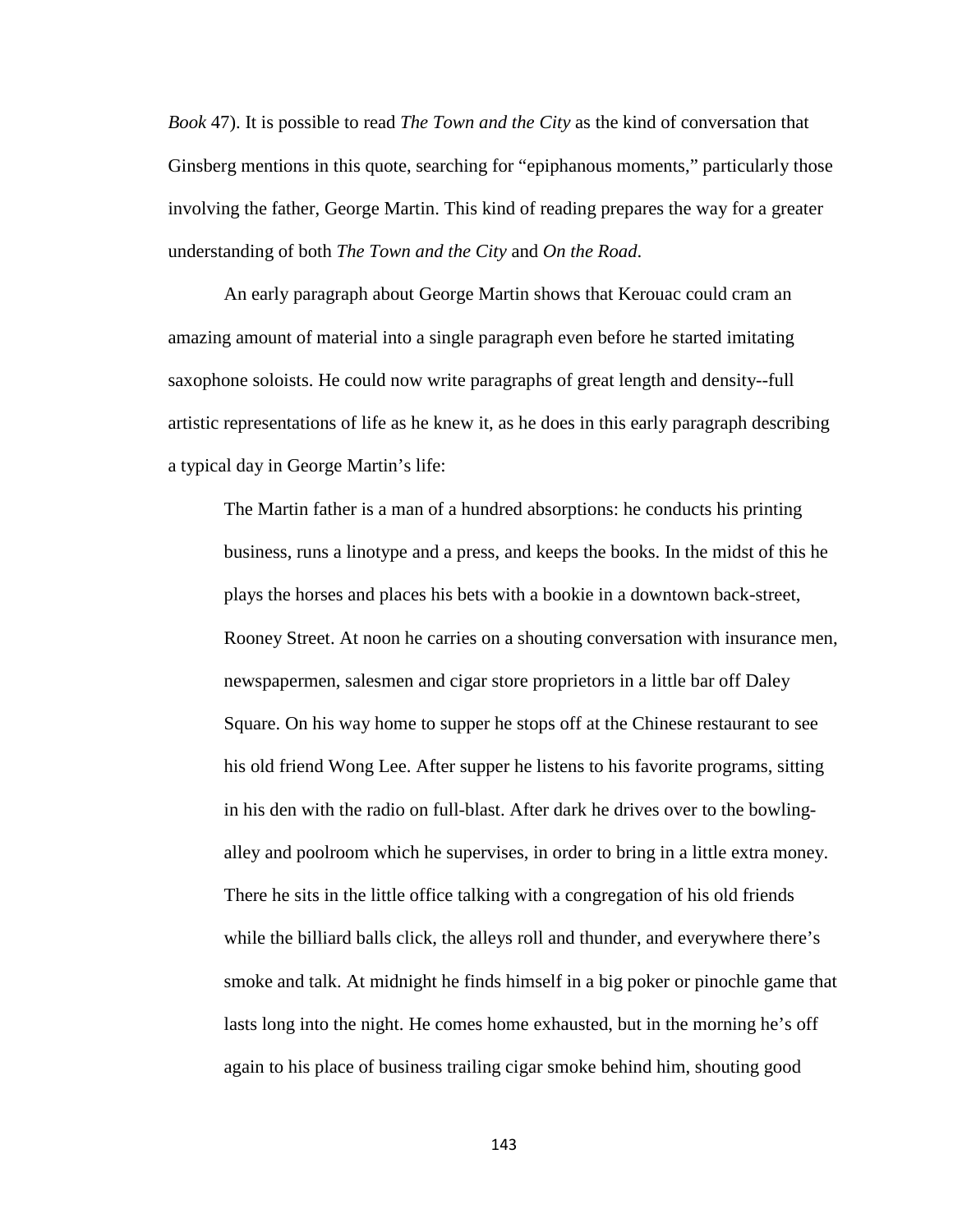*Book* 47). It is possible to read *The Town and the City* as the kind of conversation that Ginsberg mentions in this quote, searching for "epiphanous moments," particularly those involving the father, George Martin. This kind of reading prepares the way for a greater understanding of both *The Town and the City* and *On the Road*.

An early paragraph about George Martin shows that Kerouac could cram an amazing amount of material into a single paragraph even before he started imitating saxophone soloists. He could now write paragraphs of great length and density--full artistic representations of life as he knew it, as he does in this early paragraph describing a typical day in George Martin's life:

> The Martin father is a man of a hundred absorptions: he conducts his printing business, runs a linotype and a press, and keeps the books. In the midst of this he plays the horses and places his bets with a bookie in a downtown back-street, Rooney Street. At noon he carries on a shouting conversation with insurance men, newspapermen, salesmen and cigar store proprietors in a little bar off Daley Square. On his way home to supper he stops off at the Chinese restaurant to see his old friend Wong Lee. After supper he listens to his favorite programs, sitting in his den with the radio on full-blast. After dark he drives over to the bowling-alley and poolroom which he supervises, in order to bring in a little extra money. There he sits in the little office talking with a congregation of his old friends while the billiard balls click, the alleys roll and thunder, and everywhere there's smoke and talk. At midnight he finds himself in a big poker or pinochle game that lasts long into the night. He comes home exhausted, but in the morning he's off again to his place of business trailing cigar smoke behind him, shouting good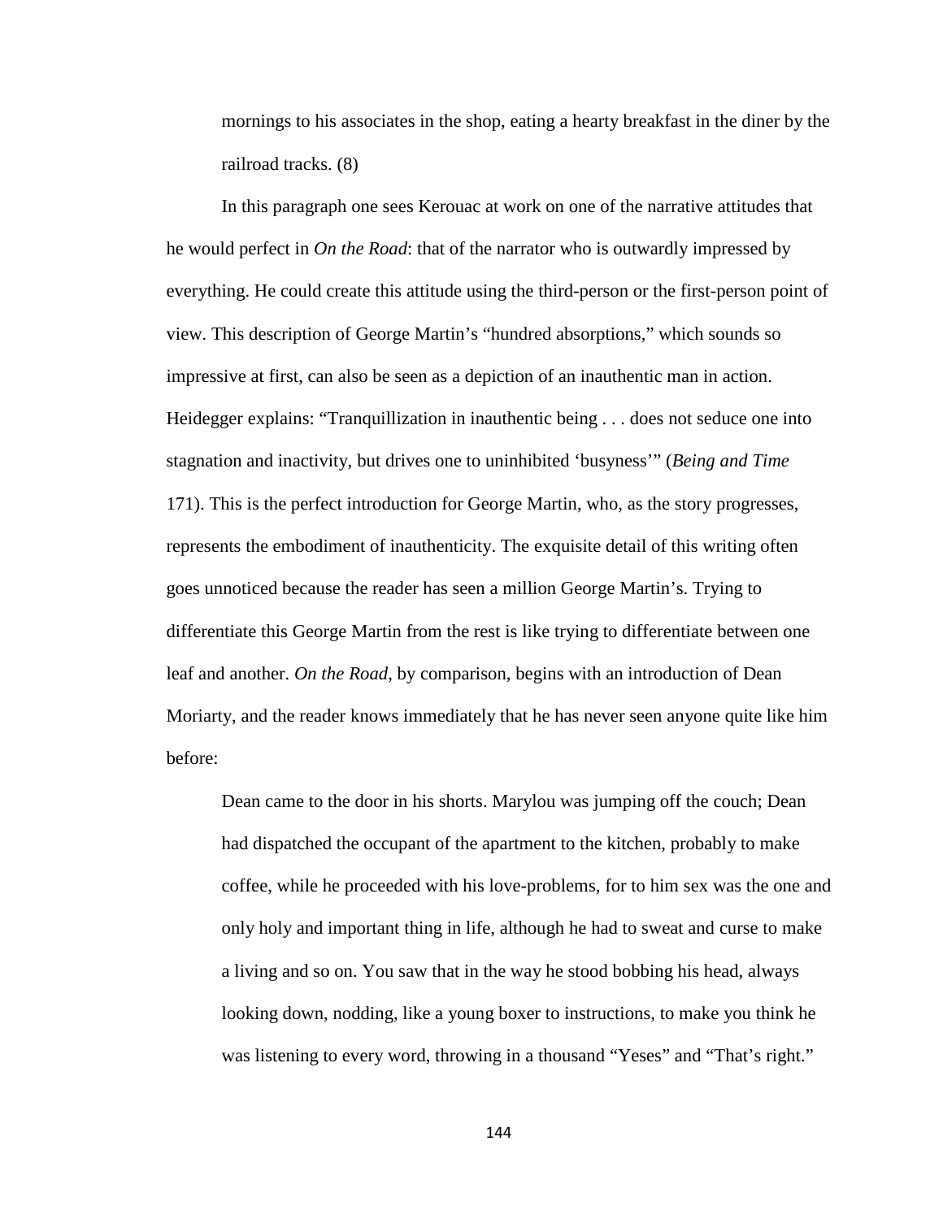> mornings to his associates in the shop, eating a hearty breakfast in the diner by the railroad tracks. (8)

In this paragraph one sees Kerouac at work on one of the narrative attitudes that he would perfect in *On the Road*: that of the narrator who is outwardly impressed by everything. He could create this attitude using the third-person or the first-person point of view. This description of George Martin's "hundred absorptions," which sounds so impressive at first, can also be seen as a depiction of an inauthentic man in action. Heidegger explains: "Tranquillization in inauthentic being . . . does not seduce one into stagnation and inactivity, but drives one to uninhibited 'busyness'" (*Being and Time* 171). This is the perfect introduction for George Martin, who, as the story progresses, represents the embodiment of inauthenticity. The exquisite detail of this writing often goes unnoticed because the reader has seen a million George Martin's. Trying to differentiate this George Martin from the rest is like trying to differentiate between one leaf and another. *On the Road*, by comparison, begins with an introduction of Dean Moriarty, and the reader knows immediately that he has never seen anyone quite like him before:

> Dean came to the door in his shorts. Marylou was jumping off the couch; Dean had dispatched the occupant of the apartment to the kitchen, probably to make coffee, while he proceeded with his love-problems, for to him sex was the one and only holy and important thing in life, although he had to sweat and curse to make a living and so on. You saw that in the way he stood bobbing his head, always looking down, nodding, like a young boxer to instructions, to make you think he was listening to every word, throwing in a thousand "Yeses" and "That's right."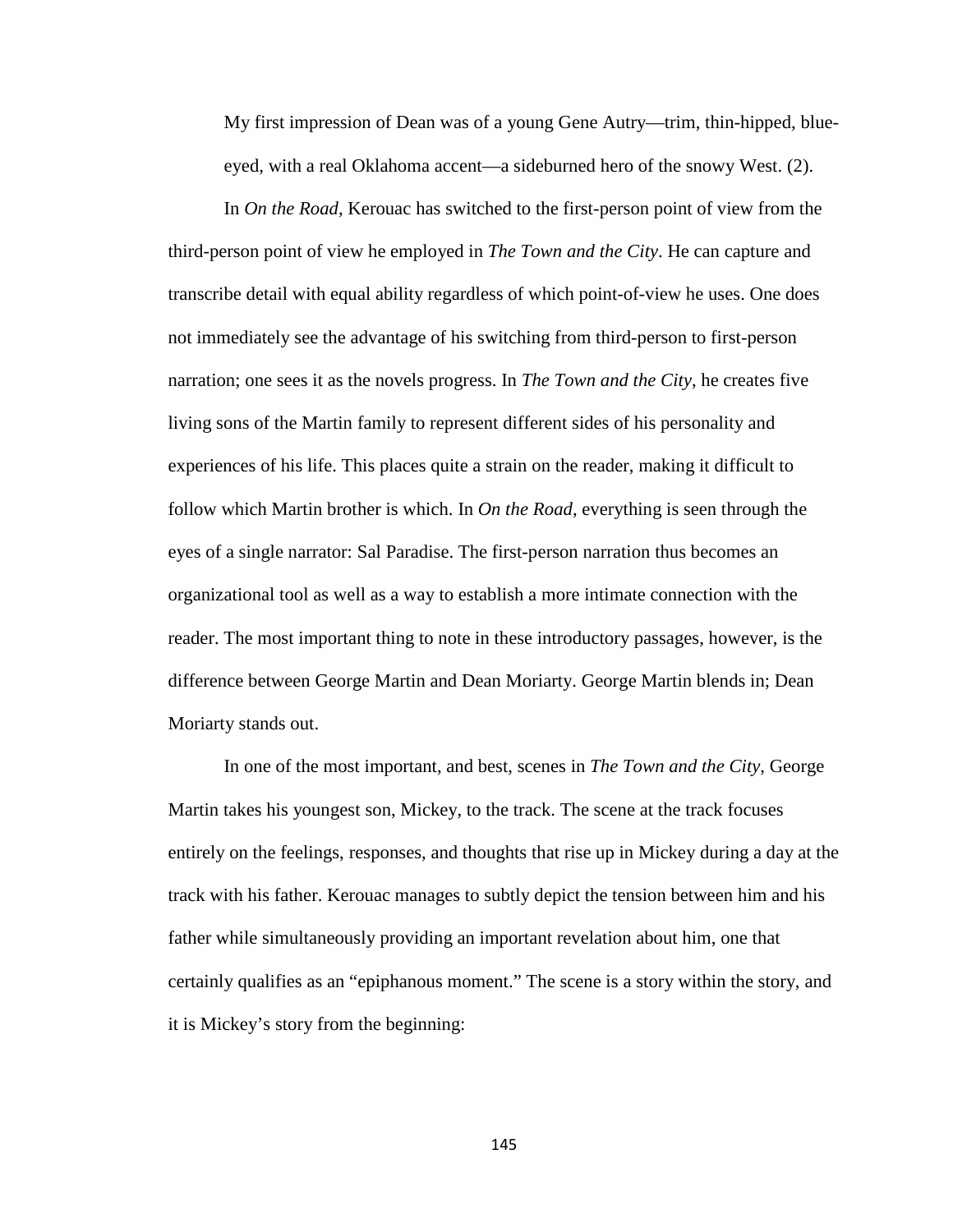> My first impression of Dean was of a young Gene Autry—trim, thin-hipped, blue-eyed, with a real Oklahoma accent—a sideburned hero of the snowy West. (2).

In *On the Road*, Kerouac has switched to the first-person point of view from the third-person point of view he employed in *The Town and the City*. He can capture and transcribe detail with equal ability regardless of which point-of-view he uses. One does not immediately see the advantage of his switching from third-person to first-person narration; one sees it as the novels progress. In *The Town and the City*, he creates five living sons of the Martin family to represent different sides of his personality and experiences of his life. This places quite a strain on the reader, making it difficult to follow which Martin brother is which. In *On the Road*, everything is seen through the eyes of a single narrator: Sal Paradise. The first-person narration thus becomes an organizational tool as well as a way to establish a more intimate connection with the reader. The most important thing to note in these introductory passages, however, is the difference between George Martin and Dean Moriarty. George Martin blends in; Dean Moriarty stands out.

In one of the most important, and best, scenes in *The Town and the City*, George Martin takes his youngest son, Mickey, to the track. The scene at the track focuses entirely on the feelings, responses, and thoughts that rise up in Mickey during a day at the track with his father. Kerouac manages to subtly depict the tension between him and his father while simultaneously providing an important revelation about him, one that certainly qualifies as an "epiphanous moment." The scene is a story within the story, and it is Mickey's story from the beginning: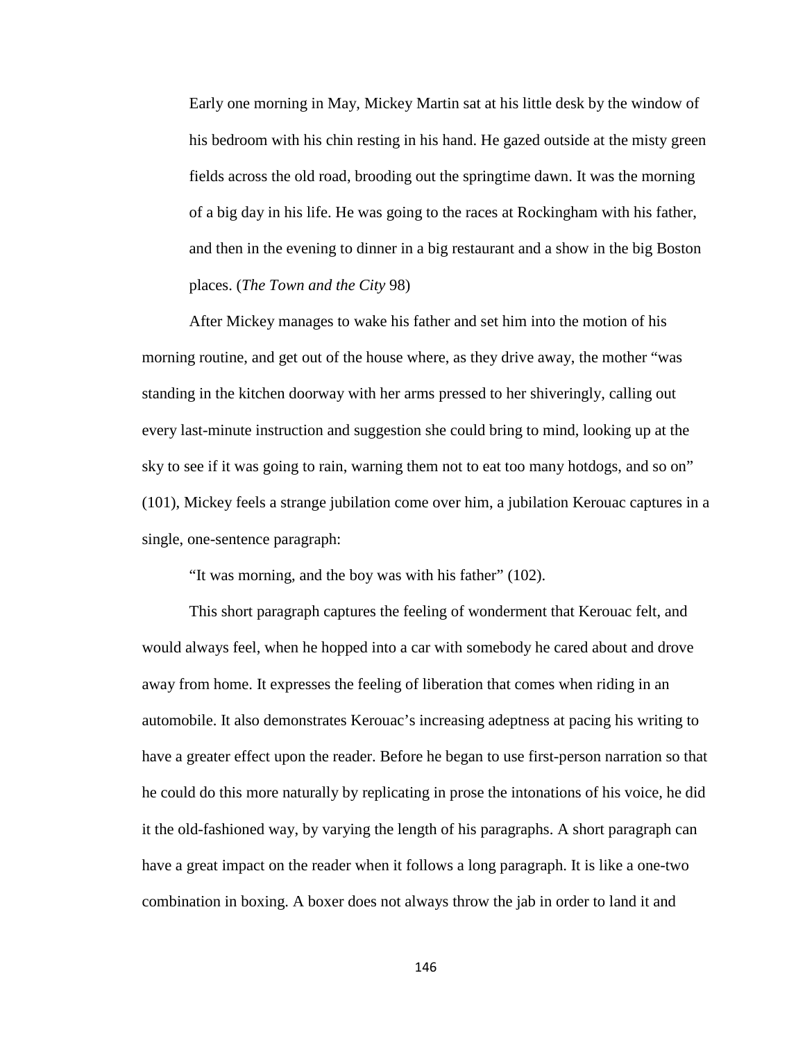> Early one morning in May, Mickey Martin sat at his little desk by the window of his bedroom with his chin resting in his hand. He gazed outside at the misty green fields across the old road, brooding out the springtime dawn. It was the morning of a big day in his life. He was going to the races at Rockingham with his father, and then in the evening to dinner in a big restaurant and a show in the big Boston places. (*The Town and the City* 98)

After Mickey manages to wake his father and set him into the motion of his morning routine, and get out of the house where, as they drive away, the mother "was standing in the kitchen doorway with her arms pressed to her shiveringly, calling out every last-minute instruction and suggestion she could bring to mind, looking up at the sky to see if it was going to rain, warning them not to eat too many hotdogs, and so on" (101), Mickey feels a strange jubilation come over him, a jubilation Kerouac captures in a single, one-sentence paragraph:

"It was morning, and the boy was with his father" (102).

This short paragraph captures the feeling of wonderment that Kerouac felt, and would always feel, when he hopped into a car with somebody he cared about and drove away from home. It expresses the feeling of liberation that comes when riding in an automobile. It also demonstrates Kerouac's increasing adeptness at pacing his writing to have a greater effect upon the reader. Before he began to use first-person narration so that he could do this more naturally by replicating in prose the intonations of his voice, he did it the old-fashioned way, by varying the length of his paragraphs. A short paragraph can have a great impact on the reader when it follows a long paragraph. It is like a one-two combination in boxing. A boxer does not always throw the jab in order to land it and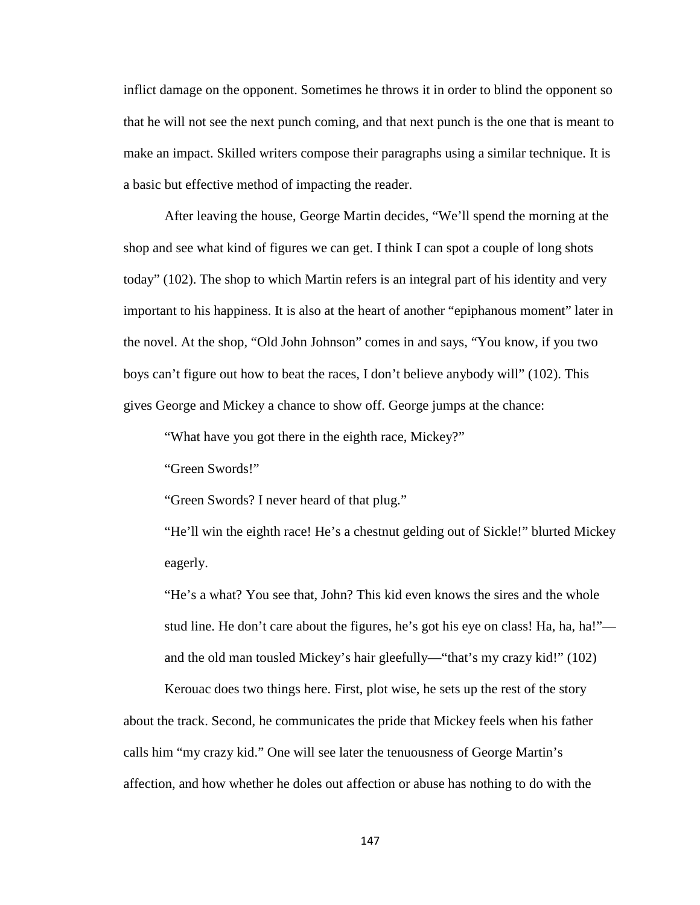inflict damage on the opponent. Sometimes he throws it in order to blind the opponent so that he will not see the next punch coming, and that next punch is the one that is meant to make an impact. Skilled writers compose their paragraphs using a similar technique. It is a basic but effective method of impacting the reader.

After leaving the house, George Martin decides, "We'll spend the morning at the shop and see what kind of figures we can get. I think I can spot a couple of long shots today" (102). The shop to which Martin refers is an integral part of his identity and very important to his happiness. It is also at the heart of another "epiphanous moment" later in the novel. At the shop, "Old John Johnson" comes in and says, "You know, if you two boys can't figure out how to beat the races, I don't believe anybody will" (102). This gives George and Mickey a chance to show off. George jumps at the chance:

> "What have you got there in the eighth race, Mickey?"
>
> "Green Swords!"
>
> "Green Swords? I never heard of that plug."
>
> "He'll win the eighth race! He's a chestnut gelding out of Sickle!" blurted Mickey eagerly.
>
> "He's a what? You see that, John? This kid even knows the sires and the whole stud line. He don't care about the figures, he's got his eye on class! Ha, ha, ha!"—and the old man tousled Mickey's hair gleefully—"that's my crazy kid!" (102)

Kerouac does two things here. First, plot wise, he sets up the rest of the story about the track. Second, he communicates the pride that Mickey feels when his father calls him "my crazy kid." One will see later the tenuousness of George Martin's affection, and how whether he doles out affection or abuse has nothing to do with the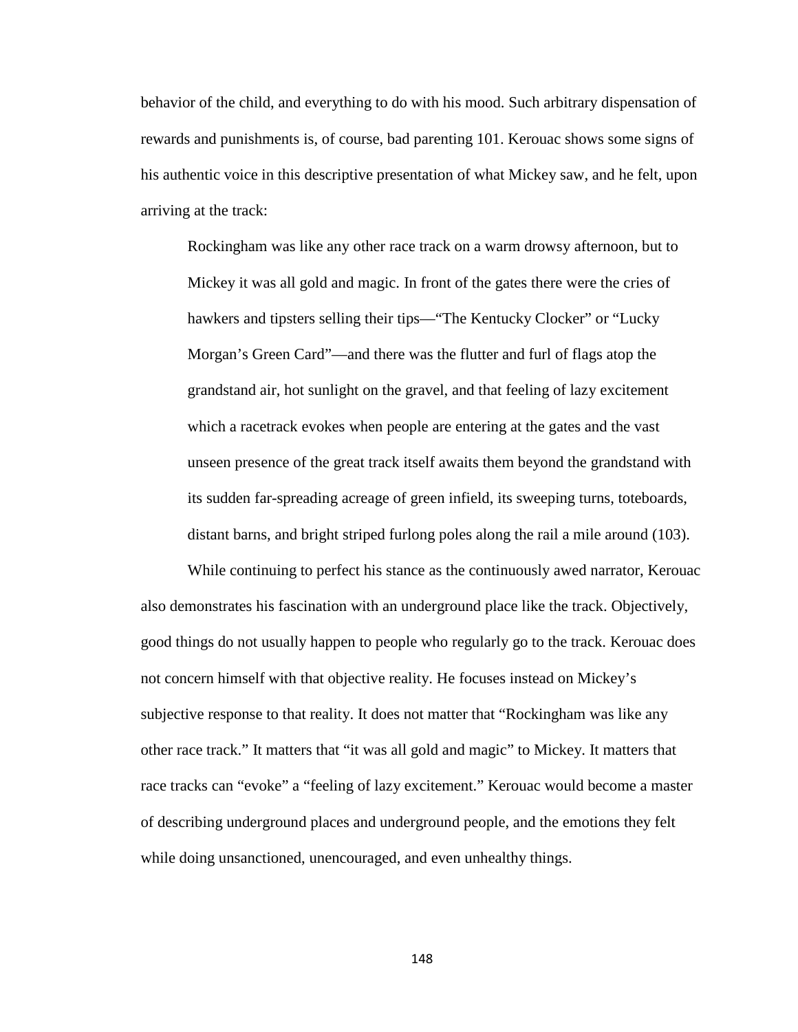behavior of the child, and everything to do with his mood. Such arbitrary dispensation of rewards and punishments is, of course, bad parenting 101. Kerouac shows some signs of his authentic voice in this descriptive presentation of what Mickey saw, and he felt, upon arriving at the track:

> Rockingham was like any other race track on a warm drowsy afternoon, but to Mickey it was all gold and magic. In front of the gates there were the cries of hawkers and tipsters selling their tips—"The Kentucky Clocker" or "Lucky Morgan's Green Card"—and there was the flutter and furl of flags atop the grandstand air, hot sunlight on the gravel, and that feeling of lazy excitement which a racetrack evokes when people are entering at the gates and the vast unseen presence of the great track itself awaits them beyond the grandstand with its sudden far-spreading acreage of green infield, its sweeping turns, toteboards, distant barns, and bright striped furlong poles along the rail a mile around (103).

While continuing to perfect his stance as the continuously awed narrator, Kerouac also demonstrates his fascination with an underground place like the track. Objectively, good things do not usually happen to people who regularly go to the track. Kerouac does not concern himself with that objective reality. He focuses instead on Mickey's subjective response to that reality. It does not matter that "Rockingham was like any other race track." It matters that "it was all gold and magic" to Mickey. It matters that race tracks can "evoke" a "feeling of lazy excitement." Kerouac would become a master of describing underground places and underground people, and the emotions they felt while doing unsanctioned, unencouraged, and even unhealthy things.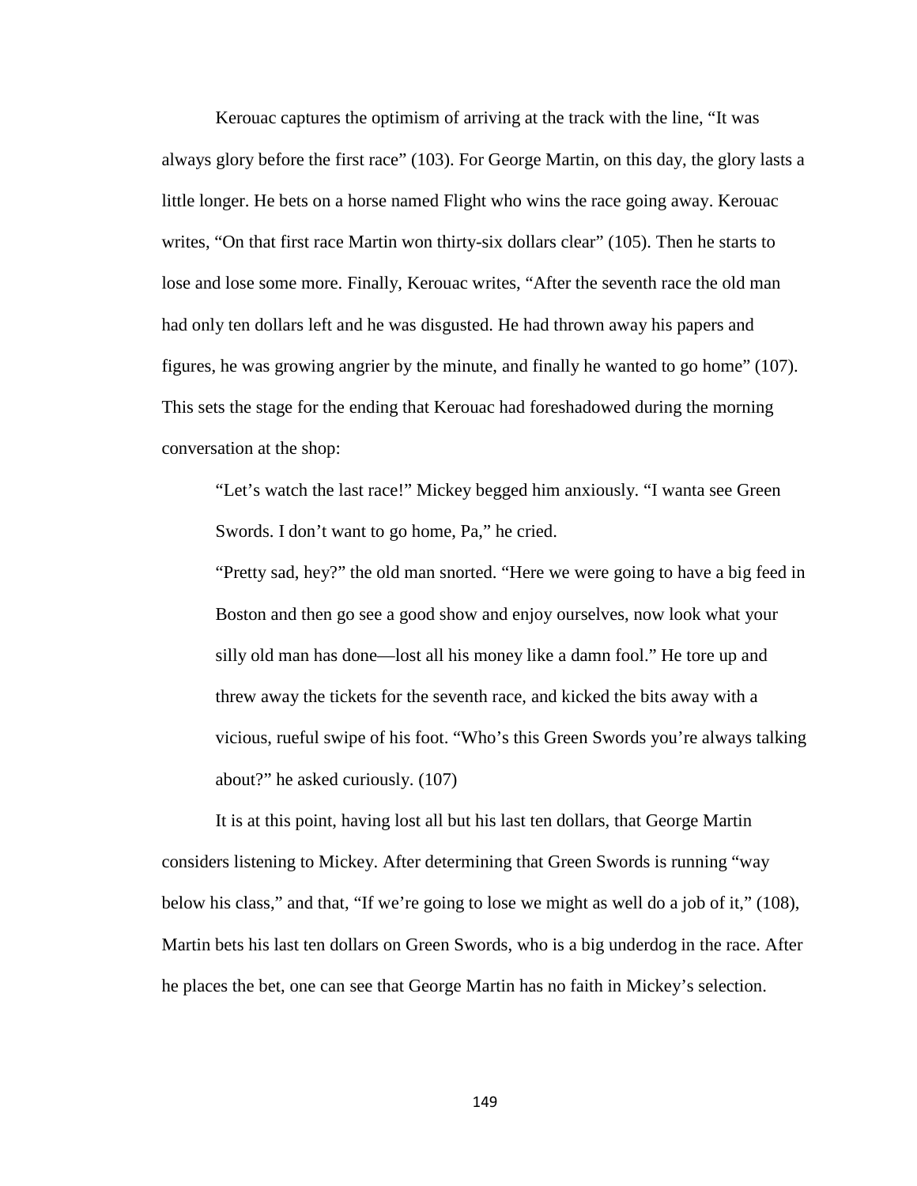Kerouac captures the optimism of arriving at the track with the line, "It was always glory before the first race" (103). For George Martin, on this day, the glory lasts a little longer. He bets on a horse named Flight who wins the race going away. Kerouac writes, "On that first race Martin won thirty-six dollars clear" (105). Then he starts to lose and lose some more. Finally, Kerouac writes, "After the seventh race the old man had only ten dollars left and he was disgusted. He had thrown away his papers and figures, he was growing angrier by the minute, and finally he wanted to go home" (107). This sets the stage for the ending that Kerouac had foreshadowed during the morning conversation at the shop:

> "Let's watch the last race!" Mickey begged him anxiously. "I wanta see Green Swords. I don't want to go home, Pa," he cried.
>
> "Pretty sad, hey?" the old man snorted. "Here we were going to have a big feed in Boston and then go see a good show and enjoy ourselves, now look what your silly old man has done—lost all his money like a damn fool." He tore up and threw away the tickets for the seventh race, and kicked the bits away with a vicious, rueful swipe of his foot. "Who's this Green Swords you're always talking about?" he asked curiously. (107)

It is at this point, having lost all but his last ten dollars, that George Martin considers listening to Mickey. After determining that Green Swords is running "way below his class," and that, "If we're going to lose we might as well do a job of it," (108), Martin bets his last ten dollars on Green Swords, who is a big underdog in the race. After he places the bet, one can see that George Martin has no faith in Mickey's selection.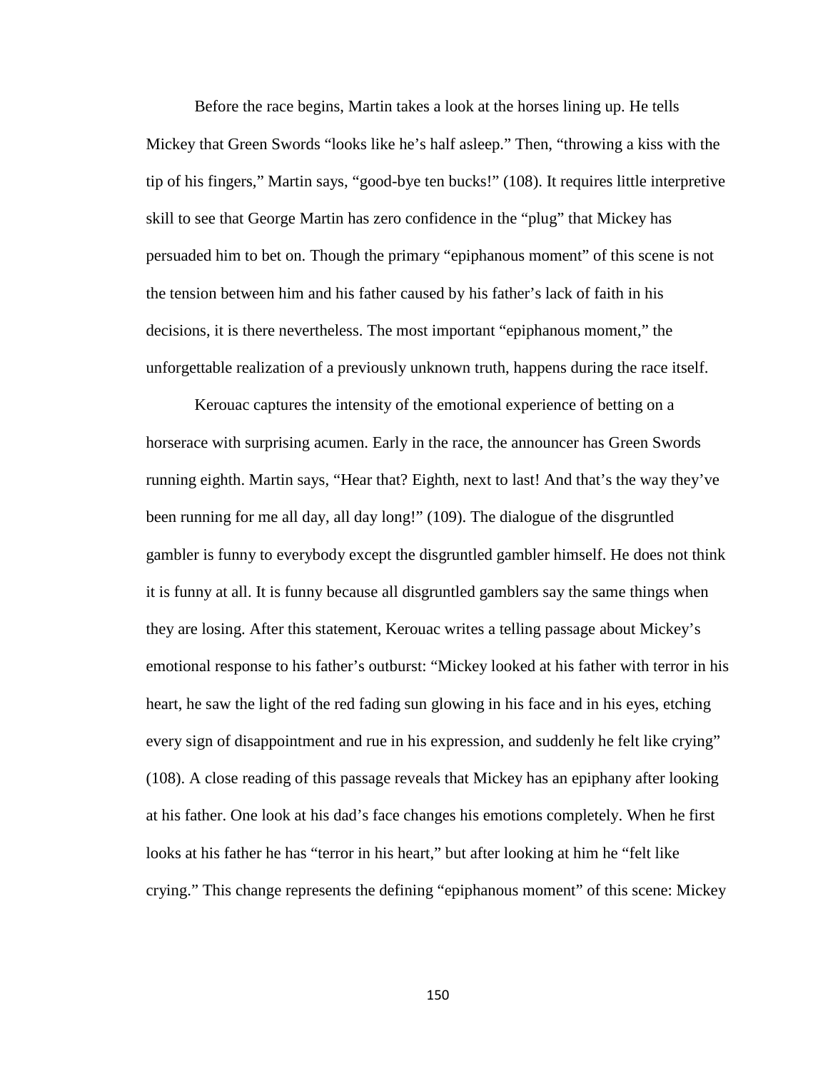Before the race begins, Martin takes a look at the horses lining up. He tells Mickey that Green Swords "looks like he's half asleep." Then, "throwing a kiss with the tip of his fingers," Martin says, "good-bye ten bucks!" (108). It requires little interpretive skill to see that George Martin has zero confidence in the "plug" that Mickey has persuaded him to bet on. Though the primary "epiphanous moment" of this scene is not the tension between him and his father caused by his father's lack of faith in his decisions, it is there nevertheless. The most important "epiphanous moment," the unforgettable realization of a previously unknown truth, happens during the race itself.

Kerouac captures the intensity of the emotional experience of betting on a horserace with surprising acumen. Early in the race, the announcer has Green Swords running eighth. Martin says, "Hear that? Eighth, next to last! And that's the way they've been running for me all day, all day long!" (109). The dialogue of the disgruntled gambler is funny to everybody except the disgruntled gambler himself. He does not think it is funny at all. It is funny because all disgruntled gamblers say the same things when they are losing. After this statement, Kerouac writes a telling passage about Mickey's emotional response to his father's outburst: "Mickey looked at his father with terror in his heart, he saw the light of the red fading sun glowing in his face and in his eyes, etching every sign of disappointment and rue in his expression, and suddenly he felt like crying" (108). A close reading of this passage reveals that Mickey has an epiphany after looking at his father. One look at his dad's face changes his emotions completely. When he first looks at his father he has "terror in his heart," but after looking at him he "felt like crying." This change represents the defining "epiphanous moment" of this scene: Mickey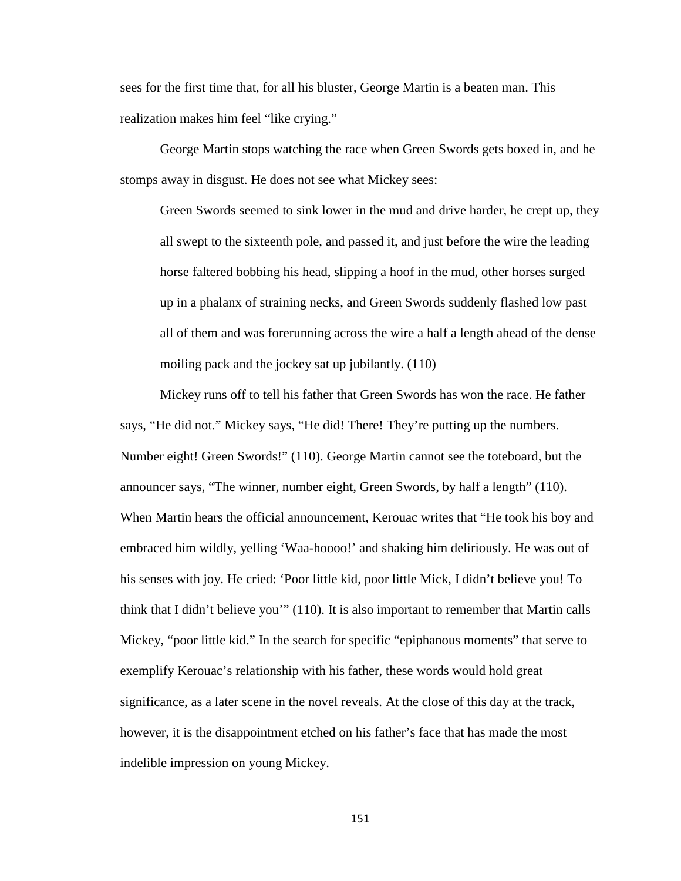sees for the first time that, for all his bluster, George Martin is a beaten man. This realization makes him feel "like crying."

George Martin stops watching the race when Green Swords gets boxed in, and he stomps away in disgust. He does not see what Mickey sees:

> Green Swords seemed to sink lower in the mud and drive harder, he crept up, they all swept to the sixteenth pole, and passed it, and just before the wire the leading horse faltered bobbing his head, slipping a hoof in the mud, other horses surged up in a phalanx of straining necks, and Green Swords suddenly flashed low past all of them and was forerunning across the wire a half a length ahead of the dense moiling pack and the jockey sat up jubilantly. (110)

Mickey runs off to tell his father that Green Swords has won the race. He father says, "He did not." Mickey says, "He did! There! They're putting up the numbers. Number eight! Green Swords!" (110). George Martin cannot see the toteboard, but the announcer says, "The winner, number eight, Green Swords, by half a length" (110). When Martin hears the official announcement, Kerouac writes that "He took his boy and embraced him wildly, yelling 'Waa-hoooo!' and shaking him deliriously. He was out of his senses with joy. He cried: 'Poor little kid, poor little Mick, I didn't believe you! To think that I didn't believe you'" (110). It is also important to remember that Martin calls Mickey, "poor little kid." In the search for specific "epiphanous moments" that serve to exemplify Kerouac's relationship with his father, these words would hold great significance, as a later scene in the novel reveals. At the close of this day at the track, however, it is the disappointment etched on his father's face that has made the most indelible impression on young Mickey.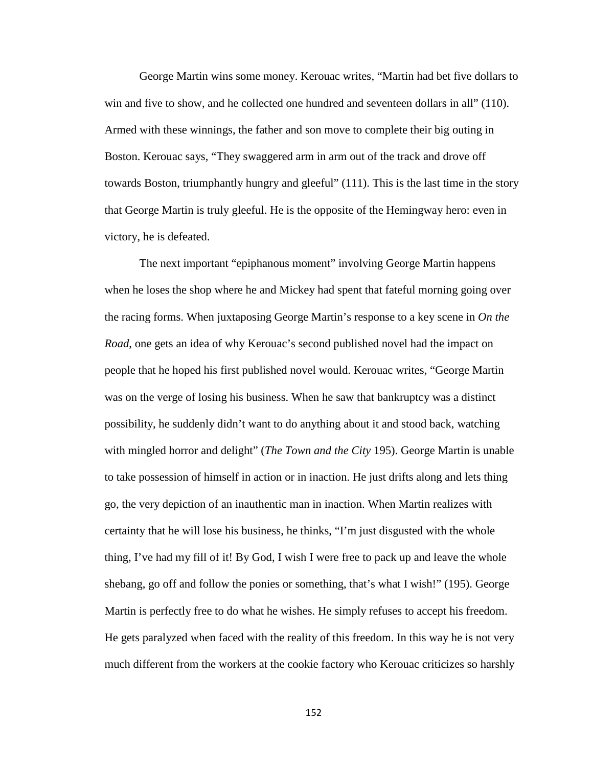George Martin wins some money. Kerouac writes, “Martin had bet five dollars to win and five to show, and he collected one hundred and seventeen dollars in all” (110). Armed with these winnings, the father and son move to complete their big outing in Boston. Kerouac says, “They swaggered arm in arm out of the track and drove off towards Boston, triumphantly hungry and gleeful” (111). This is the last time in the story that George Martin is truly gleeful. He is the opposite of the Hemingway hero: even in victory, he is defeated.

The next important “epiphanous moment” involving George Martin happens when he loses the shop where he and Mickey had spent that fateful morning going over the racing forms. When juxtaposing George Martin’s response to a key scene in *On the Road*, one gets an idea of why Kerouac’s second published novel had the impact on people that he hoped his first published novel would. Kerouac writes, “George Martin was on the verge of losing his business. When he saw that bankruptcy was a distinct possibility, he suddenly didn’t want to do anything about it and stood back, watching with mingled horror and delight” (*The Town and the City* 195). George Martin is unable to take possession of himself in action or in inaction. He just drifts along and lets thing go, the very depiction of an inauthentic man in inaction. When Martin realizes with certainty that he will lose his business, he thinks, “I’m just disgusted with the whole thing, I’ve had my fill of it! By God, I wish I were free to pack up and leave the whole shebang, go off and follow the ponies or something, that’s what I wish!” (195). George Martin is perfectly free to do what he wishes. He simply refuses to accept his freedom. He gets paralyzed when faced with the reality of this freedom. In this way he is not very much different from the workers at the cookie factory who Kerouac criticizes so harshly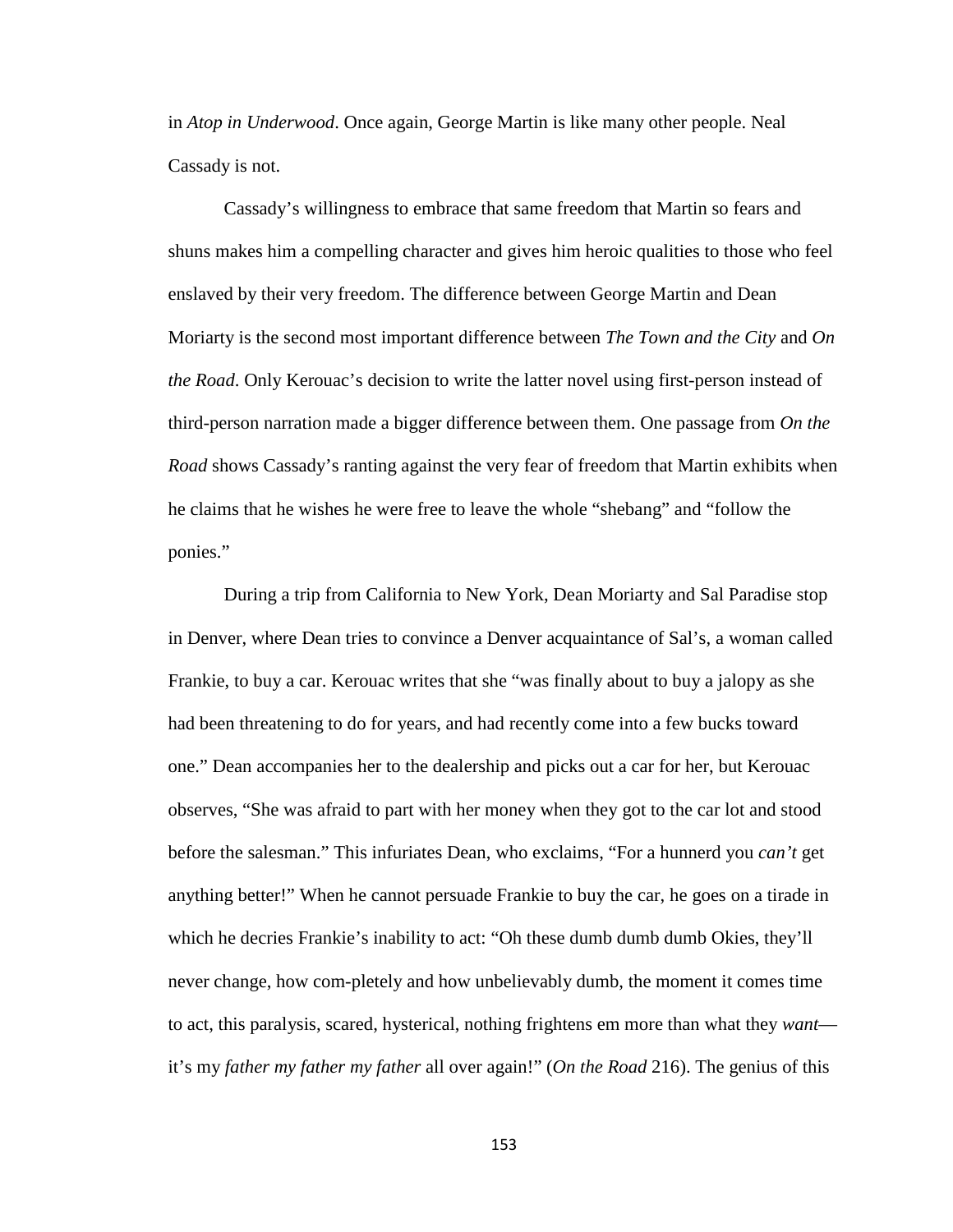in *Atop in Underwood*. Once again, George Martin is like many other people. Neal Cassady is not.

Cassady's willingness to embrace that same freedom that Martin so fears and shuns makes him a compelling character and gives him heroic qualities to those who feel enslaved by their very freedom. The difference between George Martin and Dean Moriarty is the second most important difference between *The Town and the City* and *On the Road*. Only Kerouac's decision to write the latter novel using first-person instead of third-person narration made a bigger difference between them. One passage from *On the Road* shows Cassady's ranting against the very fear of freedom that Martin exhibits when he claims that he wishes he were free to leave the whole "shebang" and "follow the ponies."

During a trip from California to New York, Dean Moriarty and Sal Paradise stop in Denver, where Dean tries to convince a Denver acquaintance of Sal's, a woman called Frankie, to buy a car. Kerouac writes that she "was finally about to buy a jalopy as she had been threatening to do for years, and had recently come into a few bucks toward one." Dean accompanies her to the dealership and picks out a car for her, but Kerouac observes, "She was afraid to part with her money when they got to the car lot and stood before the salesman." This infuriates Dean, who exclaims, "For a hunnerd you *can't* get anything better!" When he cannot persuade Frankie to buy the car, he goes on a tirade in which he decries Frankie's inability to act: "Oh these dumb dumb dumb Okies, they'll never change, how com-pletely and how unbelievably dumb, the moment it comes time to act, this paralysis, scared, hysterical, nothing frightens em more than what they *want*—it's my *father my father my father* all over again!" (*On the Road* 216). The genius of this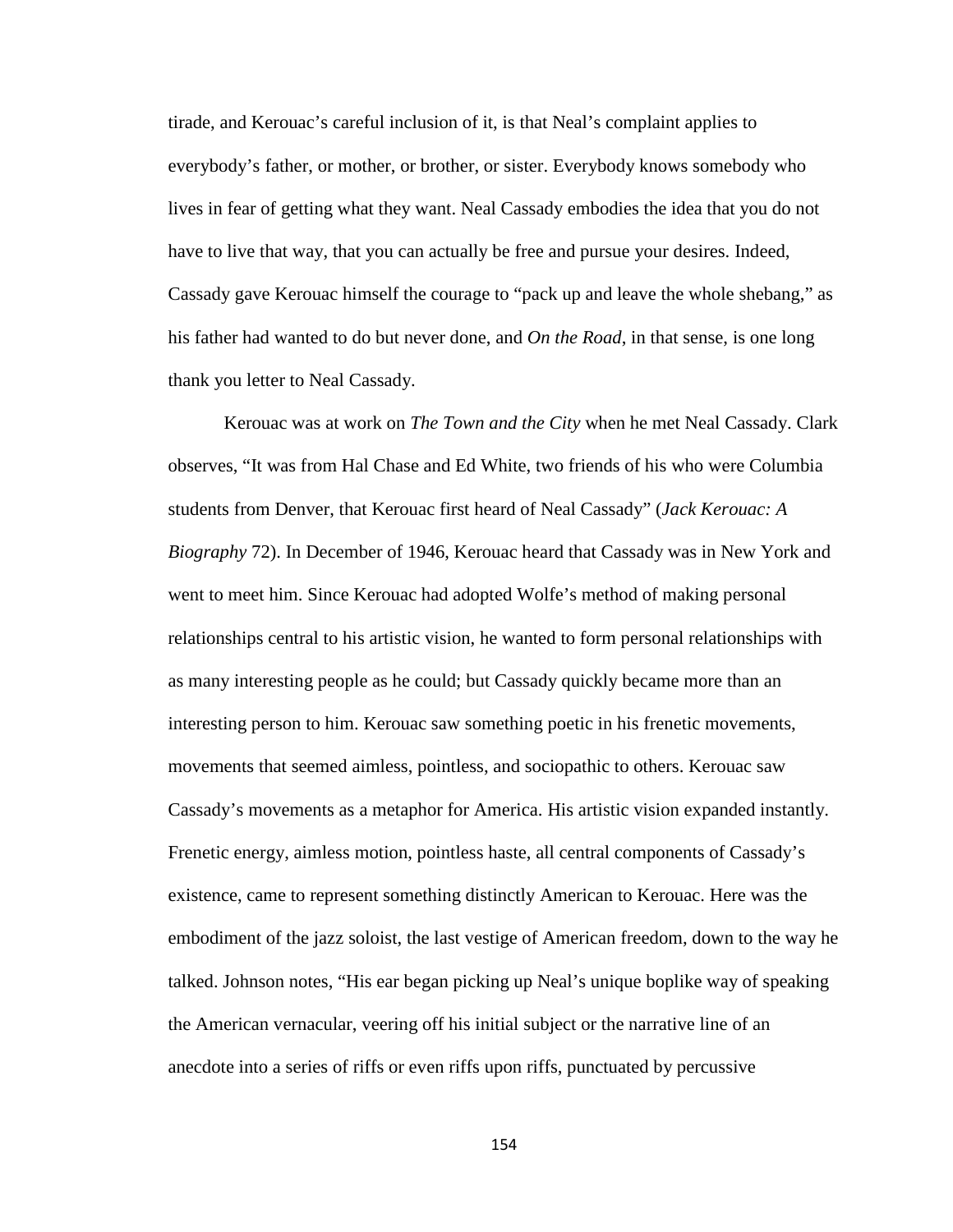tirade, and Kerouac's careful inclusion of it, is that Neal's complaint applies to everybody's father, or mother, or brother, or sister. Everybody knows somebody who lives in fear of getting what they want. Neal Cassady embodies the idea that you do not have to live that way, that you can actually be free and pursue your desires. Indeed, Cassady gave Kerouac himself the courage to "pack up and leave the whole shebang," as his father had wanted to do but never done, and *On the Road*, in that sense, is one long thank you letter to Neal Cassady.

Kerouac was at work on *The Town and the City* when he met Neal Cassady. Clark observes, "It was from Hal Chase and Ed White, two friends of his who were Columbia students from Denver, that Kerouac first heard of Neal Cassady" (*Jack Kerouac: A Biography* 72). In December of 1946, Kerouac heard that Cassady was in New York and went to meet him. Since Kerouac had adopted Wolfe's method of making personal relationships central to his artistic vision, he wanted to form personal relationships with as many interesting people as he could; but Cassady quickly became more than an interesting person to him. Kerouac saw something poetic in his frenetic movements, movements that seemed aimless, pointless, and sociopathic to others. Kerouac saw Cassady's movements as a metaphor for America. His artistic vision expanded instantly. Frenetic energy, aimless motion, pointless haste, all central components of Cassady's existence, came to represent something distinctly American to Kerouac. Here was the embodiment of the jazz soloist, the last vestige of American freedom, down to the way he talked. Johnson notes, "His ear began picking up Neal's unique boplike way of speaking the American vernacular, veering off his initial subject or the narrative line of an anecdote into a series of riffs or even riffs upon riffs, punctuated by percussive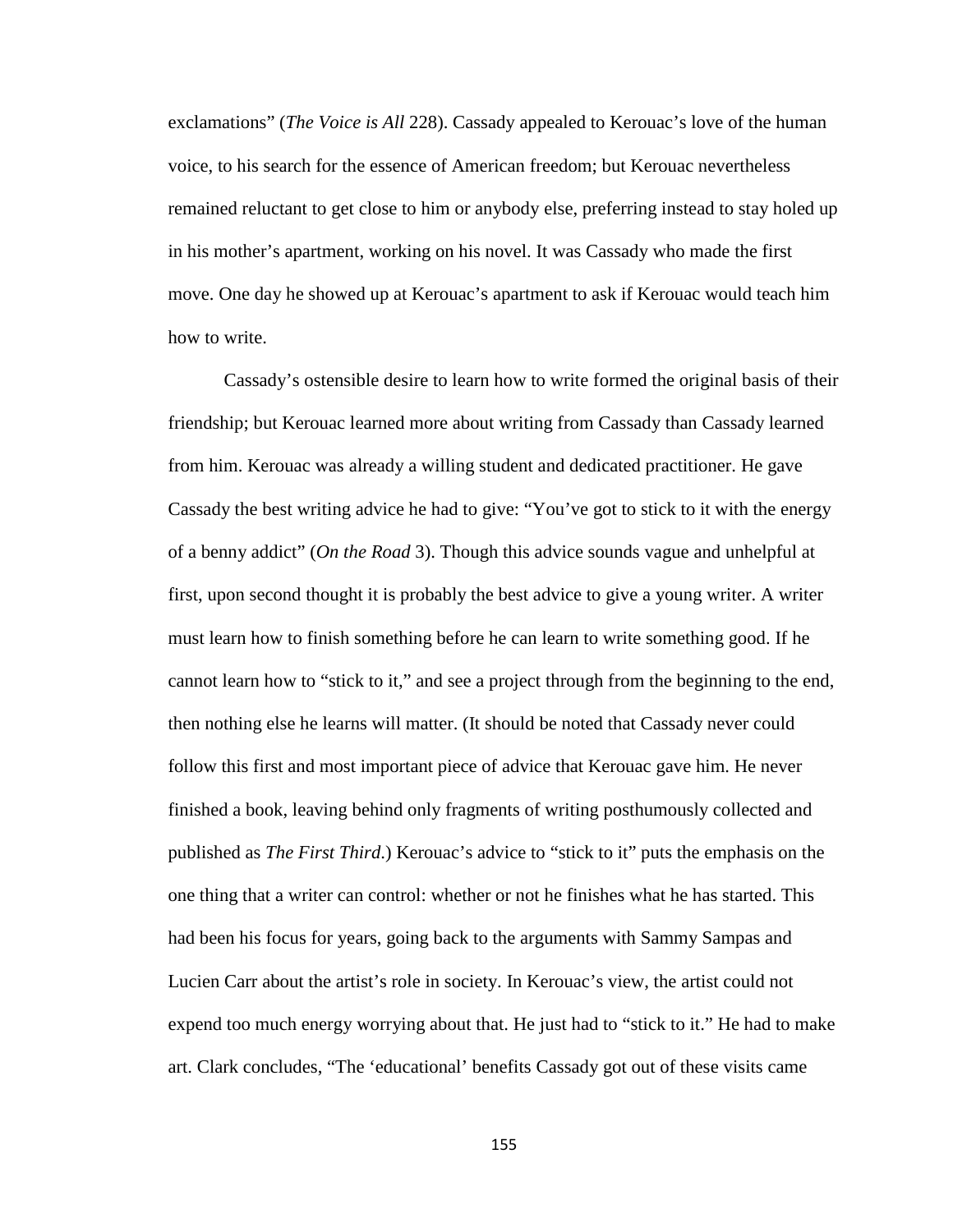exclamations" (*The Voice is All* 228). Cassady appealed to Kerouac's love of the human voice, to his search for the essence of American freedom; but Kerouac nevertheless remained reluctant to get close to him or anybody else, preferring instead to stay holed up in his mother's apartment, working on his novel. It was Cassady who made the first move. One day he showed up at Kerouac's apartment to ask if Kerouac would teach him how to write.

Cassady's ostensible desire to learn how to write formed the original basis of their friendship; but Kerouac learned more about writing from Cassady than Cassady learned from him. Kerouac was already a willing student and dedicated practitioner. He gave Cassady the best writing advice he had to give: "You've got to stick to it with the energy of a benny addict" (*On the Road* 3). Though this advice sounds vague and unhelpful at first, upon second thought it is probably the best advice to give a young writer. A writer must learn how to finish something before he can learn to write something good. If he cannot learn how to "stick to it," and see a project through from the beginning to the end, then nothing else he learns will matter. (It should be noted that Cassady never could follow this first and most important piece of advice that Kerouac gave him. He never finished a book, leaving behind only fragments of writing posthumously collected and published as *The First Third*.) Kerouac's advice to "stick to it" puts the emphasis on the one thing that a writer can control: whether or not he finishes what he has started. This had been his focus for years, going back to the arguments with Sammy Sampas and Lucien Carr about the artist's role in society. In Kerouac's view, the artist could not expend too much energy worrying about that. He just had to "stick to it." He had to make art. Clark concludes, "The 'educational' benefits Cassady got out of these visits came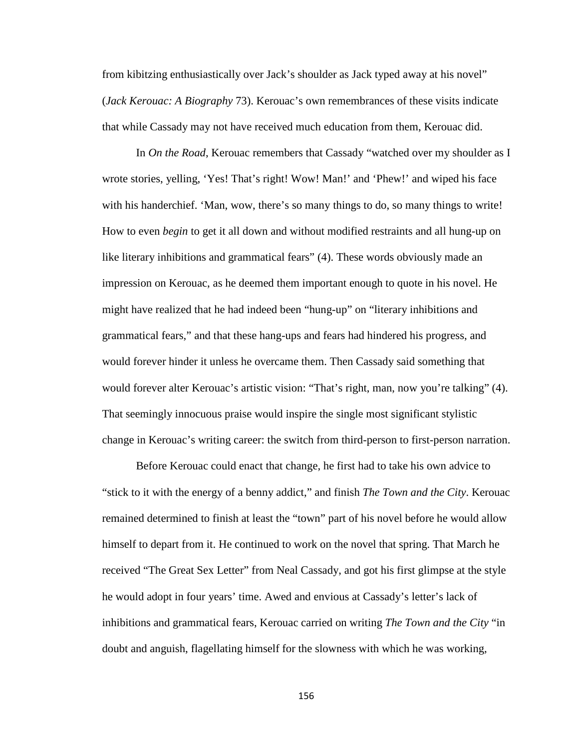from kibitzing enthusiastically over Jack's shoulder as Jack typed away at his novel" (*Jack Kerouac: A Biography* 73). Kerouac's own remembrances of these visits indicate that while Cassady may not have received much education from them, Kerouac did.

In *On the Road*, Kerouac remembers that Cassady "watched over my shoulder as I wrote stories, yelling, 'Yes! That's right! Wow! Man!' and 'Phew!' and wiped his face with his handerchief. 'Man, wow, there's so many things to do, so many things to write! How to even *begin* to get it all down and without modified restraints and all hung-up on like literary inhibitions and grammatical fears" (4). These words obviously made an impression on Kerouac, as he deemed them important enough to quote in his novel. He might have realized that he had indeed been "hung-up" on "literary inhibitions and grammatical fears," and that these hang-ups and fears had hindered his progress, and would forever hinder it unless he overcame them. Then Cassady said something that would forever alter Kerouac's artistic vision: "That's right, man, now you're talking" (4). That seemingly innocuous praise would inspire the single most significant stylistic change in Kerouac's writing career: the switch from third-person to first-person narration.

Before Kerouac could enact that change, he first had to take his own advice to "stick to it with the energy of a benny addict," and finish *The Town and the City*. Kerouac remained determined to finish at least the "town" part of his novel before he would allow himself to depart from it. He continued to work on the novel that spring. That March he received "The Great Sex Letter" from Neal Cassady, and got his first glimpse at the style he would adopt in four years' time. Awed and envious at Cassady's letter's lack of inhibitions and grammatical fears, Kerouac carried on writing *The Town and the City* "in doubt and anguish, flagellating himself for the slowness with which he was working,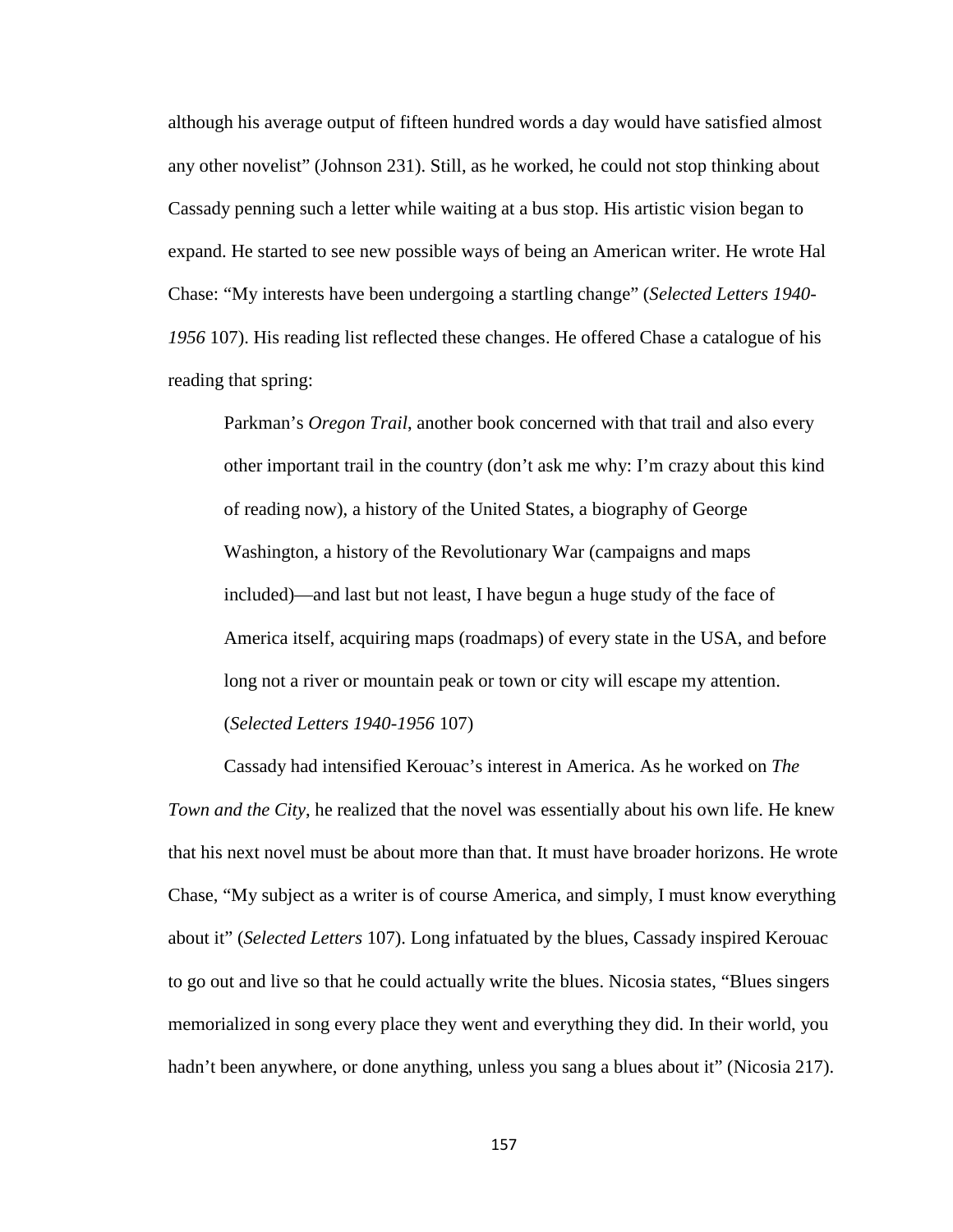although his average output of fifteen hundred words a day would have satisfied almost any other novelist" (Johnson 231). Still, as he worked, he could not stop thinking about Cassady penning such a letter while waiting at a bus stop. His artistic vision began to expand. He started to see new possible ways of being an American writer. He wrote Hal Chase: "My interests have been undergoing a startling change" (*Selected Letters 1940-1956* 107). His reading list reflected these changes. He offered Chase a catalogue of his reading that spring:

> Parkman's *Oregon Trail*, another book concerned with that trail and also every other important trail in the country (don't ask me why: I'm crazy about this kind of reading now), a history of the United States, a biography of George Washington, a history of the Revolutionary War (campaigns and maps included)—and last but not least, I have begun a huge study of the face of America itself, acquiring maps (roadmaps) of every state in the USA, and before long not a river or mountain peak or town or city will escape my attention. (*Selected Letters 1940-1956* 107)

Cassady had intensified Kerouac's interest in America. As he worked on *The Town and the City*, he realized that the novel was essentially about his own life. He knew that his next novel must be about more than that. It must have broader horizons. He wrote Chase, "My subject as a writer is of course America, and simply, I must know everything about it" (*Selected Letters* 107). Long infatuated by the blues, Cassady inspired Kerouac to go out and live so that he could actually write the blues. Nicosia states, "Blues singers memorialized in song every place they went and everything they did. In their world, you hadn't been anywhere, or done anything, unless you sang a blues about it" (Nicosia 217).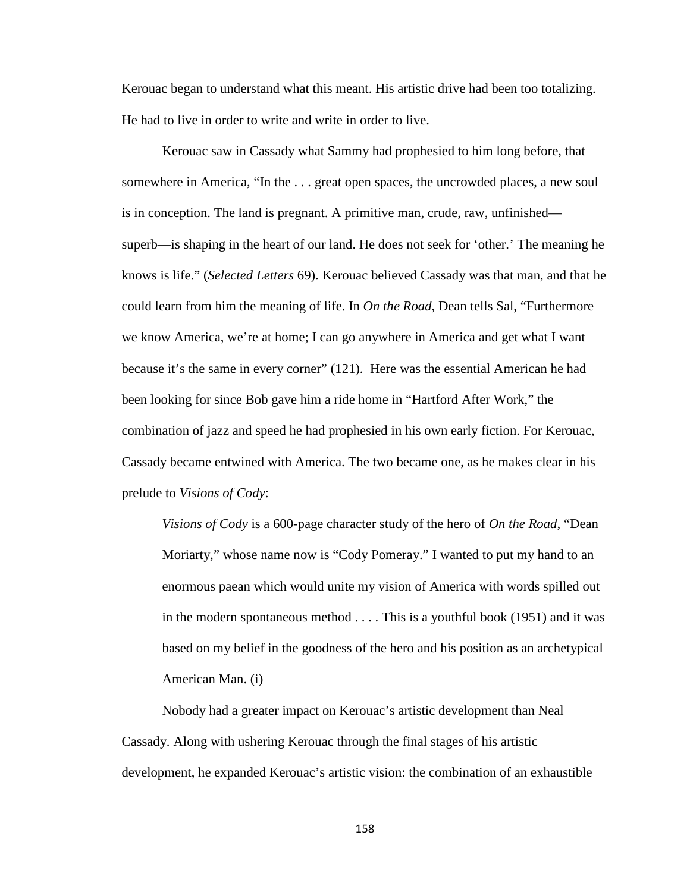Kerouac began to understand what this meant. His artistic drive had been too totalizing. He had to live in order to write and write in order to live.

Kerouac saw in Cassady what Sammy had prophesied to him long before, that somewhere in America, "In the . . . great open spaces, the uncrowded places, a new soul is in conception. The land is pregnant. A primitive man, crude, raw, unfinished—superb—is shaping in the heart of our land. He does not seek for 'other.' The meaning he knows is life." (*Selected Letters* 69). Kerouac believed Cassady was that man, and that he could learn from him the meaning of life. In *On the Road*, Dean tells Sal, "Furthermore we know America, we're at home; I can go anywhere in America and get what I want because it's the same in every corner" (121). Here was the essential American he had been looking for since Bob gave him a ride home in "Hartford After Work," the combination of jazz and speed he had prophesied in his own early fiction. For Kerouac, Cassady became entwined with America. The two became one, as he makes clear in his prelude to *Visions of Cody*:

> *Visions of Cody* is a 600-page character study of the hero of *On the Road*, "Dean Moriarty," whose name now is "Cody Pomeray." I wanted to put my hand to an enormous paean which would unite my vision of America with words spilled out in the modern spontaneous method . . . . This is a youthful book (1951) and it was based on my belief in the goodness of the hero and his position as an archetypical American Man. (i)

Nobody had a greater impact on Kerouac's artistic development than Neal Cassady. Along with ushering Kerouac through the final stages of his artistic development, he expanded Kerouac's artistic vision: the combination of an exhaustible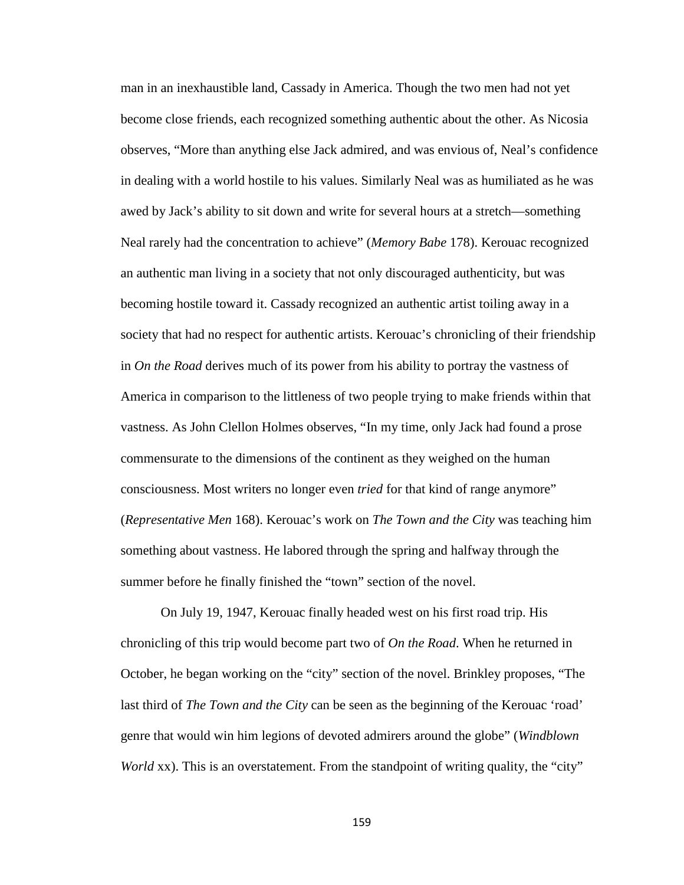man in an inexhaustible land, Cassady in America. Though the two men had not yet become close friends, each recognized something authentic about the other. As Nicosia observes, "More than anything else Jack admired, and was envious of, Neal's confidence in dealing with a world hostile to his values. Similarly Neal was as humiliated as he was awed by Jack's ability to sit down and write for several hours at a stretch—something Neal rarely had the concentration to achieve" (*Memory Babe* 178). Kerouac recognized an authentic man living in a society that not only discouraged authenticity, but was becoming hostile toward it. Cassady recognized an authentic artist toiling away in a society that had no respect for authentic artists. Kerouac's chronicling of their friendship in *On the Road* derives much of its power from his ability to portray the vastness of America in comparison to the littleness of two people trying to make friends within that vastness. As John Clellon Holmes observes, "In my time, only Jack had found a prose commensurate to the dimensions of the continent as they weighed on the human consciousness. Most writers no longer even *tried* for that kind of range anymore" (*Representative Men* 168). Kerouac's work on *The Town and the City* was teaching him something about vastness. He labored through the spring and halfway through the summer before he finally finished the "town" section of the novel.

On July 19, 1947, Kerouac finally headed west on his first road trip. His chronicling of this trip would become part two of *On the Road*. When he returned in October, he began working on the "city" section of the novel. Brinkley proposes, "The last third of *The Town and the City* can be seen as the beginning of the Kerouac 'road' genre that would win him legions of devoted admirers around the globe" (*Windblown World* xx). This is an overstatement. From the standpoint of writing quality, the "city"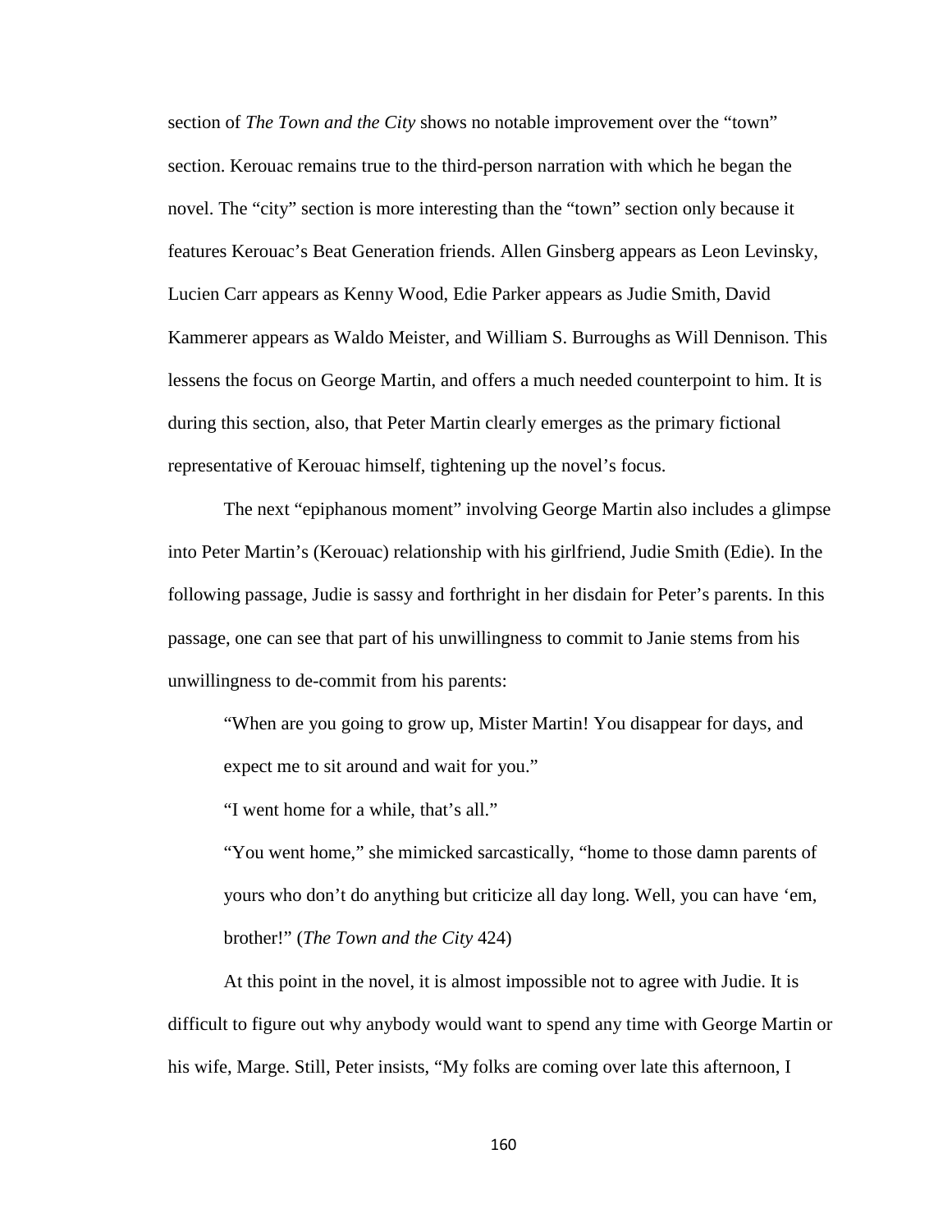section of *The Town and the City* shows no notable improvement over the "town" section. Kerouac remains true to the third-person narration with which he began the novel. The "city" section is more interesting than the "town" section only because it features Kerouac's Beat Generation friends. Allen Ginsberg appears as Leon Levinsky, Lucien Carr appears as Kenny Wood, Edie Parker appears as Judie Smith, David Kammerer appears as Waldo Meister, and William S. Burroughs as Will Dennison. This lessens the focus on George Martin, and offers a much needed counterpoint to him. It is during this section, also, that Peter Martin clearly emerges as the primary fictional representative of Kerouac himself, tightening up the novel's focus.

The next "epiphanous moment" involving George Martin also includes a glimpse into Peter Martin's (Kerouac) relationship with his girlfriend, Judie Smith (Edie). In the following passage, Judie is sassy and forthright in her disdain for Peter's parents. In this passage, one can see that part of his unwillingness to commit to Janie stems from his unwillingness to de-commit from his parents:

> "When are you going to grow up, Mister Martin! You disappear for days, and expect me to sit around and wait for you."
>
> "I went home for a while, that's all."
>
> "You went home," she mimicked sarcastically, "home to those damn parents of yours who don't do anything but criticize all day long. Well, you can have 'em, brother!" (*The Town and the City* 424)

At this point in the novel, it is almost impossible not to agree with Judie. It is difficult to figure out why anybody would want to spend any time with George Martin or his wife, Marge. Still, Peter insists, "My folks are coming over late this afternoon, I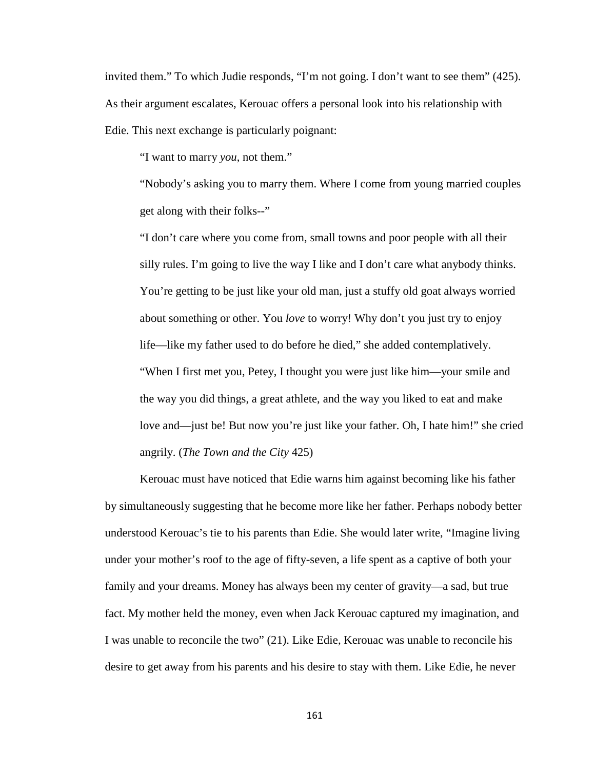invited them." To which Judie responds, "I'm not going. I don't want to see them" (425). As their argument escalates, Kerouac offers a personal look into his relationship with Edie. This next exchange is particularly poignant:

> "I want to marry *you*, not them."
>
> "Nobody's asking you to marry them. Where I come from young married couples get along with their folks--"
>
> "I don't care where you come from, small towns and poor people with all their silly rules. I'm going to live the way I like and I don't care what anybody thinks. You're getting to be just like your old man, just a stuffy old goat always worried about something or other. You *love* to worry! Why don't you just try to enjoy life—like my father used to do before he died," she added contemplatively. "When I first met you, Petey, I thought you were just like him—your smile and the way you did things, a great athlete, and the way you liked to eat and make love and—just be! But now you're just like your father. Oh, I hate him!" she cried angrily. (*The Town and the City* 425)

Kerouac must have noticed that Edie warns him against becoming like his father by simultaneously suggesting that he become more like her father. Perhaps nobody better understood Kerouac's tie to his parents than Edie. She would later write, "Imagine living under your mother's roof to the age of fifty-seven, a life spent as a captive of both your family and your dreams. Money has always been my center of gravity—a sad, but true fact. My mother held the money, even when Jack Kerouac captured my imagination, and I was unable to reconcile the two" (21). Like Edie, Kerouac was unable to reconcile his desire to get away from his parents and his desire to stay with them. Like Edie, he never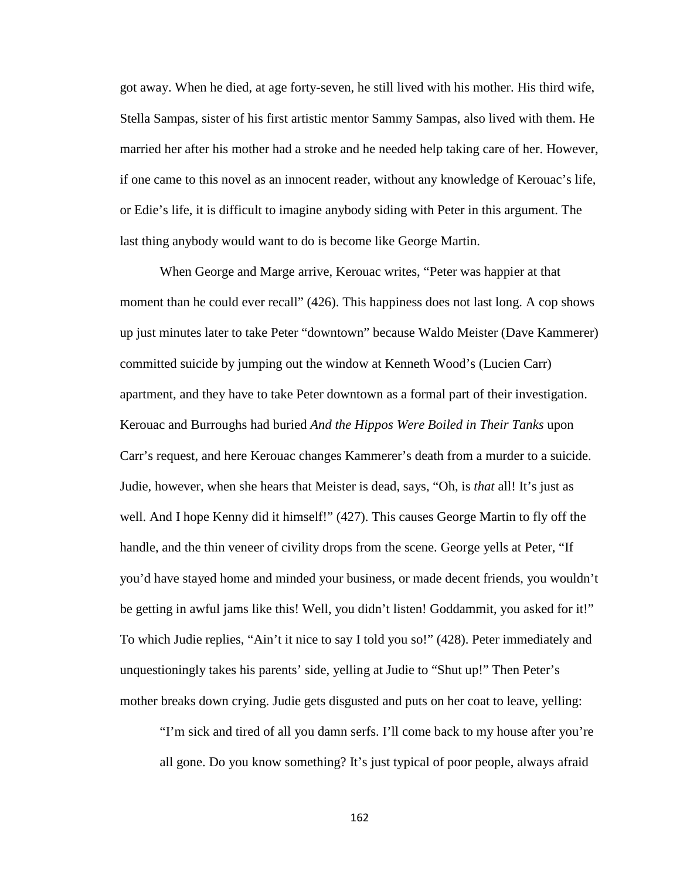got away. When he died, at age forty-seven, he still lived with his mother. His third wife, Stella Sampas, sister of his first artistic mentor Sammy Sampas, also lived with them. He married her after his mother had a stroke and he needed help taking care of her. However, if one came to this novel as an innocent reader, without any knowledge of Kerouac's life, or Edie's life, it is difficult to imagine anybody siding with Peter in this argument. The last thing anybody would want to do is become like George Martin.

When George and Marge arrive, Kerouac writes, "Peter was happier at that moment than he could ever recall" (426). This happiness does not last long. A cop shows up just minutes later to take Peter "downtown" because Waldo Meister (Dave Kammerer) committed suicide by jumping out the window at Kenneth Wood's (Lucien Carr) apartment, and they have to take Peter downtown as a formal part of their investigation. Kerouac and Burroughs had buried *And the Hippos Were Boiled in Their Tanks* upon Carr's request, and here Kerouac changes Kammerer's death from a murder to a suicide. Judie, however, when she hears that Meister is dead, says, "Oh, is *that* all! It's just as well. And I hope Kenny did it himself!" (427). This causes George Martin to fly off the handle, and the thin veneer of civility drops from the scene. George yells at Peter, "If you'd have stayed home and minded your business, or made decent friends, you wouldn't be getting in awful jams like this! Well, you didn't listen! Goddammit, you asked for it!" To which Judie replies, "Ain't it nice to say I told you so!" (428). Peter immediately and unquestioningly takes his parents' side, yelling at Judie to "Shut up!" Then Peter's mother breaks down crying. Judie gets disgusted and puts on her coat to leave, yelling:

> "I'm sick and tired of all you damn serfs. I'll come back to my house after you're all gone. Do you know something? It's just typical of poor people, always afraid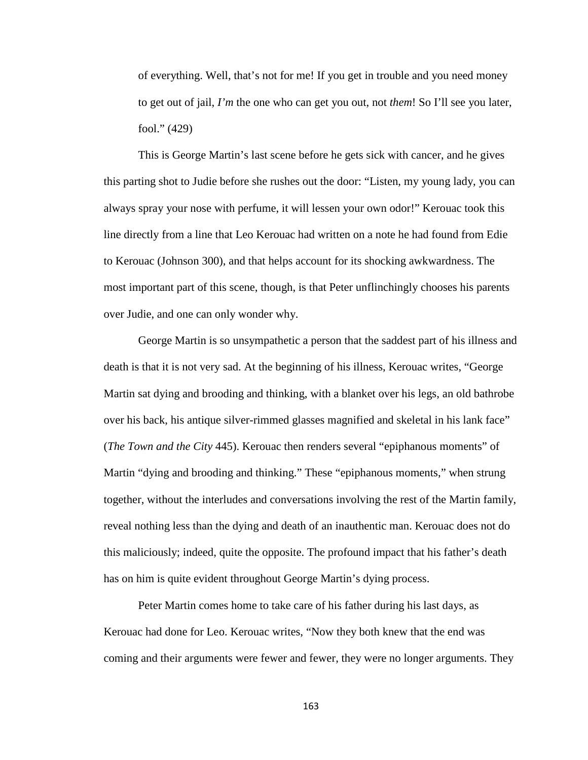> of everything. Well, that's not for me! If you get in trouble and you need money to get out of jail, *I'm* the one who can get you out, not *them*! So I'll see you later, fool." (429)

This is George Martin's last scene before he gets sick with cancer, and he gives this parting shot to Judie before she rushes out the door: "Listen, my young lady, you can always spray your nose with perfume, it will lessen your own odor!" Kerouac took this line directly from a line that Leo Kerouac had written on a note he had found from Edie to Kerouac (Johnson 300), and that helps account for its shocking awkwardness. The most important part of this scene, though, is that Peter unflinchingly chooses his parents over Judie, and one can only wonder why.

George Martin is so unsympathetic a person that the saddest part of his illness and death is that it is not very sad. At the beginning of his illness, Kerouac writes, "George Martin sat dying and brooding and thinking, with a blanket over his legs, an old bathrobe over his back, his antique silver-rimmed glasses magnified and skeletal in his lank face" (*The Town and the City* 445). Kerouac then renders several "epiphanous moments" of Martin "dying and brooding and thinking." These "epiphanous moments," when strung together, without the interludes and conversations involving the rest of the Martin family, reveal nothing less than the dying and death of an inauthentic man. Kerouac does not do this maliciously; indeed, quite the opposite. The profound impact that his father's death has on him is quite evident throughout George Martin's dying process.

Peter Martin comes home to take care of his father during his last days, as Kerouac had done for Leo. Kerouac writes, "Now they both knew that the end was coming and their arguments were fewer and fewer, they were no longer arguments. They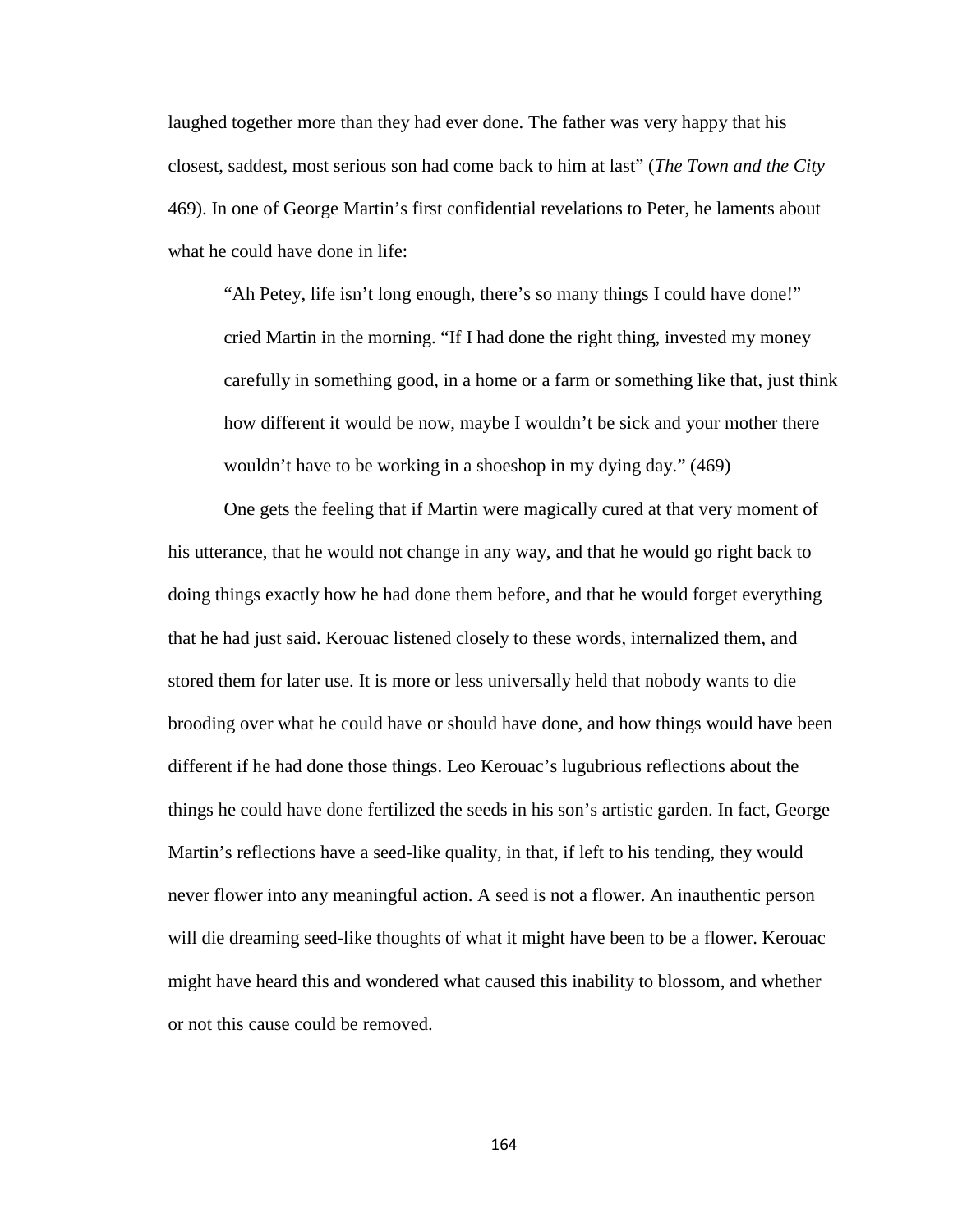laughed together more than they had ever done. The father was very happy that his closest, saddest, most serious son had come back to him at last" (*The Town and the City* 469). In one of George Martin's first confidential revelations to Peter, he laments about what he could have done in life:

> "Ah Petey, life isn't long enough, there's so many things I could have done!" cried Martin in the morning. "If I had done the right thing, invested my money carefully in something good, in a home or a farm or something like that, just think how different it would be now, maybe I wouldn't be sick and your mother there wouldn't have to be working in a shoeshop in my dying day." (469)

One gets the feeling that if Martin were magically cured at that very moment of his utterance, that he would not change in any way, and that he would go right back to doing things exactly how he had done them before, and that he would forget everything that he had just said. Kerouac listened closely to these words, internalized them, and stored them for later use. It is more or less universally held that nobody wants to die brooding over what he could have or should have done, and how things would have been different if he had done those things. Leo Kerouac's lugubrious reflections about the things he could have done fertilized the seeds in his son's artistic garden. In fact, George Martin's reflections have a seed-like quality, in that, if left to his tending, they would never flower into any meaningful action. A seed is not a flower. An inauthentic person will die dreaming seed-like thoughts of what it might have been to be a flower. Kerouac might have heard this and wondered what caused this inability to blossom, and whether or not this cause could be removed.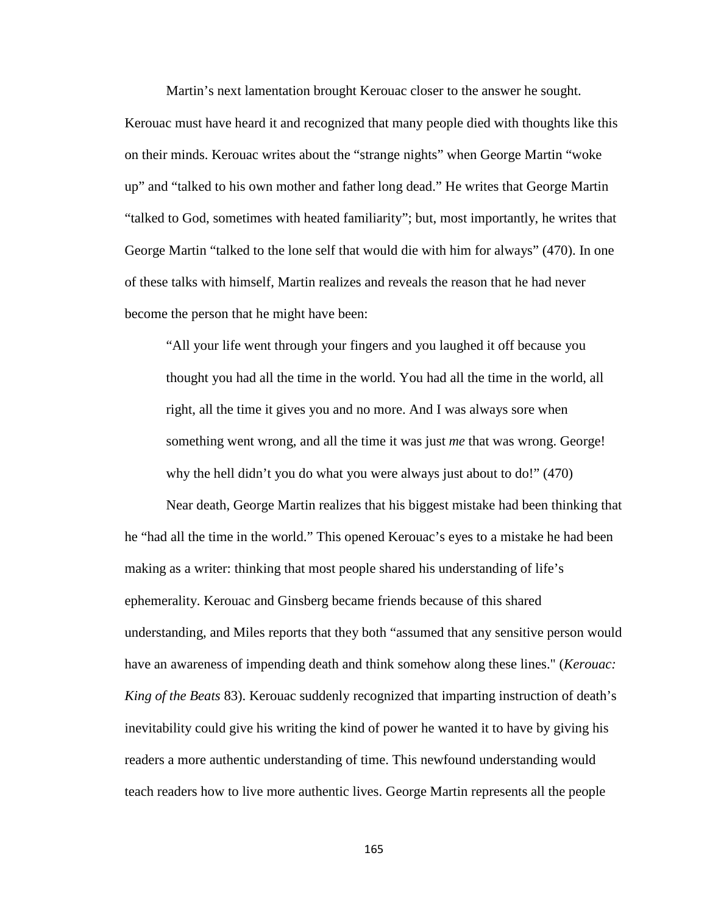Martin's next lamentation brought Kerouac closer to the answer he sought. Kerouac must have heard it and recognized that many people died with thoughts like this on their minds. Kerouac writes about the "strange nights" when George Martin "woke up" and "talked to his own mother and father long dead." He writes that George Martin "talked to God, sometimes with heated familiarity"; but, most importantly, he writes that George Martin "talked to the lone self that would die with him for always" (470). In one of these talks with himself, Martin realizes and reveals the reason that he had never become the person that he might have been:

> "All your life went through your fingers and you laughed it off because you thought you had all the time in the world. You had all the time in the world, all right, all the time it gives you and no more. And I was always sore when something went wrong, and all the time it was just *me* that was wrong. George! why the hell didn't you do what you were always just about to do!" (470)

Near death, George Martin realizes that his biggest mistake had been thinking that he "had all the time in the world." This opened Kerouac's eyes to a mistake he had been making as a writer: thinking that most people shared his understanding of life's ephemerality. Kerouac and Ginsberg became friends because of this shared understanding, and Miles reports that they both "assumed that any sensitive person would have an awareness of impending death and think somehow along these lines." (*Kerouac: King of the Beats* 83). Kerouac suddenly recognized that imparting instruction of death's inevitability could give his writing the kind of power he wanted it to have by giving his readers a more authentic understanding of time. This newfound understanding would teach readers how to live more authentic lives. George Martin represents all the people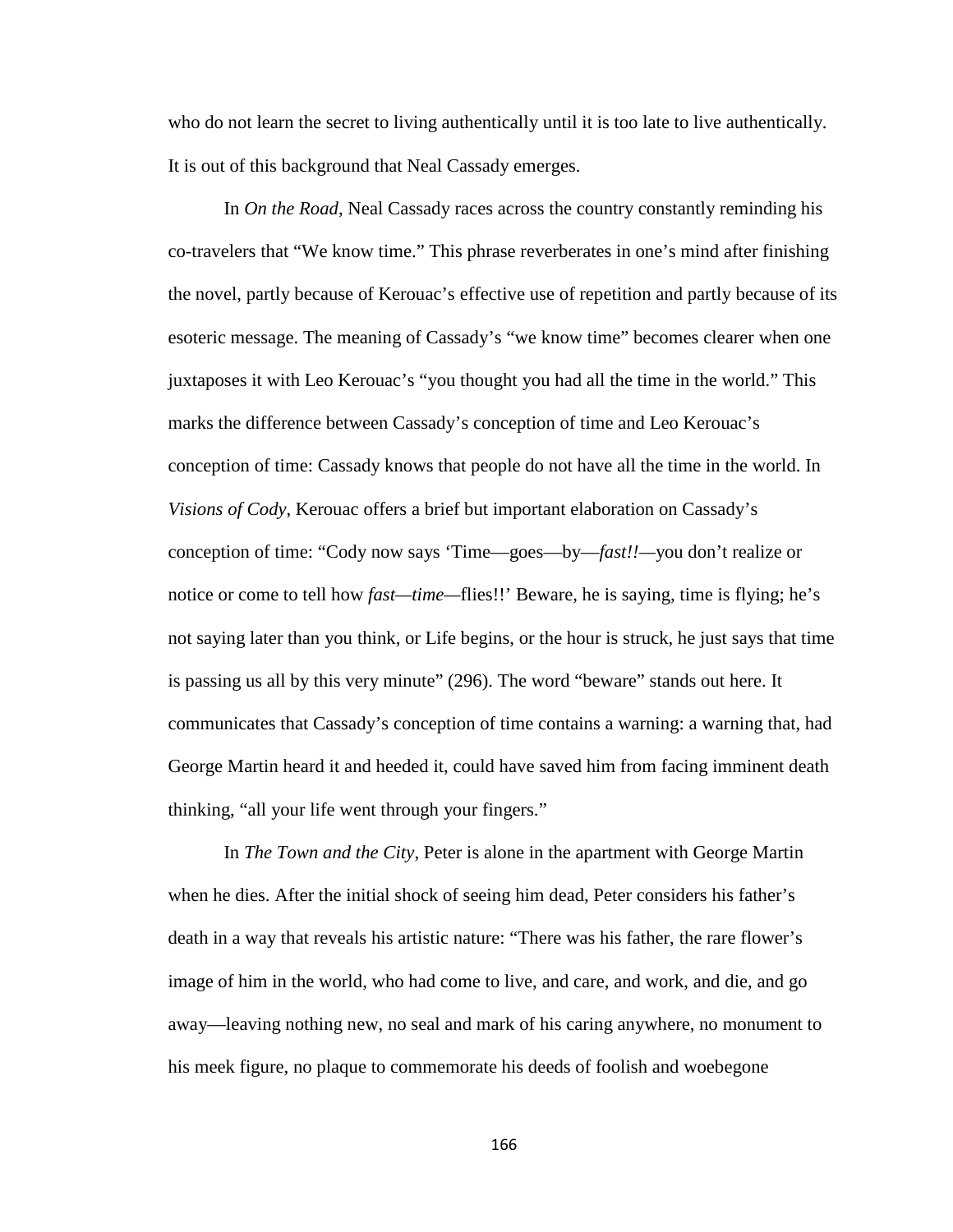who do not learn the secret to living authentically until it is too late to live authentically. It is out of this background that Neal Cassady emerges.

In *On the Road*, Neal Cassady races across the country constantly reminding his co-travelers that "We know time." This phrase reverberates in one's mind after finishing the novel, partly because of Kerouac's effective use of repetition and partly because of its esoteric message. The meaning of Cassady's "we know time" becomes clearer when one juxtaposes it with Leo Kerouac's "you thought you had all the time in the world." This marks the difference between Cassady's conception of time and Leo Kerouac's conception of time: Cassady knows that people do not have all the time in the world. In *Visions of Cody*, Kerouac offers a brief but important elaboration on Cassady's conception of time: "Cody now says 'Time—goes—by—*fast!!*—you don't realize or notice or come to tell how *fast—time—*flies!!' Beware, he is saying, time is flying; he's not saying later than you think, or Life begins, or the hour is struck, he just says that time is passing us all by this very minute" (296). The word "beware" stands out here. It communicates that Cassady's conception of time contains a warning: a warning that, had George Martin heard it and heeded it, could have saved him from facing imminent death thinking, "all your life went through your fingers."

In *The Town and the City*, Peter is alone in the apartment with George Martin when he dies. After the initial shock of seeing him dead, Peter considers his father's death in a way that reveals his artistic nature: "There was his father, the rare flower's image of him in the world, who had come to live, and care, and work, and die, and go away—leaving nothing new, no seal and mark of his caring anywhere, no monument to his meek figure, no plaque to commemorate his deeds of foolish and woebegone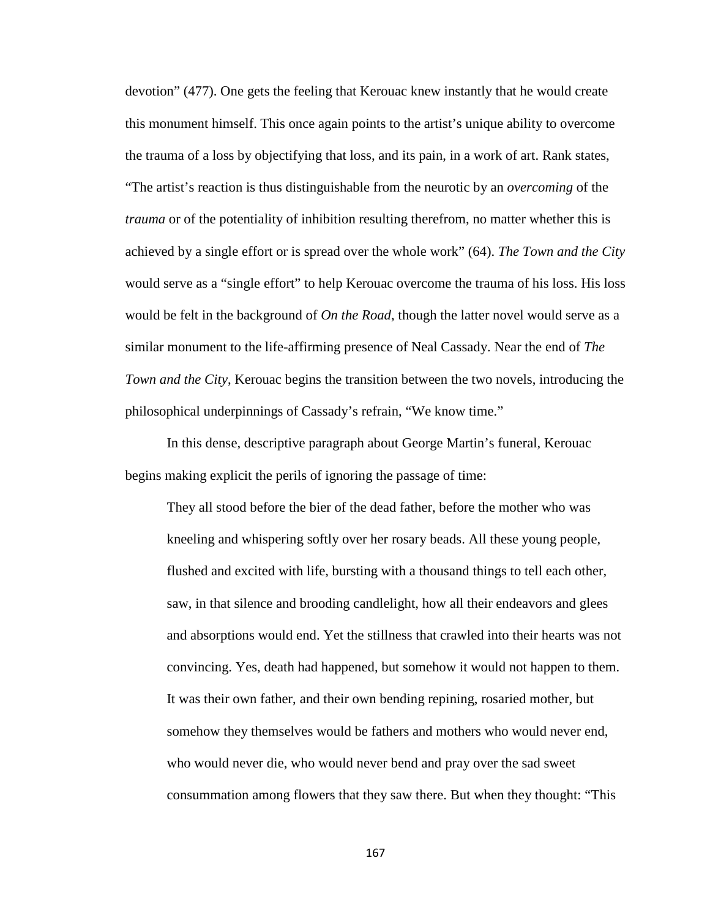devotion" (477). One gets the feeling that Kerouac knew instantly that he would create this monument himself. This once again points to the artist's unique ability to overcome the trauma of a loss by objectifying that loss, and its pain, in a work of art. Rank states, "The artist's reaction is thus distinguishable from the neurotic by an *overcoming* of the *trauma* or of the potentiality of inhibition resulting therefrom, no matter whether this is achieved by a single effort or is spread over the whole work" (64). *The Town and the City* would serve as a "single effort" to help Kerouac overcome the trauma of his loss. His loss would be felt in the background of *On the Road*, though the latter novel would serve as a similar monument to the life-affirming presence of Neal Cassady. Near the end of *The Town and the City*, Kerouac begins the transition between the two novels, introducing the philosophical underpinnings of Cassady's refrain, "We know time."

In this dense, descriptive paragraph about George Martin's funeral, Kerouac begins making explicit the perils of ignoring the passage of time:

> They all stood before the bier of the dead father, before the mother who was kneeling and whispering softly over her rosary beads. All these young people, flushed and excited with life, bursting with a thousand things to tell each other, saw, in that silence and brooding candlelight, how all their endeavors and glees and absorptions would end. Yet the stillness that crawled into their hearts was not convincing. Yes, death had happened, but somehow it would not happen to them. It was their own father, and their own bending repining, rosaried mother, but somehow they themselves would be fathers and mothers who would never end, who would never die, who would never bend and pray over the sad sweet consummation among flowers that they saw there. But when they thought: "This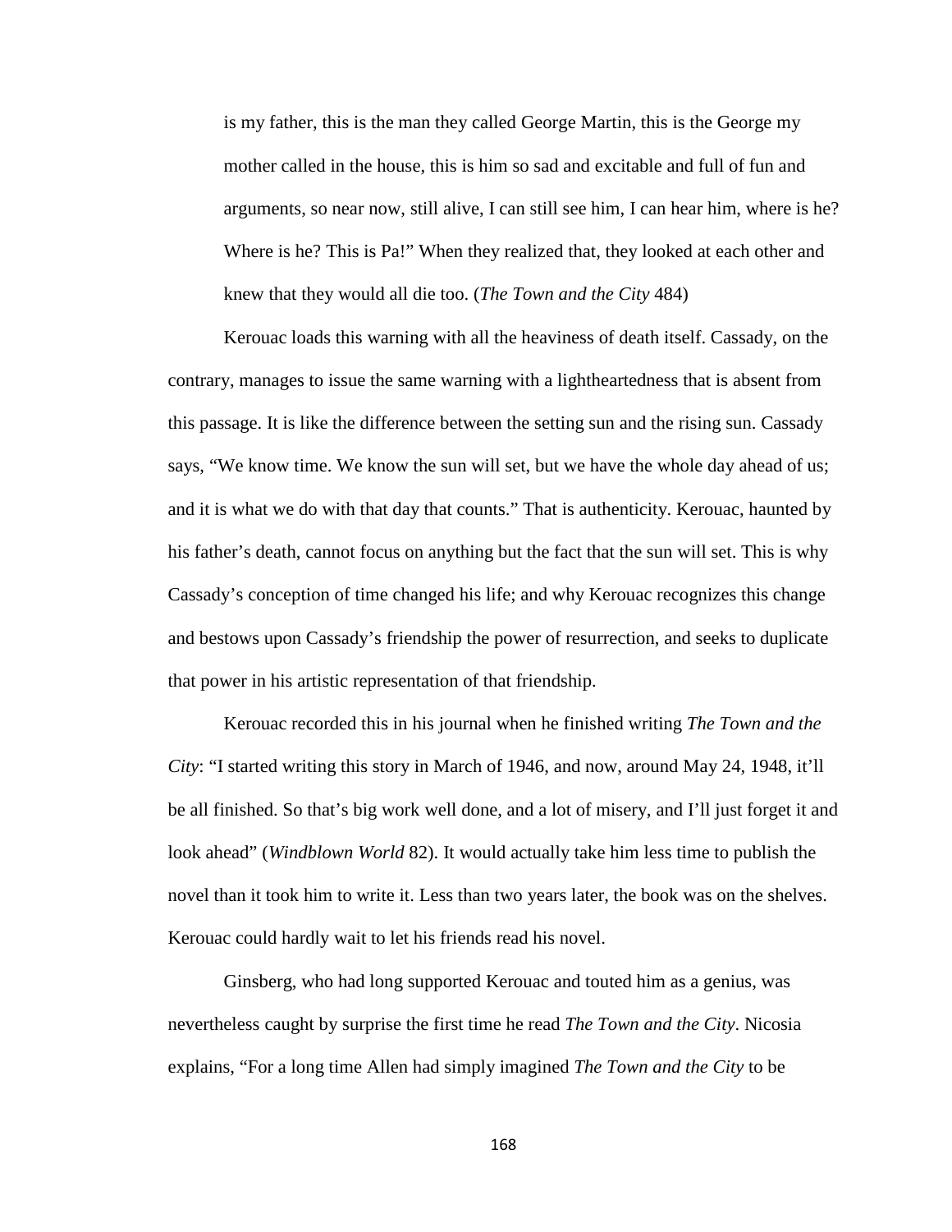> is my father, this is the man they called George Martin, this is the George my mother called in the house, this is him so sad and excitable and full of fun and arguments, so near now, still alive, I can still see him, I can hear him, where is he? Where is he? This is Pa!" When they realized that, they looked at each other and knew that they would all die too. (*The Town and the City* 484)

Kerouac loads this warning with all the heaviness of death itself. Cassady, on the contrary, manages to issue the same warning with a lightheartedness that is absent from this passage. It is like the difference between the setting sun and the rising sun. Cassady says, "We know time. We know the sun will set, but we have the whole day ahead of us; and it is what we do with that day that counts." That is authenticity. Kerouac, haunted by his father's death, cannot focus on anything but the fact that the sun will set. This is why Cassady's conception of time changed his life; and why Kerouac recognizes this change and bestows upon Cassady's friendship the power of resurrection, and seeks to duplicate that power in his artistic representation of that friendship.

Kerouac recorded this in his journal when he finished writing *The Town and the City*: "I started writing this story in March of 1946, and now, around May 24, 1948, it'll be all finished. So that's big work well done, and a lot of misery, and I'll just forget it and look ahead" (*Windblown World* 82). It would actually take him less time to publish the novel than it took him to write it. Less than two years later, the book was on the shelves. Kerouac could hardly wait to let his friends read his novel.

Ginsberg, who had long supported Kerouac and touted him as a genius, was nevertheless caught by surprise the first time he read *The Town and the City*. Nicosia explains, "For a long time Allen had simply imagined *The Town and the City* to be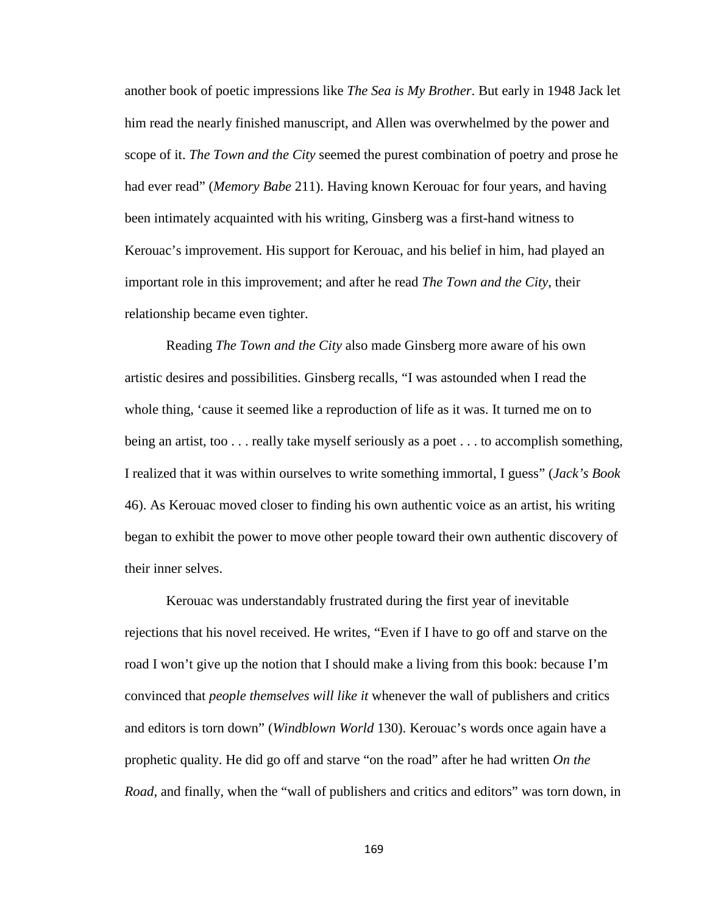another book of poetic impressions like *The Sea is My Brother*. But early in 1948 Jack let him read the nearly finished manuscript, and Allen was overwhelmed by the power and scope of it. *The Town and the City* seemed the purest combination of poetry and prose he had ever read" (*Memory Babe* 211). Having known Kerouac for four years, and having been intimately acquainted with his writing, Ginsberg was a first-hand witness to Kerouac's improvement. His support for Kerouac, and his belief in him, had played an important role in this improvement; and after he read *The Town and the City*, their relationship became even tighter.

Reading *The Town and the City* also made Ginsberg more aware of his own artistic desires and possibilities. Ginsberg recalls, "I was astounded when I read the whole thing, 'cause it seemed like a reproduction of life as it was. It turned me on to being an artist, too . . . really take myself seriously as a poet . . . to accomplish something, I realized that it was within ourselves to write something immortal, I guess" (*Jack's Book* 46). As Kerouac moved closer to finding his own authentic voice as an artist, his writing began to exhibit the power to move other people toward their own authentic discovery of their inner selves.

Kerouac was understandably frustrated during the first year of inevitable rejections that his novel received. He writes, "Even if I have to go off and starve on the road I won't give up the notion that I should make a living from this book: because I'm convinced that *people themselves will like it* whenever the wall of publishers and critics and editors is torn down" (*Windblown World* 130). Kerouac's words once again have a prophetic quality. He did go off and starve "on the road" after he had written *On the Road*, and finally, when the "wall of publishers and critics and editors" was torn down, in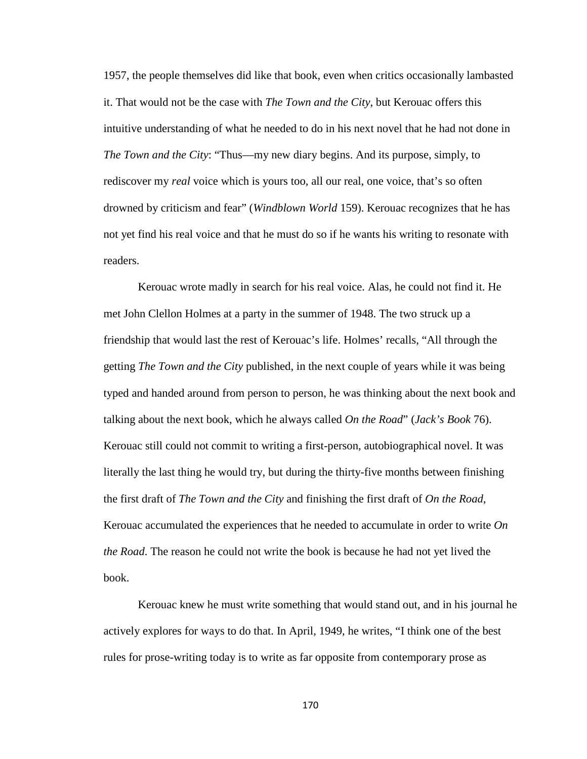1957, the people themselves did like that book, even when critics occasionally lambasted it. That would not be the case with *The Town and the City*, but Kerouac offers this intuitive understanding of what he needed to do in his next novel that he had not done in *The Town and the City*: "Thus—my new diary begins. And its purpose, simply, to rediscover my *real* voice which is yours too, all our real, one voice, that's so often drowned by criticism and fear" (*Windblown World* 159). Kerouac recognizes that he has not yet find his real voice and that he must do so if he wants his writing to resonate with readers.

Kerouac wrote madly in search for his real voice. Alas, he could not find it. He met John Clellon Holmes at a party in the summer of 1948. The two struck up a friendship that would last the rest of Kerouac's life. Holmes' recalls, "All through the getting *The Town and the City* published, in the next couple of years while it was being typed and handed around from person to person, he was thinking about the next book and talking about the next book, which he always called *On the Road*" (*Jack's Book* 76). Kerouac still could not commit to writing a first-person, autobiographical novel. It was literally the last thing he would try, but during the thirty-five months between finishing the first draft of *The Town and the City* and finishing the first draft of *On the Road*, Kerouac accumulated the experiences that he needed to accumulate in order to write *On the Road*. The reason he could not write the book is because he had not yet lived the book.

Kerouac knew he must write something that would stand out, and in his journal he actively explores for ways to do that. In April, 1949, he writes, "I think one of the best rules for prose-writing today is to write as far opposite from contemporary prose as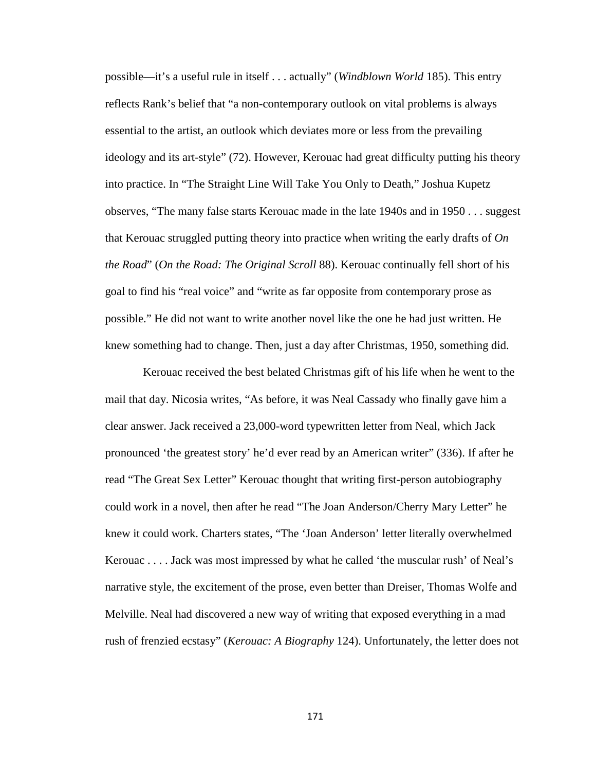possible—it's a useful rule in itself . . . actually" (*Windblown World* 185). This entry reflects Rank's belief that "a non-contemporary outlook on vital problems is always essential to the artist, an outlook which deviates more or less from the prevailing ideology and its art-style" (72). However, Kerouac had great difficulty putting his theory into practice. In "The Straight Line Will Take You Only to Death," Joshua Kupetz observes, "The many false starts Kerouac made in the late 1940s and in 1950 . . . suggest that Kerouac struggled putting theory into practice when writing the early drafts of *On the Road*" (*On the Road: The Original Scroll* 88). Kerouac continually fell short of his goal to find his "real voice" and "write as far opposite from contemporary prose as possible." He did not want to write another novel like the one he had just written. He knew something had to change. Then, just a day after Christmas, 1950, something did.

Kerouac received the best belated Christmas gift of his life when he went to the mail that day. Nicosia writes, "As before, it was Neal Cassady who finally gave him a clear answer. Jack received a 23,000-word typewritten letter from Neal, which Jack pronounced 'the greatest story' he'd ever read by an American writer" (336). If after he read "The Great Sex Letter" Kerouac thought that writing first-person autobiography could work in a novel, then after he read "The Joan Anderson/Cherry Mary Letter" he knew it could work. Charters states, "The 'Joan Anderson' letter literally overwhelmed Kerouac . . . . Jack was most impressed by what he called 'the muscular rush' of Neal's narrative style, the excitement of the prose, even better than Dreiser, Thomas Wolfe and Melville. Neal had discovered a new way of writing that exposed everything in a mad rush of frenzied ecstasy" (*Kerouac: A Biography* 124). Unfortunately, the letter does not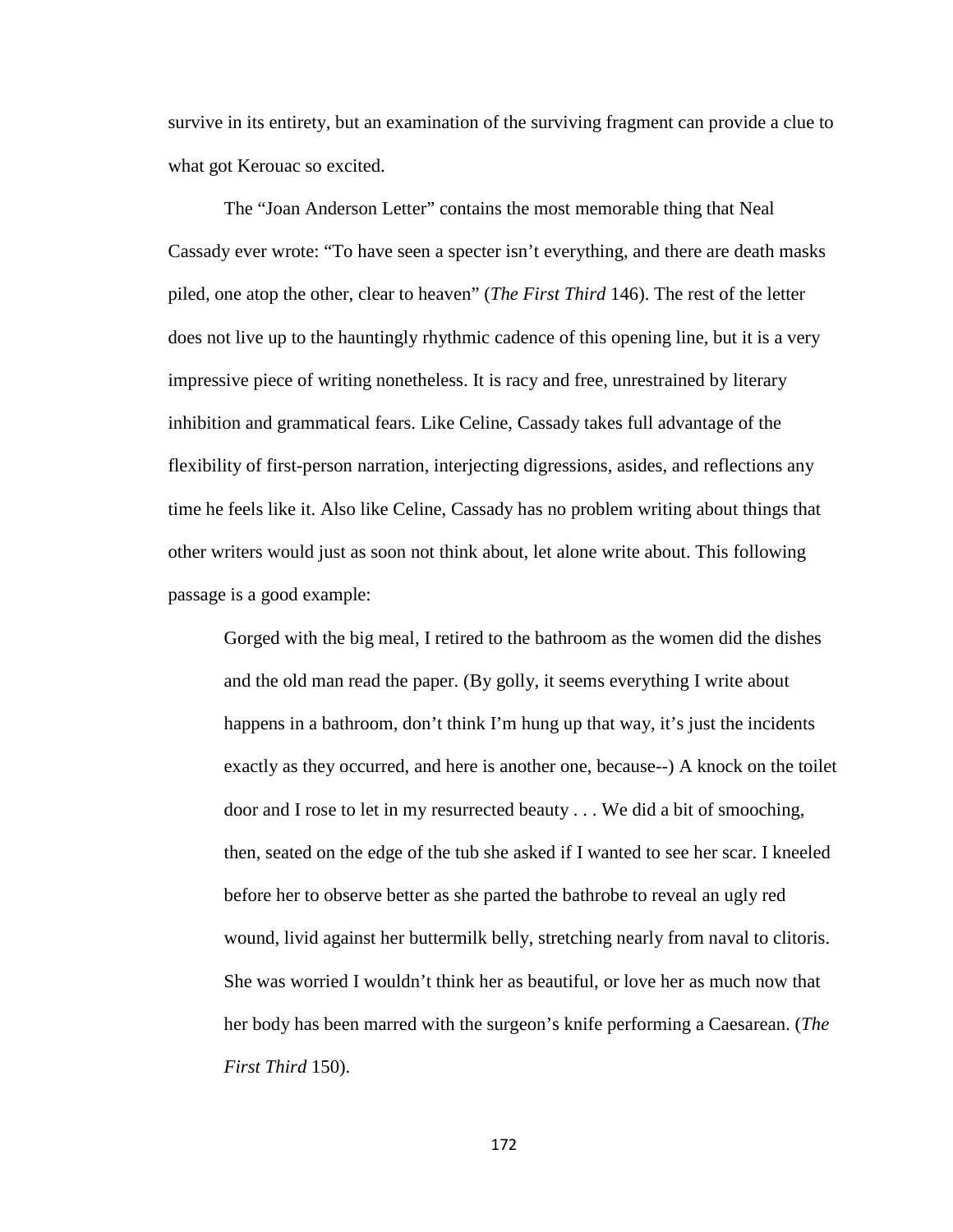survive in its entirety, but an examination of the surviving fragment can provide a clue to what got Kerouac so excited.

The "Joan Anderson Letter" contains the most memorable thing that Neal Cassady ever wrote: "To have seen a specter isn't everything, and there are death masks piled, one atop the other, clear to heaven" (*The First Third* 146). The rest of the letter does not live up to the hauntingly rhythmic cadence of this opening line, but it is a very impressive piece of writing nonetheless. It is racy and free, unrestrained by literary inhibition and grammatical fears. Like Celine, Cassady takes full advantage of the flexibility of first-person narration, interjecting digressions, asides, and reflections any time he feels like it. Also like Celine, Cassady has no problem writing about things that other writers would just as soon not think about, let alone write about. This following passage is a good example:

> Gorged with the big meal, I retired to the bathroom as the women did the dishes and the old man read the paper. (By golly, it seems everything I write about happens in a bathroom, don't think I'm hung up that way, it's just the incidents exactly as they occurred, and here is another one, because--) A knock on the toilet door and I rose to let in my resurrected beauty . . . We did a bit of smooching, then, seated on the edge of the tub she asked if I wanted to see her scar. I kneeled before her to observe better as she parted the bathrobe to reveal an ugly red wound, livid against her buttermilk belly, stretching nearly from naval to clitoris. She was worried I wouldn't think her as beautiful, or love her as much now that her body has been marred with the surgeon's knife performing a Caesarean. (*The First Third* 150).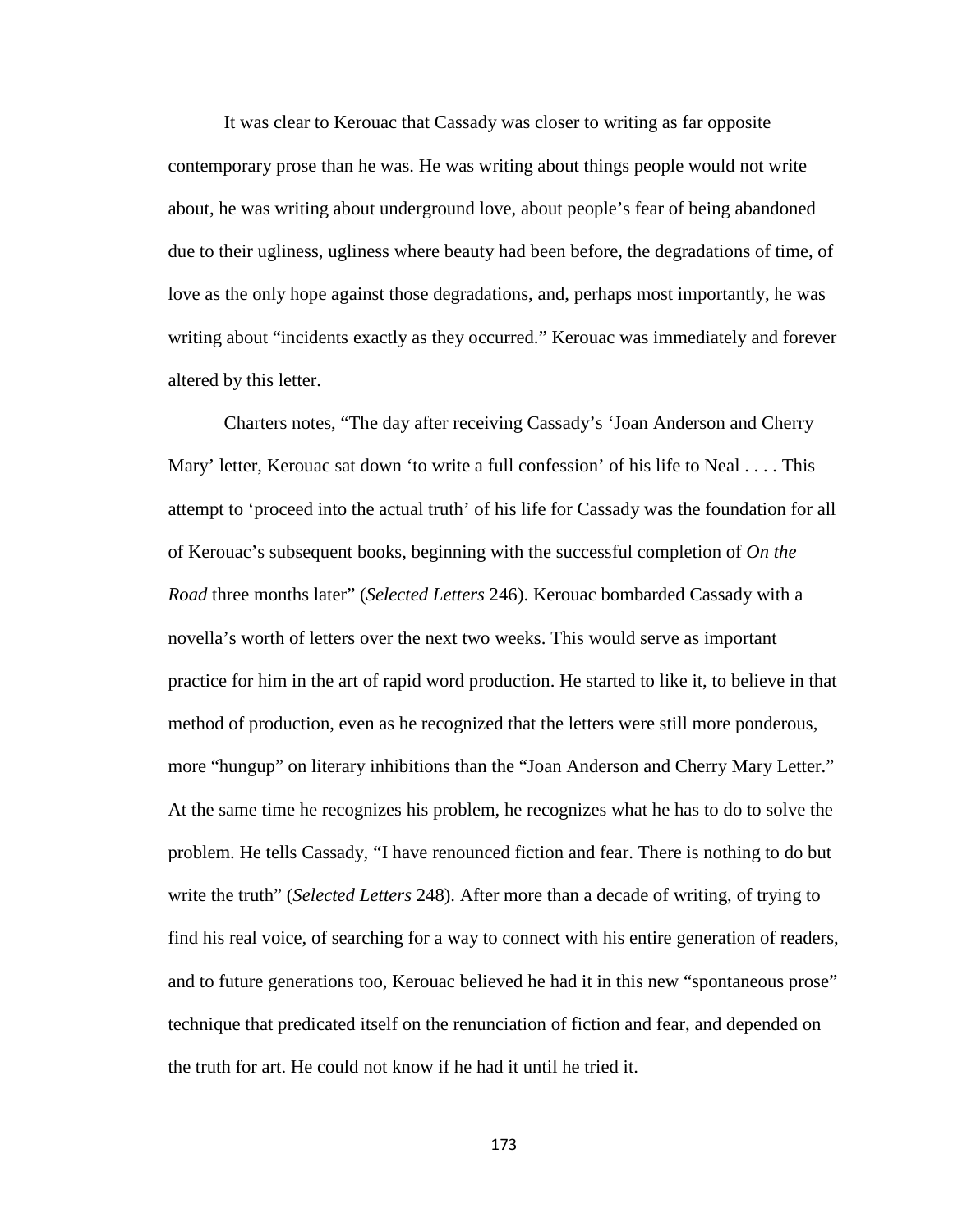It was clear to Kerouac that Cassady was closer to writing as far opposite contemporary prose than he was. He was writing about things people would not write about, he was writing about underground love, about people's fear of being abandoned due to their ugliness, ugliness where beauty had been before, the degradations of time, of love as the only hope against those degradations, and, perhaps most importantly, he was writing about "incidents exactly as they occurred." Kerouac was immediately and forever altered by this letter.

Charters notes, "The day after receiving Cassady's 'Joan Anderson and Cherry Mary' letter, Kerouac sat down 'to write a full confession' of his life to Neal . . . . This attempt to 'proceed into the actual truth' of his life for Cassady was the foundation for all of Kerouac's subsequent books, beginning with the successful completion of *On the Road* three months later" (*Selected Letters* 246). Kerouac bombarded Cassady with a novella's worth of letters over the next two weeks. This would serve as important practice for him in the art of rapid word production. He started to like it, to believe in that method of production, even as he recognized that the letters were still more ponderous, more "hungup" on literary inhibitions than the "Joan Anderson and Cherry Mary Letter." At the same time he recognizes his problem, he recognizes what he has to do to solve the problem. He tells Cassady, "I have renounced fiction and fear. There is nothing to do but write the truth" (*Selected Letters* 248). After more than a decade of writing, of trying to find his real voice, of searching for a way to connect with his entire generation of readers, and to future generations too, Kerouac believed he had it in this new "spontaneous prose" technique that predicated itself on the renunciation of fiction and fear, and depended on the truth for art. He could not know if he had it until he tried it.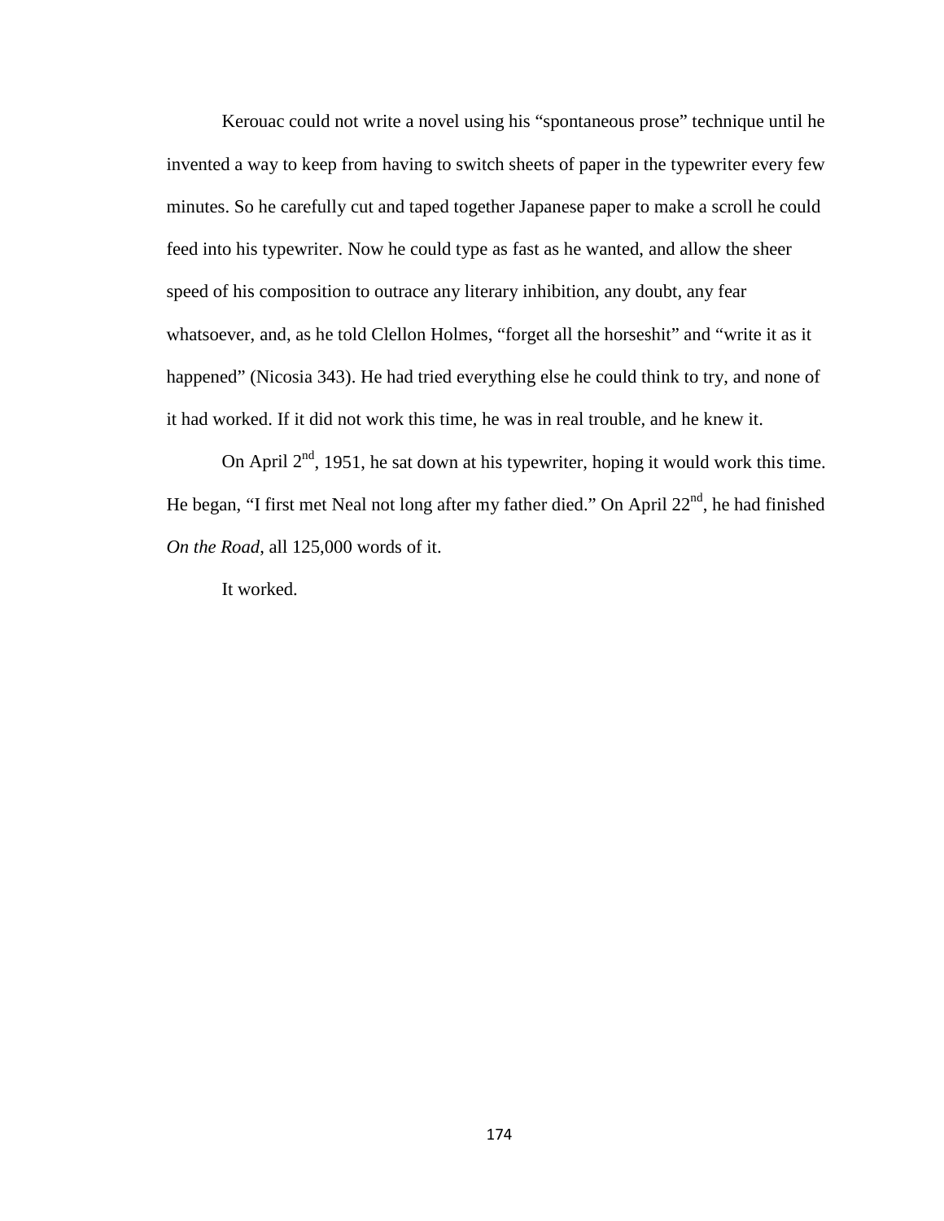Kerouac could not write a novel using his "spontaneous prose" technique until he invented a way to keep from having to switch sheets of paper in the typewriter every few minutes. So he carefully cut and taped together Japanese paper to make a scroll he could feed into his typewriter. Now he could type as fast as he wanted, and allow the sheer speed of his composition to outrace any literary inhibition, any doubt, any fear whatsoever, and, as he told Clellon Holmes, "forget all the horseshit" and "write it as it happened" (Nicosia 343). He had tried everything else he could think to try, and none of it had worked. If it did not work this time, he was in real trouble, and he knew it.

On April 2nd, 1951, he sat down at his typewriter, hoping it would work this time. He began, "I first met Neal not long after my father died." On April 22nd, he had finished *On the Road*, all 125,000 words of it.

It worked.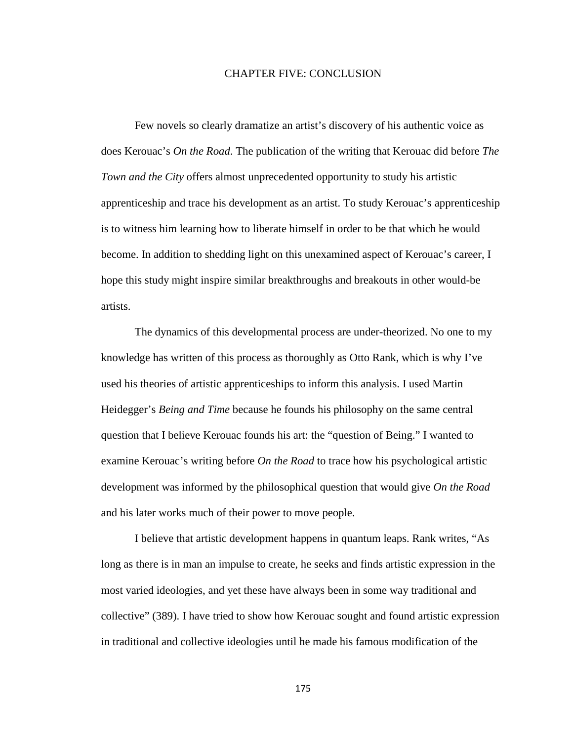# CHAPTER FIVE: CONCLUSION

Few novels so clearly dramatize an artist's discovery of his authentic voice as does Kerouac's *On the Road*. The publication of the writing that Kerouac did before *The Town and the City* offers almost unprecedented opportunity to study his artistic apprenticeship and trace his development as an artist. To study Kerouac's apprenticeship is to witness him learning how to liberate himself in order to be that which he would become. In addition to shedding light on this unexamined aspect of Kerouac's career, I hope this study might inspire similar breakthroughs and breakouts in other would-be artists.

The dynamics of this developmental process are under-theorized. No one to my knowledge has written of this process as thoroughly as Otto Rank, which is why I've used his theories of artistic apprenticeships to inform this analysis. I used Martin Heidegger's *Being and Time* because he founds his philosophy on the same central question that I believe Kerouac founds his art: the "question of Being." I wanted to examine Kerouac's writing before *On the Road* to trace how his psychological artistic development was informed by the philosophical question that would give *On the Road* and his later works much of their power to move people.

I believe that artistic development happens in quantum leaps. Rank writes, "As long as there is in man an impulse to create, he seeks and finds artistic expression in the most varied ideologies, and yet these have always been in some way traditional and collective" (389). I have tried to show how Kerouac sought and found artistic expression in traditional and collective ideologies until he made his famous modification of the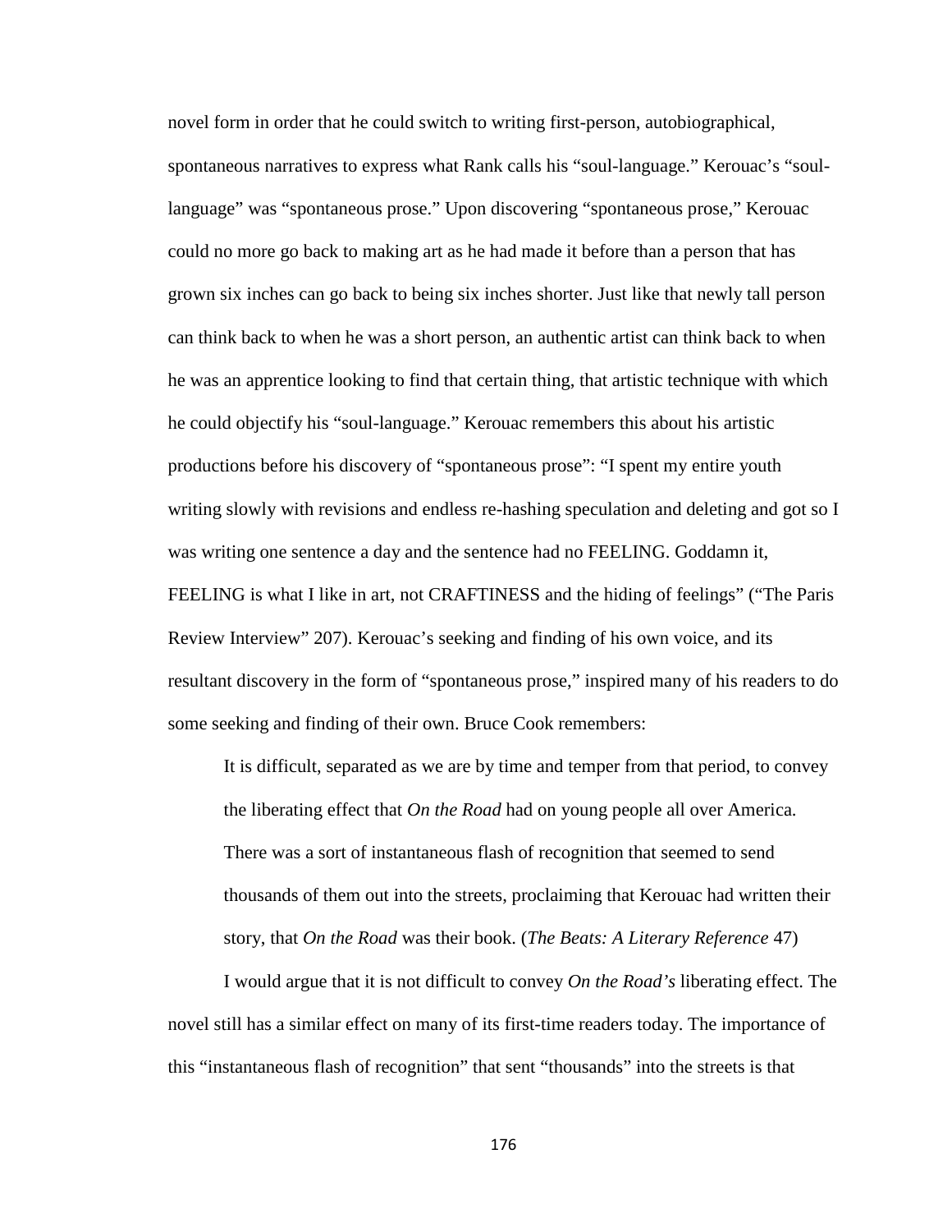novel form in order that he could switch to writing first-person, autobiographical, spontaneous narratives to express what Rank calls his "soul-language." Kerouac's "soul-language" was "spontaneous prose." Upon discovering "spontaneous prose," Kerouac could no more go back to making art as he had made it before than a person that has grown six inches can go back to being six inches shorter. Just like that newly tall person can think back to when he was a short person, an authentic artist can think back to when he was an apprentice looking to find that certain thing, that artistic technique with which he could objectify his "soul-language." Kerouac remembers this about his artistic productions before his discovery of "spontaneous prose": "I spent my entire youth writing slowly with revisions and endless re-hashing speculation and deleting and got so I was writing one sentence a day and the sentence had no FEELING. Goddamn it, FEELING is what I like in art, not CRAFTINESS and the hiding of feelings" ("The Paris Review Interview" 207). Kerouac's seeking and finding of his own voice, and its resultant discovery in the form of "spontaneous prose," inspired many of his readers to do some seeking and finding of their own. Bruce Cook remembers:

> It is difficult, separated as we are by time and temper from that period, to convey the liberating effect that *On the Road* had on young people all over America. There was a sort of instantaneous flash of recognition that seemed to send thousands of them out into the streets, proclaiming that Kerouac had written their story, that *On the Road* was their book. (*The Beats: A Literary Reference* 47)

I would argue that it is not difficult to convey *On the Road's* liberating effect. The novel still has a similar effect on many of its first-time readers today. The importance of this "instantaneous flash of recognition" that sent "thousands" into the streets is that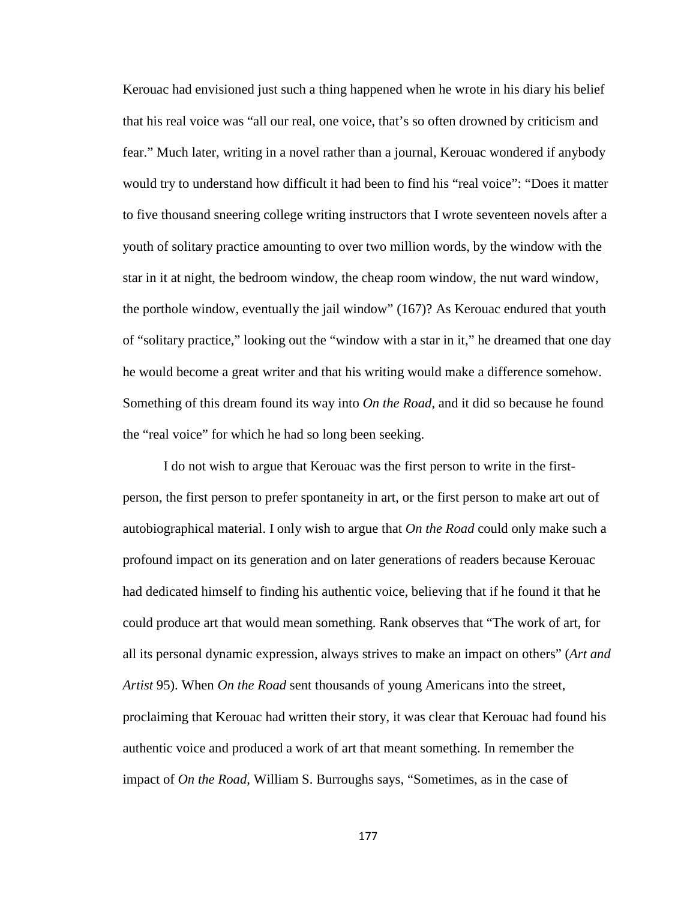Kerouac had envisioned just such a thing happened when he wrote in his diary his belief that his real voice was "all our real, one voice, that's so often drowned by criticism and fear." Much later, writing in a novel rather than a journal, Kerouac wondered if anybody would try to understand how difficult it had been to find his "real voice": "Does it matter to five thousand sneering college writing instructors that I wrote seventeen novels after a youth of solitary practice amounting to over two million words, by the window with the star in it at night, the bedroom window, the cheap room window, the nut ward window, the porthole window, eventually the jail window" (167)? As Kerouac endured that youth of "solitary practice," looking out the "window with a star in it," he dreamed that one day he would become a great writer and that his writing would make a difference somehow. Something of this dream found its way into *On the Road*, and it did so because he found the "real voice" for which he had so long been seeking.

I do not wish to argue that Kerouac was the first person to write in the first-person, the first person to prefer spontaneity in art, or the first person to make art out of autobiographical material. I only wish to argue that *On the Road* could only make such a profound impact on its generation and on later generations of readers because Kerouac had dedicated himself to finding his authentic voice, believing that if he found it that he could produce art that would mean something. Rank observes that "The work of art, for all its personal dynamic expression, always strives to make an impact on others" (*Art and Artist* 95). When *On the Road* sent thousands of young Americans into the street, proclaiming that Kerouac had written their story, it was clear that Kerouac had found his authentic voice and produced a work of art that meant something. In remember the impact of *On the Road*, William S. Burroughs says, "Sometimes, as in the case of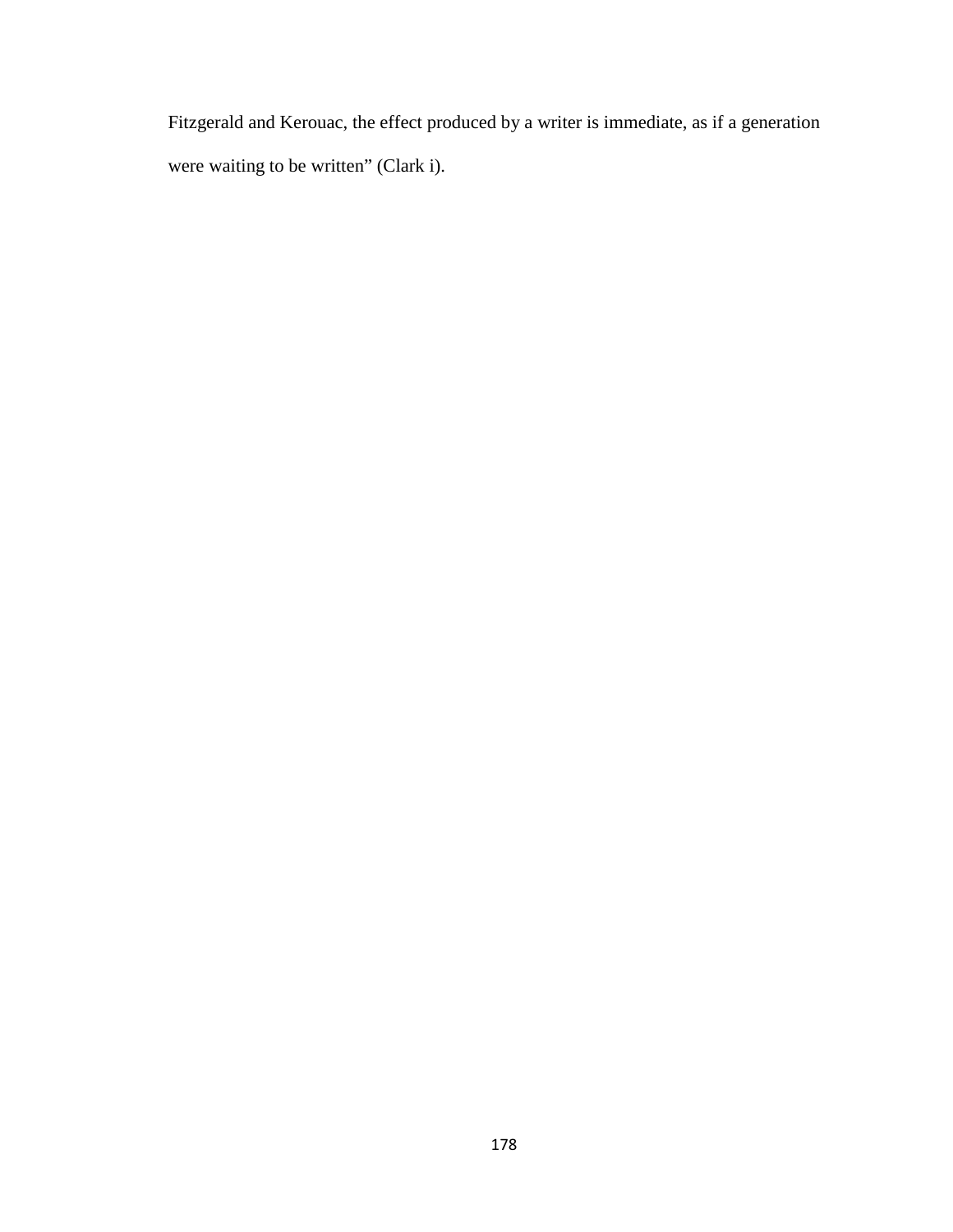Fitzgerald and Kerouac, the effect produced by a writer is immediate, as if a generation were waiting to be written" (Clark i).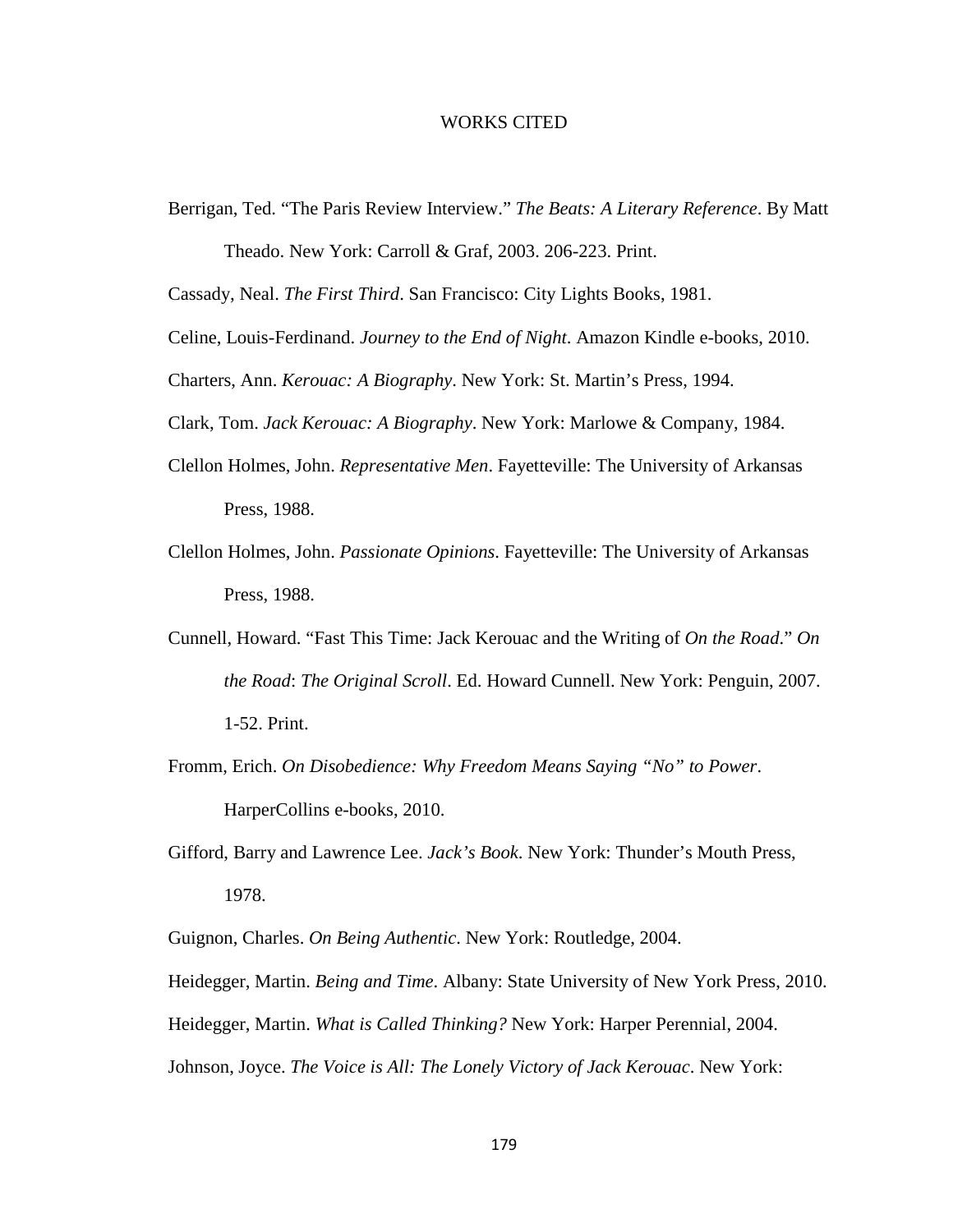# WORKS CITED

Berrigan, Ted. “The Paris Review Interview.” *The Beats: A Literary Reference*. By Matt Theado. New York: Carroll & Graf, 2003. 206-223. Print.

Cassady, Neal. *The First Third*. San Francisco: City Lights Books, 1981.

Celine, Louis-Ferdinand. *Journey to the End of Night*. Amazon Kindle e-books, 2010.

Charters, Ann. *Kerouac: A Biography*. New York: St. Martin’s Press, 1994.

Clark, Tom. *Jack Kerouac: A Biography*. New York: Marlowe & Company, 1984.

Clellon Holmes, John. *Representative Men*. Fayetteville: The University of Arkansas Press, 1988.

Clellon Holmes, John. *Passionate Opinions*. Fayetteville: The University of Arkansas Press, 1988.

Cunnell, Howard. “Fast This Time: Jack Kerouac and the Writing of *On the Road*.” *On the Road*: *The Original Scroll*. Ed. Howard Cunnell. New York: Penguin, 2007. 1-52. Print.

Fromm, Erich. *On Disobedience: Why Freedom Means Saying “No” to Power*. HarperCollins e-books, 2010.

Gifford, Barry and Lawrence Lee. *Jack’s Book*. New York: Thunder’s Mouth Press, 1978.

Guignon, Charles. *On Being Authentic*. New York: Routledge, 2004.

Heidegger, Martin. *Being and Time*. Albany: State University of New York Press, 2010.

Heidegger, Martin. *What is Called Thinking?* New York: Harper Perennial, 2004.

Johnson, Joyce. *The Voice is All: The Lonely Victory of Jack Kerouac*. New York: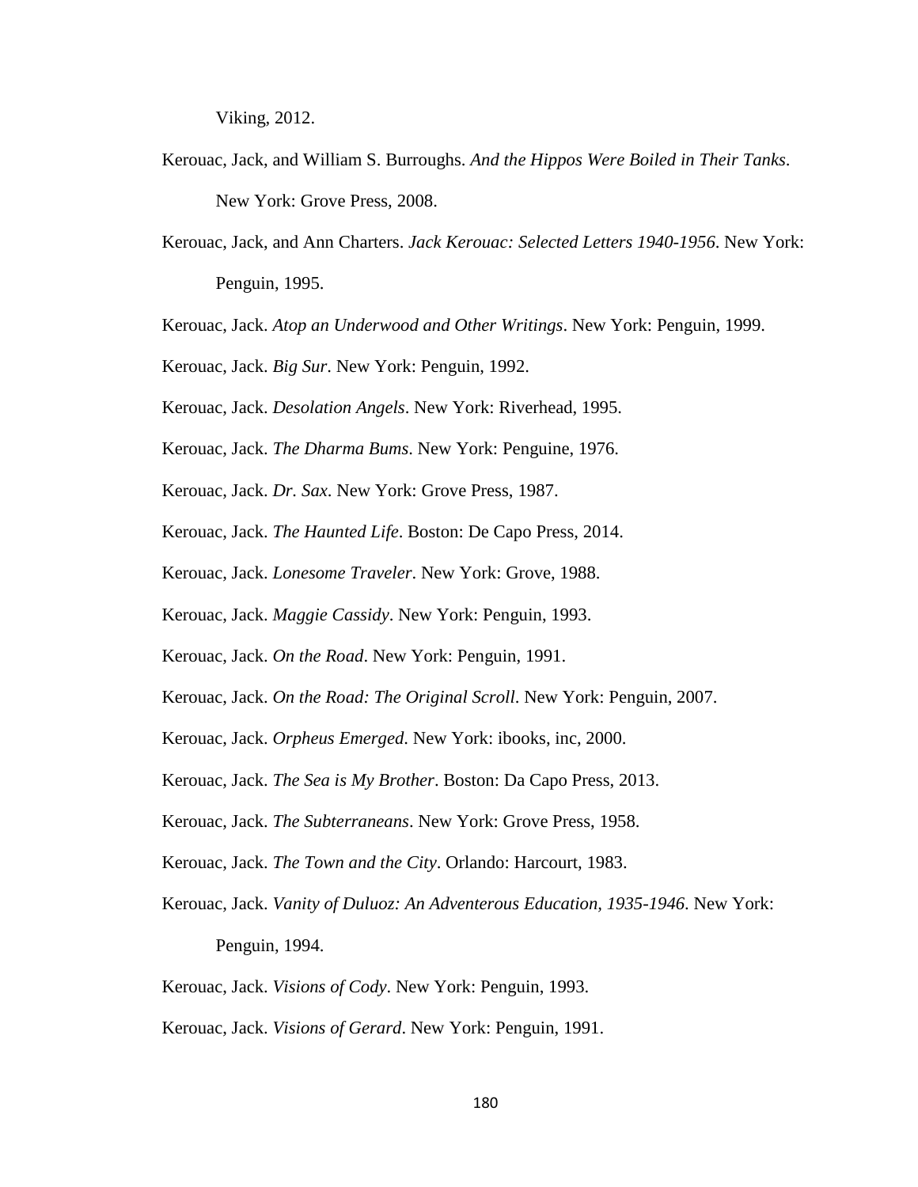Viking, 2012.

Kerouac, Jack, and William S. Burroughs. *And the Hippos Were Boiled in Their Tanks*. New York: Grove Press, 2008.

Kerouac, Jack, and Ann Charters. *Jack Kerouac: Selected Letters 1940-1956*. New York: Penguin, 1995.

Kerouac, Jack. *Atop an Underwood and Other Writings*. New York: Penguin, 1999.

Kerouac, Jack. *Big Sur*. New York: Penguin, 1992.

Kerouac, Jack. *Desolation Angels*. New York: Riverhead, 1995.

Kerouac, Jack. *The Dharma Bums*. New York: Penguine, 1976.

Kerouac, Jack. *Dr. Sax*. New York: Grove Press, 1987.

Kerouac, Jack. *The Haunted Life*. Boston: De Capo Press, 2014.

Kerouac, Jack. *Lonesome Traveler*. New York: Grove, 1988.

Kerouac, Jack. *Maggie Cassidy*. New York: Penguin, 1993.

Kerouac, Jack. *On the Road*. New York: Penguin, 1991.

Kerouac, Jack. *On the Road: The Original Scroll*. New York: Penguin, 2007.

Kerouac, Jack. *Orpheus Emerged*. New York: ibooks, inc, 2000.

Kerouac, Jack. *The Sea is My Brother*. Boston: Da Capo Press, 2013.

Kerouac, Jack. *The Subterraneans*. New York: Grove Press, 1958.

Kerouac, Jack. *The Town and the City*. Orlando: Harcourt, 1983.

Kerouac, Jack. *Vanity of Duluoz: An Adventerous Education, 1935-1946*. New York: Penguin, 1994.

Kerouac, Jack. *Visions of Cody*. New York: Penguin, 1993.

Kerouac, Jack. *Visions of Gerard*. New York: Penguin, 1991.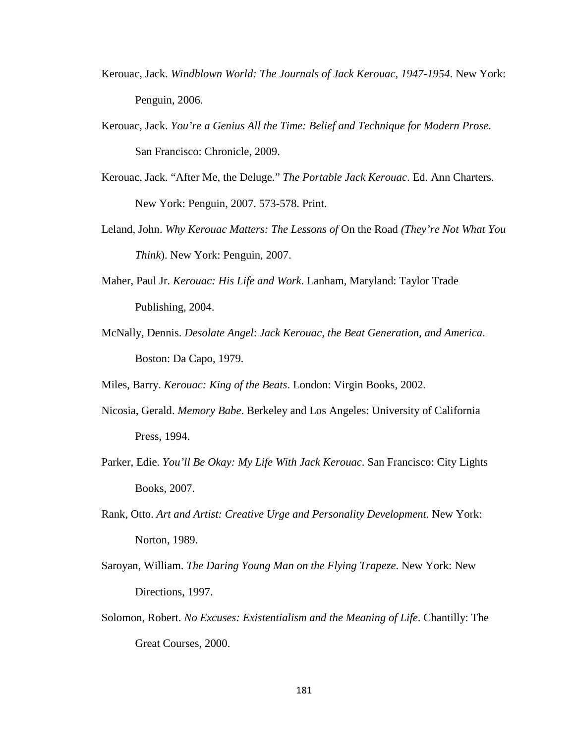Kerouac, Jack. *Windblown World: The Journals of Jack Kerouac, 1947-1954*. New York: Penguin, 2006.

Kerouac, Jack. *You're a Genius All the Time: Belief and Technique for Modern Prose*. San Francisco: Chronicle, 2009.

Kerouac, Jack. "After Me, the Deluge." *The Portable Jack Kerouac*. Ed. Ann Charters. New York: Penguin, 2007. 573-578. Print.

Leland, John. *Why Kerouac Matters: The Lessons of* On the Road *(They're Not What You Think*). New York: Penguin, 2007.

Maher, Paul Jr. *Kerouac: His Life and Work*. Lanham, Maryland: Taylor Trade Publishing, 2004.

McNally, Dennis. *Desolate Angel*: *Jack Kerouac, the Beat Generation, and America*. Boston: Da Capo, 1979.

Miles, Barry. *Kerouac: King of the Beats*. London: Virgin Books, 2002.

Nicosia, Gerald. *Memory Babe*. Berkeley and Los Angeles: University of California Press, 1994.

Parker, Edie. *You'll Be Okay: My Life With Jack Kerouac*. San Francisco: City Lights Books, 2007.

Rank, Otto. *Art and Artist: Creative Urge and Personality Development*. New York: Norton, 1989.

Saroyan, William. *The Daring Young Man on the Flying Trapeze*. New York: New Directions, 1997.

Solomon, Robert. *No Excuses: Existentialism and the Meaning of Life*. Chantilly: The Great Courses, 2000.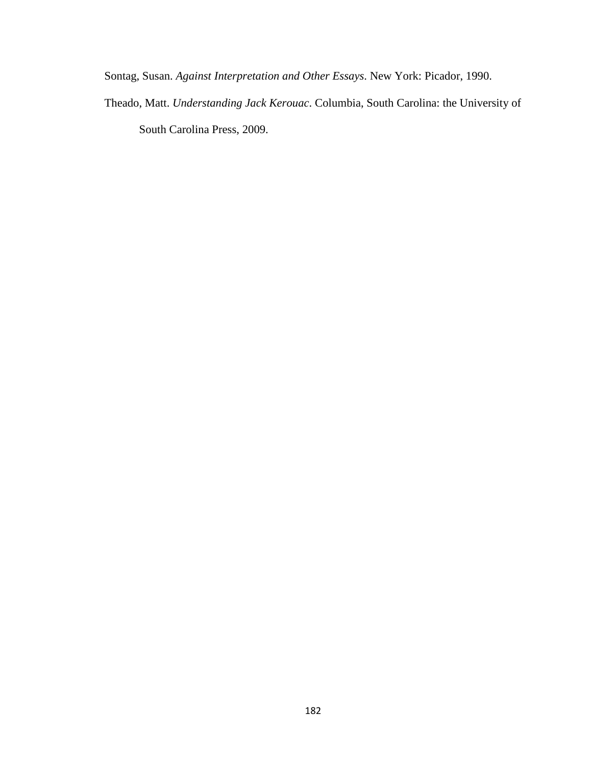Sontag, Susan. *Against Interpretation and Other Essays*. New York: Picador, 1990.

Theado, Matt. *Understanding Jack Kerouac*. Columbia, South Carolina: the University of South Carolina Press, 2009.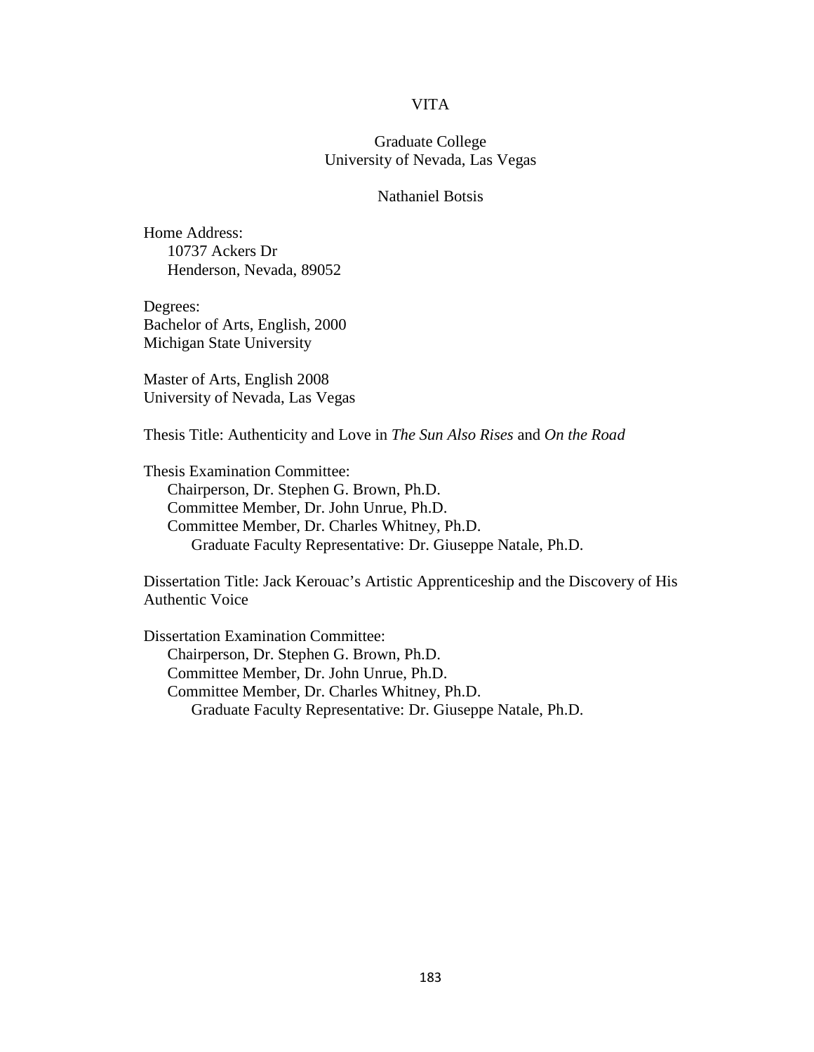# VITA

Graduate College
University of Nevada, Las Vegas

Nathaniel Botsis

Home Address:
10737 Ackers Dr
Henderson, Nevada, 89052

Degrees:
Bachelor of Arts, English, 2000
Michigan State University

Master of Arts, English 2008
University of Nevada, Las Vegas

Thesis Title: Authenticity and Love in *The Sun Also Rises* and *On the Road*

Thesis Examination Committee:
Chairperson, Dr. Stephen G. Brown, Ph.D.
Committee Member, Dr. John Unrue, Ph.D.
Committee Member, Dr. Charles Whitney, Ph.D.
Graduate Faculty Representative: Dr. Giuseppe Natale, Ph.D.

Dissertation Title: Jack Kerouac's Artistic Apprenticeship and the Discovery of His Authentic Voice

Dissertation Examination Committee:
Chairperson, Dr. Stephen G. Brown, Ph.D.
Committee Member, Dr. John Unrue, Ph.D.
Committee Member, Dr. Charles Whitney, Ph.D.
Graduate Faculty Representative: Dr. Giuseppe Natale, Ph.D.